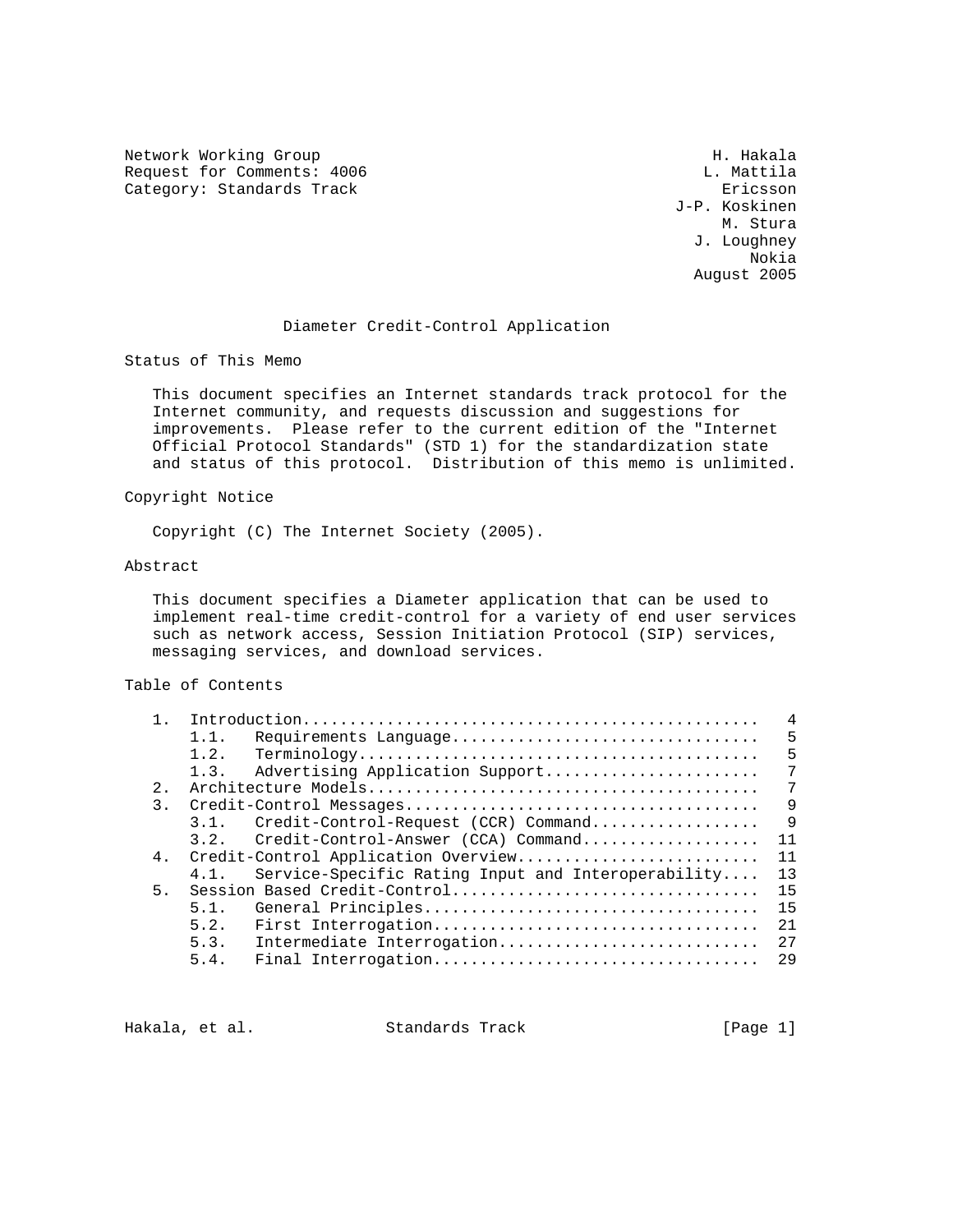Network Working Group H. Hakala
Request for Comments: 4006 L. Mattila
Category: Standards Track Ericsson
J-P. Koskinen
M. Stura
J. Loughney
Nokia
August 2005

# Diameter Credit-Control Application

## Status of This Memo

This document specifies an Internet standards track protocol for the Internet community, and requests discussion and suggestions for improvements. Please refer to the current edition of the "Internet Official Protocol Standards" (STD 1) for the standardization state and status of this protocol. Distribution of this memo is unlimited.

## Copyright Notice

Copyright (C) The Internet Society (2005).

## Abstract

This document specifies a Diameter application that can be used to implement real-time credit-control for a variety of end user services such as network access, Session Initiation Protocol (SIP) services, messaging services, and download services.

## Table of Contents

```
   1.  Introduction................................................   4
       1.1.   Requirements Language................................   5
       1.2.   Terminology..........................................   5
       1.3.   Advertising Application Support......................   7
   2.  Architecture Models.........................................   7
   3.  Credit-Control Messages.....................................   9
       3.1.   Credit-Control-Request (CCR) Command.................   9
       3.2.   Credit-Control-Answer (CCA) Command..................  11
   4.  Credit-Control Application Overview.........................  11
       4.1.   Service-Specific Rating Input and Interoperability....  13
   5.  Session Based Credit-Control................................  15
       5.1.   General Principles...................................  15
       5.2.   First Interrogation..................................  21
       5.3.   Intermediate Interrogation...........................  27
       5.4.   Final Interrogation..................................  29
```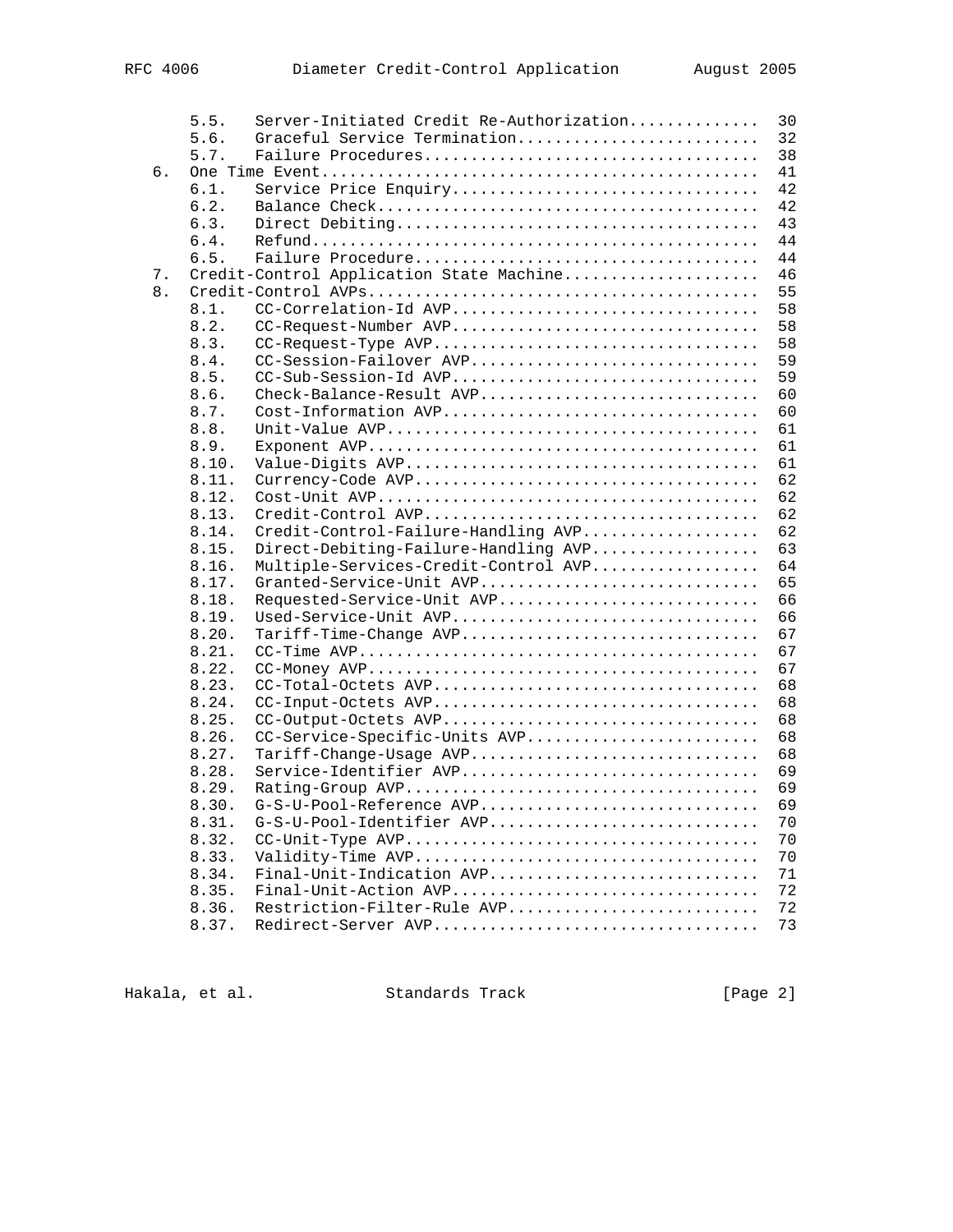```
      5.5.   Server-Initiated Credit Re-Authorization.............  30
      5.6.   Graceful Service Termination.........................  32
      5.7.   Failure Procedures...................................  38
   6.  One Time Event.............................................  41
      6.1.   Service Price Enquiry................................  42
      6.2.   Balance Check........................................  42
      6.3.   Direct Debiting......................................  43
      6.4.   Refund...............................................  44
      6.5.   Failure Procedure....................................  44
   7.  Credit-Control Application State Machine...................  46
   8.  Credit-Control AVPs........................................  55
      8.1.   CC-Correlation-Id AVP................................  58
      8.2.   CC-Request-Number AVP................................  58
      8.3.   CC-Request-Type AVP..................................  58
      8.4.   CC-Session-Failover AVP..............................  59
      8.5.   CC-Sub-Session-Id AVP................................  59
      8.6.   Check-Balance-Result AVP.............................  60
      8.7.   Cost-Information AVP.................................  60
      8.8.   Unit-Value AVP.......................................  61
      8.9.   Exponent AVP.........................................  61
      8.10.  Value-Digits AVP.....................................  61
      8.11.  Currency-Code AVP....................................  62
      8.12.  Cost-Unit AVP........................................  62
      8.13.  Credit-Control AVP...................................  62
      8.14.  Credit-Control-Failure-Handling AVP..................  62
      8.15.  Direct-Debiting-Failure-Handling AVP.................  63
      8.16.  Multiple-Services-Credit-Control AVP.................  64
      8.17.  Granted-Service-Unit AVP.............................  65
      8.18.  Requested-Service-Unit AVP...........................  66
      8.19.  Used-Service-Unit AVP................................  66
      8.20.  Tariff-Time-Change AVP...............................  67
      8.21.  CC-Time AVP..........................................  67
      8.22.  CC-Money AVP.........................................  67
      8.23.  CC-Total-Octets AVP..................................  68
      8.24.  CC-Input-Octets AVP..................................  68
      8.25.  CC-Output-Octets AVP.................................  68
      8.26.  CC-Service-Specific-Units AVP........................  68
      8.27.  Tariff-Change-Usage AVP..............................  68
      8.28.  Service-Identifier AVP...............................  69
      8.29.  Rating-Group AVP.....................................  69
      8.30.  G-S-U-Pool-Reference AVP.............................  69
      8.31.  G-S-U-Pool-Identifier AVP............................  70
      8.32.  CC-Unit-Type AVP.....................................  70
      8.33.  Validity-Time AVP....................................  70
      8.34.  Final-Unit-Indication AVP............................  71
      8.35.  Final-Unit-Action AVP................................  72
      8.36.  Restriction-Filter-Rule AVP..........................  72
      8.37.  Redirect-Server AVP..................................  73
```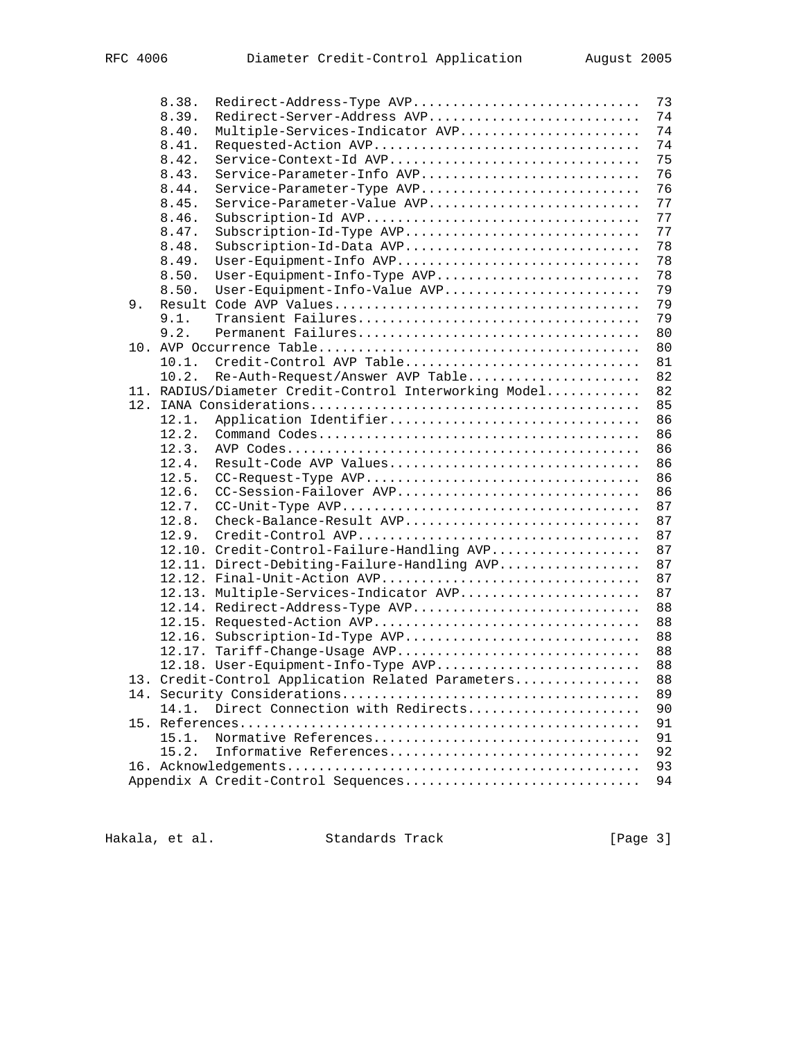```
      8.38.  Redirect-Address-Type AVP............................  73
      8.39.  Redirect-Server-Address AVP..........................  74
      8.40.  Multiple-Services-Indicator AVP......................  74
      8.41.  Requested-Action AVP.................................  74
      8.42.  Service-Context-Id AVP...............................  75
      8.43.  Service-Parameter-Info AVP...........................  76
      8.44.  Service-Parameter-Type AVP...........................  76
      8.45.  Service-Parameter-Value AVP..........................  77
      8.46.  Subscription-Id AVP..................................  77
      8.47.  Subscription-Id-Type AVP.............................  77
      8.48.  Subscription-Id-Data AVP.............................  78
      8.49.  User-Equipment-Info AVP..............................  78
      8.50.  User-Equipment-Info-Type AVP.........................  78
      8.50.  User-Equipment-Info-Value AVP........................  79
   9.  Result Code AVP Values.....................................  79
      9.1.   Transient Failures...................................  79
      9.2.   Permanent Failures...................................  80
   10. AVP Occurrence Table.......................................  80
      10.1.  Credit-Control AVP Table.............................  81
      10.2.  Re-Auth-Request/Answer AVP Table.....................  82
   11. RADIUS/Diameter Credit-Control Interworking Model...........  82
   12. IANA Considerations........................................  85
      12.1.  Application Identifier...............................  86
      12.2.  Command Codes........................................  86
      12.3.  AVP Codes............................................  86
      12.4.  Result-Code AVP Values...............................  86
      12.5.  CC-Request-Type AVP..................................  86
      12.6.  CC-Session-Failover AVP..............................  86
      12.7.  CC-Unit-Type AVP.....................................  87
      12.8.  Check-Balance-Result AVP.............................  87
      12.9.  Credit-Control AVP...................................  87
      12.10. Credit-Control-Failure-Handling AVP..................  87
      12.11. Direct-Debiting-Failure-Handling AVP.................  87
      12.12. Final-Unit-Action AVP................................  87
      12.13. Multiple-Services-Indicator AVP......................  87
      12.14. Redirect-Address-Type AVP............................  88
      12.15. Requested-Action AVP.................................  88
      12.16. Subscription-Id-Type AVP.............................  88
      12.17. Tariff-Change-Usage AVP..............................  88
      12.18. User-Equipment-Info-Type AVP.........................  88
   13. Credit-Control Application Related Parameters...............  88
   14. Security Considerations....................................  89
      14.1.  Direct Connection with Redirects.....................  90
   15. References.................................................  91
      15.1.  Normative References.................................  91
      15.2.  Informative References...............................  92
   16. Acknowledgements...........................................  93
   Appendix A Credit-Control Sequences.............................  94
```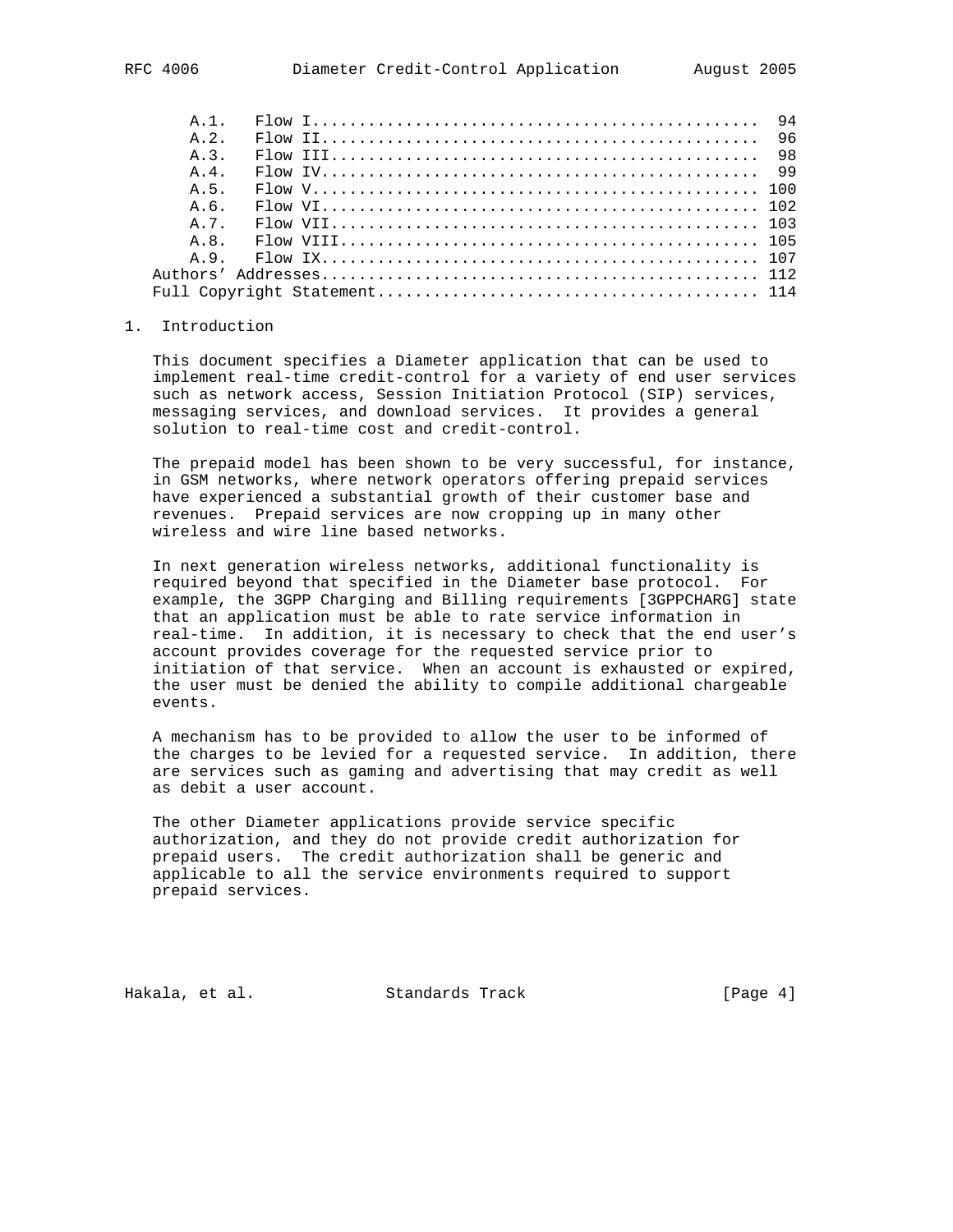A.1. Flow I ............................................. 94
A.2. Flow II ............................................ 96
A.3. Flow III ........................................... 98
A.4. Flow IV ............................................ 99
A.5. Flow V ............................................. 100
A.6. Flow VI ............................................ 102
A.7. Flow VII ........................................... 103
A.8. Flow VIII .......................................... 105
A.9. Flow IX ............................................ 107
Authors' Addresses ...................................... 112
Full Copyright Statement ................................ 114

## 1. Introduction

This document specifies a Diameter application that can be used to implement real-time credit-control for a variety of end user services such as network access, Session Initiation Protocol (SIP) services, messaging services, and download services. It provides a general solution to real-time cost and credit-control.

The prepaid model has been shown to be very successful, for instance, in GSM networks, where network operators offering prepaid services have experienced a substantial growth of their customer base and revenues. Prepaid services are now cropping up in many other wireless and wire line based networks.

In next generation wireless networks, additional functionality is required beyond that specified in the Diameter base protocol. For example, the 3GPP Charging and Billing requirements [3GPPCHARG] state that an application must be able to rate service information in real-time. In addition, it is necessary to check that the end user's account provides coverage for the requested service prior to initiation of that service. When an account is exhausted or expired, the user must be denied the ability to compile additional chargeable events.

A mechanism has to be provided to allow the user to be informed of the charges to be levied for a requested service. In addition, there are services such as gaming and advertising that may credit as well as debit a user account.

The other Diameter applications provide service specific authorization, and they do not provide credit authorization for prepaid users. The credit authorization shall be generic and applicable to all the service environments required to support prepaid services.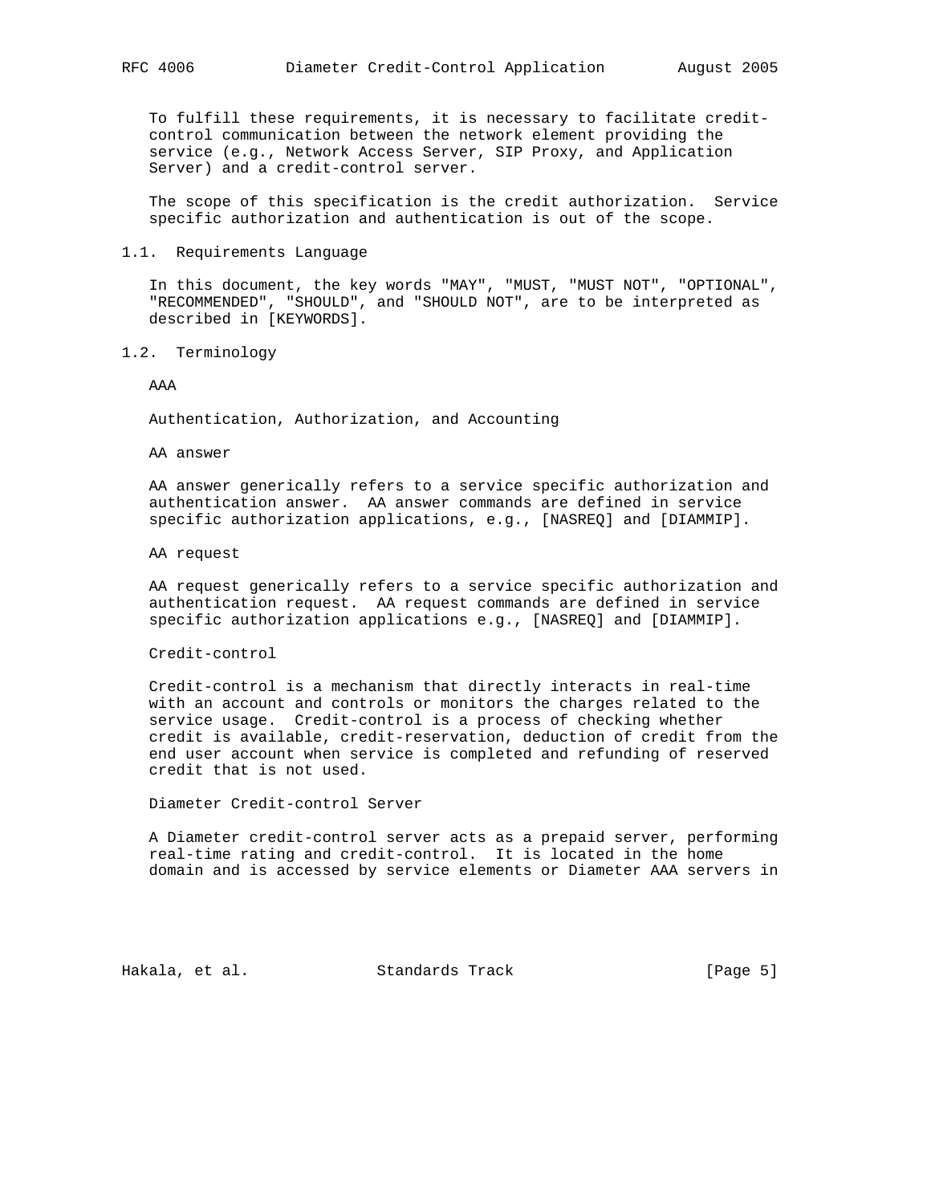To fulfill these requirements, it is necessary to facilitate credit-control communication between the network element providing the service (e.g., Network Access Server, SIP Proxy, and Application Server) and a credit-control server.

The scope of this specification is the credit authorization. Service specific authorization and authentication is out of the scope.

### 1.1. Requirements Language

In this document, the key words "MAY", "MUST, "MUST NOT", "OPTIONAL", "RECOMMENDED", "SHOULD", and "SHOULD NOT", are to be interpreted as described in [KEYWORDS].

### 1.2. Terminology

AAA

Authentication, Authorization, and Accounting

AA answer

AA answer generically refers to a service specific authorization and authentication answer. AA answer commands are defined in service specific authorization applications, e.g., [NASREQ] and [DIAMMIP].

AA request

AA request generically refers to a service specific authorization and authentication request. AA request commands are defined in service specific authorization applications e.g., [NASREQ] and [DIAMMIP].

Credit-control

Credit-control is a mechanism that directly interacts in real-time with an account and controls or monitors the charges related to the service usage. Credit-control is a process of checking whether credit is available, credit-reservation, deduction of credit from the end user account when service is completed and refunding of reserved credit that is not used.

Diameter Credit-control Server

A Diameter credit-control server acts as a prepaid server, performing real-time rating and credit-control. It is located in the home domain and is accessed by service elements or Diameter AAA servers in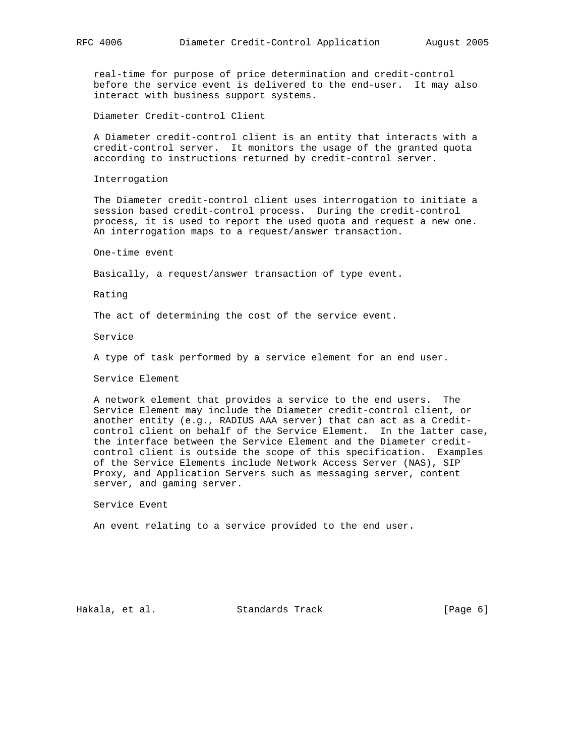real-time for purpose of price determination and credit-control before the service event is delivered to the end-user. It may also interact with business support systems.

Diameter Credit-control Client

A Diameter credit-control client is an entity that interacts with a credit-control server. It monitors the usage of the granted quota according to instructions returned by credit-control server.

Interrogation

The Diameter credit-control client uses interrogation to initiate a session based credit-control process. During the credit-control process, it is used to report the used quota and request a new one. An interrogation maps to a request/answer transaction.

One-time event

Basically, a request/answer transaction of type event.

Rating

The act of determining the cost of the service event.

Service

A type of task performed by a service element for an end user.

Service Element

A network element that provides a service to the end users. The Service Element may include the Diameter credit-control client, or another entity (e.g., RADIUS AAA server) that can act as a Credit-control client on behalf of the Service Element. In the latter case, the interface between the Service Element and the Diameter credit-control client is outside the scope of this specification. Examples of the Service Elements include Network Access Server (NAS), SIP Proxy, and Application Servers such as messaging server, content server, and gaming server.

Service Event

An event relating to a service provided to the end user.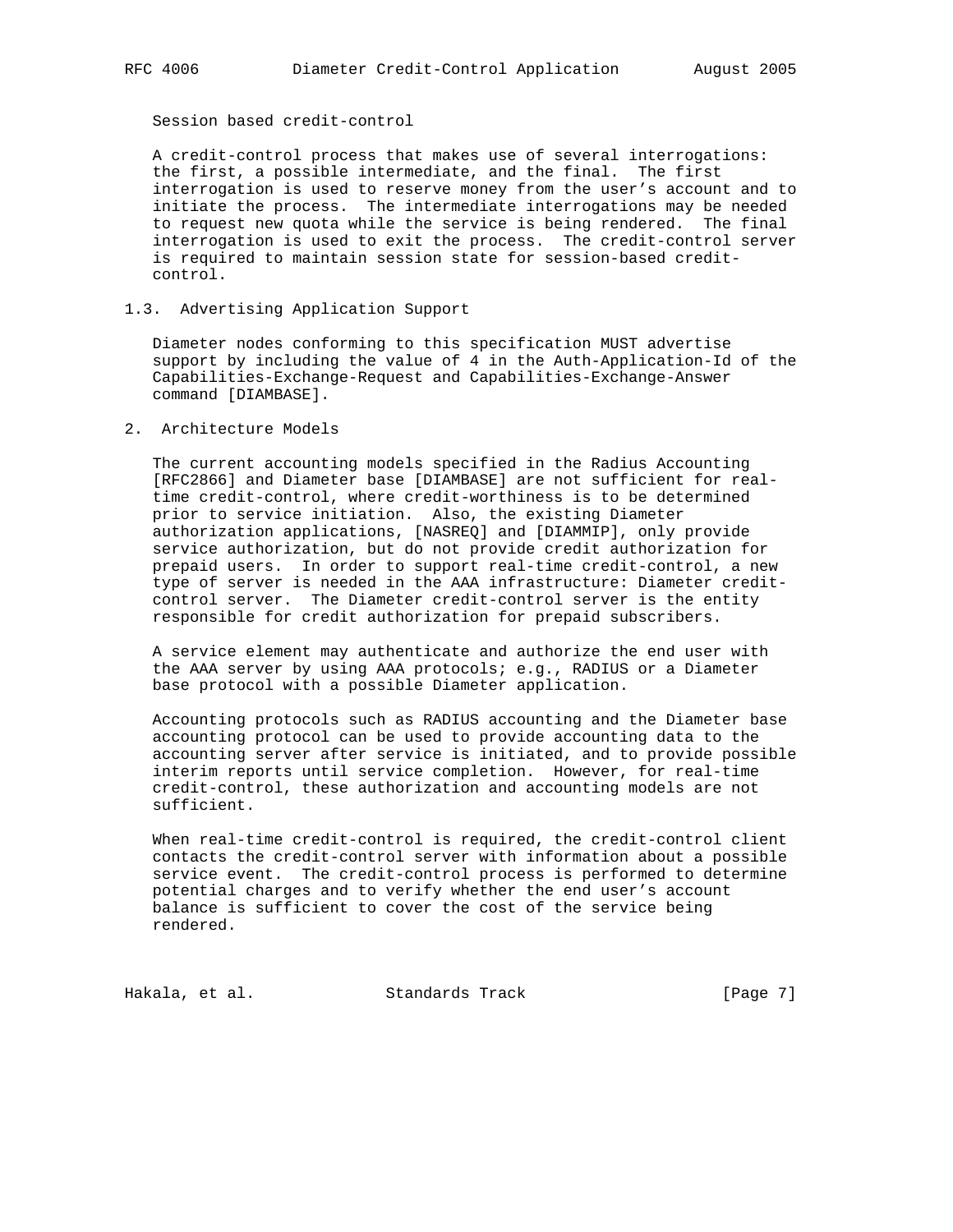Session based credit-control

A credit-control process that makes use of several interrogations: the first, a possible intermediate, and the final. The first interrogation is used to reserve money from the user's account and to initiate the process. The intermediate interrogations may be needed to request new quota while the service is being rendered. The final interrogation is used to exit the process. The credit-control server is required to maintain session state for session-based credit-control.

### 1.3. Advertising Application Support

Diameter nodes conforming to this specification MUST advertise support by including the value of 4 in the Auth-Application-Id of the Capabilities-Exchange-Request and Capabilities-Exchange-Answer command [DIAMBASE].

## 2. Architecture Models

The current accounting models specified in the Radius Accounting [RFC2866] and Diameter base [DIAMBASE] are not sufficient for real-time credit-control, where credit-worthiness is to be determined prior to service initiation. Also, the existing Diameter authorization applications, [NASREQ] and [DIAMMIP], only provide service authorization, but do not provide credit authorization for prepaid users. In order to support real-time credit-control, a new type of server is needed in the AAA infrastructure: Diameter credit-control server. The Diameter credit-control server is the entity responsible for credit authorization for prepaid subscribers.

A service element may authenticate and authorize the end user with the AAA server by using AAA protocols; e.g., RADIUS or a Diameter base protocol with a possible Diameter application.

Accounting protocols such as RADIUS accounting and the Diameter base accounting protocol can be used to provide accounting data to the accounting server after service is initiated, and to provide possible interim reports until service completion. However, for real-time credit-control, these authorization and accounting models are not sufficient.

When real-time credit-control is required, the credit-control client contacts the credit-control server with information about a possible service event. The credit-control process is performed to determine potential charges and to verify whether the end user's account balance is sufficient to cover the cost of the service being rendered.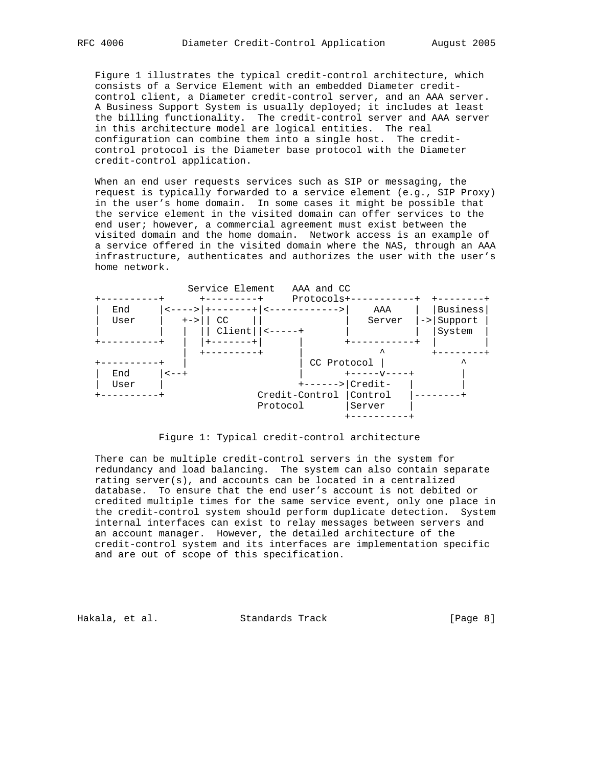Figure 1 illustrates the typical credit-control architecture, which consists of a Service Element with an embedded Diameter credit-control client, a Diameter credit-control server, and an AAA server. A Business Support System is usually deployed; it includes at least the billing functionality. The credit-control server and AAA server in this architecture model are logical entities. The real configuration can combine them into a single host. The credit-control protocol is the Diameter base protocol with the Diameter credit-control application.

When an end user requests services such as SIP or messaging, the request is typically forwarded to a service element (e.g., SIP Proxy) in the user's home domain. In some cases it might be possible that the service element in the visited domain can offer services to the end user; however, a commercial agreement must exist between the visited domain and the home domain. Network access is an example of a service offered in the visited domain where the NAS, through an AAA infrastructure, authenticates and authorizes the user with the user's home network.

```
                Service Element   AAA and CC
+----------+      +---------+     Protocols+-----------+  +--------+
|  End     |<---->|+-------+|<------------>|    AAA    |  |Business|
|  User    |   +->|| CC    ||              |   Server  |->|Support |
|          |   |  || Client||<-----+      |           |  |System  |
+----------+   |  |+-------+|      |      +-----------+  |        |
               |  +---------+      |            ^        +--------+
+----------+   |                   | CC Protocol |            ^
|  End     |<--+                   |       +-----v----+       |
|  User    |                       +------>|Credit-   |       |
+----------+              Credit-Control |Control   |--------+
                          Protocol       |Server    |
                                         +----------+
```

Figure 1: Typical credit-control architecture

There can be multiple credit-control servers in the system for redundancy and load balancing. The system can also contain separate rating server(s), and accounts can be located in a centralized database. To ensure that the end user's account is not debited or credited multiple times for the same service event, only one place in the credit-control system should perform duplicate detection. System internal interfaces can exist to relay messages between servers and an account manager. However, the detailed architecture of the credit-control system and its interfaces are implementation specific and are out of scope of this specification.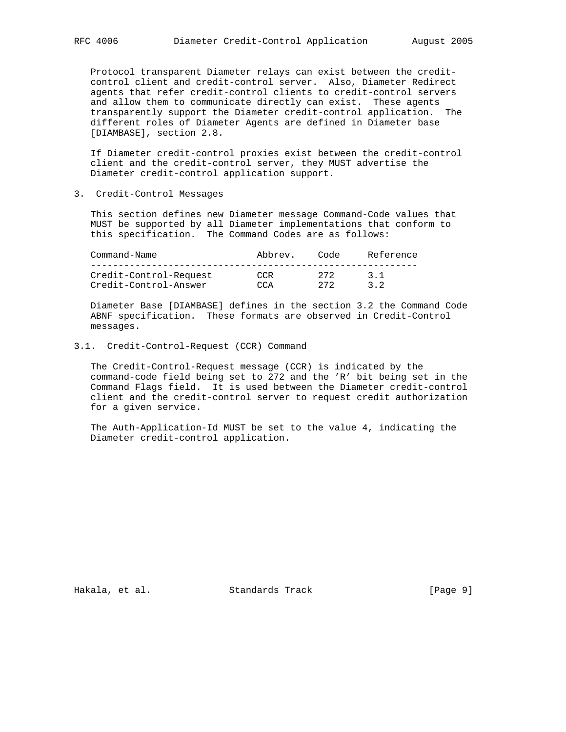Protocol transparent Diameter relays can exist between the credit-control client and credit-control server. Also, Diameter Redirect agents that refer credit-control clients to credit-control servers and allow them to communicate directly can exist. These agents transparently support the Diameter credit-control application. The different roles of Diameter Agents are defined in Diameter base [DIAMBASE], section 2.8.

If Diameter credit-control proxies exist between the credit-control client and the credit-control server, they MUST advertise the Diameter credit-control application support.

## 3. Credit-Control Messages

This section defines new Diameter message Command-Code values that MUST be supported by all Diameter implementations that conform to this specification. The Command Codes are as follows:

| Command-Name | Abbrev. | Code | Reference |
|---|---|---|---|
| Credit-Control-Request | CCR | 272 | 3.1 |
| Credit-Control-Answer | CCA | 272 | 3.2 |

Diameter Base [DIAMBASE] defines in the section 3.2 the Command Code ABNF specification. These formats are observed in Credit-Control messages.

### 3.1. Credit-Control-Request (CCR) Command

The Credit-Control-Request message (CCR) is indicated by the command-code field being set to 272 and the 'R' bit being set in the Command Flags field. It is used between the Diameter credit-control client and the credit-control server to request credit authorization for a given service.

The Auth-Application-Id MUST be set to the value 4, indicating the Diameter credit-control application.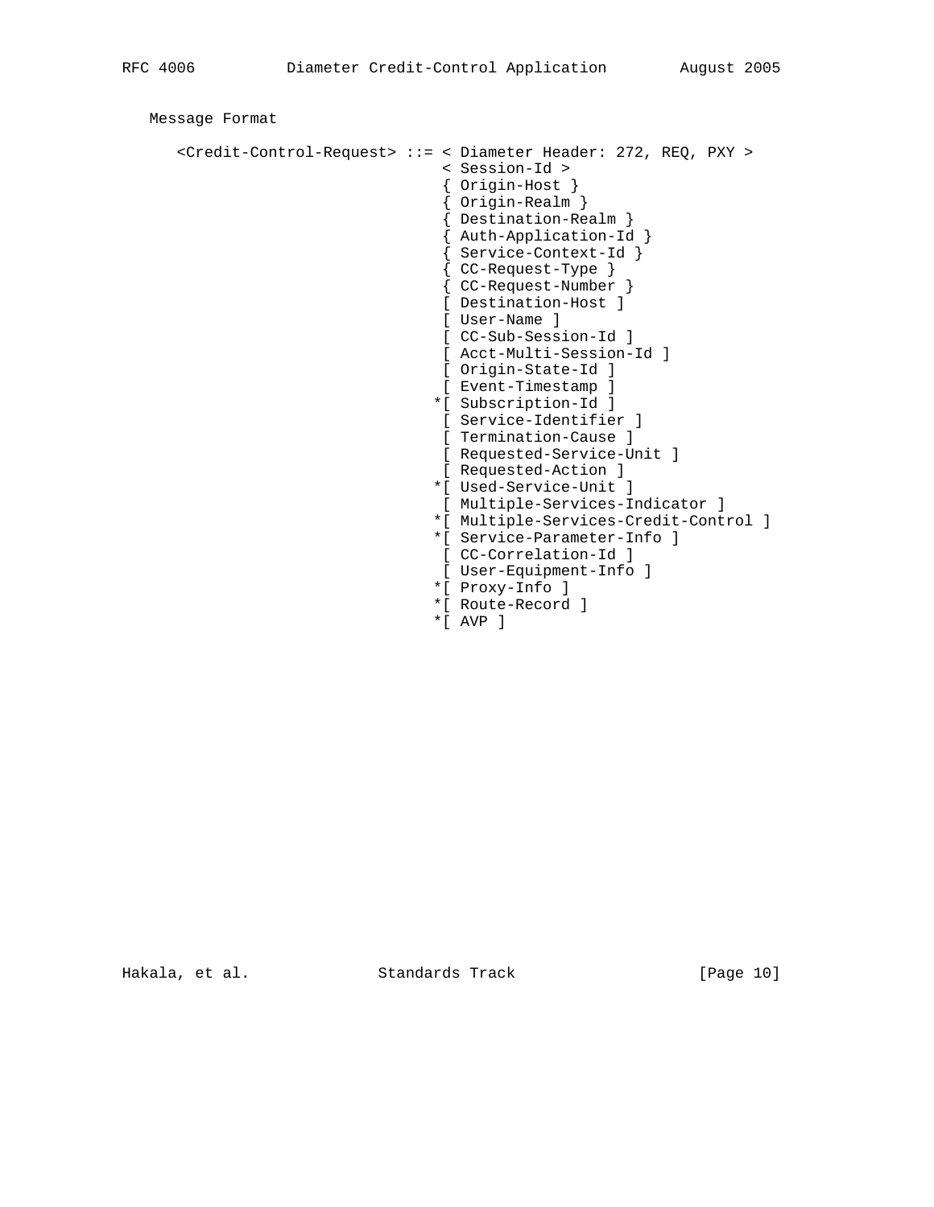Message Format

```
<Credit-Control-Request> ::= < Diameter Header: 272, REQ, PXY >
                             < Session-Id >
                             { Origin-Host }
                             { Origin-Realm }
                             { Destination-Realm }
                             { Auth-Application-Id }
                             { Service-Context-Id }
                             { CC-Request-Type }
                             { CC-Request-Number }
                             [ Destination-Host ]
                             [ User-Name ]
                             [ CC-Sub-Session-Id ]
                             [ Acct-Multi-Session-Id ]
                             [ Origin-State-Id ]
                             [ Event-Timestamp ]
                            *[ Subscription-Id ]
                             [ Service-Identifier ]
                             [ Termination-Cause ]
                             [ Requested-Service-Unit ]
                             [ Requested-Action ]
                            *[ Used-Service-Unit ]
                             [ Multiple-Services-Indicator ]
                            *[ Multiple-Services-Credit-Control ]
                            *[ Service-Parameter-Info ]
                             [ CC-Correlation-Id ]
                             [ User-Equipment-Info ]
                            *[ Proxy-Info ]
                            *[ Route-Record ]
                            *[ AVP ]
```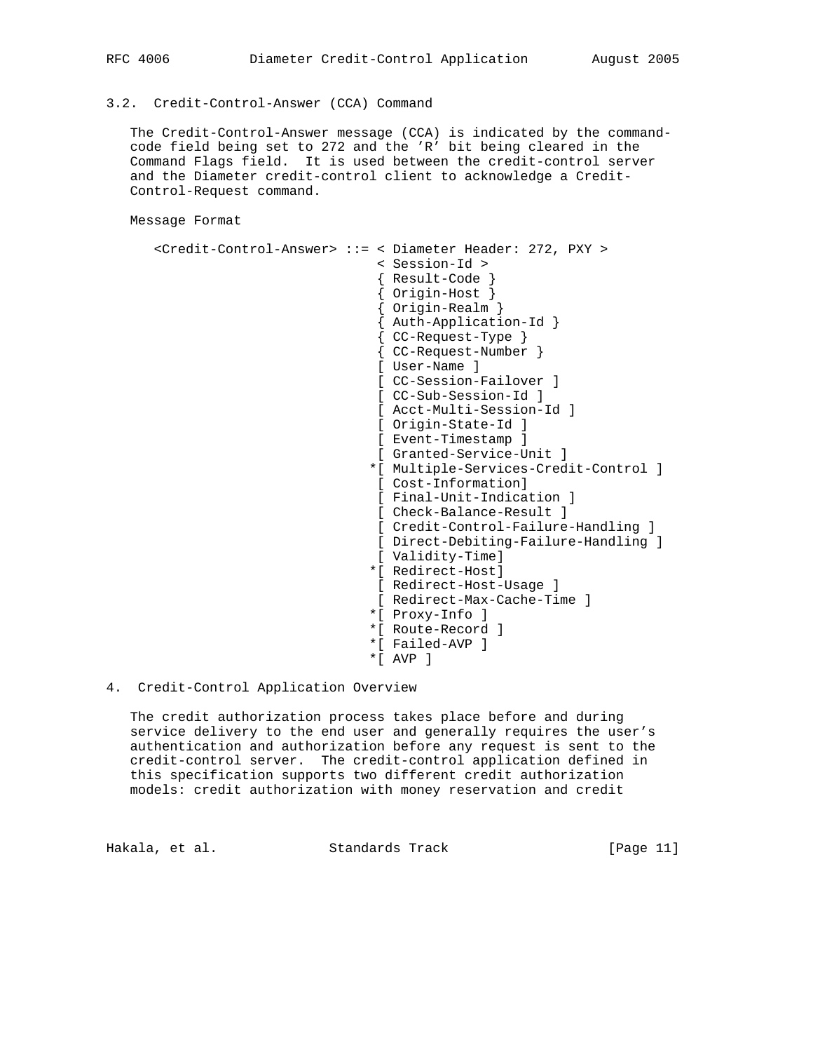### 3.2. Credit-Control-Answer (CCA) Command

The Credit-Control-Answer message (CCA) is indicated by the command-code field being set to 272 and the 'R' bit being cleared in the Command Flags field. It is used between the credit-control server and the Diameter credit-control client to acknowledge a Credit-Control-Request command.

Message Format

```
<Credit-Control-Answer> ::= < Diameter Header: 272, PXY >
                            < Session-Id >
                            { Result-Code }
                            { Origin-Host }
                            { Origin-Realm }
                            { Auth-Application-Id }
                            { CC-Request-Type }
                            { CC-Request-Number }
                            [ User-Name ]
                            [ CC-Session-Failover ]
                            [ CC-Sub-Session-Id ]
                            [ Acct-Multi-Session-Id ]
                            [ Origin-State-Id ]
                            [ Event-Timestamp ]
                            [ Granted-Service-Unit ]
                           *[ Multiple-Services-Credit-Control ]
                            [ Cost-Information]
                            [ Final-Unit-Indication ]
                            [ Check-Balance-Result ]
                            [ Credit-Control-Failure-Handling ]
                            [ Direct-Debiting-Failure-Handling ]
                            [ Validity-Time]
                           *[ Redirect-Host]
                            [ Redirect-Host-Usage ]
                            [ Redirect-Max-Cache-Time ]
                           *[ Proxy-Info ]
                           *[ Route-Record ]
                           *[ Failed-AVP ]
                           *[ AVP ]
```

## 4. Credit-Control Application Overview

The credit authorization process takes place before and during service delivery to the end user and generally requires the user's authentication and authorization before any request is sent to the credit-control server. The credit-control application defined in this specification supports two different credit authorization models: credit authorization with money reservation and credit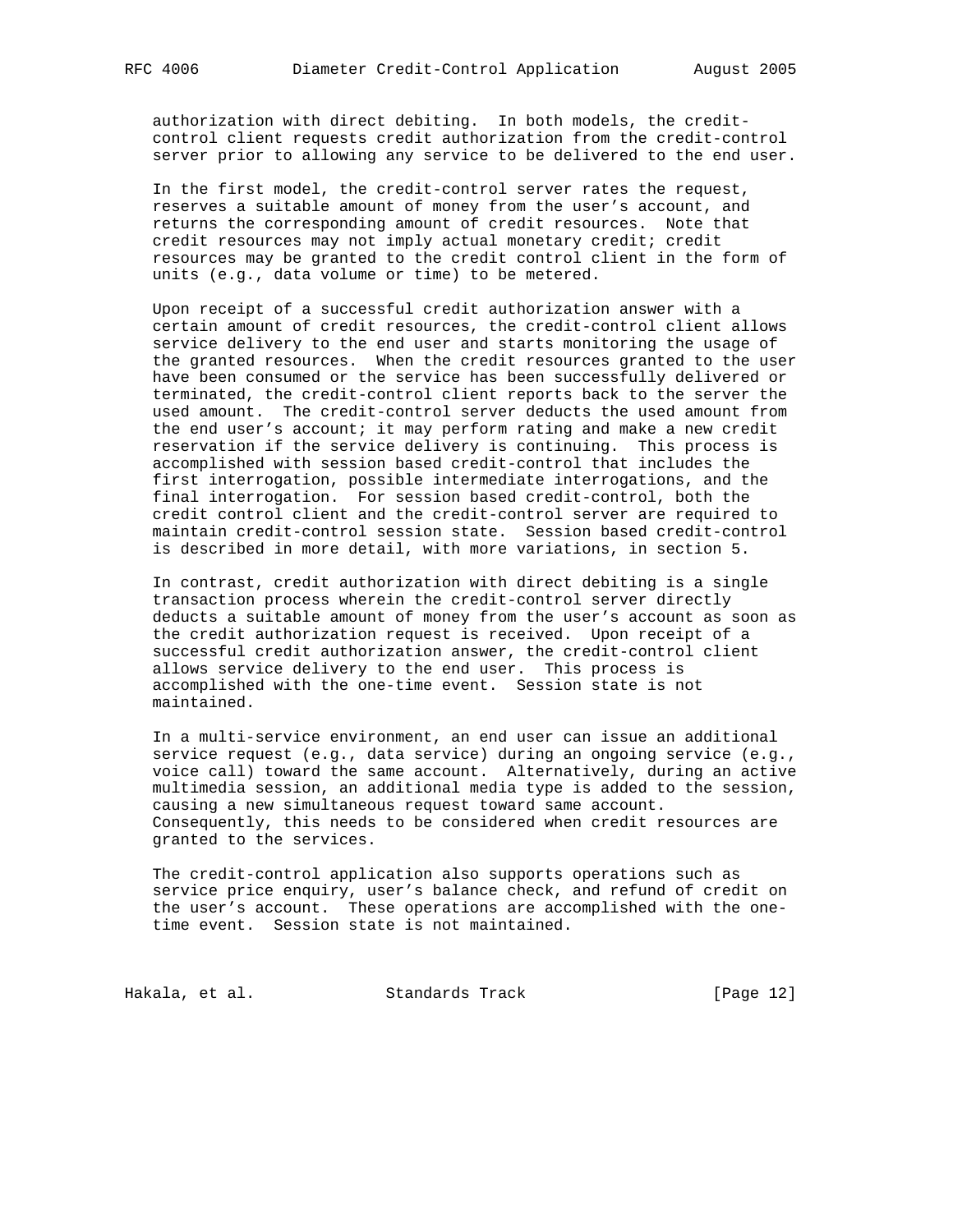authorization with direct debiting. In both models, the credit-control client requests credit authorization from the credit-control server prior to allowing any service to be delivered to the end user.

In the first model, the credit-control server rates the request, reserves a suitable amount of money from the user's account, and returns the corresponding amount of credit resources. Note that credit resources may not imply actual monetary credit; credit resources may be granted to the credit control client in the form of units (e.g., data volume or time) to be metered.

Upon receipt of a successful credit authorization answer with a certain amount of credit resources, the credit-control client allows service delivery to the end user and starts monitoring the usage of the granted resources. When the credit resources granted to the user have been consumed or the service has been successfully delivered or terminated, the credit-control client reports back to the server the used amount. The credit-control server deducts the used amount from the end user's account; it may perform rating and make a new credit reservation if the service delivery is continuing. This process is accomplished with session based credit-control that includes the first interrogation, possible intermediate interrogations, and the final interrogation. For session based credit-control, both the credit control client and the credit-control server are required to maintain credit-control session state. Session based credit-control is described in more detail, with more variations, in section 5.

In contrast, credit authorization with direct debiting is a single transaction process wherein the credit-control server directly deducts a suitable amount of money from the user's account as soon as the credit authorization request is received. Upon receipt of a successful credit authorization answer, the credit-control client allows service delivery to the end user. This process is accomplished with the one-time event. Session state is not maintained.

In a multi-service environment, an end user can issue an additional service request (e.g., data service) during an ongoing service (e.g., voice call) toward the same account. Alternatively, during an active multimedia session, an additional media type is added to the session, causing a new simultaneous request toward same account. Consequently, this needs to be considered when credit resources are granted to the services.

The credit-control application also supports operations such as service price enquiry, user's balance check, and refund of credit on the user's account. These operations are accomplished with the one-time event. Session state is not maintained.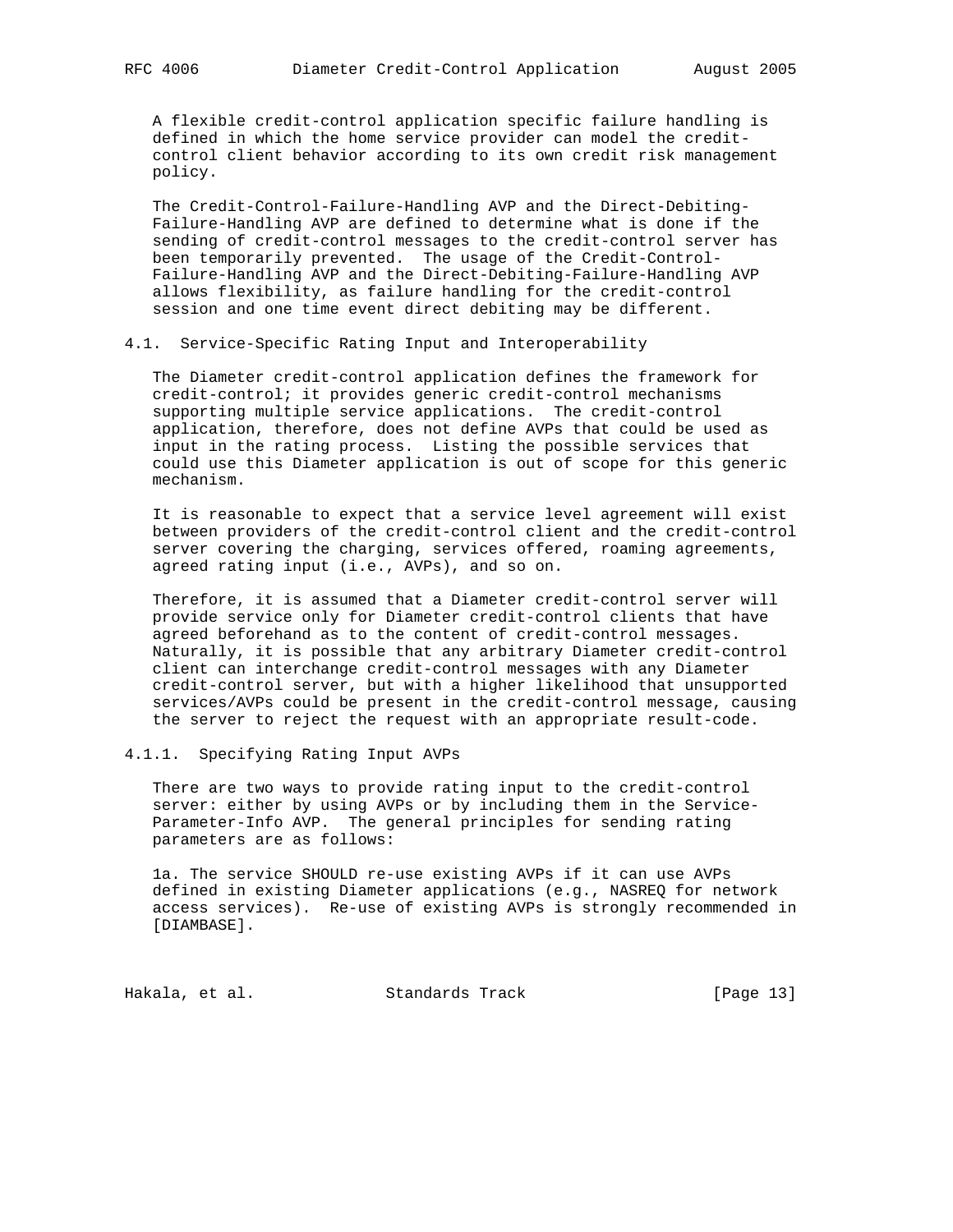A flexible credit-control application specific failure handling is defined in which the home service provider can model the credit-control client behavior according to its own credit risk management policy.

The Credit-Control-Failure-Handling AVP and the Direct-Debiting-Failure-Handling AVP are defined to determine what is done if the sending of credit-control messages to the credit-control server has been temporarily prevented. The usage of the Credit-Control-Failure-Handling AVP and the Direct-Debiting-Failure-Handling AVP allows flexibility, as failure handling for the credit-control session and one time event direct debiting may be different.

## 4.1. Service-Specific Rating Input and Interoperability

The Diameter credit-control application defines the framework for credit-control; it provides generic credit-control mechanisms supporting multiple service applications. The credit-control application, therefore, does not define AVPs that could be used as input in the rating process. Listing the possible services that could use this Diameter application is out of scope for this generic mechanism.

It is reasonable to expect that a service level agreement will exist between providers of the credit-control client and the credit-control server covering the charging, services offered, roaming agreements, agreed rating input (i.e., AVPs), and so on.

Therefore, it is assumed that a Diameter credit-control server will provide service only for Diameter credit-control clients that have agreed beforehand as to the content of credit-control messages. Naturally, it is possible that any arbitrary Diameter credit-control client can interchange credit-control messages with any Diameter credit-control server, but with a higher likelihood that unsupported services/AVPs could be present in the credit-control message, causing the server to reject the request with an appropriate result-code.

### 4.1.1. Specifying Rating Input AVPs

There are two ways to provide rating input to the credit-control server: either by using AVPs or by including them in the Service-Parameter-Info AVP. The general principles for sending rating parameters are as follows:

1a. The service SHOULD re-use existing AVPs if it can use AVPs defined in existing Diameter applications (e.g., NASREQ for network access services). Re-use of existing AVPs is strongly recommended in [DIAMBASE].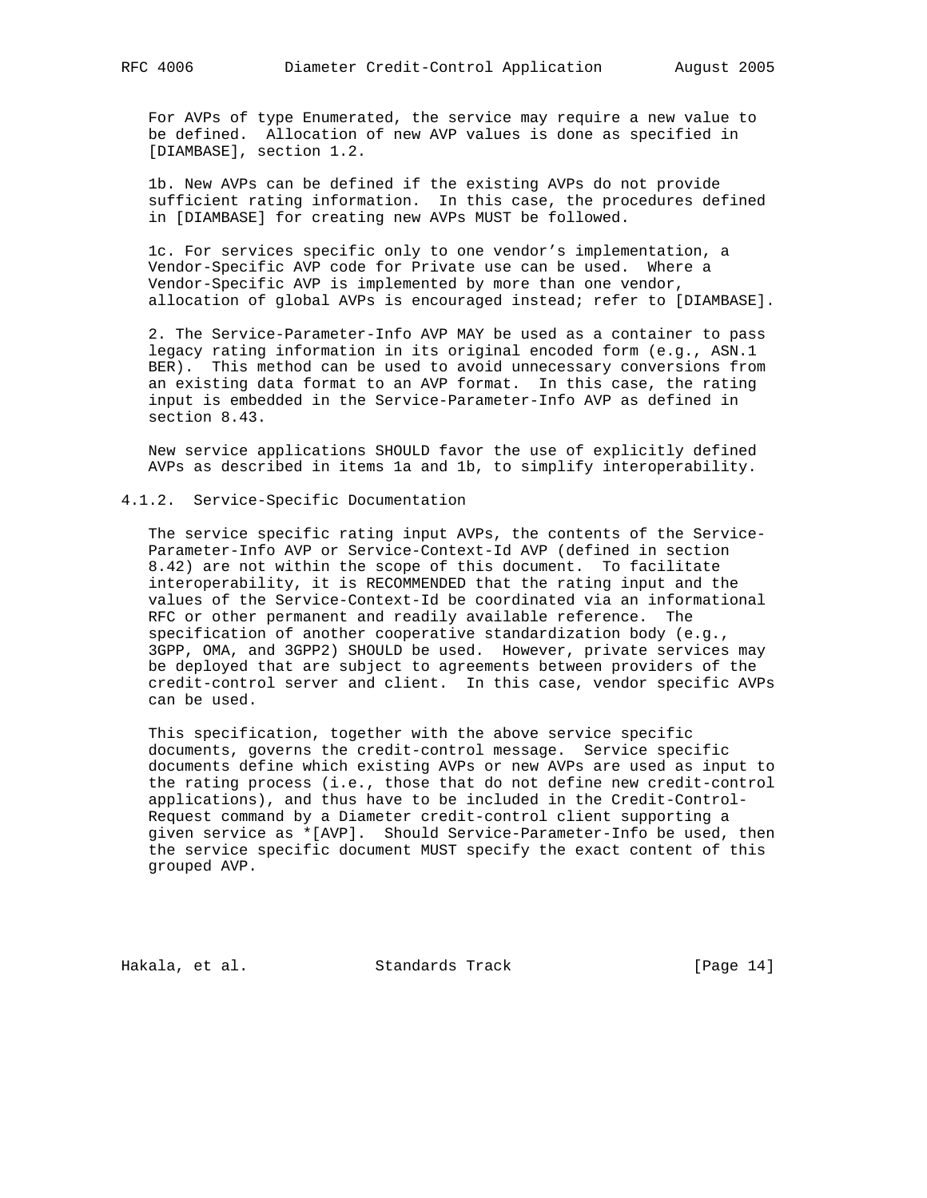For AVPs of type Enumerated, the service may require a new value to be defined. Allocation of new AVP values is done as specified in [DIAMBASE], section 1.2.

1b. New AVPs can be defined if the existing AVPs do not provide sufficient rating information. In this case, the procedures defined in [DIAMBASE] for creating new AVPs MUST be followed.

1c. For services specific only to one vendor's implementation, a Vendor-Specific AVP code for Private use can be used. Where a Vendor-Specific AVP is implemented by more than one vendor, allocation of global AVPs is encouraged instead; refer to [DIAMBASE].

2. The Service-Parameter-Info AVP MAY be used as a container to pass legacy rating information in its original encoded form (e.g., ASN.1 BER). This method can be used to avoid unnecessary conversions from an existing data format to an AVP format. In this case, the rating input is embedded in the Service-Parameter-Info AVP as defined in section 8.43.

New service applications SHOULD favor the use of explicitly defined AVPs as described in items 1a and 1b, to simplify interoperability.

### 4.1.2. Service-Specific Documentation

The service specific rating input AVPs, the contents of the Service-Parameter-Info AVP or Service-Context-Id AVP (defined in section 8.42) are not within the scope of this document. To facilitate interoperability, it is RECOMMENDED that the rating input and the values of the Service-Context-Id be coordinated via an informational RFC or other permanent and readily available reference. The specification of another cooperative standardization body (e.g., 3GPP, OMA, and 3GPP2) SHOULD be used. However, private services may be deployed that are subject to agreements between providers of the credit-control server and client. In this case, vendor specific AVPs can be used.

This specification, together with the above service specific documents, governs the credit-control message. Service specific documents define which existing AVPs or new AVPs are used as input to the rating process (i.e., those that do not define new credit-control applications), and thus have to be included in the Credit-Control-Request command by a Diameter credit-control client supporting a given service as *[AVP]. Should Service-Parameter-Info be used, then the service specific document MUST specify the exact content of this grouped AVP.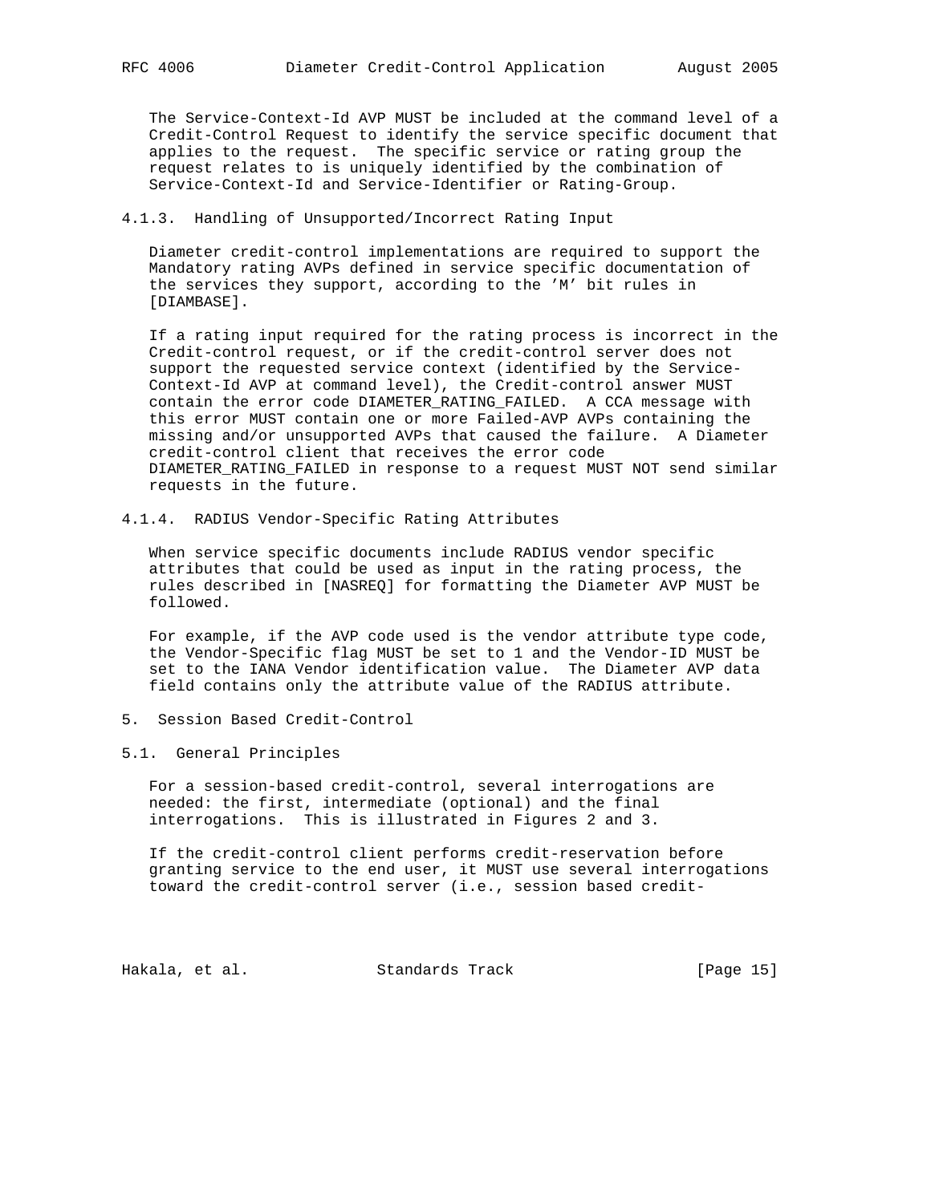The Service-Context-Id AVP MUST be included at the command level of a Credit-Control Request to identify the service specific document that applies to the request. The specific service or rating group the request relates to is uniquely identified by the combination of Service-Context-Id and Service-Identifier or Rating-Group.

### 4.1.3. Handling of Unsupported/Incorrect Rating Input

Diameter credit-control implementations are required to support the Mandatory rating AVPs defined in service specific documentation of the services they support, according to the 'M' bit rules in [DIAMBASE].

If a rating input required for the rating process is incorrect in the Credit-control request, or if the credit-control server does not support the requested service context (identified by the Service-Context-Id AVP at command level), the Credit-control answer MUST contain the error code DIAMETER_RATING_FAILED. A CCA message with this error MUST contain one or more Failed-AVP AVPs containing the missing and/or unsupported AVPs that caused the failure. A Diameter credit-control client that receives the error code DIAMETER_RATING_FAILED in response to a request MUST NOT send similar requests in the future.

### 4.1.4. RADIUS Vendor-Specific Rating Attributes

When service specific documents include RADIUS vendor specific attributes that could be used as input in the rating process, the rules described in [NASREQ] for formatting the Diameter AVP MUST be followed.

For example, if the AVP code used is the vendor attribute type code, the Vendor-Specific flag MUST be set to 1 and the Vendor-ID MUST be set to the IANA Vendor identification value. The Diameter AVP data field contains only the attribute value of the RADIUS attribute.

## 5. Session Based Credit-Control

### 5.1. General Principles

For a session-based credit-control, several interrogations are needed: the first, intermediate (optional) and the final interrogations. This is illustrated in Figures 2 and 3.

If the credit-control client performs credit-reservation before granting service to the end user, it MUST use several interrogations toward the credit-control server (i.e., session based credit-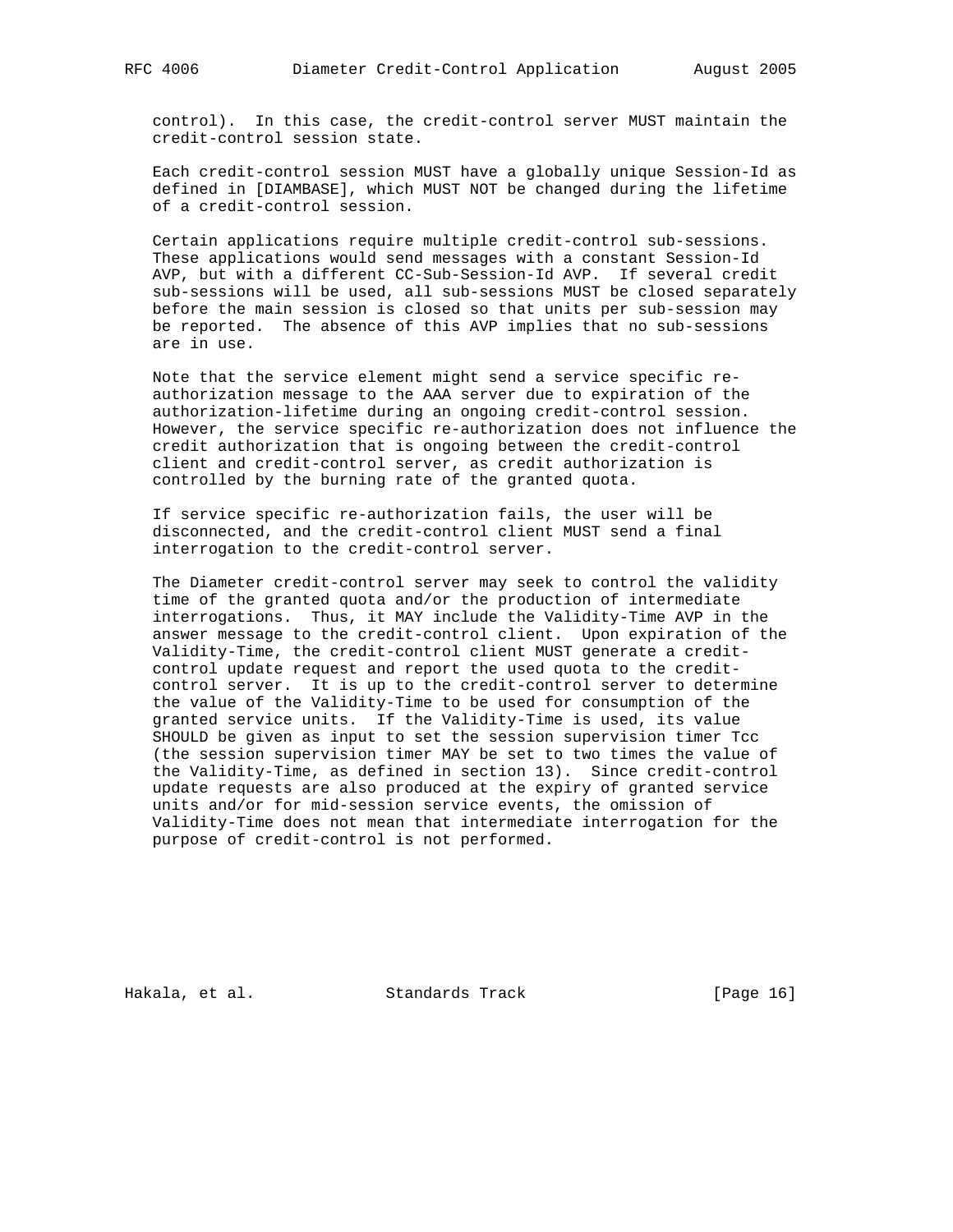control). In this case, the credit-control server MUST maintain the credit-control session state.

Each credit-control session MUST have a globally unique Session-Id as defined in [DIAMBASE], which MUST NOT be changed during the lifetime of a credit-control session.

Certain applications require multiple credit-control sub-sessions. These applications would send messages with a constant Session-Id AVP, but with a different CC-Sub-Session-Id AVP. If several credit sub-sessions will be used, all sub-sessions MUST be closed separately before the main session is closed so that units per sub-session may be reported. The absence of this AVP implies that no sub-sessions are in use.

Note that the service element might send a service specific re-authorization message to the AAA server due to expiration of the authorization-lifetime during an ongoing credit-control session. However, the service specific re-authorization does not influence the credit authorization that is ongoing between the credit-control client and credit-control server, as credit authorization is controlled by the burning rate of the granted quota.

If service specific re-authorization fails, the user will be disconnected, and the credit-control client MUST send a final interrogation to the credit-control server.

The Diameter credit-control server may seek to control the validity time of the granted quota and/or the production of intermediate interrogations. Thus, it MAY include the Validity-Time AVP in the answer message to the credit-control client. Upon expiration of the Validity-Time, the credit-control client MUST generate a credit-control update request and report the used quota to the credit-control server. It is up to the credit-control server to determine the value of the Validity-Time to be used for consumption of the granted service units. If the Validity-Time is used, its value SHOULD be given as input to set the session supervision timer Tcc (the session supervision timer MAY be set to two times the value of the Validity-Time, as defined in section 13). Since credit-control update requests are also produced at the expiry of granted service units and/or for mid-session service events, the omission of Validity-Time does not mean that intermediate interrogation for the purpose of credit-control is not performed.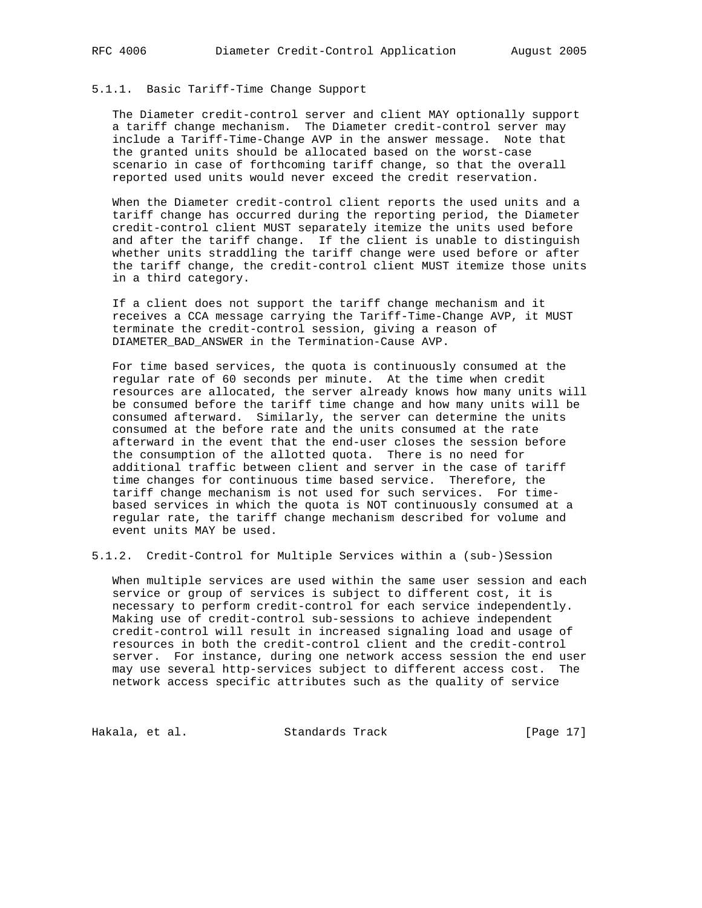### 5.1.1. Basic Tariff-Time Change Support

The Diameter credit-control server and client MAY optionally support a tariff change mechanism. The Diameter credit-control server may include a Tariff-Time-Change AVP in the answer message. Note that the granted units should be allocated based on the worst-case scenario in case of forthcoming tariff change, so that the overall reported used units would never exceed the credit reservation.

When the Diameter credit-control client reports the used units and a tariff change has occurred during the reporting period, the Diameter credit-control client MUST separately itemize the units used before and after the tariff change. If the client is unable to distinguish whether units straddling the tariff change were used before or after the tariff change, the credit-control client MUST itemize those units in a third category.

If a client does not support the tariff change mechanism and it receives a CCA message carrying the Tariff-Time-Change AVP, it MUST terminate the credit-control session, giving a reason of DIAMETER_BAD_ANSWER in the Termination-Cause AVP.

For time based services, the quota is continuously consumed at the regular rate of 60 seconds per minute. At the time when credit resources are allocated, the server already knows how many units will be consumed before the tariff time change and how many units will be consumed afterward. Similarly, the server can determine the units consumed at the before rate and the units consumed at the rate afterward in the event that the end-user closes the session before the consumption of the allotted quota. There is no need for additional traffic between client and server in the case of tariff time changes for continuous time based service. Therefore, the tariff change mechanism is not used for such services. For time-based services in which the quota is NOT continuously consumed at a regular rate, the tariff change mechanism described for volume and event units MAY be used.

### 5.1.2. Credit-Control for Multiple Services within a (sub-)Session

When multiple services are used within the same user session and each service or group of services is subject to different cost, it is necessary to perform credit-control for each service independently. Making use of credit-control sub-sessions to achieve independent credit-control will result in increased signaling load and usage of resources in both the credit-control client and the credit-control server. For instance, during one network access session the end user may use several http-services subject to different access cost. The network access specific attributes such as the quality of service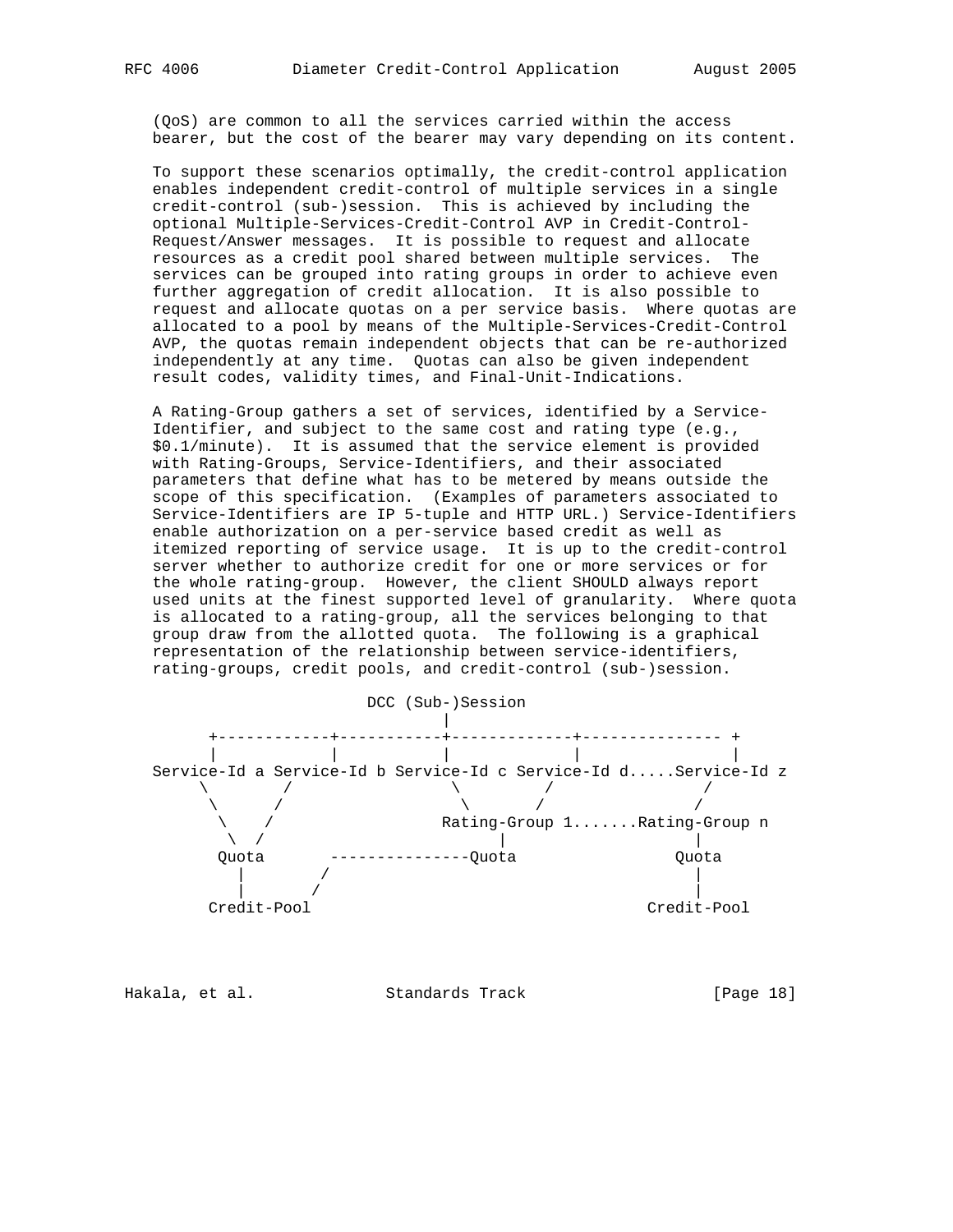(QoS) are common to all the services carried within the access bearer, but the cost of the bearer may vary depending on its content.

To support these scenarios optimally, the credit-control application enables independent credit-control of multiple services in a single credit-control (sub-)session. This is achieved by including the optional Multiple-Services-Credit-Control AVP in Credit-Control-Request/Answer messages. It is possible to request and allocate resources as a credit pool shared between multiple services. The services can be grouped into rating groups in order to achieve even further aggregation of credit allocation. It is also possible to request and allocate quotas on a per service basis. Where quotas are allocated to a pool by means of the Multiple-Services-Credit-Control AVP, the quotas remain independent objects that can be re-authorized independently at any time. Quotas can also be given independent result codes, validity times, and Final-Unit-Indications.

A Rating-Group gathers a set of services, identified by a Service-Identifier, and subject to the same cost and rating type (e.g., $0.1/minute). It is assumed that the service element is provided with Rating-Groups, Service-Identifiers, and their associated parameters that define what has to be metered by means outside the scope of this specification. (Examples of parameters associated to Service-Identifiers are IP 5-tuple and HTTP URL.) Service-Identifiers enable authorization on a per-service based credit as well as itemized reporting of service usage. It is up to the credit-control server whether to authorize credit for one or more services or for the whole rating-group. However, the client SHOULD always report used units at the finest supported level of granularity. Where quota is allocated to a rating-group, all the services belonging to that group draw from the allotted quota. The following is a graphical representation of the relationship between service-identifiers, rating-groups, credit pools, and credit-control (sub-)session.

```
                     DCC (Sub-)Session
                             |
      +------------+-----------+-------------+--------------- +
      |            |           |             |                |
Service-Id a Service-Id b Service-Id c Service-Id d.....Service-Id z
     \        /               \         /               /
      \      /                 \       /               /
       \    /                 Rating-Group 1.......Rating-Group n
        \  /                         |                  |
       Quota       ---------------Quota               Quota
         |        /                                     |
         |       /                                      |
      Credit-Pool                                  Credit-Pool
```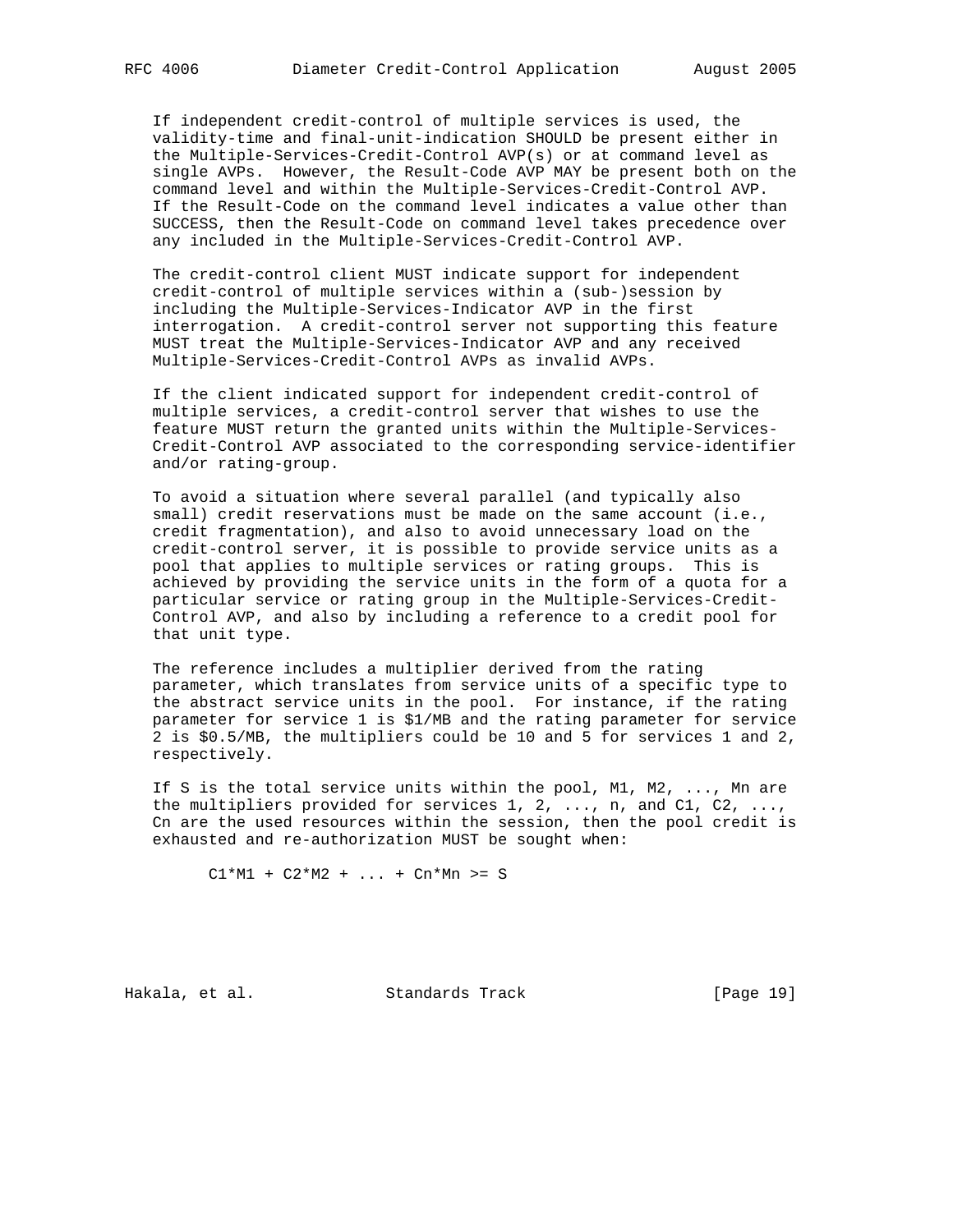If independent credit-control of multiple services is used, the validity-time and final-unit-indication SHOULD be present either in the Multiple-Services-Credit-Control AVP(s) or at command level as single AVPs. However, the Result-Code AVP MAY be present both on the command level and within the Multiple-Services-Credit-Control AVP. If the Result-Code on the command level indicates a value other than SUCCESS, then the Result-Code on command level takes precedence over any included in the Multiple-Services-Credit-Control AVP.

The credit-control client MUST indicate support for independent credit-control of multiple services within a (sub-)session by including the Multiple-Services-Indicator AVP in the first interrogation. A credit-control server not supporting this feature MUST treat the Multiple-Services-Indicator AVP and any received Multiple-Services-Credit-Control AVPs as invalid AVPs.

If the client indicated support for independent credit-control of multiple services, a credit-control server that wishes to use the feature MUST return the granted units within the Multiple-Services-Credit-Control AVP associated to the corresponding service-identifier and/or rating-group.

To avoid a situation where several parallel (and typically also small) credit reservations must be made on the same account (i.e., credit fragmentation), and also to avoid unnecessary load on the credit-control server, it is possible to provide service units as a pool that applies to multiple services or rating groups. This is achieved by providing the service units in the form of a quota for a particular service or rating group in the Multiple-Services-Credit-Control AVP, and also by including a reference to a credit pool for that unit type.

The reference includes a multiplier derived from the rating parameter, which translates from service units of a specific type to the abstract service units in the pool. For instance, if the rating parameter for service 1 is $1/MB and the rating parameter for service 2 is $0.5/MB, the multipliers could be 10 and 5 for services 1 and 2, respectively.

If S is the total service units within the pool, M1, M2, ..., Mn are the multipliers provided for services 1, 2, ..., n, and C1, C2, ..., Cn are the used resources within the session, then the pool credit is exhausted and re-authorization MUST be sought when:

$$C1*M1 + C2*M2 + ... + Cn*Mn >= S$$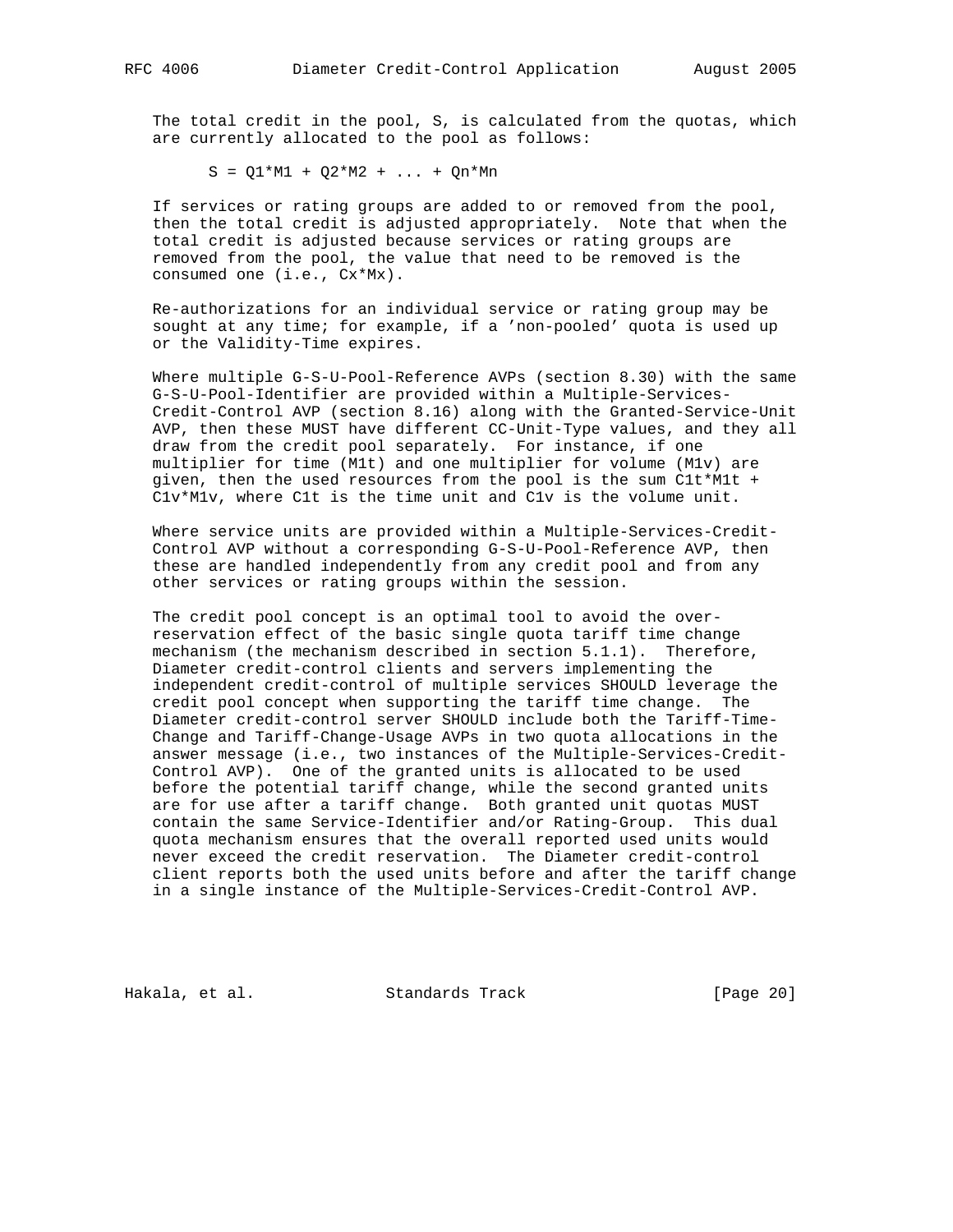The total credit in the pool, S, is calculated from the quotas, which are currently allocated to the pool as follows:

$$S = Q1*M1 + Q2*M2 + ... + Qn*Mn$$

If services or rating groups are added to or removed from the pool, then the total credit is adjusted appropriately. Note that when the total credit is adjusted because services or rating groups are removed from the pool, the value that need to be removed is the consumed one (i.e., Cx*Mx).

Re-authorizations for an individual service or rating group may be sought at any time; for example, if a 'non-pooled' quota is used up or the Validity-Time expires.

Where multiple G-S-U-Pool-Reference AVPs (section 8.30) with the same G-S-U-Pool-Identifier are provided within a Multiple-Services-Credit-Control AVP (section 8.16) along with the Granted-Service-Unit AVP, then these MUST have different CC-Unit-Type values, and they all draw from the credit pool separately. For instance, if one multiplier for time (M1t) and one multiplier for volume (M1v) are given, then the used resources from the pool is the sum C1t*M1t + C1v*M1v, where C1t is the time unit and C1v is the volume unit.

Where service units are provided within a Multiple-Services-Credit-Control AVP without a corresponding G-S-U-Pool-Reference AVP, then these are handled independently from any credit pool and from any other services or rating groups within the session.

The credit pool concept is an optimal tool to avoid the over-reservation effect of the basic single quota tariff time change mechanism (the mechanism described in section 5.1.1). Therefore, Diameter credit-control clients and servers implementing the independent credit-control of multiple services SHOULD leverage the credit pool concept when supporting the tariff time change. The Diameter credit-control server SHOULD include both the Tariff-Time-Change and Tariff-Change-Usage AVPs in two quota allocations in the answer message (i.e., two instances of the Multiple-Services-Credit-Control AVP). One of the granted units is allocated to be used before the potential tariff change, while the second granted units are for use after a tariff change. Both granted unit quotas MUST contain the same Service-Identifier and/or Rating-Group. This dual quota mechanism ensures that the overall reported used units would never exceed the credit reservation. The Diameter credit-control client reports both the used units before and after the tariff change in a single instance of the Multiple-Services-Credit-Control AVP.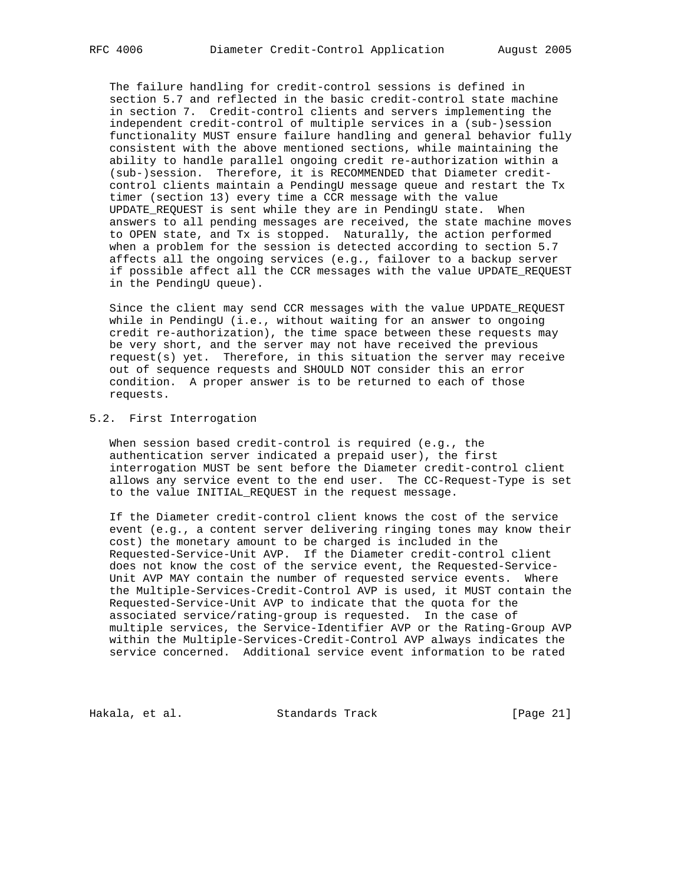The failure handling for credit-control sessions is defined in section 5.7 and reflected in the basic credit-control state machine in section 7. Credit-control clients and servers implementing the independent credit-control of multiple services in a (sub-)session functionality MUST ensure failure handling and general behavior fully consistent with the above mentioned sections, while maintaining the ability to handle parallel ongoing credit re-authorization within a (sub-)session. Therefore, it is RECOMMENDED that Diameter credit-control clients maintain a PendingU message queue and restart the Tx timer (section 13) every time a CCR message with the value UPDATE_REQUEST is sent while they are in PendingU state. When answers to all pending messages are received, the state machine moves to OPEN state, and Tx is stopped. Naturally, the action performed when a problem for the session is detected according to section 5.7 affects all the ongoing services (e.g., failover to a backup server if possible affect all the CCR messages with the value UPDATE_REQUEST in the PendingU queue).

Since the client may send CCR messages with the value UPDATE_REQUEST while in PendingU (i.e., without waiting for an answer to ongoing credit re-authorization), the time space between these requests may be very short, and the server may not have received the previous request(s) yet. Therefore, in this situation the server may receive out of sequence requests and SHOULD NOT consider this an error condition. A proper answer is to be returned to each of those requests.

## 5.2. First Interrogation

When session based credit-control is required (e.g., the authentication server indicated a prepaid user), the first interrogation MUST be sent before the Diameter credit-control client allows any service event to the end user. The CC-Request-Type is set to the value INITIAL_REQUEST in the request message.

If the Diameter credit-control client knows the cost of the service event (e.g., a content server delivering ringing tones may know their cost) the monetary amount to be charged is included in the Requested-Service-Unit AVP. If the Diameter credit-control client does not know the cost of the service event, the Requested-Service-Unit AVP MAY contain the number of requested service events. Where the Multiple-Services-Credit-Control AVP is used, it MUST contain the Requested-Service-Unit AVP to indicate that the quota for the associated service/rating-group is requested. In the case of multiple services, the Service-Identifier AVP or the Rating-Group AVP within the Multiple-Services-Credit-Control AVP always indicates the service concerned. Additional service event information to be rated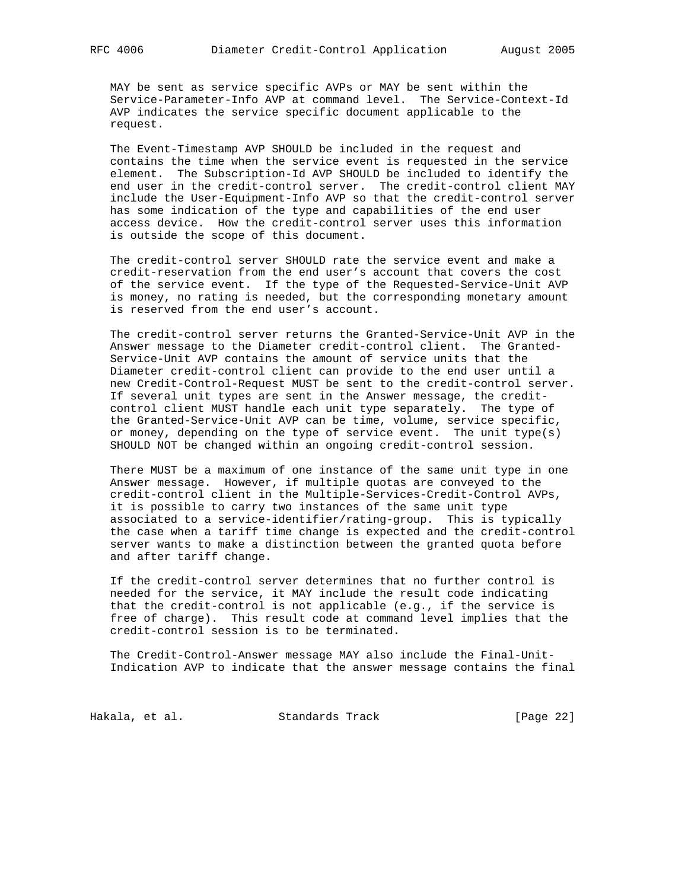MAY be sent as service specific AVPs or MAY be sent within the Service-Parameter-Info AVP at command level. The Service-Context-Id AVP indicates the service specific document applicable to the request.

The Event-Timestamp AVP SHOULD be included in the request and contains the time when the service event is requested in the service element. The Subscription-Id AVP SHOULD be included to identify the end user in the credit-control server. The credit-control client MAY include the User-Equipment-Info AVP so that the credit-control server has some indication of the type and capabilities of the end user access device. How the credit-control server uses this information is outside the scope of this document.

The credit-control server SHOULD rate the service event and make a credit-reservation from the end user’s account that covers the cost of the service event. If the type of the Requested-Service-Unit AVP is money, no rating is needed, but the corresponding monetary amount is reserved from the end user’s account.

The credit-control server returns the Granted-Service-Unit AVP in the Answer message to the Diameter credit-control client. The Granted-Service-Unit AVP contains the amount of service units that the Diameter credit-control client can provide to the end user until a new Credit-Control-Request MUST be sent to the credit-control server. If several unit types are sent in the Answer message, the credit-control client MUST handle each unit type separately. The type of the Granted-Service-Unit AVP can be time, volume, service specific, or money, depending on the type of service event. The unit type(s) SHOULD NOT be changed within an ongoing credit-control session.

There MUST be a maximum of one instance of the same unit type in one Answer message. However, if multiple quotas are conveyed to the credit-control client in the Multiple-Services-Credit-Control AVPs, it is possible to carry two instances of the same unit type associated to a service-identifier/rating-group. This is typically the case when a tariff time change is expected and the credit-control server wants to make a distinction between the granted quota before and after tariff change.

If the credit-control server determines that no further control is needed for the service, it MAY include the result code indicating that the credit-control is not applicable (e.g., if the service is free of charge). This result code at command level implies that the credit-control session is to be terminated.

The Credit-Control-Answer message MAY also include the Final-Unit-Indication AVP to indicate that the answer message contains the final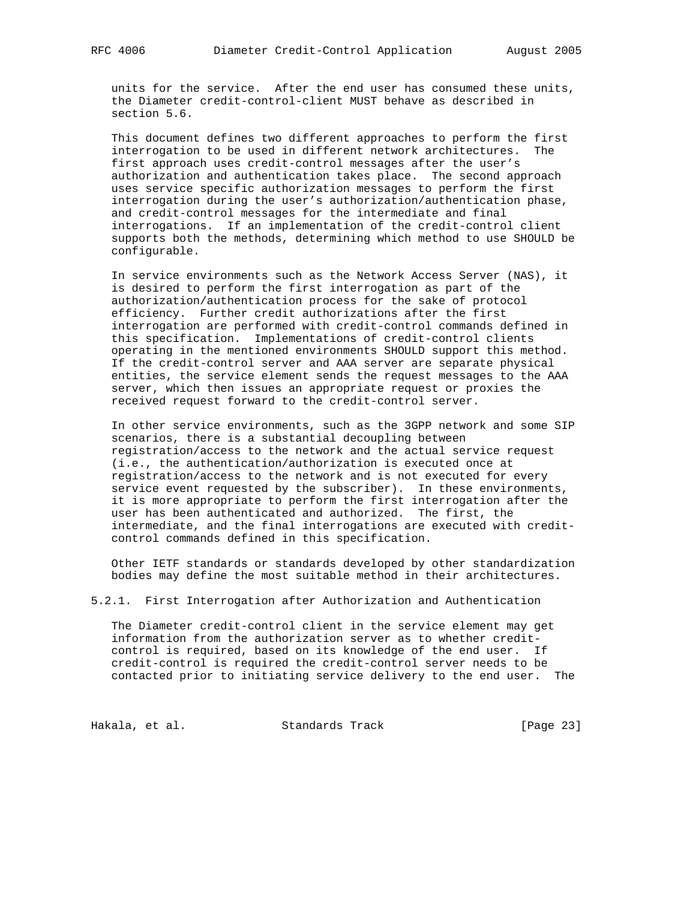units for the service. After the end user has consumed these units, the Diameter credit-control-client MUST behave as described in section 5.6.

This document defines two different approaches to perform the first interrogation to be used in different network architectures. The first approach uses credit-control messages after the user's authorization and authentication takes place. The second approach uses service specific authorization messages to perform the first interrogation during the user's authorization/authentication phase, and credit-control messages for the intermediate and final interrogations. If an implementation of the credit-control client supports both the methods, determining which method to use SHOULD be configurable.

In service environments such as the Network Access Server (NAS), it is desired to perform the first interrogation as part of the authorization/authentication process for the sake of protocol efficiency. Further credit authorizations after the first interrogation are performed with credit-control commands defined in this specification. Implementations of credit-control clients operating in the mentioned environments SHOULD support this method. If the credit-control server and AAA server are separate physical entities, the service element sends the request messages to the AAA server, which then issues an appropriate request or proxies the received request forward to the credit-control server.

In other service environments, such as the 3GPP network and some SIP scenarios, there is a substantial decoupling between registration/access to the network and the actual service request (i.e., the authentication/authorization is executed once at registration/access to the network and is not executed for every service event requested by the subscriber). In these environments, it is more appropriate to perform the first interrogation after the user has been authenticated and authorized. The first, the intermediate, and the final interrogations are executed with credit-control commands defined in this specification.

Other IETF standards or standards developed by other standardization bodies may define the most suitable method in their architectures.

### 5.2.1. First Interrogation after Authorization and Authentication

The Diameter credit-control client in the service element may get information from the authorization server as to whether credit-control is required, based on its knowledge of the end user. If credit-control is required the credit-control server needs to be contacted prior to initiating service delivery to the end user. The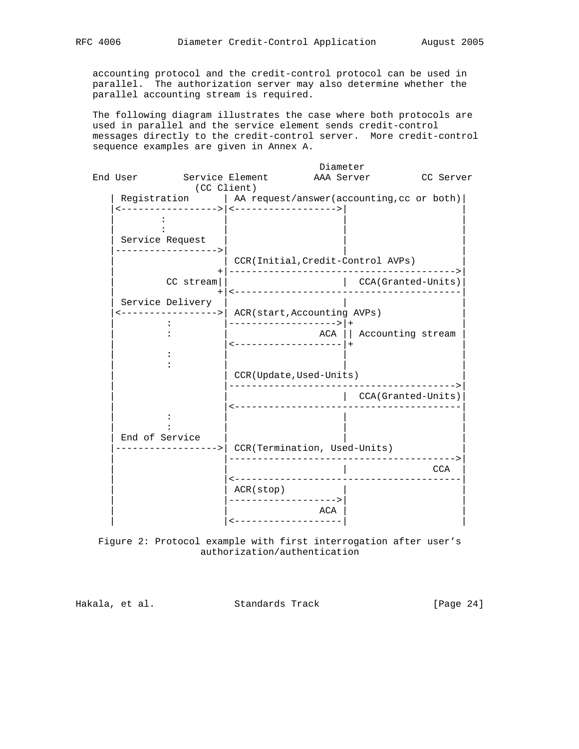accounting protocol and the credit-control protocol can be used in parallel. The authorization server may also determine whether the parallel accounting stream is required.

The following diagram illustrates the case where both protocols are used in parallel and the service element sends credit-control messages directly to the credit-control server. More credit-control sequence examples are given in Annex A.

```
                                               Diameter
End User        Service Element        AAA Server         CC Server
                  (CC Client)
   | Registration      | AA request/answer(accounting,cc or both)|
   |<----------------->|<------------------->|                   |
   |        :          |                     |                   |
   |        :          |                     |                   |
   | Service Request   |                     |                   |
   |------------------>|                     |                   |
   |                   | CCR(Initial,Credit-Control AVPs)        |
   |                  +|---------------------------------------->|
   |         CC stream||                     |  CCA(Granted-Units)|
   |                  +|<----------------------------------------|
   | Service Delivery  |                     |                   |
   |<----------------->| ACR(start,Accounting AVPs)              |
   |         :         |-------------------->|+                  |
   |         :         |                 ACA || Accounting stream |
   |                   |<--------------------|+                  |
   |         :         |                     |                   |
   |         :         |                     |                   |
   |                   | CCR(Update,Used-Units)                  |
   |                   |---------------------------------------->|
   |                   |                     |  CCA(Granted-Units)|
   |                   |<----------------------------------------|
   |         :         |                     |                   |
   |         :         |                     |                   |
   | End of Service    |                     |                   |
   |------------------>| CCR(Termination, Used-Units)            |
   |                   |---------------------------------------->|
   |                   |                     |              CCA  |
   |                   |<----------------------------------------|
   |                   | ACR(stop)           |                   |
   |                   |-------------------->|                   |
   |                   |                 ACA |                   |
   |                   |<--------------------|                   |
```

Figure 2: Protocol example with first interrogation after user's authorization/authentication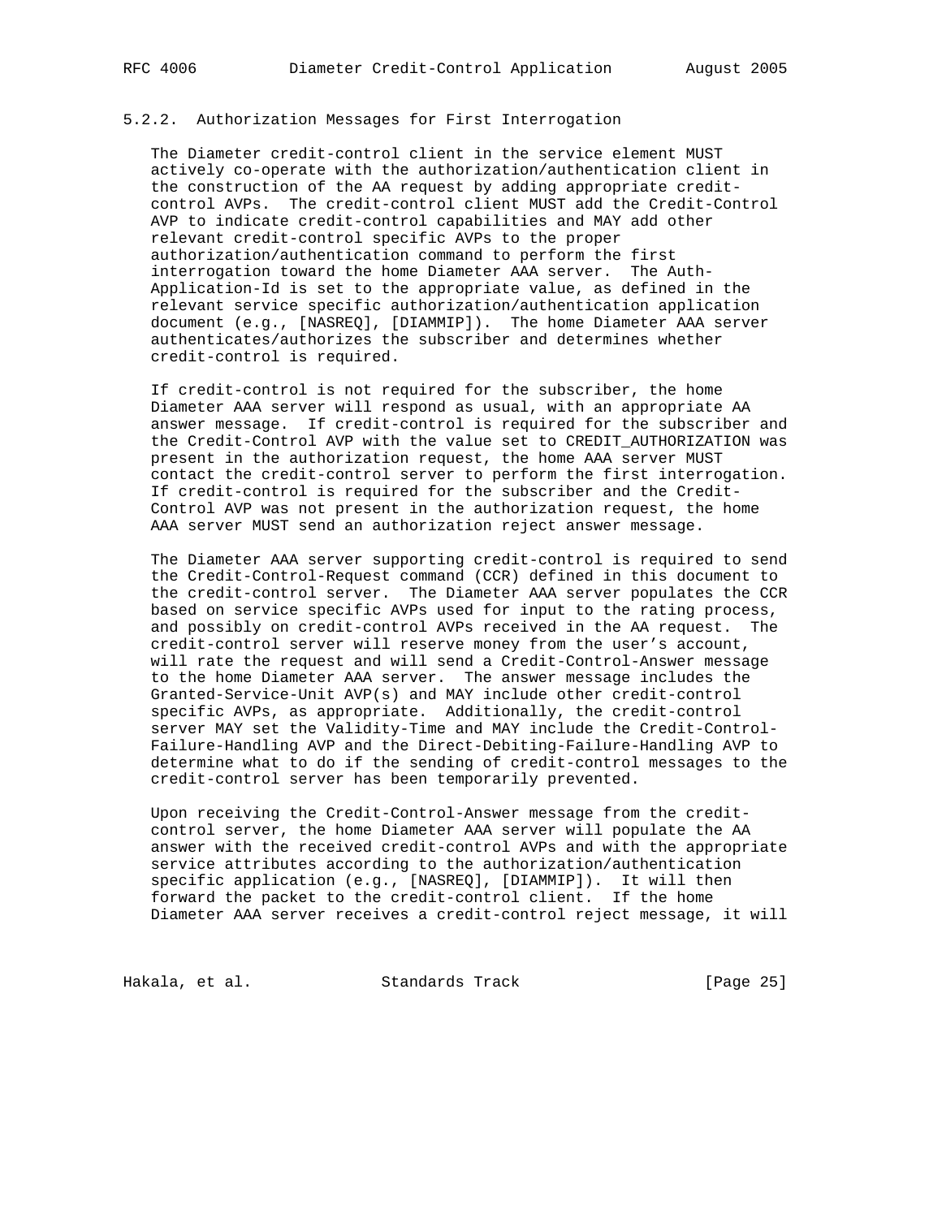### 5.2.2. Authorization Messages for First Interrogation

The Diameter credit-control client in the service element MUST actively co-operate with the authorization/authentication client in the construction of the AA request by adding appropriate credit-control AVPs. The credit-control client MUST add the Credit-Control AVP to indicate credit-control capabilities and MAY add other relevant credit-control specific AVPs to the proper authorization/authentication command to perform the first interrogation toward the home Diameter AAA server. The Auth-Application-Id is set to the appropriate value, as defined in the relevant service specific authorization/authentication application document (e.g., [NASREQ], [DIAMMIP]). The home Diameter AAA server authenticates/authorizes the subscriber and determines whether credit-control is required.

If credit-control is not required for the subscriber, the home Diameter AAA server will respond as usual, with an appropriate AA answer message. If credit-control is required for the subscriber and the Credit-Control AVP with the value set to CREDIT_AUTHORIZATION was present in the authorization request, the home AAA server MUST contact the credit-control server to perform the first interrogation. If credit-control is required for the subscriber and the Credit-Control AVP was not present in the authorization request, the home AAA server MUST send an authorization reject answer message.

The Diameter AAA server supporting credit-control is required to send the Credit-Control-Request command (CCR) defined in this document to the credit-control server. The Diameter AAA server populates the CCR based on service specific AVPs used for input to the rating process, and possibly on credit-control AVPs received in the AA request. The credit-control server will reserve money from the user's account, will rate the request and will send a Credit-Control-Answer message to the home Diameter AAA server. The answer message includes the Granted-Service-Unit AVP(s) and MAY include other credit-control specific AVPs, as appropriate. Additionally, the credit-control server MAY set the Validity-Time and MAY include the Credit-Control-Failure-Handling AVP and the Direct-Debiting-Failure-Handling AVP to determine what to do if the sending of credit-control messages to the credit-control server has been temporarily prevented.

Upon receiving the Credit-Control-Answer message from the credit-control server, the home Diameter AAA server will populate the AA answer with the received credit-control AVPs and with the appropriate service attributes according to the authorization/authentication specific application (e.g., [NASREQ], [DIAMMIP]). It will then forward the packet to the credit-control client. If the home Diameter AAA server receives a credit-control reject message, it will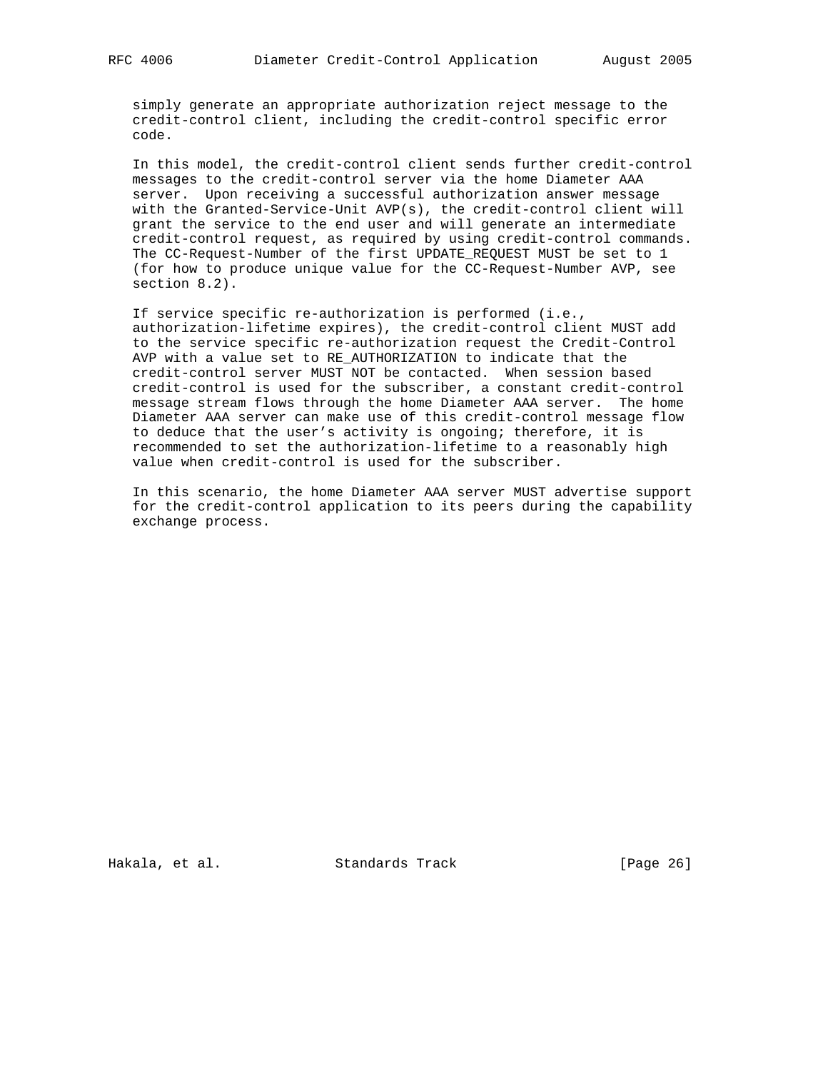simply generate an appropriate authorization reject message to the credit-control client, including the credit-control specific error code.

In this model, the credit-control client sends further credit-control messages to the credit-control server via the home Diameter AAA server. Upon receiving a successful authorization answer message with the Granted-Service-Unit AVP(s), the credit-control client will grant the service to the end user and will generate an intermediate credit-control request, as required by using credit-control commands. The CC-Request-Number of the first UPDATE_REQUEST MUST be set to 1 (for how to produce unique value for the CC-Request-Number AVP, see section 8.2).

If service specific re-authorization is performed (i.e., authorization-lifetime expires), the credit-control client MUST add to the service specific re-authorization request the Credit-Control AVP with a value set to RE_AUTHORIZATION to indicate that the credit-control server MUST NOT be contacted. When session based credit-control is used for the subscriber, a constant credit-control message stream flows through the home Diameter AAA server. The home Diameter AAA server can make use of this credit-control message flow to deduce that the user's activity is ongoing; therefore, it is recommended to set the authorization-lifetime to a reasonably high value when credit-control is used for the subscriber.

In this scenario, the home Diameter AAA server MUST advertise support for the credit-control application to its peers during the capability exchange process.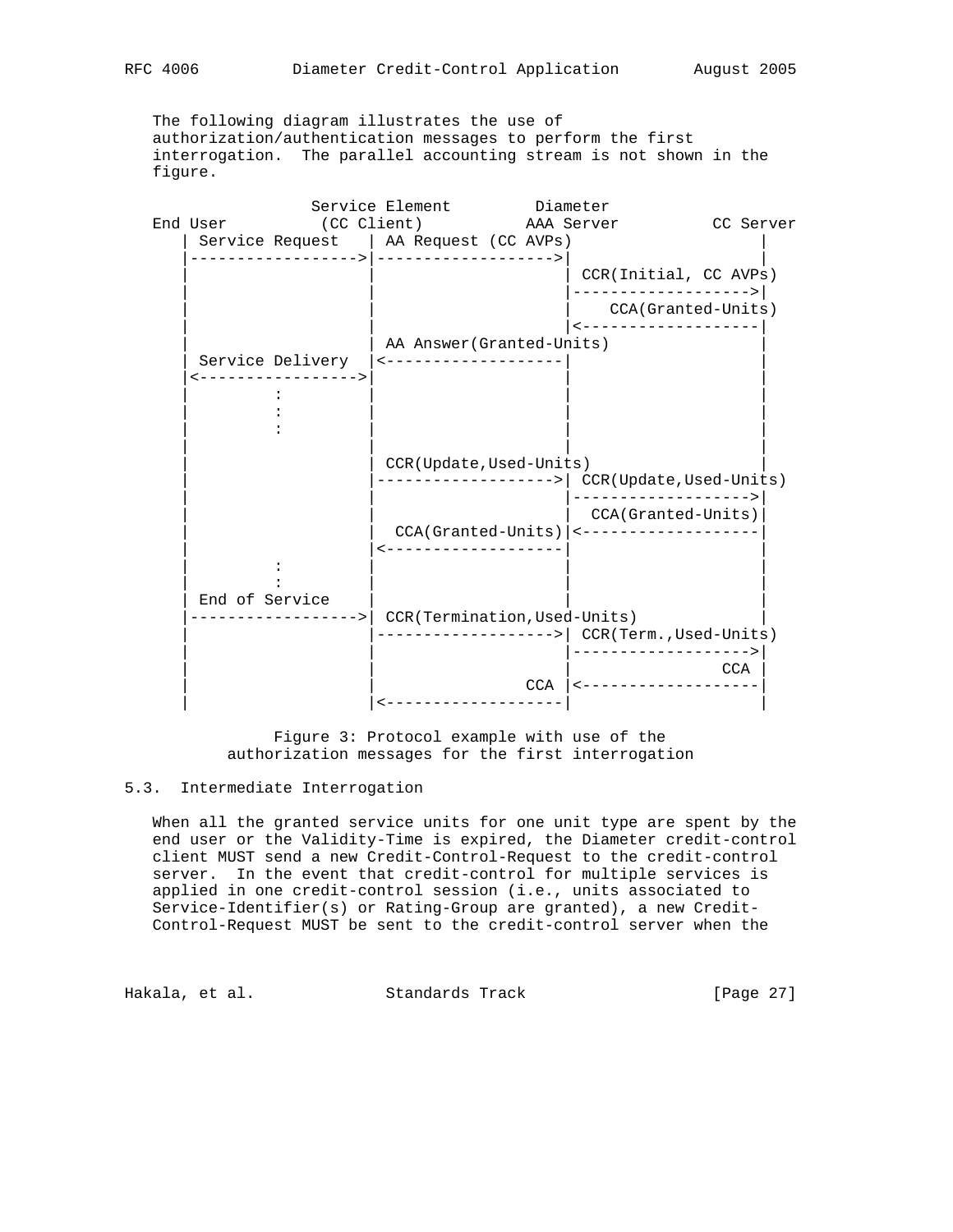The following diagram illustrates the use of authorization/authentication messages to perform the first interrogation. The parallel accounting stream is not shown in the figure.

```
                 Service Element         Diameter
End User          (CC Client)           AAA Server          CC Server
   | Service Request   | AA Request (CC AVPs)                    |
   |------------------>|------------------->|                    |
   |                   |                    | CCR(Initial, CC AVPs)
   |                   |                    |------------------->|
   |                   |                    |    CCA(Granted-Units)
   |                   |                    |<-------------------|
   |                   | AA Answer(Granted-Units)                |
   | Service Delivery  |<-------------------|                    |
   |<----------------->|                    |                    |
   |         :         |                    |                    |
   |         :         |                    |                    |
   |         :         |                    |                    |
   |                   |                    |                    |
   |                   | CCR(Update,Used-Units)                  |
   |                   |------------------->| CCR(Update,Used-Units)
   |                   |                    |------------------->|
   |                   |                    |  CCA(Granted-Units)|
   |                   |  CCA(Granted-Units)|<-------------------|
   |                   |<-------------------|                    |
   |         :         |                    |                    |
   |         :         |                    |                    |
   | End of Service    |                    |                    |
   |------------------>| CCR(Termination,Used-Units)             |
   |                   |------------------->| CCR(Term.,Used-Units)
   |                   |                    |------------------->|
   |                   |                    |                CCA |
   |                   |                CCA |<-------------------|
   |                   |<-------------------|                    |
```

Figure 3: Protocol example with use of the authorization messages for the first interrogation

## 5.3. Intermediate Interrogation

When all the granted service units for one unit type are spent by the end user or the Validity-Time is expired, the Diameter credit-control client MUST send a new Credit-Control-Request to the credit-control server. In the event that credit-control for multiple services is applied in one credit-control session (i.e., units associated to Service-Identifier(s) or Rating-Group are granted), a new Credit-Control-Request MUST be sent to the credit-control server when the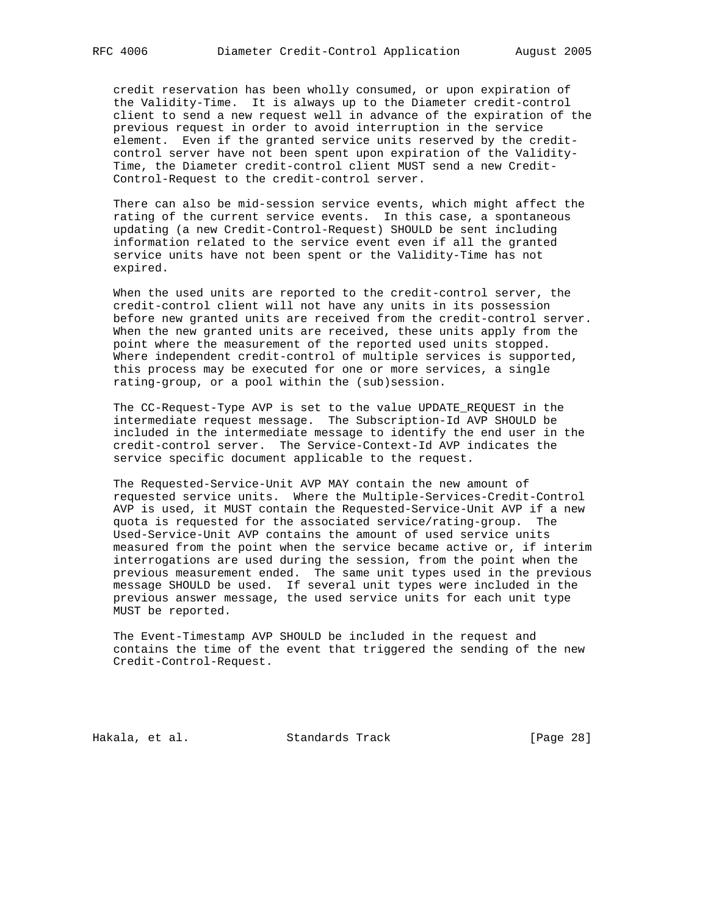credit reservation has been wholly consumed, or upon expiration of the Validity-Time. It is always up to the Diameter credit-control client to send a new request well in advance of the expiration of the previous request in order to avoid interruption in the service element. Even if the granted service units reserved by the credit-control server have not been spent upon expiration of the Validity-Time, the Diameter credit-control client MUST send a new Credit-Control-Request to the credit-control server.

There can also be mid-session service events, which might affect the rating of the current service events. In this case, a spontaneous updating (a new Credit-Control-Request) SHOULD be sent including information related to the service event even if all the granted service units have not been spent or the Validity-Time has not expired.

When the used units are reported to the credit-control server, the credit-control client will not have any units in its possession before new granted units are received from the credit-control server. When the new granted units are received, these units apply from the point where the measurement of the reported used units stopped. Where independent credit-control of multiple services is supported, this process may be executed for one or more services, a single rating-group, or a pool within the (sub)session.

The CC-Request-Type AVP is set to the value UPDATE_REQUEST in the intermediate request message. The Subscription-Id AVP SHOULD be included in the intermediate message to identify the end user in the credit-control server. The Service-Context-Id AVP indicates the service specific document applicable to the request.

The Requested-Service-Unit AVP MAY contain the new amount of requested service units. Where the Multiple-Services-Credit-Control AVP is used, it MUST contain the Requested-Service-Unit AVP if a new quota is requested for the associated service/rating-group. The Used-Service-Unit AVP contains the amount of used service units measured from the point when the service became active or, if interim interrogations are used during the session, from the point when the previous measurement ended. The same unit types used in the previous message SHOULD be used. If several unit types were included in the previous answer message, the used service units for each unit type MUST be reported.

The Event-Timestamp AVP SHOULD be included in the request and contains the time of the event that triggered the sending of the new Credit-Control-Request.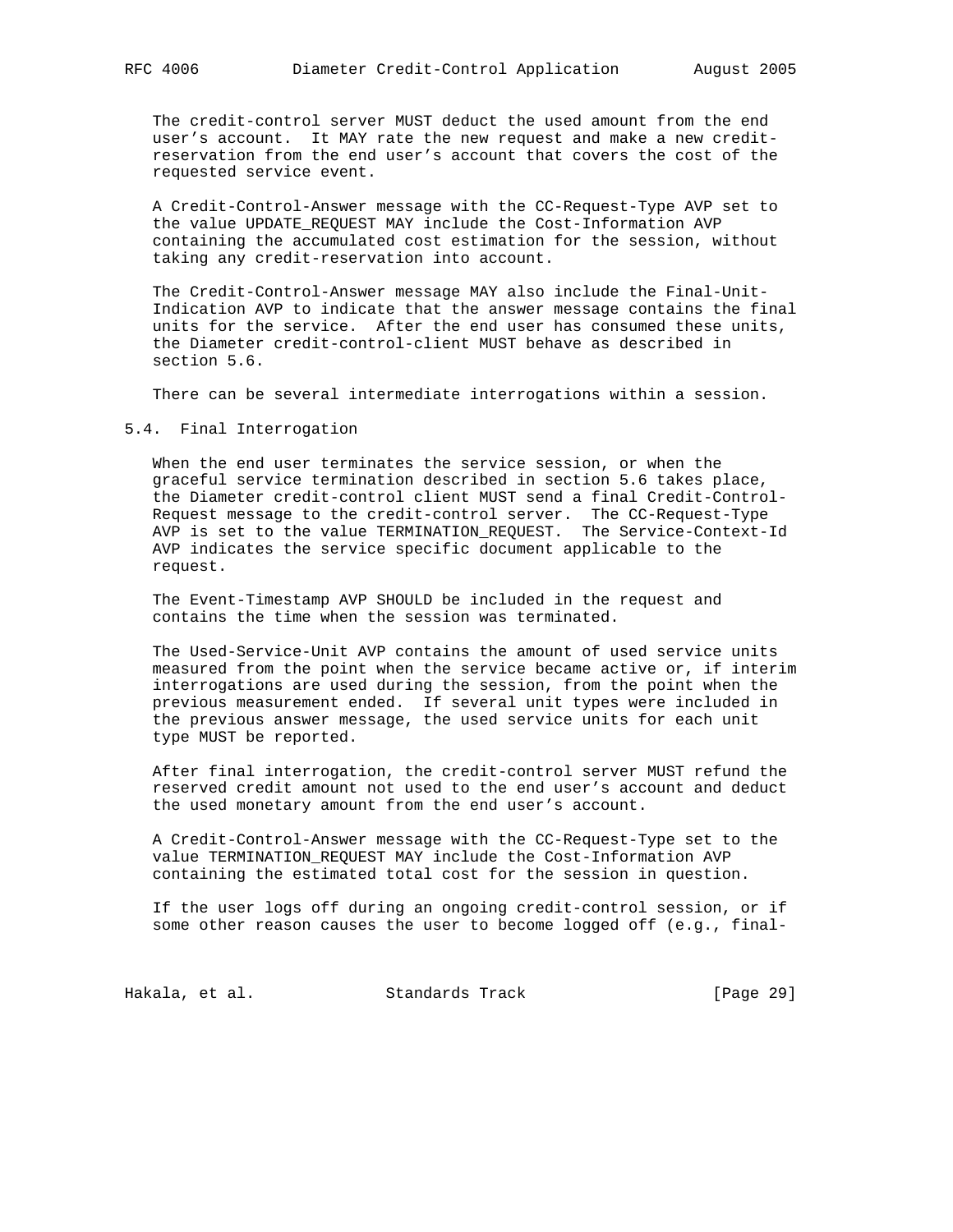The credit-control server MUST deduct the used amount from the end user's account. It MAY rate the new request and make a new credit-reservation from the end user's account that covers the cost of the requested service event.

A Credit-Control-Answer message with the CC-Request-Type AVP set to the value UPDATE_REQUEST MAY include the Cost-Information AVP containing the accumulated cost estimation for the session, without taking any credit-reservation into account.

The Credit-Control-Answer message MAY also include the Final-Unit-Indication AVP to indicate that the answer message contains the final units for the service. After the end user has consumed these units, the Diameter credit-control-client MUST behave as described in section 5.6.

There can be several intermediate interrogations within a session.

## 5.4. Final Interrogation

When the end user terminates the service session, or when the graceful service termination described in section 5.6 takes place, the Diameter credit-control client MUST send a final Credit-Control-Request message to the credit-control server. The CC-Request-Type AVP is set to the value TERMINATION_REQUEST. The Service-Context-Id AVP indicates the service specific document applicable to the request.

The Event-Timestamp AVP SHOULD be included in the request and contains the time when the session was terminated.

The Used-Service-Unit AVP contains the amount of used service units measured from the point when the service became active or, if interim interrogations are used during the session, from the point when the previous measurement ended. If several unit types were included in the previous answer message, the used service units for each unit type MUST be reported.

After final interrogation, the credit-control server MUST refund the reserved credit amount not used to the end user's account and deduct the used monetary amount from the end user's account.

A Credit-Control-Answer message with the CC-Request-Type set to the value TERMINATION_REQUEST MAY include the Cost-Information AVP containing the estimated total cost for the session in question.

If the user logs off during an ongoing credit-control session, or if some other reason causes the user to become logged off (e.g., final-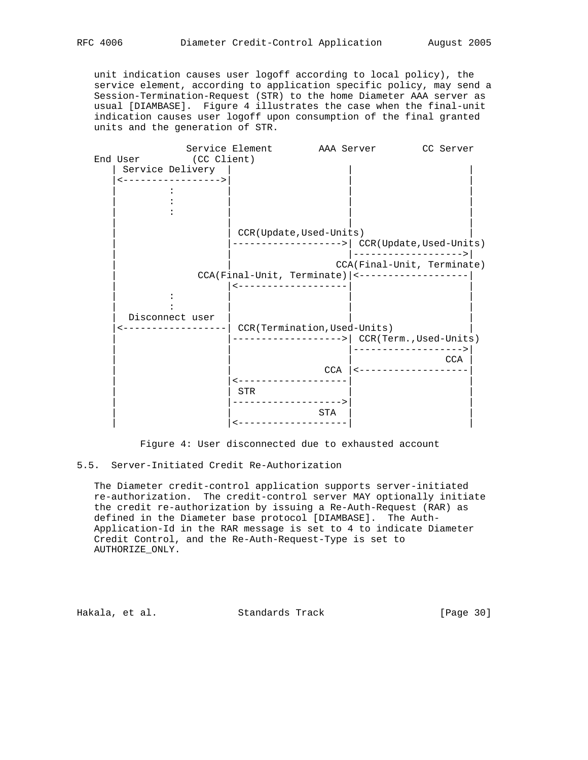unit indication causes user logoff according to local policy), the service element, according to application specific policy, may send a Session-Termination-Request (STR) to the home Diameter AAA server as usual [DIAMBASE]. Figure 4 illustrates the case when the final-unit indication causes user logoff upon consumption of the final granted units and the generation of STR.

```
                 Service Element        AAA Server        CC Server
End User         (CC Client)
   | Service Delivery  |                    |                    |
   |<----------------->|                    |                    |
   |         :         |                    |                    |
   |         :         |                    |                    |
   |         :         |                    |                    |
   |                   |                    |                    |
   |                   | CCR(Update,Used-Units)                  |
   |                   |------------------->| CCR(Update,Used-Units)
   |                   |                    |------------------->|
   |                   |                  CCA(Final-Unit, Terminate)
   |              CCA(Final-Unit, Terminate)|<-------------------|
   |                   |<-------------------|                    |
   |         :         |                    |                    |
   |         :         |                    |                    |
   |  Disconnect user  |                    |                    |
   |<------------------| CCR(Termination,Used-Units)             |
   |                   |------------------->| CCR(Term.,Used-Units)
   |                   |                    |------------------->|
   |                   |                    |                CCA |
   |                   |                CCA |<-------------------|
   |                   |<-------------------|                    |
   |                   | STR                |                    |
   |                   |------------------->|                    |
   |                   |                STA |                    |
   |                   |<-------------------|                    |
```

Figure 4: User disconnected due to exhausted account

## 5.5. Server-Initiated Credit Re-Authorization

The Diameter credit-control application supports server-initiated re-authorization. The credit-control server MAY optionally initiate the credit re-authorization by issuing a Re-Auth-Request (RAR) as defined in the Diameter base protocol [DIAMBASE]. The Auth-Application-Id in the RAR message is set to 4 to indicate Diameter Credit Control, and the Re-Auth-Request-Type is set to AUTHORIZE_ONLY.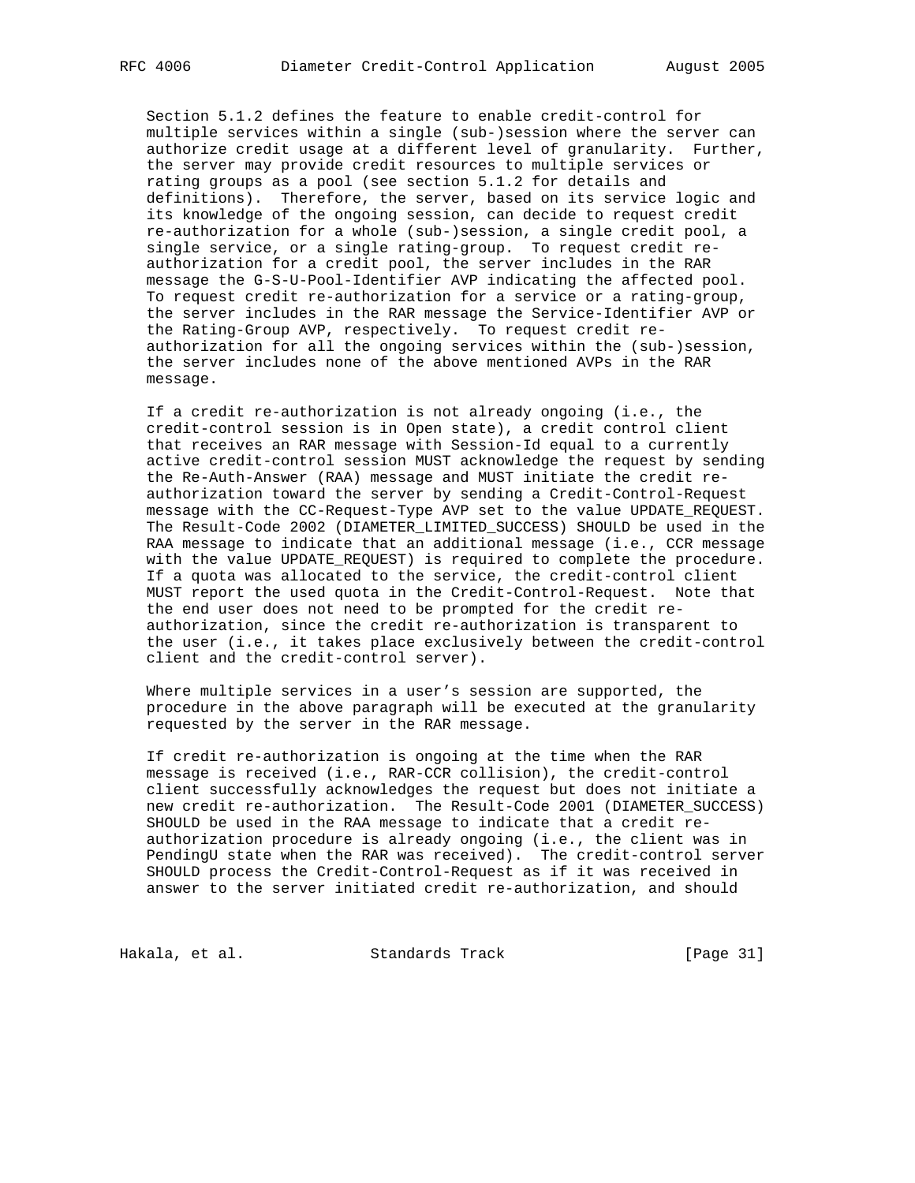Section 5.1.2 defines the feature to enable credit-control for multiple services within a single (sub-)session where the server can authorize credit usage at a different level of granularity. Further, the server may provide credit resources to multiple services or rating groups as a pool (see section 5.1.2 for details and definitions). Therefore, the server, based on its service logic and its knowledge of the ongoing session, can decide to request credit re-authorization for a whole (sub-)session, a single credit pool, a single service, or a single rating-group. To request credit re-authorization for a credit pool, the server includes in the RAR message the G-S-U-Pool-Identifier AVP indicating the affected pool. To request credit re-authorization for a service or a rating-group, the server includes in the RAR message the Service-Identifier AVP or the Rating-Group AVP, respectively. To request credit re-authorization for all the ongoing services within the (sub-)session, the server includes none of the above mentioned AVPs in the RAR message.

If a credit re-authorization is not already ongoing (i.e., the credit-control session is in Open state), a credit control client that receives an RAR message with Session-Id equal to a currently active credit-control session MUST acknowledge the request by sending the Re-Auth-Answer (RAA) message and MUST initiate the credit re-authorization toward the server by sending a Credit-Control-Request message with the CC-Request-Type AVP set to the value UPDATE_REQUEST. The Result-Code 2002 (DIAMETER_LIMITED_SUCCESS) SHOULD be used in the RAA message to indicate that an additional message (i.e., CCR message with the value UPDATE_REQUEST) is required to complete the procedure. If a quota was allocated to the service, the credit-control client MUST report the used quota in the Credit-Control-Request. Note that the end user does not need to be prompted for the credit re-authorization, since the credit re-authorization is transparent to the user (i.e., it takes place exclusively between the credit-control client and the credit-control server).

Where multiple services in a user's session are supported, the procedure in the above paragraph will be executed at the granularity requested by the server in the RAR message.

If credit re-authorization is ongoing at the time when the RAR message is received (i.e., RAR-CCR collision), the credit-control client successfully acknowledges the request but does not initiate a new credit re-authorization. The Result-Code 2001 (DIAMETER_SUCCESS) SHOULD be used in the RAA message to indicate that a credit re-authorization procedure is already ongoing (i.e., the client was in PendingU state when the RAR was received). The credit-control server SHOULD process the Credit-Control-Request as if it was received in answer to the server initiated credit re-authorization, and should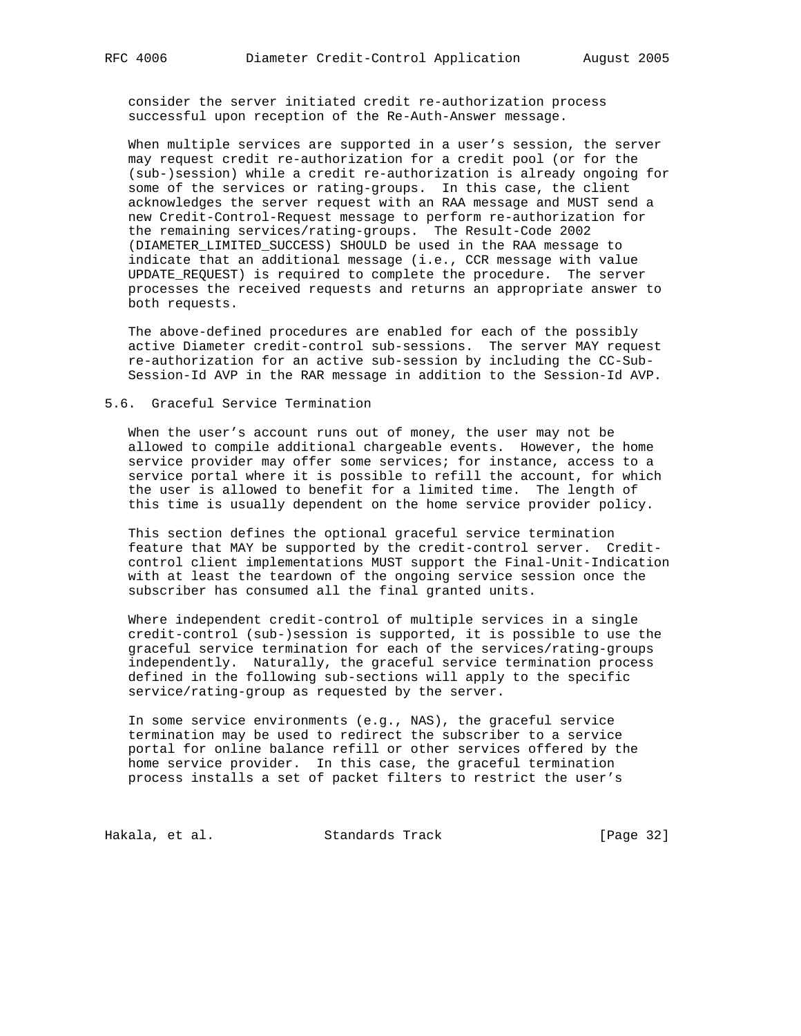consider the server initiated credit re-authorization process successful upon reception of the Re-Auth-Answer message.

When multiple services are supported in a user's session, the server may request credit re-authorization for a credit pool (or for the (sub-)session) while a credit re-authorization is already ongoing for some of the services or rating-groups. In this case, the client acknowledges the server request with an RAA message and MUST send a new Credit-Control-Request message to perform re-authorization for the remaining services/rating-groups. The Result-Code 2002 (DIAMETER_LIMITED_SUCCESS) SHOULD be used in the RAA message to indicate that an additional message (i.e., CCR message with value UPDATE_REQUEST) is required to complete the procedure. The server processes the received requests and returns an appropriate answer to both requests.

The above-defined procedures are enabled for each of the possibly active Diameter credit-control sub-sessions. The server MAY request re-authorization for an active sub-session by including the CC-Sub-Session-Id AVP in the RAR message in addition to the Session-Id AVP.

## 5.6. Graceful Service Termination

When the user's account runs out of money, the user may not be allowed to compile additional chargeable events. However, the home service provider may offer some services; for instance, access to a service portal where it is possible to refill the account, for which the user is allowed to benefit for a limited time. The length of this time is usually dependent on the home service provider policy.

This section defines the optional graceful service termination feature that MAY be supported by the credit-control server. Credit-control client implementations MUST support the Final-Unit-Indication with at least the teardown of the ongoing service session once the subscriber has consumed all the final granted units.

Where independent credit-control of multiple services in a single credit-control (sub-)session is supported, it is possible to use the graceful service termination for each of the services/rating-groups independently. Naturally, the graceful service termination process defined in the following sub-sections will apply to the specific service/rating-group as requested by the server.

In some service environments (e.g., NAS), the graceful service termination may be used to redirect the subscriber to a service portal for online balance refill or other services offered by the home service provider. In this case, the graceful termination process installs a set of packet filters to restrict the user's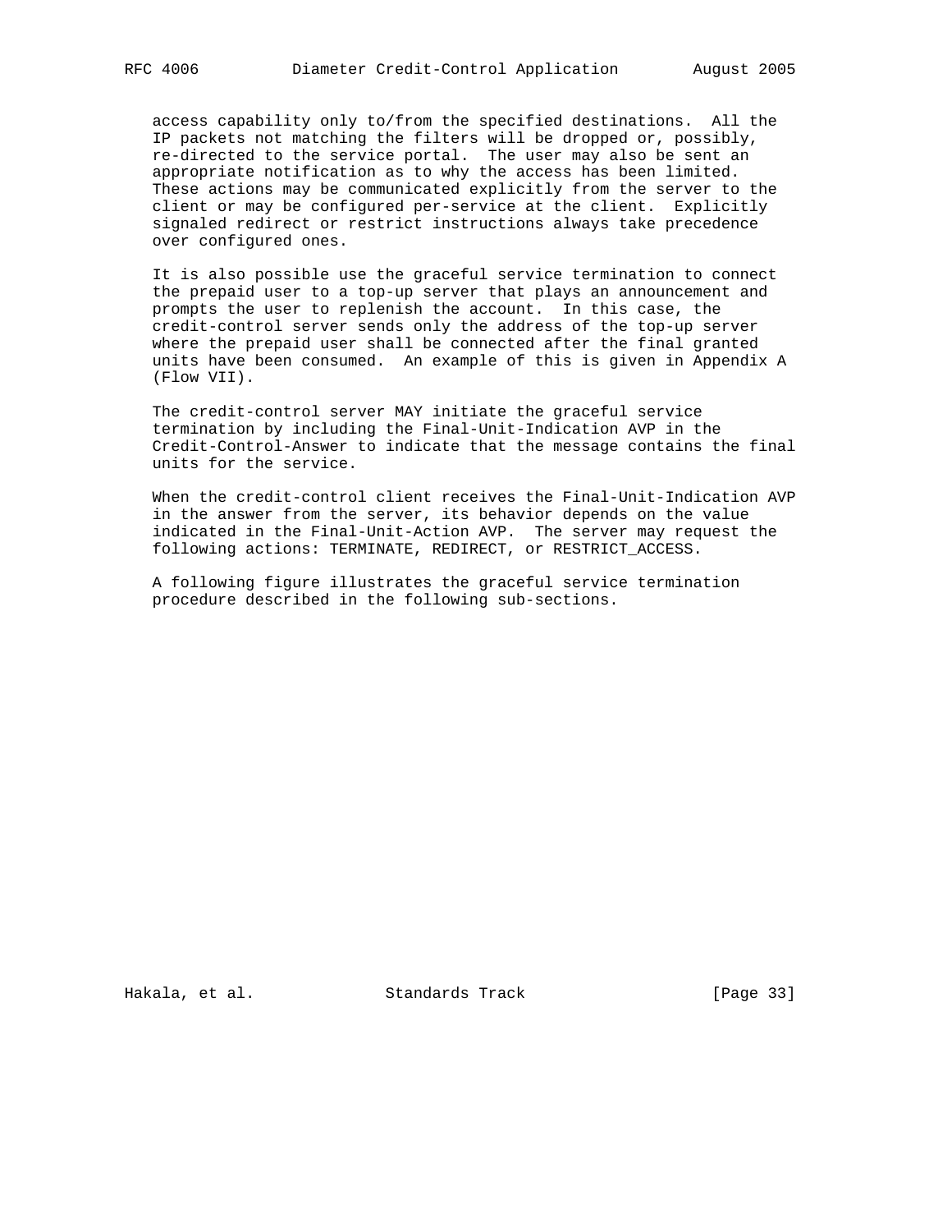access capability only to/from the specified destinations. All the IP packets not matching the filters will be dropped or, possibly, re-directed to the service portal. The user may also be sent an appropriate notification as to why the access has been limited. These actions may be communicated explicitly from the server to the client or may be configured per-service at the client. Explicitly signaled redirect or restrict instructions always take precedence over configured ones.

It is also possible use the graceful service termination to connect the prepaid user to a top-up server that plays an announcement and prompts the user to replenish the account. In this case, the credit-control server sends only the address of the top-up server where the prepaid user shall be connected after the final granted units have been consumed. An example of this is given in Appendix A (Flow VII).

The credit-control server MAY initiate the graceful service termination by including the Final-Unit-Indication AVP in the Credit-Control-Answer to indicate that the message contains the final units for the service.

When the credit-control client receives the Final-Unit-Indication AVP in the answer from the server, its behavior depends on the value indicated in the Final-Unit-Action AVP. The server may request the following actions: TERMINATE, REDIRECT, or RESTRICT_ACCESS.

A following figure illustrates the graceful service termination procedure described in the following sub-sections.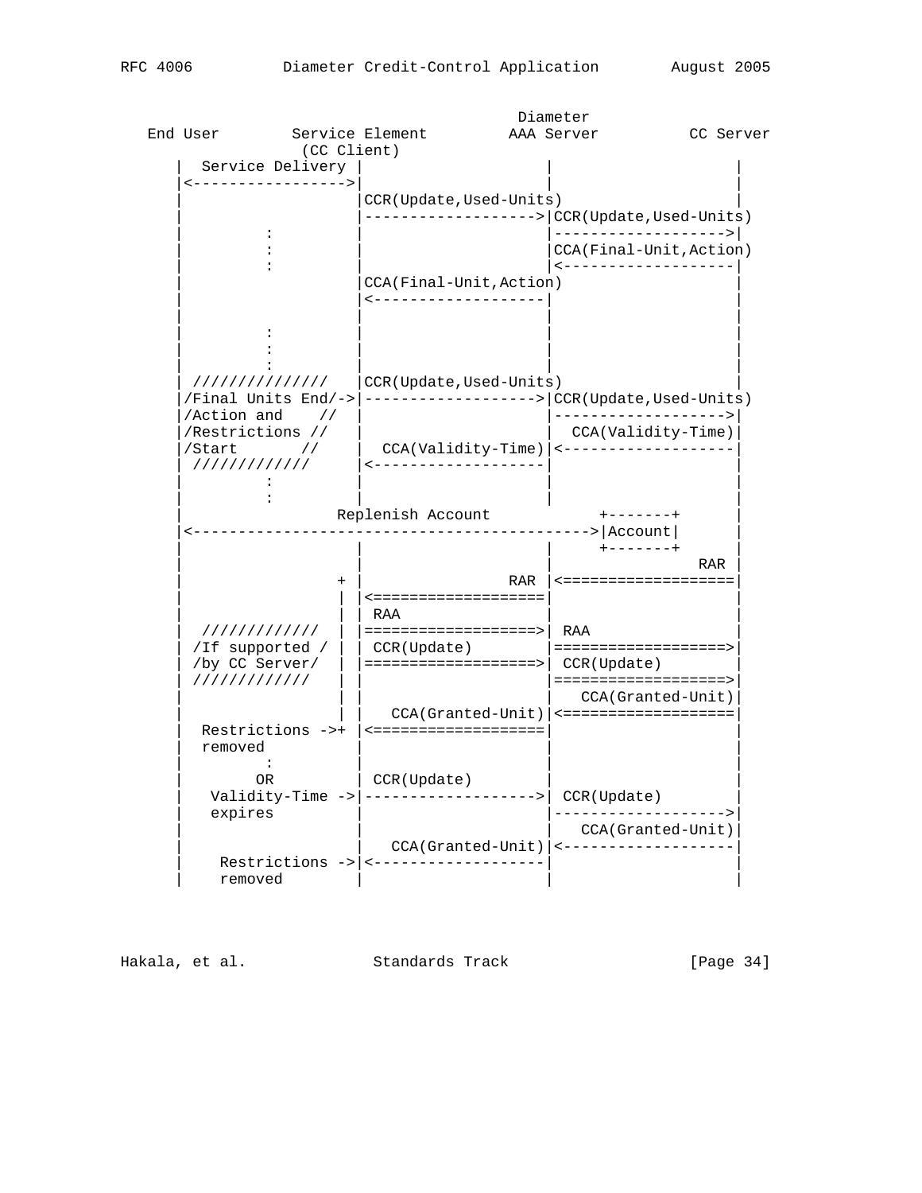```
                                               Diameter
   End User        Service Element         AAA Server          CC Server
                     (CC Client)
      |  Service Delivery |                    |                    |
      |<----------------->|                    |                    |
      |                   |CCR(Update,Used-Units)                   |
      |                   |------------------->|CCR(Update,Used-Units)
      |         :         |                    |------------------->|
      |         :         |                    |CCA(Final-Unit,Action)
      |         :         |                    |<-------------------|
      |                   |CCA(Final-Unit,Action)                   |
      |                   |<-------------------|                    |
      |                   |                    |                    |
      |         :         |                    |                    |
      |         :         |                    |                    |
      |         :         |                    |                    |
      | //////////////    |CCR(Update,Used-Units)                   |
      |/Final Units End/->|------------------->|CCR(Update,Used-Units)
      |/Action and    //  |                    |------------------->|
      |/Restrictions //   |                    |  CCA(Validity-Time)|
      |/Start       //    |  CCA(Validity-Time)|<-------------------|
      | /////////////     |<-------------------|                    |
      |         :         |                    |                    |
      |         :         |                    |                    |
      |                Replenish Account            +-------+       |
      |<------------------------------------------->|Account|       |
      |                   |                    |    +-------+       |
      |                   |                    |                RAR |
      |                 + |                RAR |<===================|
      |                 | |<===================|                    |
      |                 | | RAA                |                    |
      |  /////////////  | |===================>| RAA                |
      | /If supported / | | CCR(Update)        |===================>|
      | /by CC Server/  | |===================>| CCR(Update)        |
      | /////////////   | |                    |===================>|
      |                 | |                    |   CCA(Granted-Unit)|
      |                 | |   CCA(Granted-Unit)|<===================|
      |  Restrictions ->+ |<===================|                    |
      |  removed          |                    |                    |
      |         :         |                    |                    |
      |        OR         | CCR(Update)        |                    |
      |   Validity-Time ->|------------------->| CCR(Update)        |
      |   expires         |                    |------------------->|
      |                   |                    |   CCA(Granted-Unit)|
      |                   |   CCA(Granted-Unit)|<-------------------|
      |    Restrictions ->|<-------------------|                    |
      |    removed        |                    |                    |
```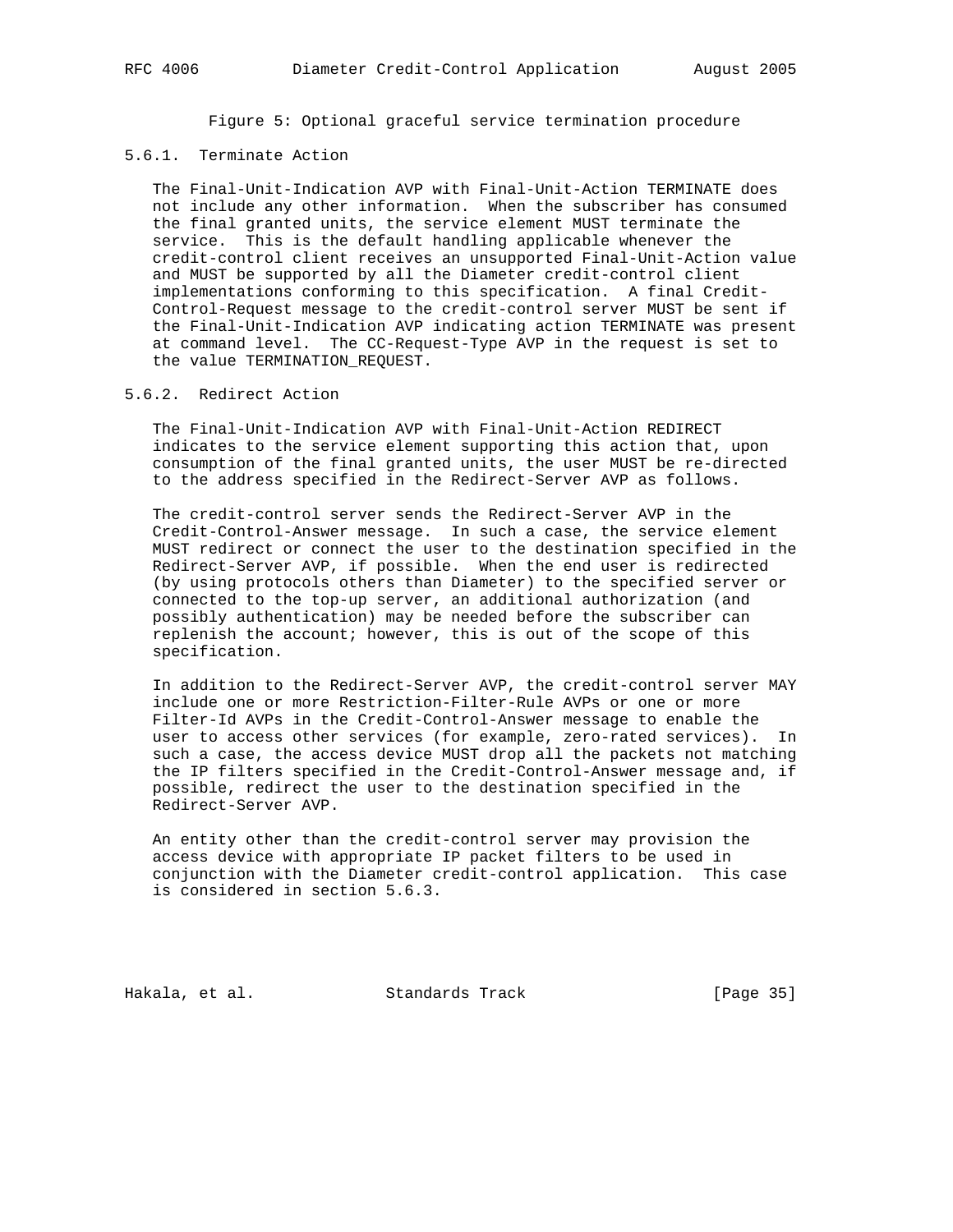Figure 5: Optional graceful service termination procedure

### 5.6.1. Terminate Action

The Final-Unit-Indication AVP with Final-Unit-Action TERMINATE does not include any other information. When the subscriber has consumed the final granted units, the service element MUST terminate the service. This is the default handling applicable whenever the credit-control client receives an unsupported Final-Unit-Action value and MUST be supported by all the Diameter credit-control client implementations conforming to this specification. A final Credit-Control-Request message to the credit-control server MUST be sent if the Final-Unit-Indication AVP indicating action TERMINATE was present at command level. The CC-Request-Type AVP in the request is set to the value TERMINATION_REQUEST.

### 5.6.2. Redirect Action

The Final-Unit-Indication AVP with Final-Unit-Action REDIRECT indicates to the service element supporting this action that, upon consumption of the final granted units, the user MUST be re-directed to the address specified in the Redirect-Server AVP as follows.

The credit-control server sends the Redirect-Server AVP in the Credit-Control-Answer message. In such a case, the service element MUST redirect or connect the user to the destination specified in the Redirect-Server AVP, if possible. When the end user is redirected (by using protocols others than Diameter) to the specified server or connected to the top-up server, an additional authorization (and possibly authentication) may be needed before the subscriber can replenish the account; however, this is out of the scope of this specification.

In addition to the Redirect-Server AVP, the credit-control server MAY include one or more Restriction-Filter-Rule AVPs or one or more Filter-Id AVPs in the Credit-Control-Answer message to enable the user to access other services (for example, zero-rated services). In such a case, the access device MUST drop all the packets not matching the IP filters specified in the Credit-Control-Answer message and, if possible, redirect the user to the destination specified in the Redirect-Server AVP.

An entity other than the credit-control server may provision the access device with appropriate IP packet filters to be used in conjunction with the Diameter credit-control application. This case is considered in section 5.6.3.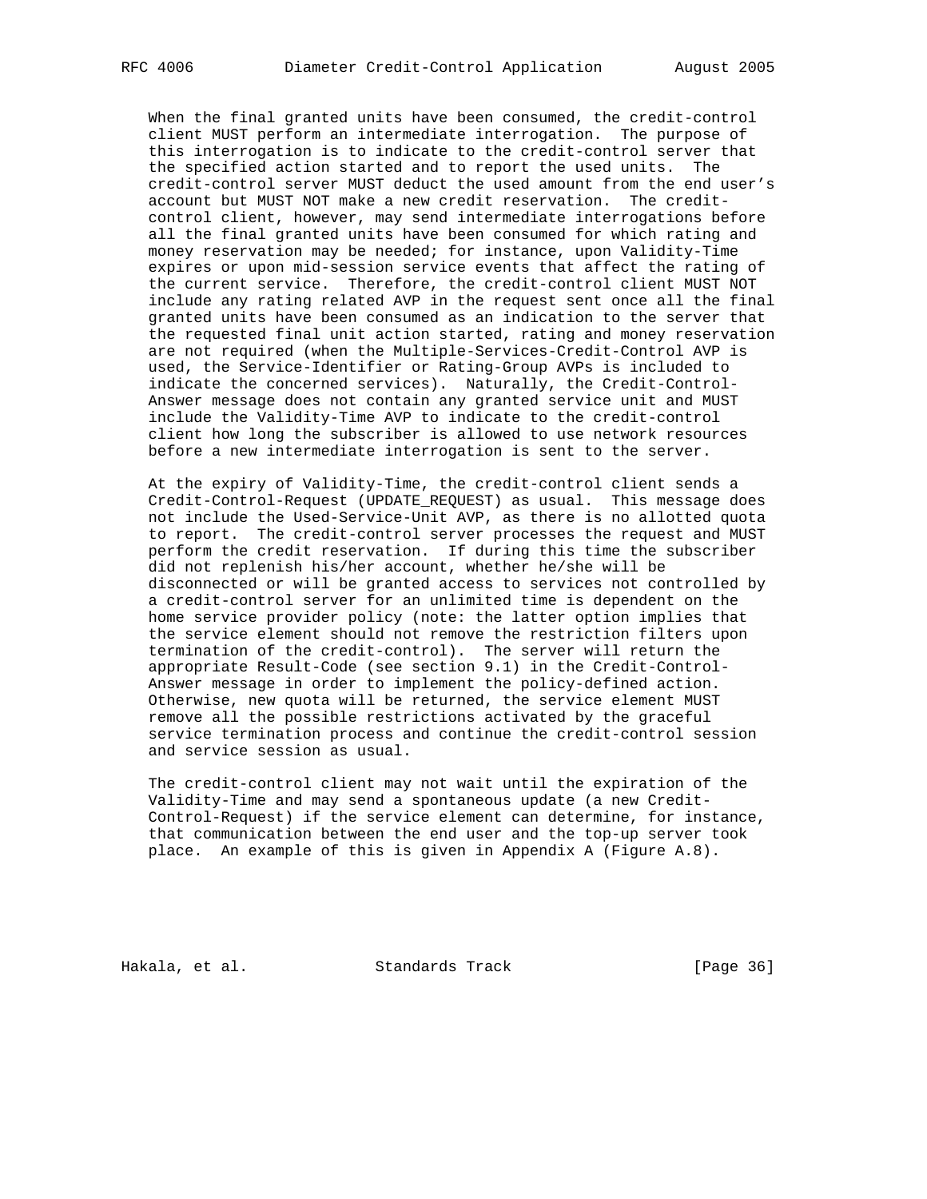When the final granted units have been consumed, the credit-control client MUST perform an intermediate interrogation. The purpose of this interrogation is to indicate to the credit-control server that the specified action started and to report the used units. The credit-control server MUST deduct the used amount from the end user's account but MUST NOT make a new credit reservation. The credit-control client, however, may send intermediate interrogations before all the final granted units have been consumed for which rating and money reservation may be needed; for instance, upon Validity-Time expires or upon mid-session service events that affect the rating of the current service. Therefore, the credit-control client MUST NOT include any rating related AVP in the request sent once all the final granted units have been consumed as an indication to the server that the requested final unit action started, rating and money reservation are not required (when the Multiple-Services-Credit-Control AVP is used, the Service-Identifier or Rating-Group AVPs is included to indicate the concerned services). Naturally, the Credit-Control-Answer message does not contain any granted service unit and MUST include the Validity-Time AVP to indicate to the credit-control client how long the subscriber is allowed to use network resources before a new intermediate interrogation is sent to the server.

At the expiry of Validity-Time, the credit-control client sends a Credit-Control-Request (UPDATE_REQUEST) as usual. This message does not include the Used-Service-Unit AVP, as there is no allotted quota to report. The credit-control server processes the request and MUST perform the credit reservation. If during this time the subscriber did not replenish his/her account, whether he/she will be disconnected or will be granted access to services not controlled by a credit-control server for an unlimited time is dependent on the home service provider policy (note: the latter option implies that the service element should not remove the restriction filters upon termination of the credit-control). The server will return the appropriate Result-Code (see section 9.1) in the Credit-Control-Answer message in order to implement the policy-defined action. Otherwise, new quota will be returned, the service element MUST remove all the possible restrictions activated by the graceful service termination process and continue the credit-control session and service session as usual.

The credit-control client may not wait until the expiration of the Validity-Time and may send a spontaneous update (a new Credit-Control-Request) if the service element can determine, for instance, that communication between the end user and the top-up server took place. An example of this is given in Appendix A (Figure A.8).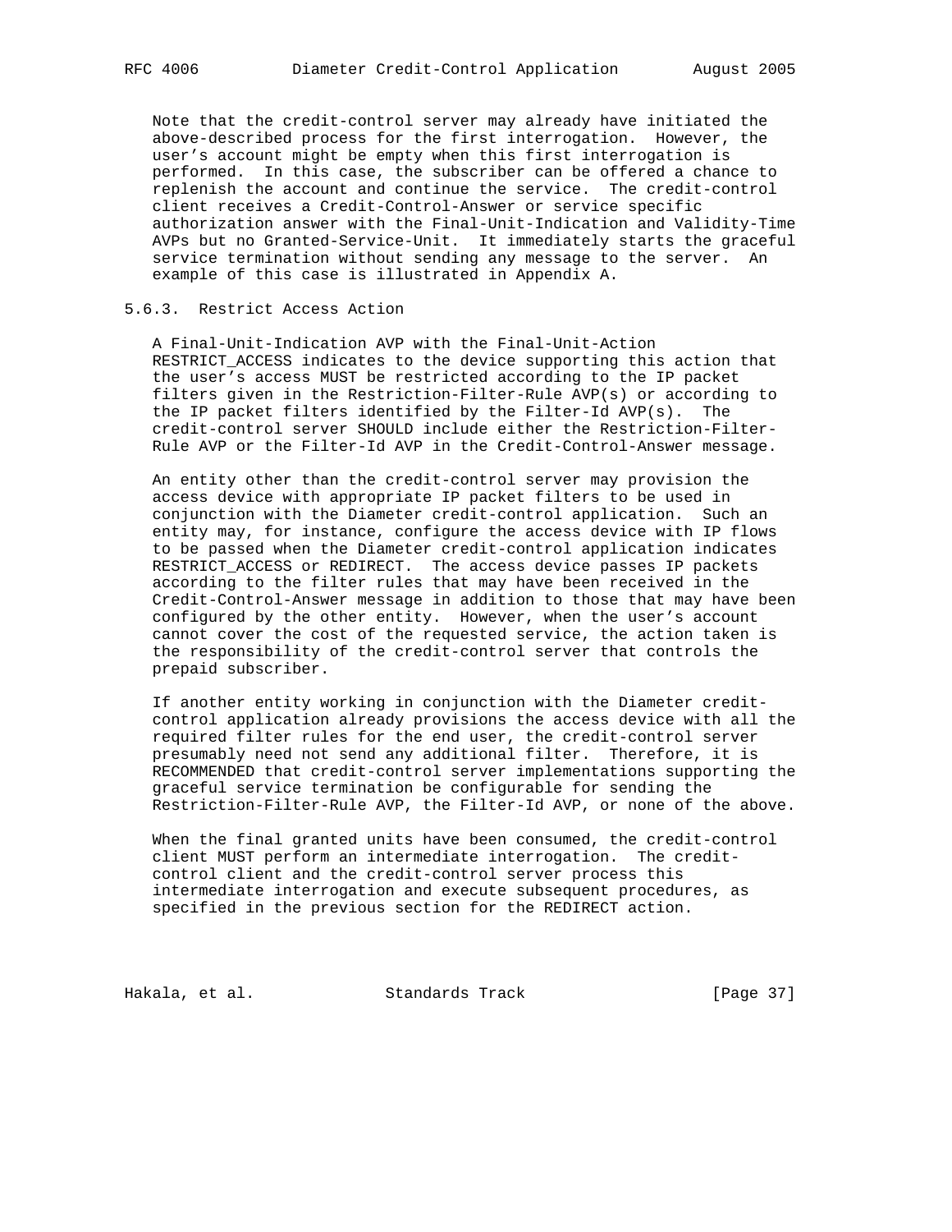Note that the credit-control server may already have initiated the above-described process for the first interrogation. However, the user's account might be empty when this first interrogation is performed. In this case, the subscriber can be offered a chance to replenish the account and continue the service. The credit-control client receives a Credit-Control-Answer or service specific authorization answer with the Final-Unit-Indication and Validity-Time AVPs but no Granted-Service-Unit. It immediately starts the graceful service termination without sending any message to the server. An example of this case is illustrated in Appendix A.

### 5.6.3. Restrict Access Action

A Final-Unit-Indication AVP with the Final-Unit-Action RESTRICT_ACCESS indicates to the device supporting this action that the user's access MUST be restricted according to the IP packet filters given in the Restriction-Filter-Rule AVP(s) or according to the IP packet filters identified by the Filter-Id AVP(s). The credit-control server SHOULD include either the Restriction-Filter-Rule AVP or the Filter-Id AVP in the Credit-Control-Answer message.

An entity other than the credit-control server may provision the access device with appropriate IP packet filters to be used in conjunction with the Diameter credit-control application. Such an entity may, for instance, configure the access device with IP flows to be passed when the Diameter credit-control application indicates RESTRICT_ACCESS or REDIRECT. The access device passes IP packets according to the filter rules that may have been received in the Credit-Control-Answer message in addition to those that may have been configured by the other entity. However, when the user's account cannot cover the cost of the requested service, the action taken is the responsibility of the credit-control server that controls the prepaid subscriber.

If another entity working in conjunction with the Diameter credit-control application already provisions the access device with all the required filter rules for the end user, the credit-control server presumably need not send any additional filter. Therefore, it is RECOMMENDED that credit-control server implementations supporting the graceful service termination be configurable for sending the Restriction-Filter-Rule AVP, the Filter-Id AVP, or none of the above.

When the final granted units have been consumed, the credit-control client MUST perform an intermediate interrogation. The credit-control client and the credit-control server process this intermediate interrogation and execute subsequent procedures, as specified in the previous section for the REDIRECT action.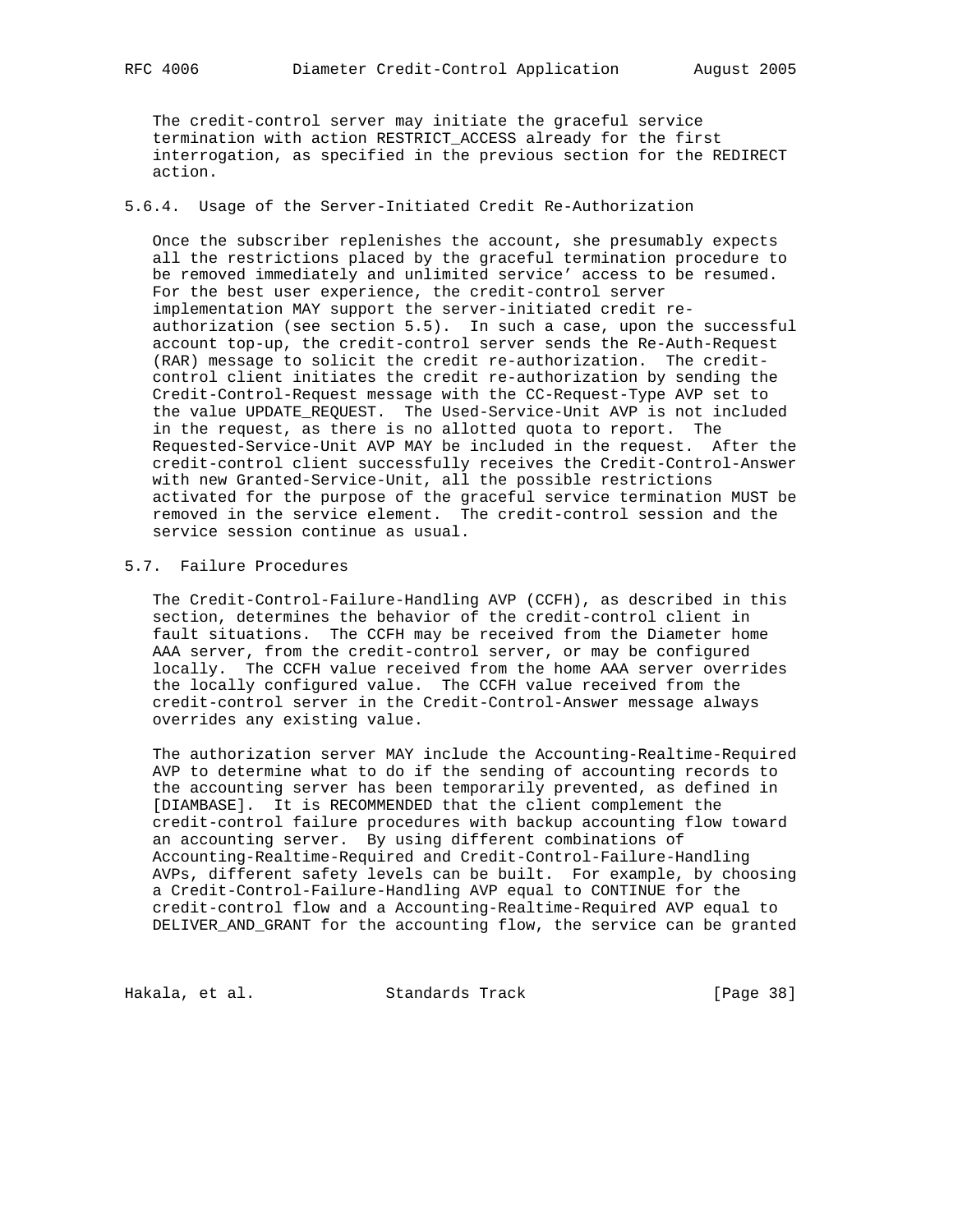The credit-control server may initiate the graceful service termination with action RESTRICT_ACCESS already for the first interrogation, as specified in the previous section for the REDIRECT action.

### 5.6.4. Usage of the Server-Initiated Credit Re-Authorization

Once the subscriber replenishes the account, she presumably expects all the restrictions placed by the graceful termination procedure to be removed immediately and unlimited service' access to be resumed. For the best user experience, the credit-control server implementation MAY support the server-initiated credit re-authorization (see section 5.5). In such a case, upon the successful account top-up, the credit-control server sends the Re-Auth-Request (RAR) message to solicit the credit re-authorization. The credit-control client initiates the credit re-authorization by sending the Credit-Control-Request message with the CC-Request-Type AVP set to the value UPDATE_REQUEST. The Used-Service-Unit AVP is not included in the request, as there is no allotted quota to report. The Requested-Service-Unit AVP MAY be included in the request. After the credit-control client successfully receives the Credit-Control-Answer with new Granted-Service-Unit, all the possible restrictions activated for the purpose of the graceful service termination MUST be removed in the service element. The credit-control session and the service session continue as usual.

## 5.7. Failure Procedures

The Credit-Control-Failure-Handling AVP (CCFH), as described in this section, determines the behavior of the credit-control client in fault situations. The CCFH may be received from the Diameter home AAA server, from the credit-control server, or may be configured locally. The CCFH value received from the home AAA server overrides the locally configured value. The CCFH value received from the credit-control server in the Credit-Control-Answer message always overrides any existing value.

The authorization server MAY include the Accounting-Realtime-Required AVP to determine what to do if the sending of accounting records to the accounting server has been temporarily prevented, as defined in [DIAMBASE]. It is RECOMMENDED that the client complement the credit-control failure procedures with backup accounting flow toward an accounting server. By using different combinations of Accounting-Realtime-Required and Credit-Control-Failure-Handling AVPs, different safety levels can be built. For example, by choosing a Credit-Control-Failure-Handling AVP equal to CONTINUE for the credit-control flow and a Accounting-Realtime-Required AVP equal to DELIVER_AND_GRANT for the accounting flow, the service can be granted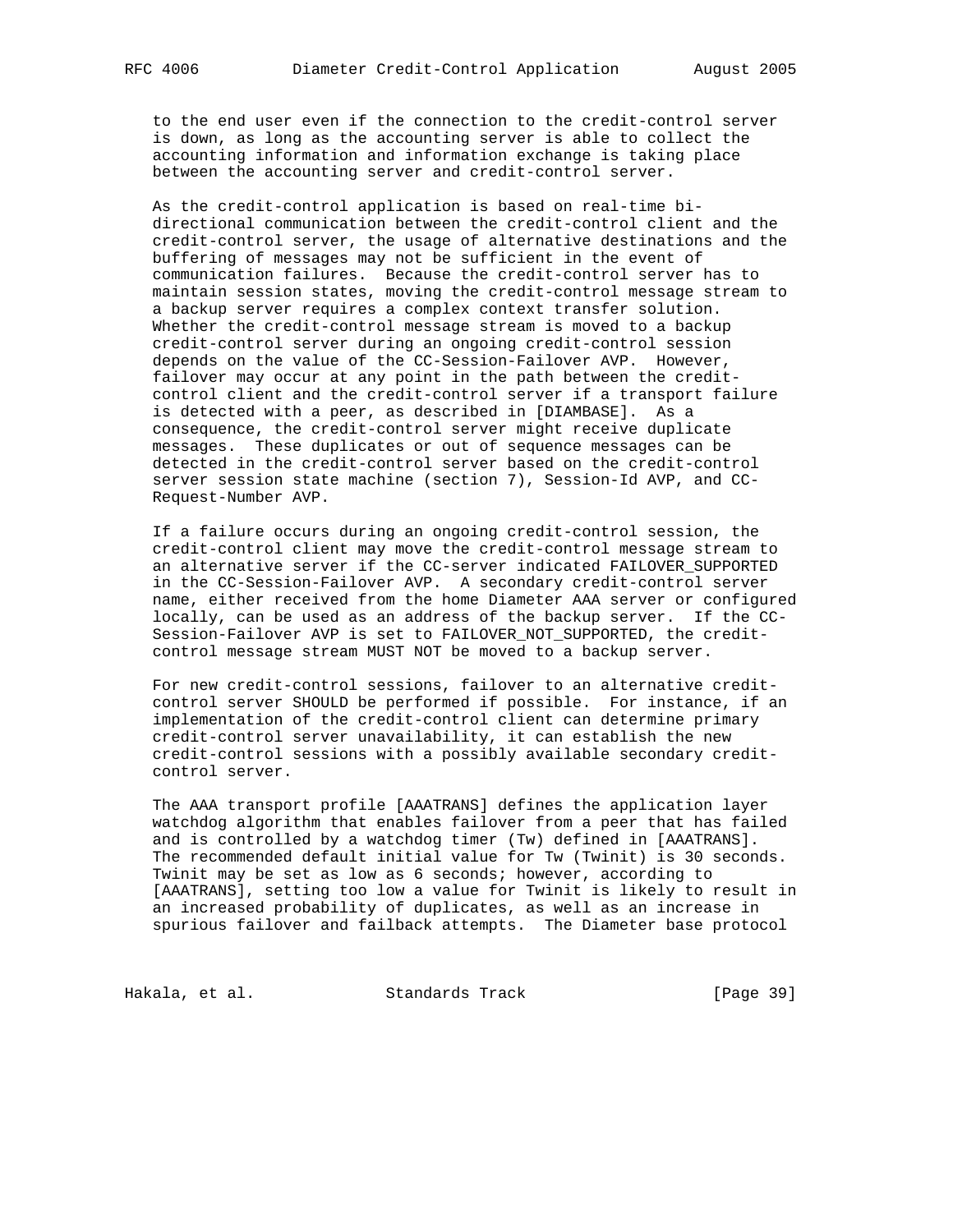to the end user even if the connection to the credit-control server is down, as long as the accounting server is able to collect the accounting information and information exchange is taking place between the accounting server and credit-control server.

As the credit-control application is based on real-time bi-directional communication between the credit-control client and the credit-control server, the usage of alternative destinations and the buffering of messages may not be sufficient in the event of communication failures. Because the credit-control server has to maintain session states, moving the credit-control message stream to a backup server requires a complex context transfer solution. Whether the credit-control message stream is moved to a backup credit-control server during an ongoing credit-control session depends on the value of the CC-Session-Failover AVP. However, failover may occur at any point in the path between the credit-control client and the credit-control server if a transport failure is detected with a peer, as described in [DIAMBASE]. As a consequence, the credit-control server might receive duplicate messages. These duplicates or out of sequence messages can be detected in the credit-control server based on the credit-control server session state machine (section 7), Session-Id AVP, and CC-Request-Number AVP.

If a failure occurs during an ongoing credit-control session, the credit-control client may move the credit-control message stream to an alternative server if the CC-server indicated FAILOVER_SUPPORTED in the CC-Session-Failover AVP. A secondary credit-control server name, either received from the home Diameter AAA server or configured locally, can be used as an address of the backup server. If the CC-Session-Failover AVP is set to FAILOVER_NOT_SUPPORTED, the credit-control message stream MUST NOT be moved to a backup server.

For new credit-control sessions, failover to an alternative credit-control server SHOULD be performed if possible. For instance, if an implementation of the credit-control client can determine primary credit-control server unavailability, it can establish the new credit-control sessions with a possibly available secondary credit-control server.

The AAA transport profile [AAATRANS] defines the application layer watchdog algorithm that enables failover from a peer that has failed and is controlled by a watchdog timer (Tw) defined in [AAATRANS]. The recommended default initial value for Tw (Twinit) is 30 seconds. Twinit may be set as low as 6 seconds; however, according to [AAATRANS], setting too low a value for Twinit is likely to result in an increased probability of duplicates, as well as an increase in spurious failover and failback attempts. The Diameter base protocol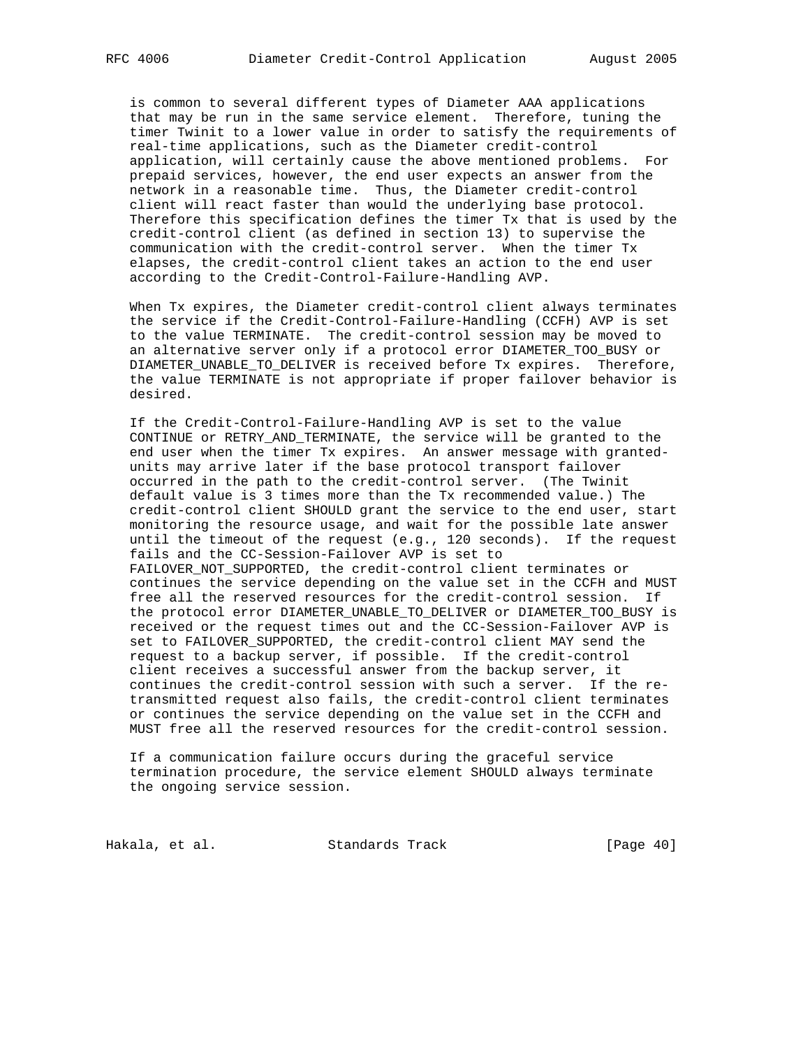is common to several different types of Diameter AAA applications that may be run in the same service element. Therefore, tuning the timer Twinit to a lower value in order to satisfy the requirements of real-time applications, such as the Diameter credit-control application, will certainly cause the above mentioned problems. For prepaid services, however, the end user expects an answer from the network in a reasonable time. Thus, the Diameter credit-control client will react faster than would the underlying base protocol. Therefore this specification defines the timer Tx that is used by the credit-control client (as defined in section 13) to supervise the communication with the credit-control server. When the timer Tx elapses, the credit-control client takes an action to the end user according to the Credit-Control-Failure-Handling AVP.

When Tx expires, the Diameter credit-control client always terminates the service if the Credit-Control-Failure-Handling (CCFH) AVP is set to the value TERMINATE. The credit-control session may be moved to an alternative server only if a protocol error DIAMETER_TOO_BUSY or DIAMETER_UNABLE_TO_DELIVER is received before Tx expires. Therefore, the value TERMINATE is not appropriate if proper failover behavior is desired.

If the Credit-Control-Failure-Handling AVP is set to the value CONTINUE or RETRY_AND_TERMINATE, the service will be granted to the end user when the timer Tx expires. An answer message with granted-units may arrive later if the base protocol transport failover occurred in the path to the credit-control server. (The Twinit default value is 3 times more than the Tx recommended value.) The credit-control client SHOULD grant the service to the end user, start monitoring the resource usage, and wait for the possible late answer until the timeout of the request (e.g., 120 seconds). If the request fails and the CC-Session-Failover AVP is set to FAILOVER_NOT_SUPPORTED, the credit-control client terminates or continues the service depending on the value set in the CCFH and MUST free all the reserved resources for the credit-control session. If the protocol error DIAMETER_UNABLE_TO_DELIVER or DIAMETER_TOO_BUSY is received or the request times out and the CC-Session-Failover AVP is set to FAILOVER_SUPPORTED, the credit-control client MAY send the request to a backup server, if possible. If the credit-control client receives a successful answer from the backup server, it continues the credit-control session with such a server. If the re-transmitted request also fails, the credit-control client terminates or continues the service depending on the value set in the CCFH and MUST free all the reserved resources for the credit-control session.

If a communication failure occurs during the graceful service termination procedure, the service element SHOULD always terminate the ongoing service session.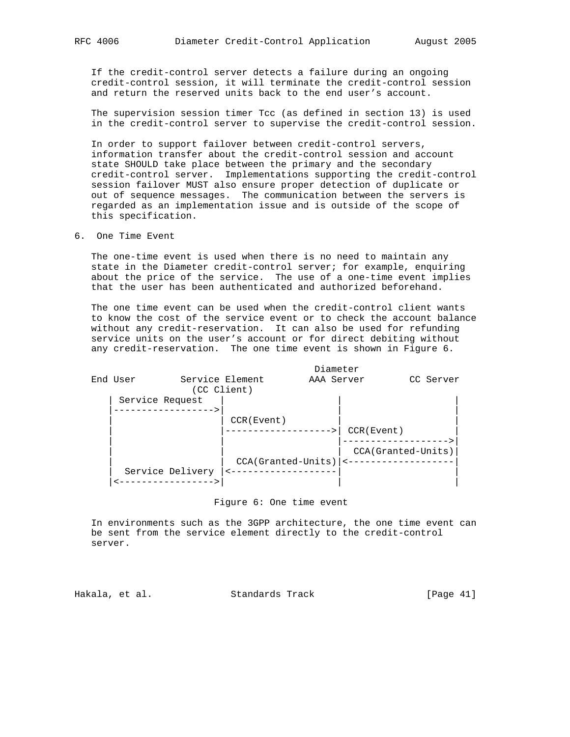If the credit-control server detects a failure during an ongoing credit-control session, it will terminate the credit-control session and return the reserved units back to the end user's account.

The supervision session timer Tcc (as defined in section 13) is used in the credit-control server to supervise the credit-control session.

In order to support failover between credit-control servers, information transfer about the credit-control session and account state SHOULD take place between the primary and the secondary credit-control server. Implementations supporting the credit-control session failover MUST also ensure proper detection of duplicate or out of sequence messages. The communication between the servers is regarded as an implementation issue and is outside of the scope of this specification.

## 6. One Time Event

The one-time event is used when there is no need to maintain any state in the Diameter credit-control server; for example, enquiring about the price of the service. The use of a one-time event implies that the user has been authenticated and authorized beforehand.

The one time event can be used when the credit-control client wants to know the cost of the service event or to check the account balance without any credit-reservation. It can also be used for refunding service units on the user's account or for direct debiting without any credit-reservation. The one time event is shown in Figure 6.

```
                                          Diameter
End User        Service Element        AAA Server        CC Server
                  (CC Client)
   | Service Request   |                   |                   |
   |------------------>|                   |                   |
   |                   | CCR(Event)        |                   |
   |                   |------------------>| CCR(Event)        |
   |                   |                   |------------------>|
   |                   |                   |  CCA(Granted-Units)|
   |                   |  CCA(Granted-Units)|<------------------|
   |  Service Delivery |<------------------|                   |
   |<----------------->|                   |                   |
```

Figure 6: One time event

In environments such as the 3GPP architecture, the one time event can be sent from the service element directly to the credit-control server.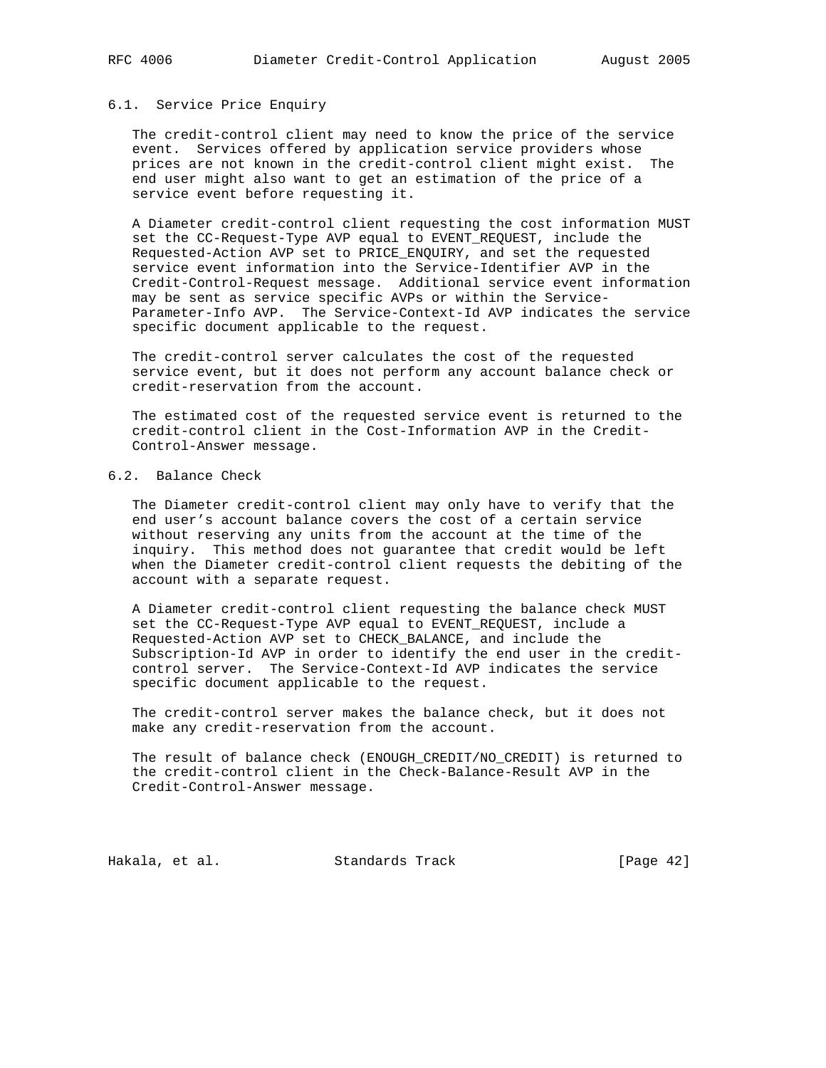### 6.1. Service Price Enquiry

The credit-control client may need to know the price of the service event. Services offered by application service providers whose prices are not known in the credit-control client might exist. The end user might also want to get an estimation of the price of a service event before requesting it.

A Diameter credit-control client requesting the cost information MUST set the CC-Request-Type AVP equal to EVENT_REQUEST, include the Requested-Action AVP set to PRICE_ENQUIRY, and set the requested service event information into the Service-Identifier AVP in the Credit-Control-Request message. Additional service event information may be sent as service specific AVPs or within the Service-Parameter-Info AVP. The Service-Context-Id AVP indicates the service specific document applicable to the request.

The credit-control server calculates the cost of the requested service event, but it does not perform any account balance check or credit-reservation from the account.

The estimated cost of the requested service event is returned to the credit-control client in the Cost-Information AVP in the Credit-Control-Answer message.

### 6.2. Balance Check

The Diameter credit-control client may only have to verify that the end user's account balance covers the cost of a certain service without reserving any units from the account at the time of the inquiry. This method does not guarantee that credit would be left when the Diameter credit-control client requests the debiting of the account with a separate request.

A Diameter credit-control client requesting the balance check MUST set the CC-Request-Type AVP equal to EVENT_REQUEST, include a Requested-Action AVP set to CHECK_BALANCE, and include the Subscription-Id AVP in order to identify the end user in the credit-control server. The Service-Context-Id AVP indicates the service specific document applicable to the request.

The credit-control server makes the balance check, but it does not make any credit-reservation from the account.

The result of balance check (ENOUGH_CREDIT/NO_CREDIT) is returned to the credit-control client in the Check-Balance-Result AVP in the Credit-Control-Answer message.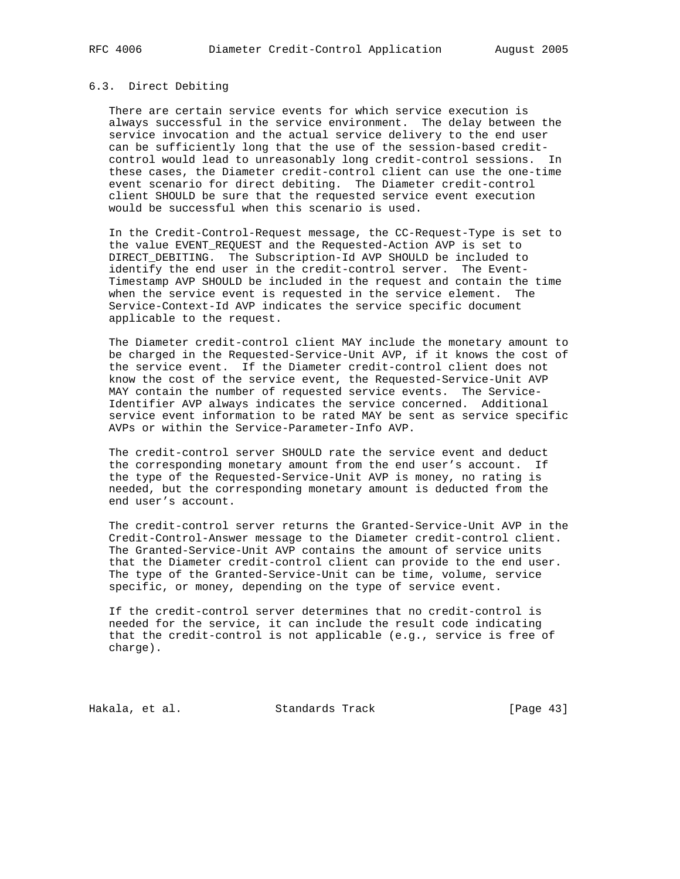## 6.3. Direct Debiting

There are certain service events for which service execution is always successful in the service environment. The delay between the service invocation and the actual service delivery to the end user can be sufficiently long that the use of the session-based credit-control would lead to unreasonably long credit-control sessions. In these cases, the Diameter credit-control client can use the one-time event scenario for direct debiting. The Diameter credit-control client SHOULD be sure that the requested service event execution would be successful when this scenario is used.

In the Credit-Control-Request message, the CC-Request-Type is set to the value EVENT_REQUEST and the Requested-Action AVP is set to DIRECT_DEBITING. The Subscription-Id AVP SHOULD be included to identify the end user in the credit-control server. The Event-Timestamp AVP SHOULD be included in the request and contain the time when the service event is requested in the service element. The Service-Context-Id AVP indicates the service specific document applicable to the request.

The Diameter credit-control client MAY include the monetary amount to be charged in the Requested-Service-Unit AVP, if it knows the cost of the service event. If the Diameter credit-control client does not know the cost of the service event, the Requested-Service-Unit AVP MAY contain the number of requested service events. The Service-Identifier AVP always indicates the service concerned. Additional service event information to be rated MAY be sent as service specific AVPs or within the Service-Parameter-Info AVP.

The credit-control server SHOULD rate the service event and deduct the corresponding monetary amount from the end user's account. If the type of the Requested-Service-Unit AVP is money, no rating is needed, but the corresponding monetary amount is deducted from the end user's account.

The credit-control server returns the Granted-Service-Unit AVP in the Credit-Control-Answer message to the Diameter credit-control client. The Granted-Service-Unit AVP contains the amount of service units that the Diameter credit-control client can provide to the end user. The type of the Granted-Service-Unit can be time, volume, service specific, or money, depending on the type of service event.

If the credit-control server determines that no credit-control is needed for the service, it can include the result code indicating that the credit-control is not applicable (e.g., service is free of charge).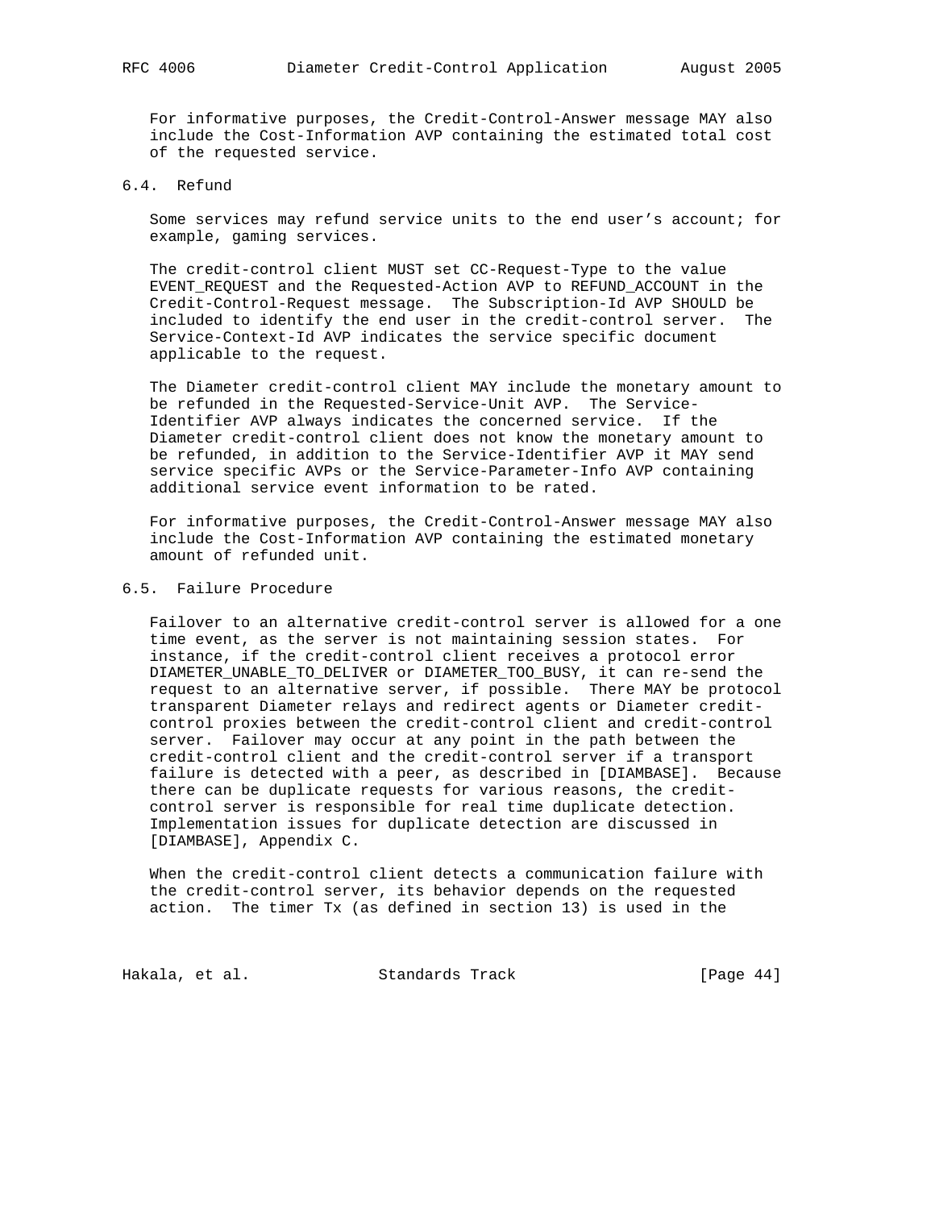For informative purposes, the Credit-Control-Answer message MAY also include the Cost-Information AVP containing the estimated total cost of the requested service.

## 6.4. Refund

Some services may refund service units to the end user's account; for example, gaming services.

The credit-control client MUST set CC-Request-Type to the value EVENT_REQUEST and the Requested-Action AVP to REFUND_ACCOUNT in the Credit-Control-Request message. The Subscription-Id AVP SHOULD be included to identify the end user in the credit-control server. The Service-Context-Id AVP indicates the service specific document applicable to the request.

The Diameter credit-control client MAY include the monetary amount to be refunded in the Requested-Service-Unit AVP. The Service-Identifier AVP always indicates the concerned service. If the Diameter credit-control client does not know the monetary amount to be refunded, in addition to the Service-Identifier AVP it MAY send service specific AVPs or the Service-Parameter-Info AVP containing additional service event information to be rated.

For informative purposes, the Credit-Control-Answer message MAY also include the Cost-Information AVP containing the estimated monetary amount of refunded unit.

## 6.5. Failure Procedure

Failover to an alternative credit-control server is allowed for a one time event, as the server is not maintaining session states. For instance, if the credit-control client receives a protocol error DIAMETER_UNABLE_TO_DELIVER or DIAMETER_TOO_BUSY, it can re-send the request to an alternative server, if possible. There MAY be protocol transparent Diameter relays and redirect agents or Diameter credit-control proxies between the credit-control client and credit-control server. Failover may occur at any point in the path between the credit-control client and the credit-control server if a transport failure is detected with a peer, as described in [DIAMBASE]. Because there can be duplicate requests for various reasons, the credit-control server is responsible for real time duplicate detection. Implementation issues for duplicate detection are discussed in [DIAMBASE], Appendix C.

When the credit-control client detects a communication failure with the credit-control server, its behavior depends on the requested action. The timer Tx (as defined in section 13) is used in the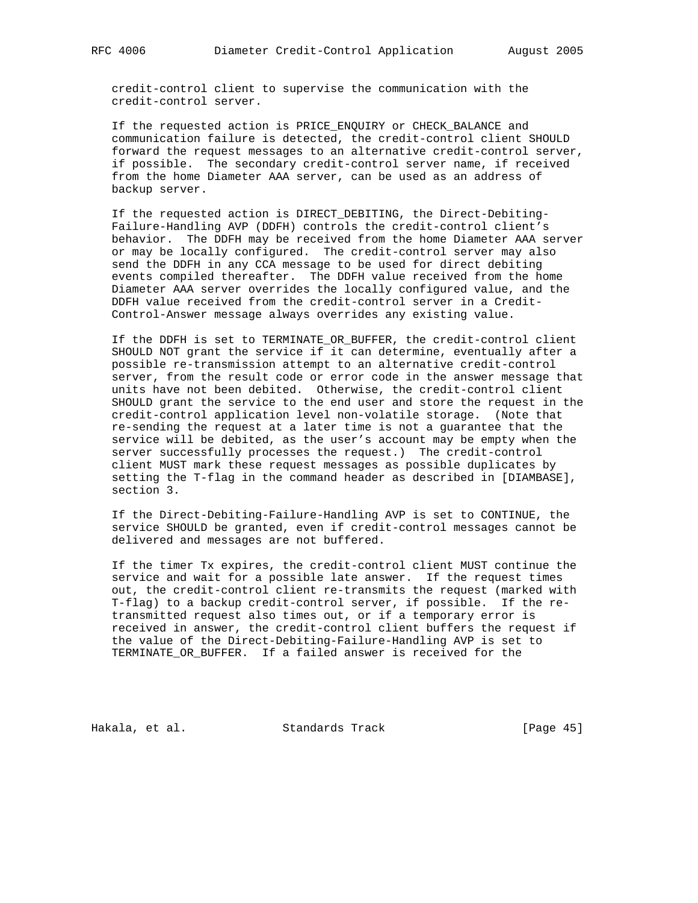credit-control client to supervise the communication with the credit-control server.

If the requested action is PRICE_ENQUIRY or CHECK_BALANCE and communication failure is detected, the credit-control client SHOULD forward the request messages to an alternative credit-control server, if possible. The secondary credit-control server name, if received from the home Diameter AAA server, can be used as an address of backup server.

If the requested action is DIRECT_DEBITING, the Direct-Debiting-Failure-Handling AVP (DDFH) controls the credit-control client's behavior. The DDFH may be received from the home Diameter AAA server or may be locally configured. The credit-control server may also send the DDFH in any CCA message to be used for direct debiting events compiled thereafter. The DDFH value received from the home Diameter AAA server overrides the locally configured value, and the DDFH value received from the credit-control server in a Credit-Control-Answer message always overrides any existing value.

If the DDFH is set to TERMINATE_OR_BUFFER, the credit-control client SHOULD NOT grant the service if it can determine, eventually after a possible re-transmission attempt to an alternative credit-control server, from the result code or error code in the answer message that units have not been debited. Otherwise, the credit-control client SHOULD grant the service to the end user and store the request in the credit-control application level non-volatile storage. (Note that re-sending the request at a later time is not a guarantee that the service will be debited, as the user's account may be empty when the server successfully processes the request.) The credit-control client MUST mark these request messages as possible duplicates by setting the T-flag in the command header as described in [DIAMBASE], section 3.

If the Direct-Debiting-Failure-Handling AVP is set to CONTINUE, the service SHOULD be granted, even if credit-control messages cannot be delivered and messages are not buffered.

If the timer Tx expires, the credit-control client MUST continue the service and wait for a possible late answer. If the request times out, the credit-control client re-transmits the request (marked with T-flag) to a backup credit-control server, if possible. If the re-transmitted request also times out, or if a temporary error is received in answer, the credit-control client buffers the request if the value of the Direct-Debiting-Failure-Handling AVP is set to TERMINATE_OR_BUFFER. If a failed answer is received for the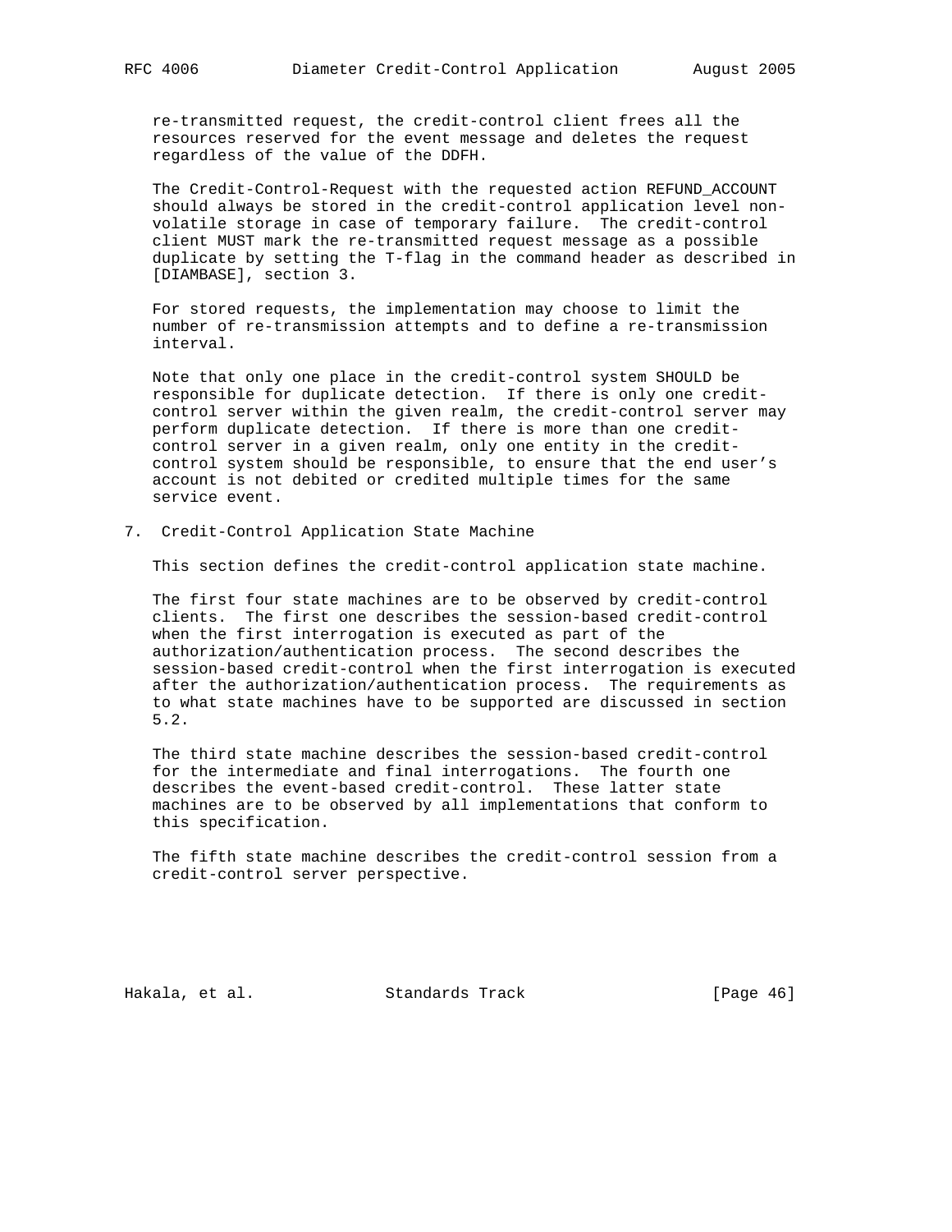re-transmitted request, the credit-control client frees all the resources reserved for the event message and deletes the request regardless of the value of the DDFH.

The Credit-Control-Request with the requested action REFUND_ACCOUNT should always be stored in the credit-control application level non-volatile storage in case of temporary failure. The credit-control client MUST mark the re-transmitted request message as a possible duplicate by setting the T-flag in the command header as described in [DIAMBASE], section 3.

For stored requests, the implementation may choose to limit the number of re-transmission attempts and to define a re-transmission interval.

Note that only one place in the credit-control system SHOULD be responsible for duplicate detection. If there is only one credit-control server within the given realm, the credit-control server may perform duplicate detection. If there is more than one credit-control server in a given realm, only one entity in the credit-control system should be responsible, to ensure that the end user's account is not debited or credited multiple times for the same service event.

## 7. Credit-Control Application State Machine

This section defines the credit-control application state machine.

The first four state machines are to be observed by credit-control clients. The first one describes the session-based credit-control when the first interrogation is executed as part of the authorization/authentication process. The second describes the session-based credit-control when the first interrogation is executed after the authorization/authentication process. The requirements as to what state machines have to be supported are discussed in section 5.2.

The third state machine describes the session-based credit-control for the intermediate and final interrogations. The fourth one describes the event-based credit-control. These latter state machines are to be observed by all implementations that conform to this specification.

The fifth state machine describes the credit-control session from a credit-control server perspective.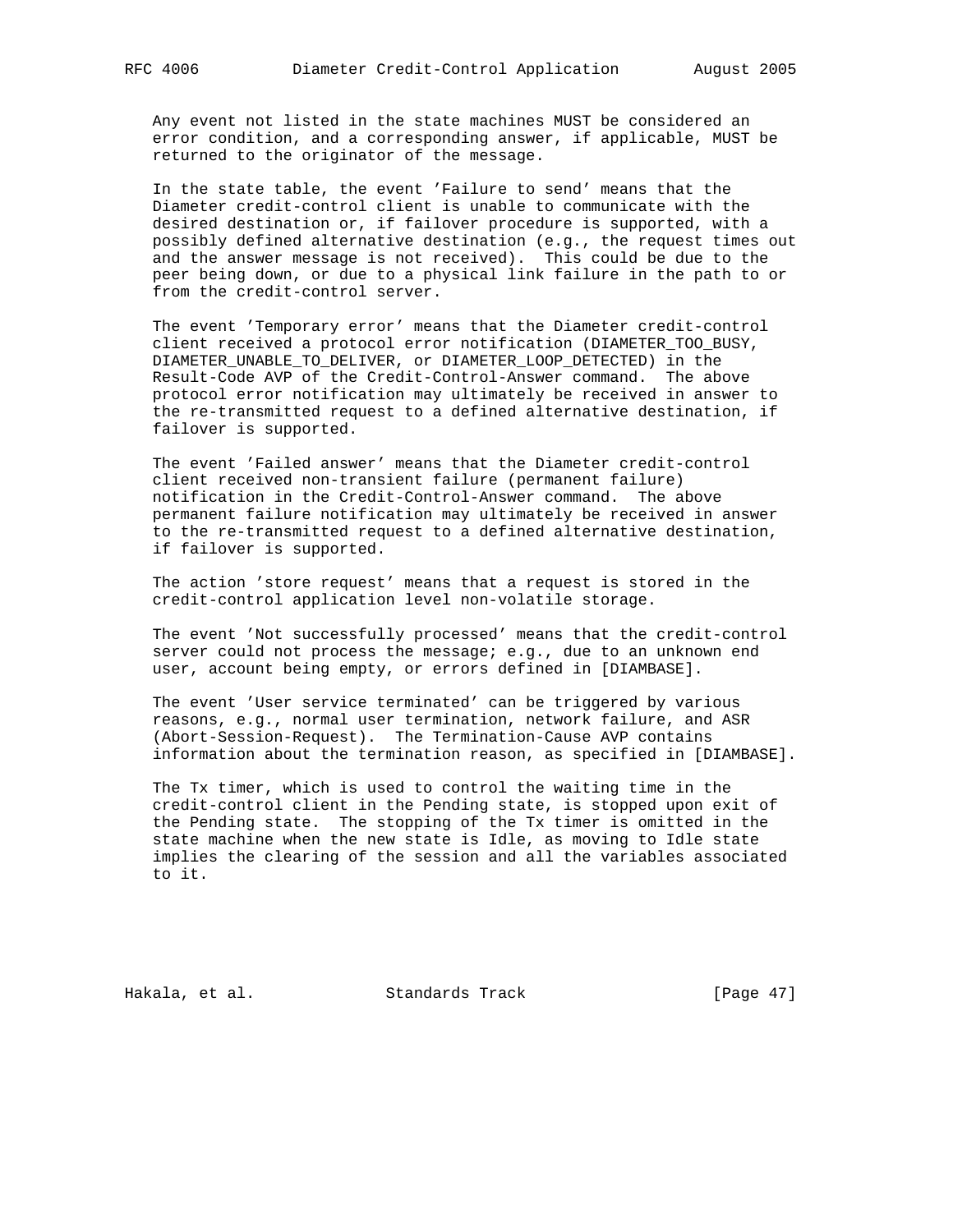Any event not listed in the state machines MUST be considered an error condition, and a corresponding answer, if applicable, MUST be returned to the originator of the message.

In the state table, the event 'Failure to send' means that the Diameter credit-control client is unable to communicate with the desired destination or, if failover procedure is supported, with a possibly defined alternative destination (e.g., the request times out and the answer message is not received). This could be due to the peer being down, or due to a physical link failure in the path to or from the credit-control server.

The event 'Temporary error' means that the Diameter credit-control client received a protocol error notification (DIAMETER_TOO_BUSY, DIAMETER_UNABLE_TO_DELIVER, or DIAMETER_LOOP_DETECTED) in the Result-Code AVP of the Credit-Control-Answer command. The above protocol error notification may ultimately be received in answer to the re-transmitted request to a defined alternative destination, if failover is supported.

The event 'Failed answer' means that the Diameter credit-control client received non-transient failure (permanent failure) notification in the Credit-Control-Answer command. The above permanent failure notification may ultimately be received in answer to the re-transmitted request to a defined alternative destination, if failover is supported.

The action 'store request' means that a request is stored in the credit-control application level non-volatile storage.

The event 'Not successfully processed' means that the credit-control server could not process the message; e.g., due to an unknown end user, account being empty, or errors defined in [DIAMBASE].

The event 'User service terminated' can be triggered by various reasons, e.g., normal user termination, network failure, and ASR (Abort-Session-Request). The Termination-Cause AVP contains information about the termination reason, as specified in [DIAMBASE].

The Tx timer, which is used to control the waiting time in the credit-control client in the Pending state, is stopped upon exit of the Pending state. The stopping of the Tx timer is omitted in the state machine when the new state is Idle, as moving to Idle state implies the clearing of the session and all the variables associated to it.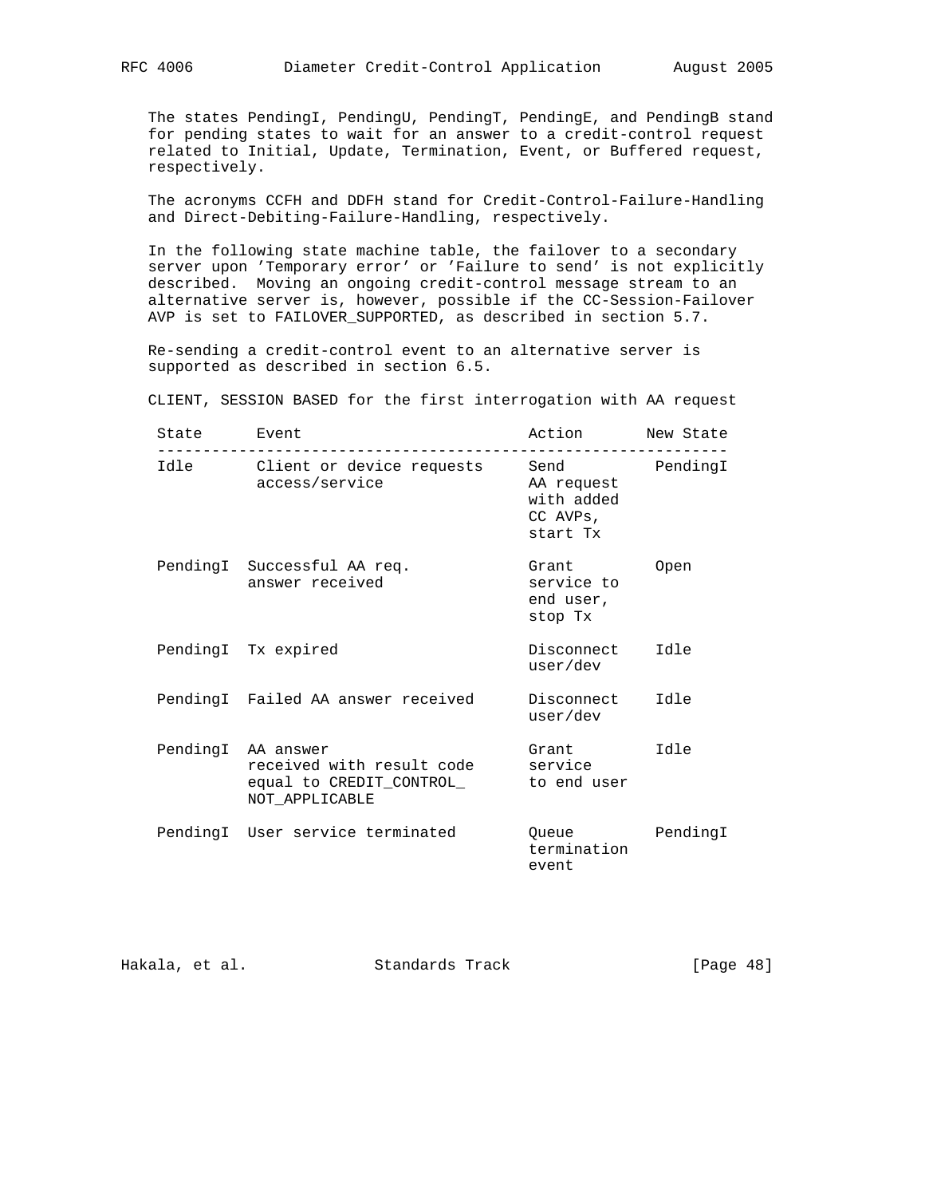The states PendingI, PendingU, PendingT, PendingE, and PendingB stand for pending states to wait for an answer to a credit-control request related to Initial, Update, Termination, Event, or Buffered request, respectively.

The acronyms CCFH and DDFH stand for Credit-Control-Failure-Handling and Direct-Debiting-Failure-Handling, respectively.

In the following state machine table, the failover to a secondary server upon 'Temporary error' or 'Failure to send' is not explicitly described. Moving an ongoing credit-control message stream to an alternative server is, however, possible if the CC-Session-Failover AVP is set to FAILOVER_SUPPORTED, as described in section 5.7.

Re-sending a credit-control event to an alternative server is supported as described in section 6.5.

CLIENT, SESSION BASED for the first interrogation with AA request

| State | Event | Action | New State |
|---|---|---|---|
| Idle | Client or device requests access/service | Send AA request with added CC AVPs, start Tx | PendingI |
| PendingI | Successful AA req. answer received | Grant service to end user, stop Tx | Open |
| PendingI | Tx expired | Disconnect user/dev | Idle |
| PendingI | Failed AA answer received | Disconnect user/dev | Idle |
| PendingI | AA answer received with result code equal to CREDIT_CONTROL_ NOT_APPLICABLE | Grant service to end user | Idle |
| PendingI | User service terminated | Queue termination event | PendingI |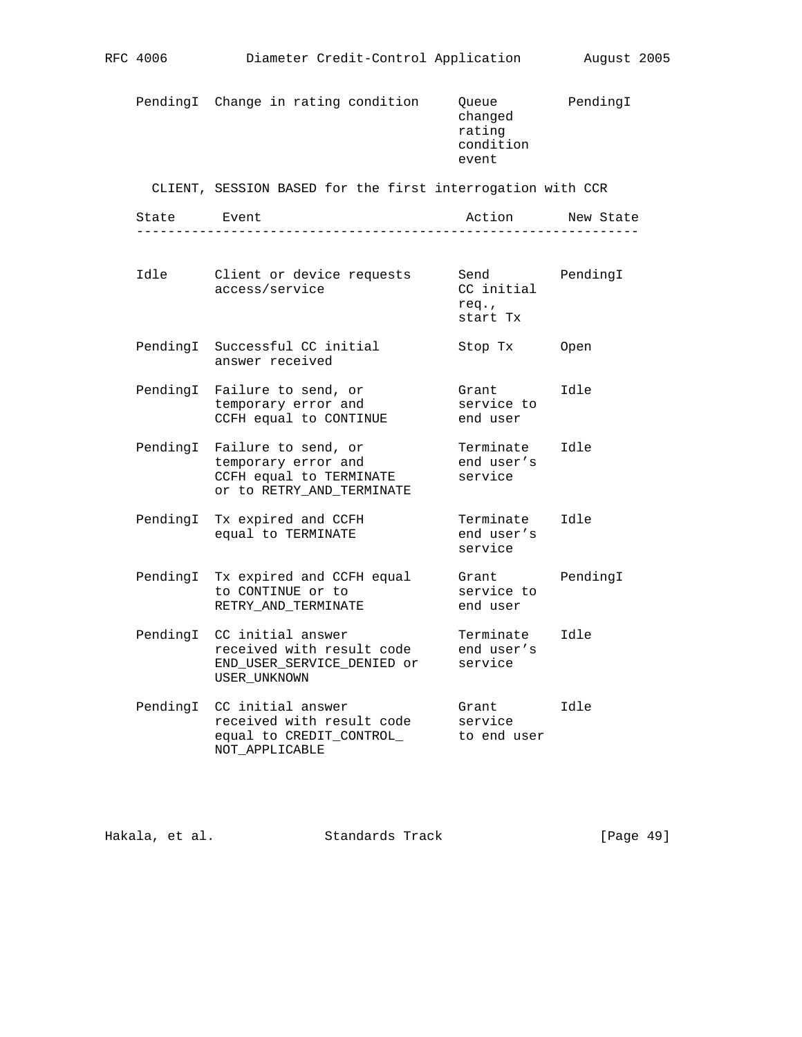| State | Event | Action | New State |
|---|---|---|---|
| PendingI | Change in rating condition | Queue changed rating condition event | PendingI |

CLIENT, SESSION BASED for the first interrogation with CCR

| State | Event | Action | New State |
|---|---|---|---|
| Idle | Client or device requests access/service | Send CC initial req., start Tx | PendingI |
| PendingI | Successful CC initial answer received | Stop Tx | Open |
| PendingI | Failure to send, or temporary error and CCFH equal to CONTINUE | Grant service to end user | Idle |
| PendingI | Failure to send, or temporary error and CCFH equal to TERMINATE or to RETRY_AND_TERMINATE | Terminate end user's service | Idle |
| PendingI | Tx expired and CCFH equal to TERMINATE | Terminate end user's service | Idle |
| PendingI | Tx expired and CCFH equal to CONTINUE or to RETRY_AND_TERMINATE | Grant service to end user | PendingI |
| PendingI | CC initial answer received with result code END_USER_SERVICE_DENIED or USER_UNKNOWN | Terminate end user's service | Idle |
| PendingI | CC initial answer received with result code equal to CREDIT_CONTROL_NOT_APPLICABLE | Grant service to end user | Idle |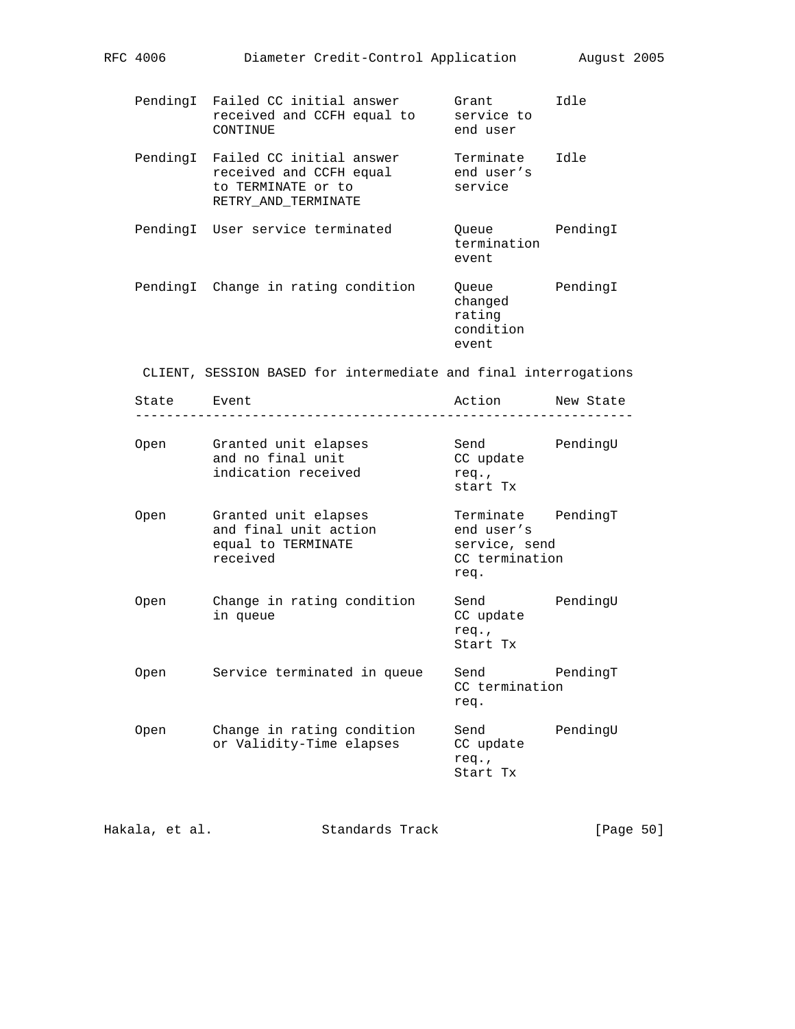| State | Event | Action | New State |
|---|---|---|---|
| PendingI | Failed CC initial answer received and CCFH equal to CONTINUE | Grant service to end user | Idle |
| PendingI | Failed CC initial answer received and CCFH equal to TERMINATE or to RETRY_AND_TERMINATE | Terminate end user’s service | Idle |
| PendingI | User service terminated | Queue termination event | PendingI |
| PendingI | Change in rating condition | Queue changed rating condition event | PendingI |

CLIENT, SESSION BASED for intermediate and final interrogations

| State | Event | Action | New State |
|---|---|---|---|
| Open | Granted unit elapses and no final unit indication received | Send CC update req., start Tx | PendingU |
| Open | Granted unit elapses and final unit action equal to TERMINATE received | Terminate end user’s service, send CC termination req. | PendingT |
| Open | Change in rating condition in queue | Send CC update req., Start Tx | PendingU |
| Open | Service terminated in queue | Send CC termination req. | PendingT |
| Open | Change in rating condition or Validity-Time elapses | Send CC update req., Start Tx | PendingU |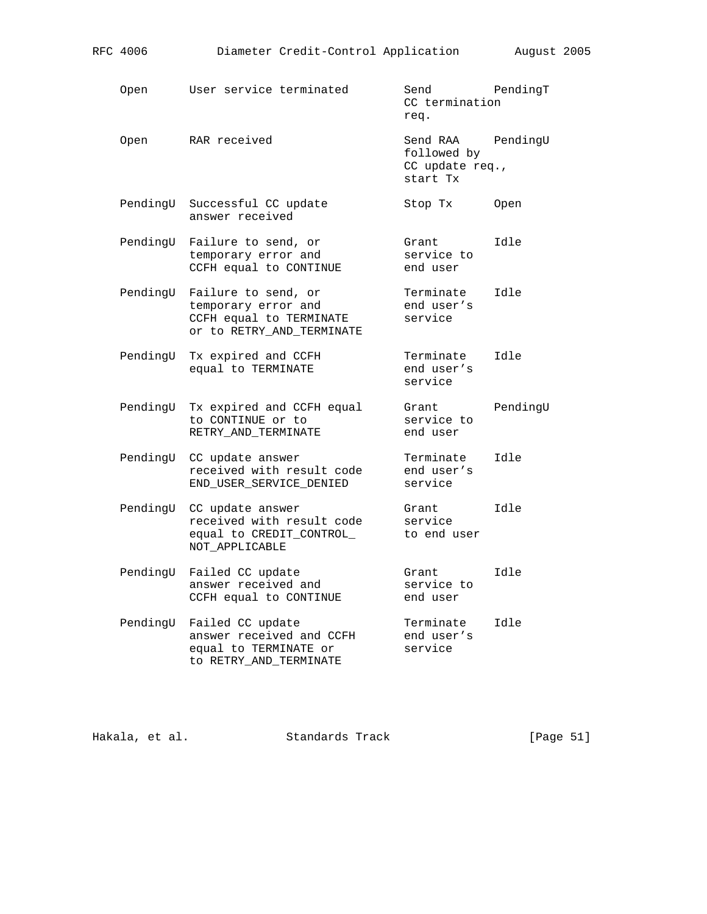| State | Event | Action | New State |
|---|---|---|---|
| Open | User service terminated | Send CC termination req. | PendingT |
| Open | RAR received | Send RAA followed by CC update req., start Tx | PendingU |
| PendingU | Successful CC update answer received | Stop Tx | Open |
| PendingU | Failure to send, or temporary error and CCFH equal to CONTINUE | Grant service to end user | Idle |
| PendingU | Failure to send, or temporary error and CCFH equal to TERMINATE or to RETRY_AND_TERMINATE | Terminate end user's service | Idle |
| PendingU | Tx expired and CCFH equal to TERMINATE | Terminate end user's service | Idle |
| PendingU | Tx expired and CCFH equal to CONTINUE or to RETRY_AND_TERMINATE | Grant service to end user | PendingU |
| PendingU | CC update answer received with result code END_USER_SERVICE_DENIED | Terminate end user's service | Idle |
| PendingU | CC update answer received with result code equal to CREDIT_CONTROL_NOT_APPLICABLE | Grant service to end user | Idle |
| PendingU | Failed CC update answer received and CCFH equal to CONTINUE | Grant service to end user | Idle |
| PendingU | Failed CC update answer received and CCFH equal to TERMINATE or to RETRY_AND_TERMINATE | Terminate end user's service | Idle |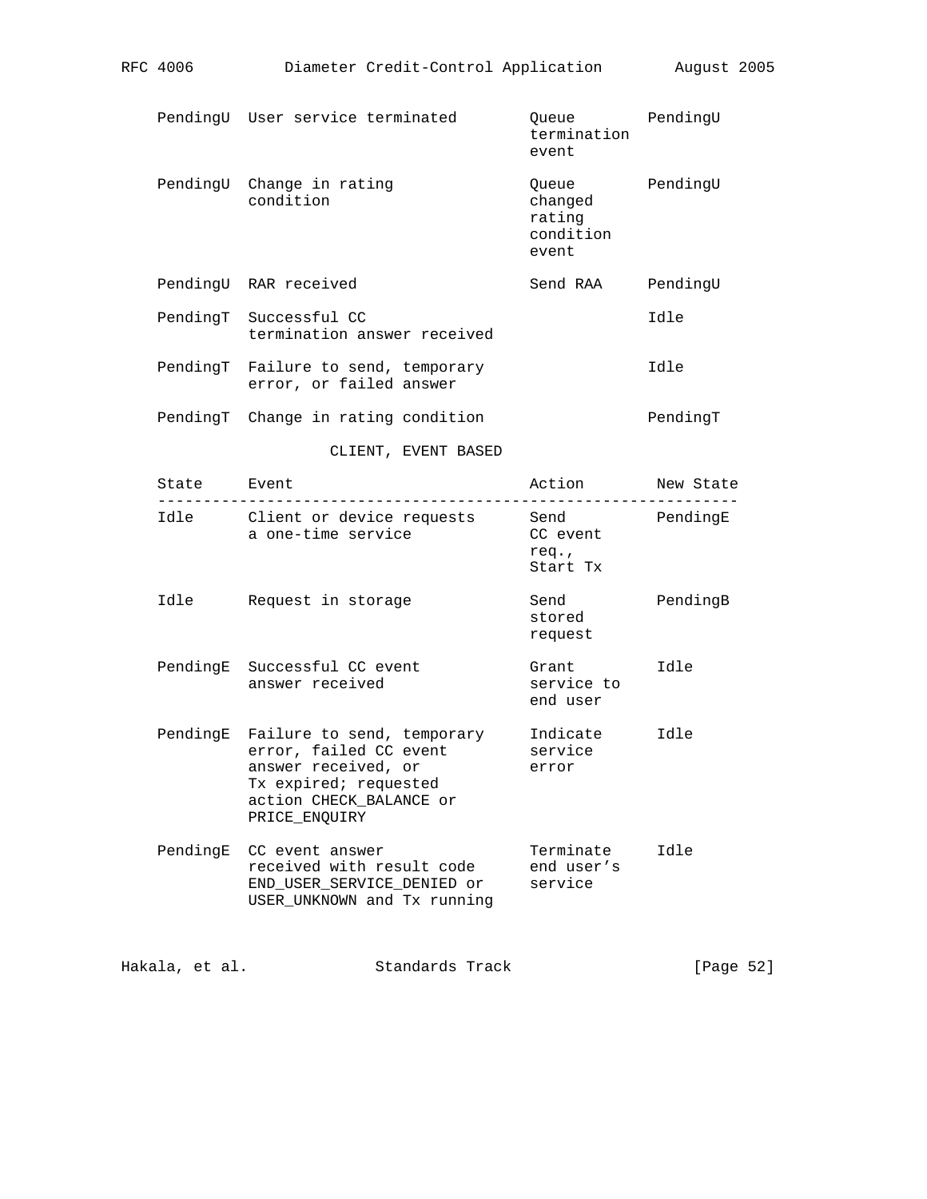| State | Event | Action | New State |
|---|---|---|---|
| PendingU | User service terminated | Queue termination event | PendingU |
| PendingU | Change in rating condition | Queue changed rating condition event | PendingU |
| PendingU | RAR received | Send RAA | PendingU |
| PendingT | Successful CC termination answer received | | Idle |
| PendingT | Failure to send, temporary error, or failed answer | | Idle |
| PendingT | Change in rating condition | | PendingT |

CLIENT, EVENT BASED

| State | Event | Action | New State |
|---|---|---|---|
| Idle | Client or device requests a one-time service | Send CC event req., Start Tx | PendingE |
| Idle | Request in storage | Send stored request | PendingB |
| PendingE | Successful CC event answer received | Grant service to end user | Idle |
| PendingE | Failure to send, temporary error, failed CC event answer received, or Tx expired; requested action CHECK_BALANCE or PRICE_ENQUIRY | Indicate service error | Idle |
| PendingE | CC event answer received with result code END_USER_SERVICE_DENIED or USER_UNKNOWN and Tx running | Terminate end user's service | Idle |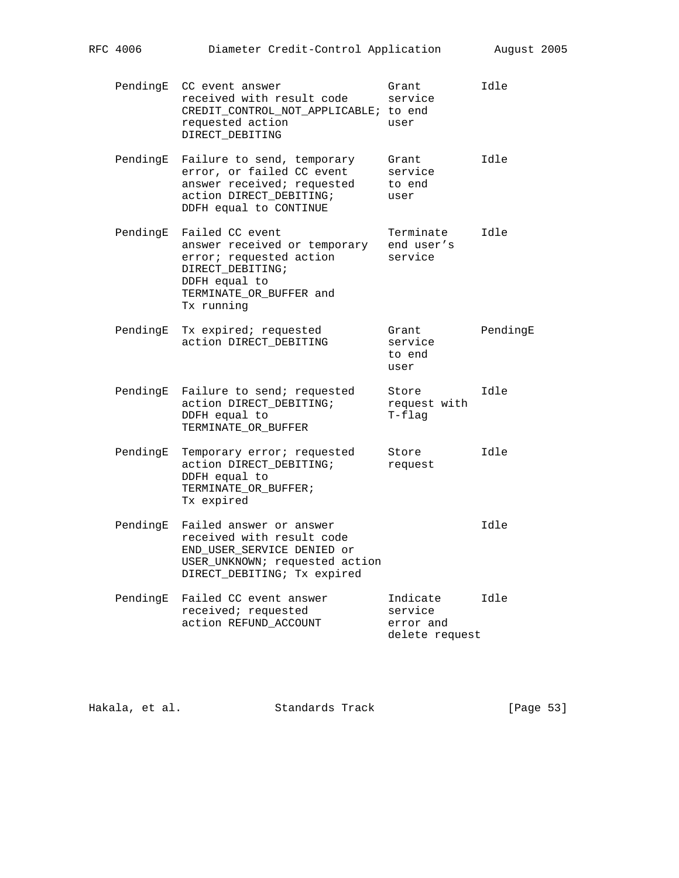| State | Event | Action | New State |
|---|---|---|---|
| PendingE | CC event answer received with result code CREDIT_CONTROL_NOT_APPLICABLE; requested action DIRECT_DEBITING | Grant service to end user | Idle |
| PendingE | Failure to send, temporary error, or failed CC event answer received; requested action DIRECT_DEBITING; DDFH equal to CONTINUE | Grant service to end user | Idle |
| PendingE | Failed CC event answer received or temporary error; requested action DIRECT_DEBITING; DDFH equal to TERMINATE_OR_BUFFER and Tx running | Terminate end user's service | Idle |
| PendingE | Tx expired; requested action DIRECT_DEBITING | Grant service to end user | PendingE |
| PendingE | Failure to send; requested action DIRECT_DEBITING; DDFH equal to TERMINATE_OR_BUFFER | Store request with T-flag | Idle |
| PendingE | Temporary error; requested action DIRECT_DEBITING; DDFH equal to TERMINATE_OR_BUFFER; Tx expired | Store request | Idle |
| PendingE | Failed answer or answer received with result code END_USER_SERVICE DENIED or USER_UNKNOWN; requested action DIRECT_DEBITING; Tx expired | | Idle |
| PendingE | Failed CC event answer received; requested action REFUND_ACCOUNT | Indicate service error and delete request | Idle |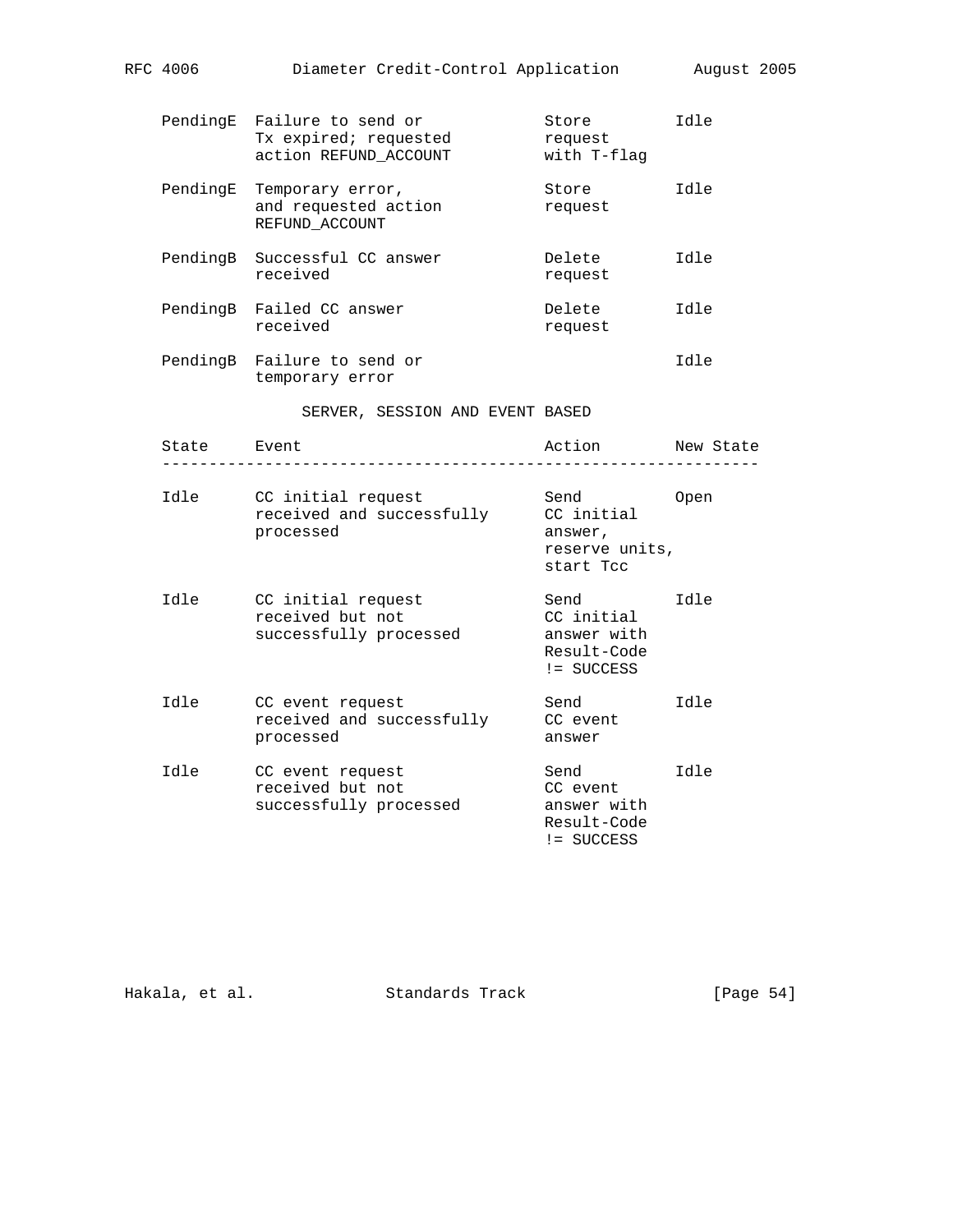| State | Event | Action | New State |
|---|---|---|---|
| PendingE | Failure to send or Tx expired; requested action REFUND_ACCOUNT | Store request with T-flag | Idle |
| PendingE | Temporary error, and requested action REFUND_ACCOUNT | Store request | Idle |
| PendingB | Successful CC answer received | Delete request | Idle |
| PendingB | Failed CC answer received | Delete request | Idle |
| PendingB | Failure to send or temporary error | | Idle |

SERVER, SESSION AND EVENT BASED

| State | Event | Action | New State |
|---|---|---|---|
| Idle | CC initial request received and successfully processed | Send CC initial answer, reserve units, start Tcc | Open |
| Idle | CC initial request received but not successfully processed | Send CC initial answer with Result-Code != SUCCESS | Idle |
| Idle | CC event request received and successfully processed | Send CC event answer | Idle |
| Idle | CC event request received but not successfully processed | Send CC event answer with Result-Code != SUCCESS | Idle |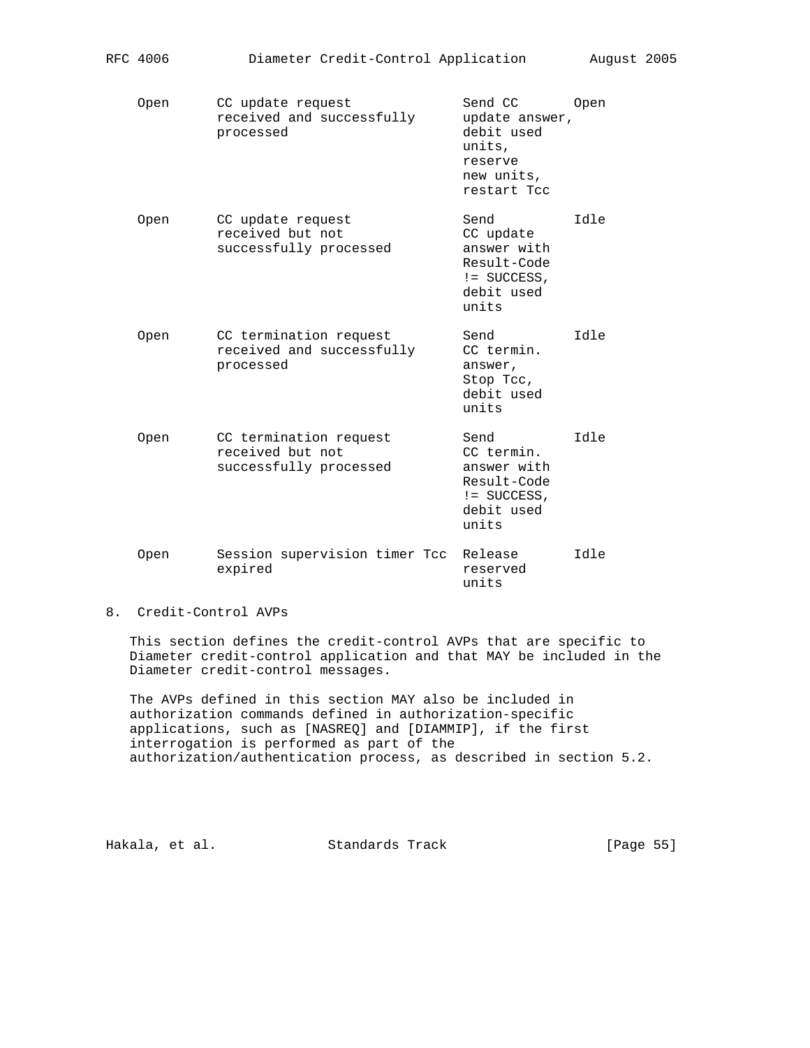| State | Event | Action | New State |
|---|---|---|---|
| Open | CC update request received and successfully processed | Send CC update answer, debit used units, reserve new units, restart Tcc | Open |
| Open | CC update request received but not successfully processed | Send CC update answer with Result-Code != SUCCESS, debit used units | Idle |
| Open | CC termination request received and successfully processed | Send CC termin. answer, Stop Tcc, debit used units | Idle |
| Open | CC termination request received but not successfully processed | Send CC termin. answer with Result-Code != SUCCESS, debit used units | Idle |
| Open | Session supervision timer Tcc expired | Release reserved units | Idle |

## 8. Credit-Control AVPs

This section defines the credit-control AVPs that are specific to Diameter credit-control application and that MAY be included in the Diameter credit-control messages.

The AVPs defined in this section MAY also be included in authorization commands defined in authorization-specific applications, such as [NASREQ] and [DIAMMIP], if the first interrogation is performed as part of the authorization/authentication process, as described in section 5.2.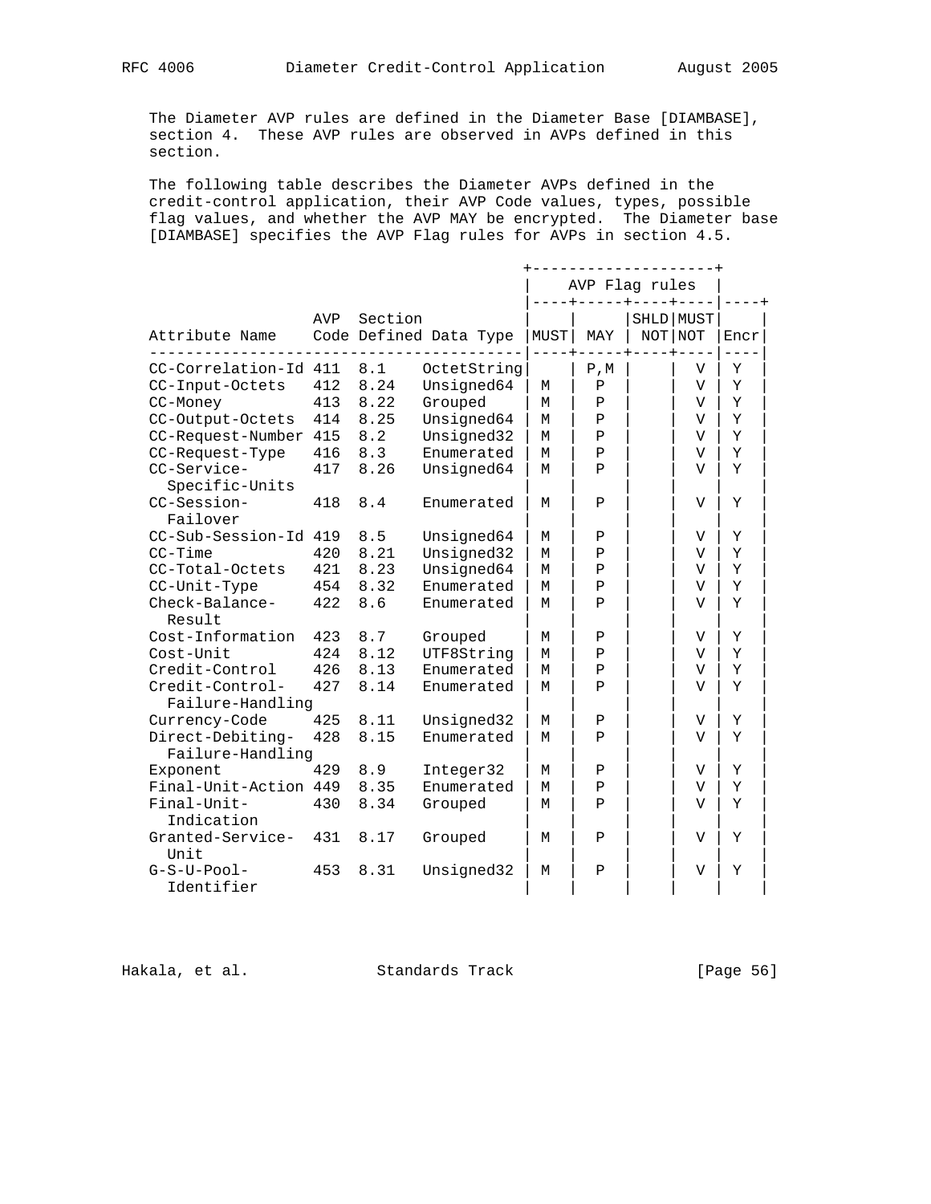The Diameter AVP rules are defined in the Diameter Base [DIAMBASE], section 4. These AVP rules are observed in AVPs defined in this section.

The following table describes the Diameter AVPs defined in the credit-control application, their AVP Code values, types, possible flag values, and whether the AVP MAY be encrypted. The Diameter base [DIAMBASE] specifies the AVP Flag rules for AVPs in section 4.5.

| Attribute Name | AVP Code | Section Defined | Data Type | AVP Flag rules MUST | MAY | SHLD NOT | MUST NOT | Encr |
|---|---|---|---|---|---|---|---|---|
| CC-Correlation-Id | 411 | 8.1 | OctetString | | P,M | | V | Y |
| CC-Input-Octets | 412 | 8.24 | Unsigned64 | M | P | | V | Y |
| CC-Money | 413 | 8.22 | Grouped | M | P | | V | Y |
| CC-Output-Octets | 414 | 8.25 | Unsigned64 | M | P | | V | Y |
| CC-Request-Number | 415 | 8.2 | Unsigned32 | M | P | | V | Y |
| CC-Request-Type | 416 | 8.3 | Enumerated | M | P | | V | Y |
| CC-Service-Specific-Units | 417 | 8.26 | Unsigned64 | M | P | | V | Y |
| CC-Session-Failover | 418 | 8.4 | Enumerated | M | P | | V | Y |
| CC-Sub-Session-Id | 419 | 8.5 | Unsigned64 | M | P | | V | Y |
| CC-Time | 420 | 8.21 | Unsigned32 | M | P | | V | Y |
| CC-Total-Octets | 421 | 8.23 | Unsigned64 | M | P | | V | Y |
| CC-Unit-Type | 454 | 8.32 | Enumerated | M | P | | V | Y |
| Check-Balance-Result | 422 | 8.6 | Enumerated | M | P | | V | Y |
| Cost-Information | 423 | 8.7 | Grouped | M | P | | V | Y |
| Cost-Unit | 424 | 8.12 | UTF8String | M | P | | V | Y |
| Credit-Control | 426 | 8.13 | Enumerated | M | P | | V | Y |
| Credit-Control-Failure-Handling | 427 | 8.14 | Enumerated | M | P | | V | Y |
| Currency-Code | 425 | 8.11 | Unsigned32 | M | P | | V | Y |
| Direct-Debiting-Failure-Handling | 428 | 8.15 | Enumerated | M | P | | V | Y |
| Exponent | 429 | 8.9 | Integer32 | M | P | | V | Y |
| Final-Unit-Action | 449 | 8.35 | Enumerated | M | P | | V | Y |
| Final-Unit-Indication | 430 | 8.34 | Grouped | M | P | | V | Y |
| Granted-Service-Unit | 431 | 8.17 | Grouped | M | P | | V | Y |
| G-S-U-Pool-Identifier | 453 | 8.31 | Unsigned32 | M | P | | V | Y |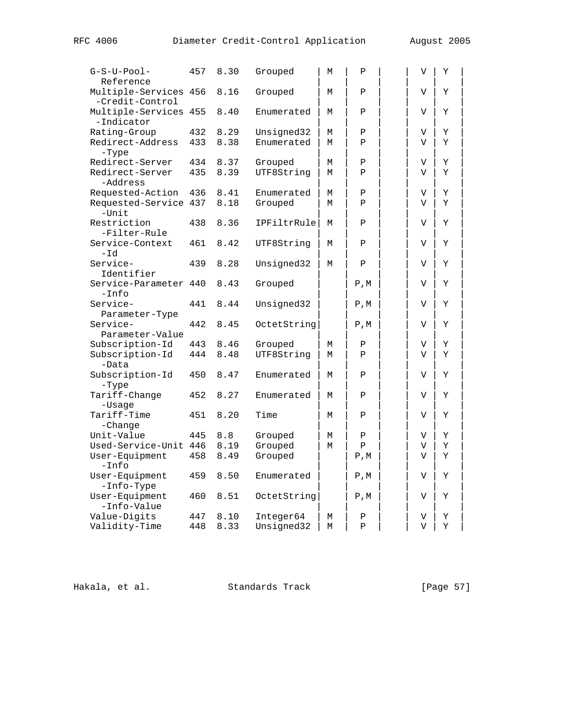| | | | | | | | | |
|---|---|---|---|---|---|---|---|---|
| G-S-U-Pool-Reference | 457 | 8.30 | Grouped | M | P | | V | Y |
| Multiple-Services-Credit-Control | 456 | 8.16 | Grouped | M | P | | V | Y |
| Multiple-Services-Indicator | 455 | 8.40 | Enumerated | M | P | | V | Y |
| Rating-Group | 432 | 8.29 | Unsigned32 | M | P | | V | Y |
| Redirect-Address-Type | 433 | 8.38 | Enumerated | M | P | | V | Y |
| Redirect-Server | 434 | 8.37 | Grouped | M | P | | V | Y |
| Redirect-Server-Address | 435 | 8.39 | UTF8String | M | P | | V | Y |
| Requested-Action | 436 | 8.41 | Enumerated | M | P | | V | Y |
| Requested-Service-Unit | 437 | 8.18 | Grouped | M | P | | V | Y |
| Restriction-Filter-Rule | 438 | 8.36 | IPFiltrRule | M | P | | V | Y |
| Service-Context-Id | 461 | 8.42 | UTF8String | M | P | | V | Y |
| Service-Identifier | 439 | 8.28 | Unsigned32 | M | P | | V | Y |
| Service-Parameter-Info | 440 | 8.43 | Grouped | | P,M | | V | Y |
| Service-Parameter-Type | 441 | 8.44 | Unsigned32 | | P,M | | V | Y |
| Service-Parameter-Value | 442 | 8.45 | OctetString | | P,M | | V | Y |
| Subscription-Id | 443 | 8.46 | Grouped | M | P | | V | Y |
| Subscription-Id-Data | 444 | 8.48 | UTF8String | M | P | | V | Y |
| Subscription-Id-Type | 450 | 8.47 | Enumerated | M | P | | V | Y |
| Tariff-Change-Usage | 452 | 8.27 | Enumerated | M | P | | V | Y |
| Tariff-Time-Change | 451 | 8.20 | Time | M | P | | V | Y |
| Unit-Value | 445 | 8.8 | Grouped | M | P | | V | Y |
| Used-Service-Unit | 446 | 8.19 | Grouped | M | P | | V | Y |
| User-Equipment-Info | 458 | 8.49 | Grouped | | P,M | | V | Y |
| User-Equipment-Info-Type | 459 | 8.50 | Enumerated | | P,M | | V | Y |
| User-Equipment-Info-Value | 460 | 8.51 | OctetString | | P,M | | V | Y |
| Value-Digits | 447 | 8.10 | Integer64 | M | P | | V | Y |
| Validity-Time | 448 | 8.33 | Unsigned32 | M | P | | V | Y |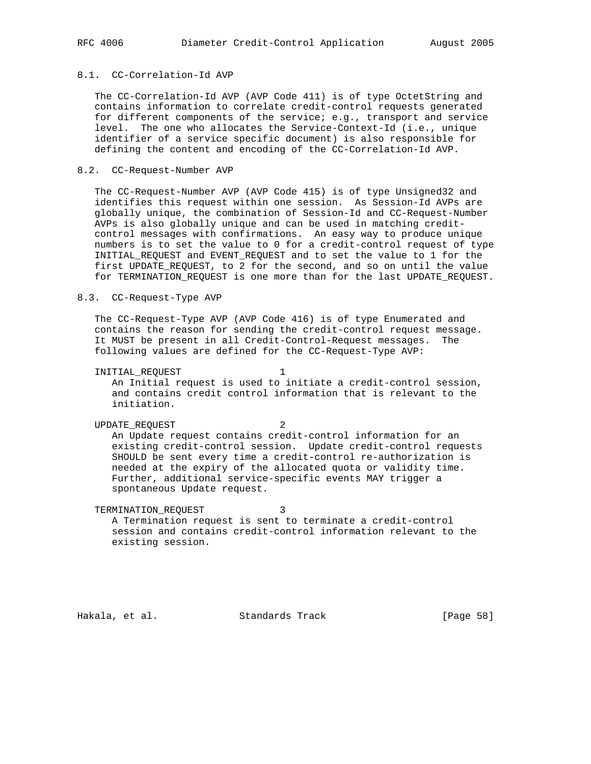### 8.1. CC-Correlation-Id AVP

The CC-Correlation-Id AVP (AVP Code 411) is of type OctetString and contains information to correlate credit-control requests generated for different components of the service; e.g., transport and service level. The one who allocates the Service-Context-Id (i.e., unique identifier of a service specific document) is also responsible for defining the content and encoding of the CC-Correlation-Id AVP.

### 8.2. CC-Request-Number AVP

The CC-Request-Number AVP (AVP Code 415) is of type Unsigned32 and identifies this request within one session. As Session-Id AVPs are globally unique, the combination of Session-Id and CC-Request-Number AVPs is also globally unique and can be used in matching credit-control messages with confirmations. An easy way to produce unique numbers is to set the value to 0 for a credit-control request of type INITIAL_REQUEST and EVENT_REQUEST and to set the value to 1 for the first UPDATE_REQUEST, to 2 for the second, and so on until the value for TERMINATION_REQUEST is one more than for the last UPDATE_REQUEST.

### 8.3. CC-Request-Type AVP

The CC-Request-Type AVP (AVP Code 416) is of type Enumerated and contains the reason for sending the credit-control request message. It MUST be present in all Credit-Control-Request messages. The following values are defined for the CC-Request-Type AVP:

INITIAL_REQUEST 1
: An Initial request is used to initiate a credit-control session, and contains credit control information that is relevant to the initiation.

UPDATE_REQUEST 2
: An Update request contains credit-control information for an existing credit-control session. Update credit-control requests SHOULD be sent every time a credit-control re-authorization is needed at the expiry of the allocated quota or validity time. Further, additional service-specific events MAY trigger a spontaneous Update request.

TERMINATION_REQUEST 3
: A Termination request is sent to terminate a credit-control session and contains credit-control information relevant to the existing session.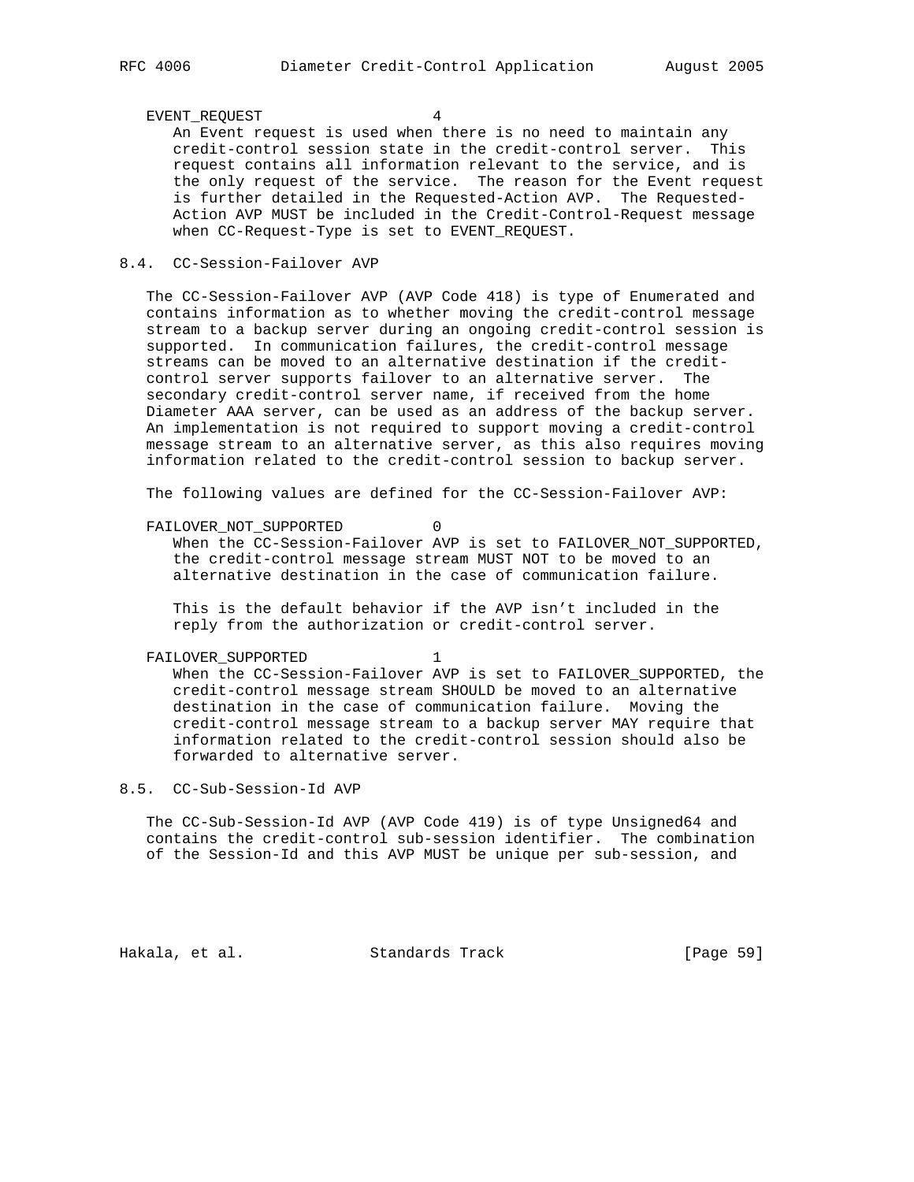EVENT_REQUEST 4

An Event request is used when there is no need to maintain any credit-control session state in the credit-control server. This request contains all information relevant to the service, and is the only request of the service. The reason for the Event request is further detailed in the Requested-Action AVP. The Requested-Action AVP MUST be included in the Credit-Control-Request message when CC-Request-Type is set to EVENT_REQUEST.

## 8.4. CC-Session-Failover AVP

The CC-Session-Failover AVP (AVP Code 418) is type of Enumerated and contains information as to whether moving the credit-control message stream to a backup server during an ongoing credit-control session is supported. In communication failures, the credit-control message streams can be moved to an alternative destination if the credit-control server supports failover to an alternative server. The secondary credit-control server name, if received from the home Diameter AAA server, can be used as an address of the backup server. An implementation is not required to support moving a credit-control message stream to an alternative server, as this also requires moving information related to the credit-control session to backup server.

The following values are defined for the CC-Session-Failover AVP:

FAILOVER_NOT_SUPPORTED 0

When the CC-Session-Failover AVP is set to FAILOVER_NOT_SUPPORTED, the credit-control message stream MUST NOT to be moved to an alternative destination in the case of communication failure.

This is the default behavior if the AVP isn't included in the reply from the authorization or credit-control server.

FAILOVER_SUPPORTED 1

When the CC-Session-Failover AVP is set to FAILOVER_SUPPORTED, the credit-control message stream SHOULD be moved to an alternative destination in the case of communication failure. Moving the credit-control message stream to a backup server MAY require that information related to the credit-control session should also be forwarded to alternative server.

## 8.5. CC-Sub-Session-Id AVP

The CC-Sub-Session-Id AVP (AVP Code 419) is of type Unsigned64 and contains the credit-control sub-session identifier. The combination of the Session-Id and this AVP MUST be unique per sub-session, and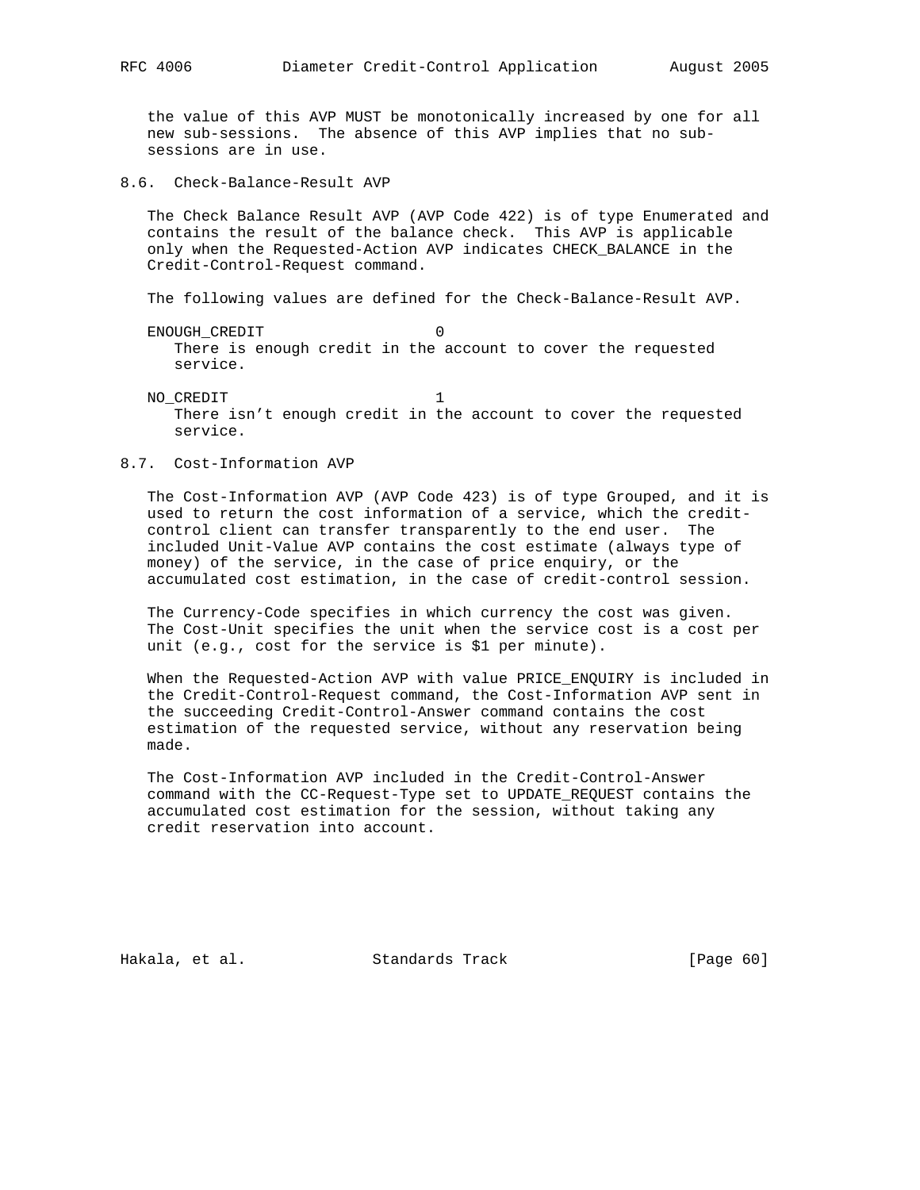the value of this AVP MUST be monotonically increased by one for all new sub-sessions. The absence of this AVP implies that no sub-sessions are in use.

## 8.6. Check-Balance-Result AVP

The Check Balance Result AVP (AVP Code 422) is of type Enumerated and contains the result of the balance check. This AVP is applicable only when the Requested-Action AVP indicates CHECK_BALANCE in the Credit-Control-Request command.

The following values are defined for the Check-Balance-Result AVP.

ENOUGH_CREDIT 0
: There is enough credit in the account to cover the requested service.

NO_CREDIT 1
: There isn’t enough credit in the account to cover the requested service.

## 8.7. Cost-Information AVP

The Cost-Information AVP (AVP Code 423) is of type Grouped, and it is used to return the cost information of a service, which the credit-control client can transfer transparently to the end user. The included Unit-Value AVP contains the cost estimate (always type of money) of the service, in the case of price enquiry, or the accumulated cost estimation, in the case of credit-control session.

The Currency-Code specifies in which currency the cost was given. The Cost-Unit specifies the unit when the service cost is a cost per unit (e.g., cost for the service is $1 per minute).

When the Requested-Action AVP with value PRICE_ENQUIRY is included in the Credit-Control-Request command, the Cost-Information AVP sent in the succeeding Credit-Control-Answer command contains the cost estimation of the requested service, without any reservation being made.

The Cost-Information AVP included in the Credit-Control-Answer command with the CC-Request-Type set to UPDATE_REQUEST contains the accumulated cost estimation for the session, without taking any credit reservation into account.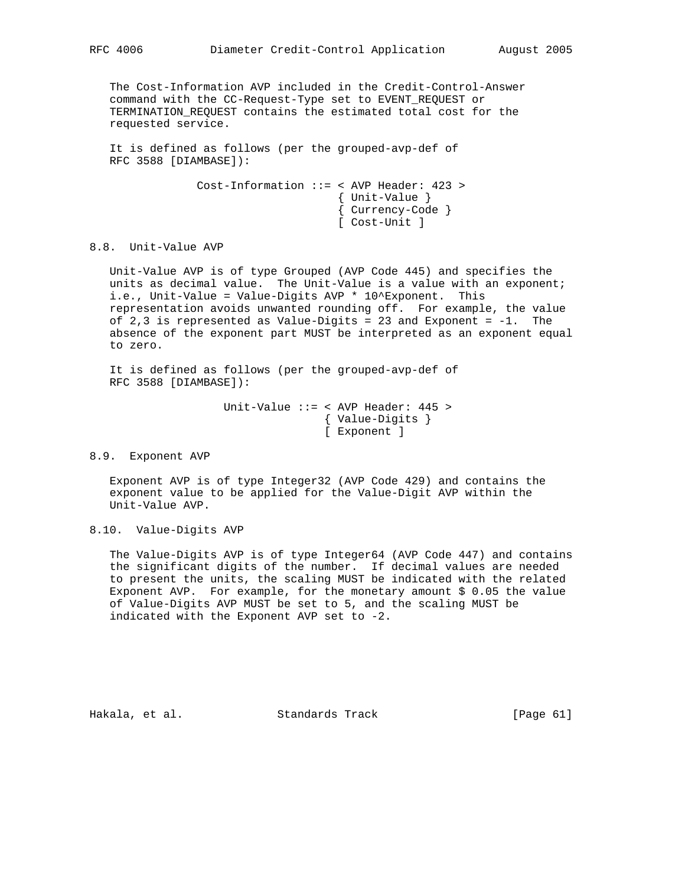The Cost-Information AVP included in the Credit-Control-Answer command with the CC-Request-Type set to EVENT_REQUEST or TERMINATION_REQUEST contains the estimated total cost for the requested service.

It is defined as follows (per the grouped-avp-def of RFC 3588 [DIAMBASE]):

```
Cost-Information ::= < AVP Header: 423 >
                     { Unit-Value }
                     { Currency-Code }
                     [ Cost-Unit ]
```

## 8.8. Unit-Value AVP

Unit-Value AVP is of type Grouped (AVP Code 445) and specifies the units as decimal value. The Unit-Value is a value with an exponent; i.e., Unit-Value = Value-Digits AVP * 10^Exponent. This representation avoids unwanted rounding off. For example, the value of 2,3 is represented as Value-Digits = 23 and Exponent = -1. The absence of the exponent part MUST be interpreted as an exponent equal to zero.

It is defined as follows (per the grouped-avp-def of RFC 3588 [DIAMBASE]):

```
Unit-Value ::= < AVP Header: 445 >
               { Value-Digits }
               [ Exponent ]
```

## 8.9. Exponent AVP

Exponent AVP is of type Integer32 (AVP Code 429) and contains the exponent value to be applied for the Value-Digit AVP within the Unit-Value AVP.

## 8.10. Value-Digits AVP

The Value-Digits AVP is of type Integer64 (AVP Code 447) and contains the significant digits of the number. If decimal values are needed to present the units, the scaling MUST be indicated with the related Exponent AVP. For example, for the monetary amount $ 0.05 the value of Value-Digits AVP MUST be set to 5, and the scaling MUST be indicated with the Exponent AVP set to -2.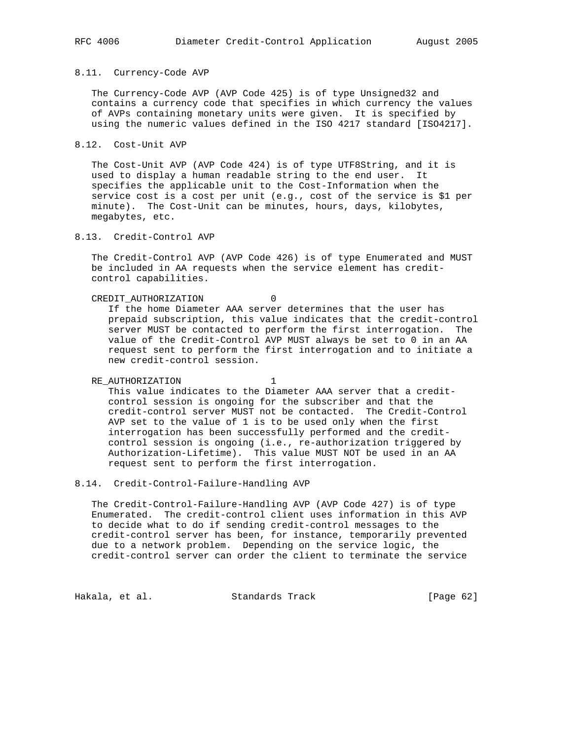### 8.11. Currency-Code AVP

The Currency-Code AVP (AVP Code 425) is of type Unsigned32 and contains a currency code that specifies in which currency the values of AVPs containing monetary units were given. It is specified by using the numeric values defined in the ISO 4217 standard [ISO4217].

### 8.12. Cost-Unit AVP

The Cost-Unit AVP (AVP Code 424) is of type UTF8String, and it is used to display a human readable string to the end user. It specifies the applicable unit to the Cost-Information when the service cost is a cost per unit (e.g., cost of the service is $1 per minute). The Cost-Unit can be minutes, hours, days, kilobytes, megabytes, etc.

### 8.13. Credit-Control AVP

The Credit-Control AVP (AVP Code 426) is of type Enumerated and MUST be included in AA requests when the service element has credit-control capabilities.

CREDIT_AUTHORIZATION 0

If the home Diameter AAA server determines that the user has prepaid subscription, this value indicates that the credit-control server MUST be contacted to perform the first interrogation. The value of the Credit-Control AVP MUST always be set to 0 in an AA request sent to perform the first interrogation and to initiate a new credit-control session.

RE_AUTHORIZATION 1

This value indicates to the Diameter AAA server that a credit-control session is ongoing for the subscriber and that the credit-control server MUST not be contacted. The Credit-Control AVP set to the value of 1 is to be used only when the first interrogation has been successfully performed and the credit-control session is ongoing (i.e., re-authorization triggered by Authorization-Lifetime). This value MUST NOT be used in an AA request sent to perform the first interrogation.

### 8.14. Credit-Control-Failure-Handling AVP

The Credit-Control-Failure-Handling AVP (AVP Code 427) is of type Enumerated. The credit-control client uses information in this AVP to decide what to do if sending credit-control messages to the credit-control server has been, for instance, temporarily prevented due to a network problem. Depending on the service logic, the credit-control server can order the client to terminate the service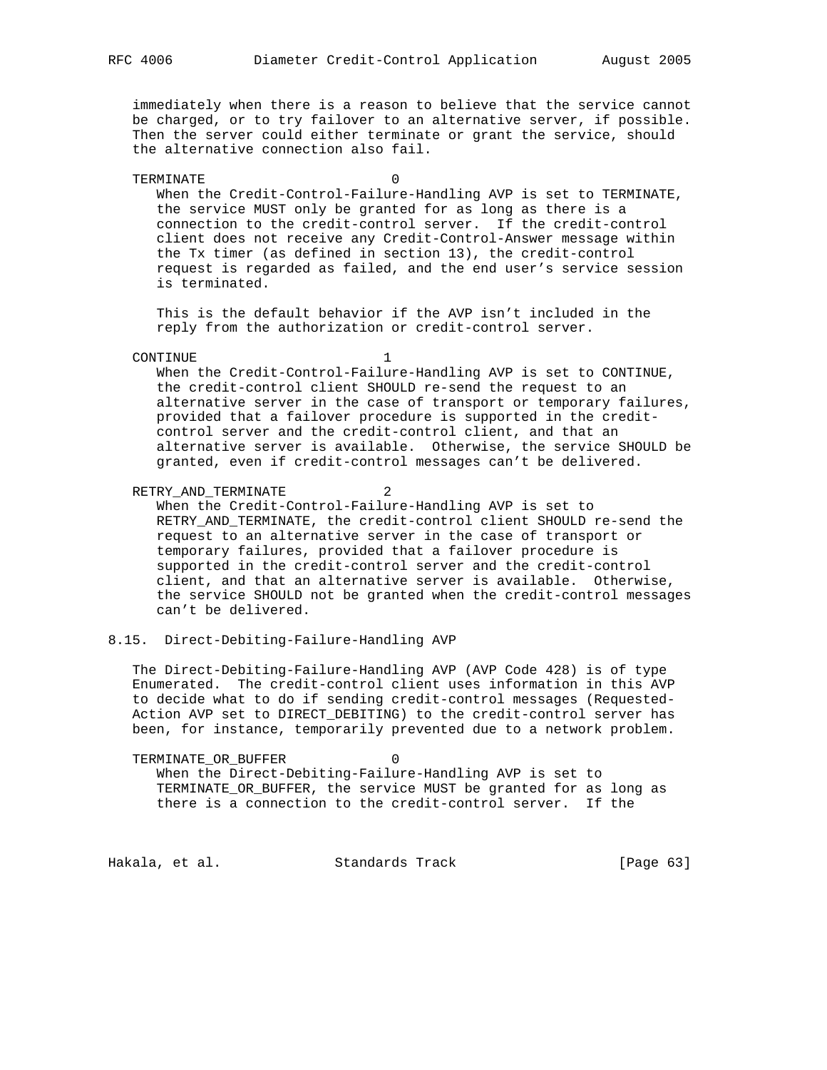immediately when there is a reason to believe that the service cannot be charged, or to try failover to an alternative server, if possible. Then the server could either terminate or grant the service, should the alternative connection also fail.

TERMINATE 0

When the Credit-Control-Failure-Handling AVP is set to TERMINATE, the service MUST only be granted for as long as there is a connection to the credit-control server. If the credit-control client does not receive any Credit-Control-Answer message within the Tx timer (as defined in section 13), the credit-control request is regarded as failed, and the end user's service session is terminated.

This is the default behavior if the AVP isn't included in the reply from the authorization or credit-control server.

CONTINUE 1

When the Credit-Control-Failure-Handling AVP is set to CONTINUE, the credit-control client SHOULD re-send the request to an alternative server in the case of transport or temporary failures, provided that a failover procedure is supported in the credit-control server and the credit-control client, and that an alternative server is available. Otherwise, the service SHOULD be granted, even if credit-control messages can't be delivered.

RETRY_AND_TERMINATE 2

When the Credit-Control-Failure-Handling AVP is set to RETRY_AND_TERMINATE, the credit-control client SHOULD re-send the request to an alternative server in the case of transport or temporary failures, provided that a failover procedure is supported in the credit-control server and the credit-control client, and that an alternative server is available. Otherwise, the service SHOULD not be granted when the credit-control messages can't be delivered.

## 8.15. Direct-Debiting-Failure-Handling AVP

The Direct-Debiting-Failure-Handling AVP (AVP Code 428) is of type Enumerated. The credit-control client uses information in this AVP to decide what to do if sending credit-control messages (Requested-Action AVP set to DIRECT_DEBITING) to the credit-control server has been, for instance, temporarily prevented due to a network problem.

TERMINATE_OR_BUFFER 0

When the Direct-Debiting-Failure-Handling AVP is set to TERMINATE_OR_BUFFER, the service MUST be granted for as long as there is a connection to the credit-control server. If the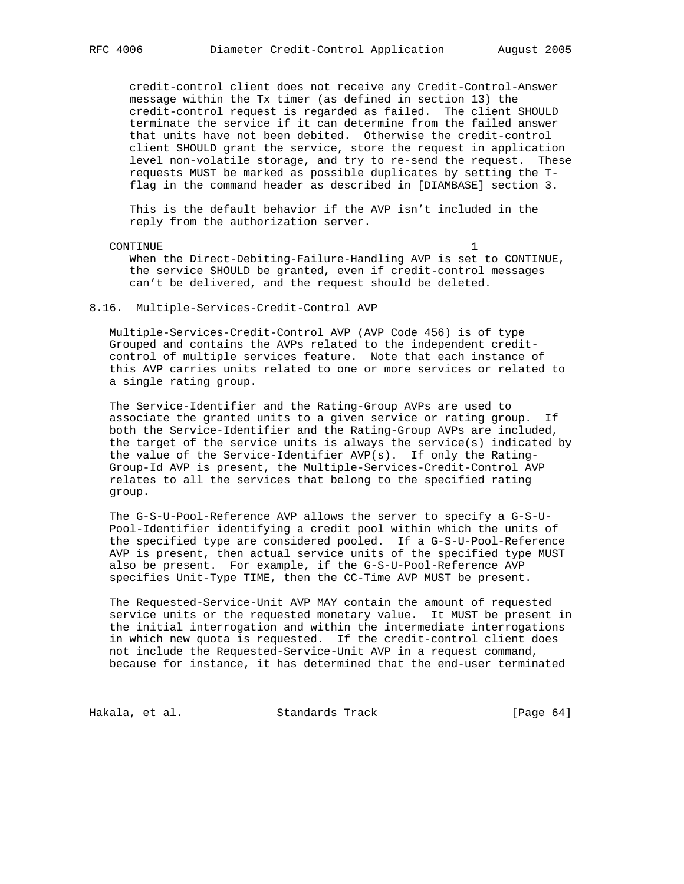credit-control client does not receive any Credit-Control-Answer message within the Tx timer (as defined in section 13) the credit-control request is regarded as failed. The client SHOULD terminate the service if it can determine from the failed answer that units have not been debited. Otherwise the credit-control client SHOULD grant the service, store the request in application level non-volatile storage, and try to re-send the request. These requests MUST be marked as possible duplicates by setting the T-flag in the command header as described in [DIAMBASE] section 3.

This is the default behavior if the AVP isn't included in the reply from the authorization server.

CONTINUE 1

When the Direct-Debiting-Failure-Handling AVP is set to CONTINUE, the service SHOULD be granted, even if credit-control messages can't be delivered, and the request should be deleted.

## 8.16. Multiple-Services-Credit-Control AVP

Multiple-Services-Credit-Control AVP (AVP Code 456) is of type Grouped and contains the AVPs related to the independent credit-control of multiple services feature. Note that each instance of this AVP carries units related to one or more services or related to a single rating group.

The Service-Identifier and the Rating-Group AVPs are used to associate the granted units to a given service or rating group. If both the Service-Identifier and the Rating-Group AVPs are included, the target of the service units is always the service(s) indicated by the value of the Service-Identifier AVP(s). If only the Rating-Group-Id AVP is present, the Multiple-Services-Credit-Control AVP relates to all the services that belong to the specified rating group.

The G-S-U-Pool-Reference AVP allows the server to specify a G-S-U-Pool-Identifier identifying a credit pool within which the units of the specified type are considered pooled. If a G-S-U-Pool-Reference AVP is present, then actual service units of the specified type MUST also be present. For example, if the G-S-U-Pool-Reference AVP specifies Unit-Type TIME, then the CC-Time AVP MUST be present.

The Requested-Service-Unit AVP MAY contain the amount of requested service units or the requested monetary value. It MUST be present in the initial interrogation and within the intermediate interrogations in which new quota is requested. If the credit-control client does not include the Requested-Service-Unit AVP in a request command, because for instance, it has determined that the end-user terminated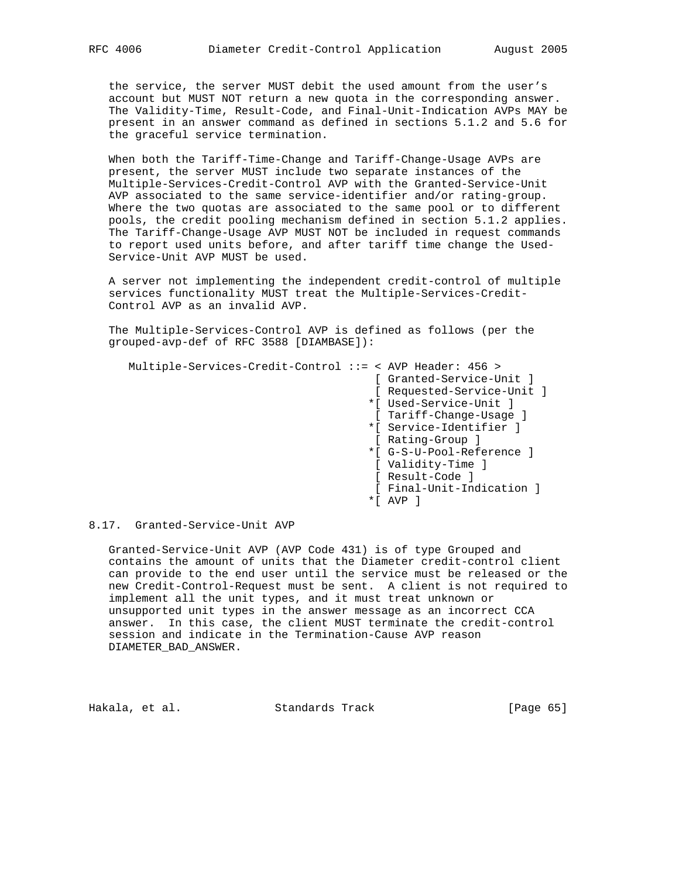the service, the server MUST debit the used amount from the user's account but MUST NOT return a new quota in the corresponding answer. The Validity-Time, Result-Code, and Final-Unit-Indication AVPs MAY be present in an answer command as defined in sections 5.1.2 and 5.6 for the graceful service termination.

When both the Tariff-Time-Change and Tariff-Change-Usage AVPs are present, the server MUST include two separate instances of the Multiple-Services-Credit-Control AVP with the Granted-Service-Unit AVP associated to the same service-identifier and/or rating-group. Where the two quotas are associated to the same pool or to different pools, the credit pooling mechanism defined in section 5.1.2 applies. The Tariff-Change-Usage AVP MUST NOT be included in request commands to report used units before, and after tariff time change the Used-Service-Unit AVP MUST be used.

A server not implementing the independent credit-control of multiple services functionality MUST treat the Multiple-Services-Credit-Control AVP as an invalid AVP.

The Multiple-Services-Control AVP is defined as follows (per the grouped-avp-def of RFC 3588 [DIAMBASE]):

```
   Multiple-Services-Credit-Control ::= < AVP Header: 456 >
                                         [ Granted-Service-Unit ]
                                         [ Requested-Service-Unit ]
                                        *[ Used-Service-Unit ]
                                         [ Tariff-Change-Usage ]
                                        *[ Service-Identifier ]
                                         [ Rating-Group ]
                                        *[ G-S-U-Pool-Reference ]
                                         [ Validity-Time ]
                                         [ Result-Code ]
                                         [ Final-Unit-Indication ]
                                        *[ AVP ]
```

## 8.17. Granted-Service-Unit AVP

Granted-Service-Unit AVP (AVP Code 431) is of type Grouped and contains the amount of units that the Diameter credit-control client can provide to the end user until the service must be released or the new Credit-Control-Request must be sent. A client is not required to implement all the unit types, and it must treat unknown or unsupported unit types in the answer message as an incorrect CCA answer. In this case, the client MUST terminate the credit-control session and indicate in the Termination-Cause AVP reason DIAMETER_BAD_ANSWER.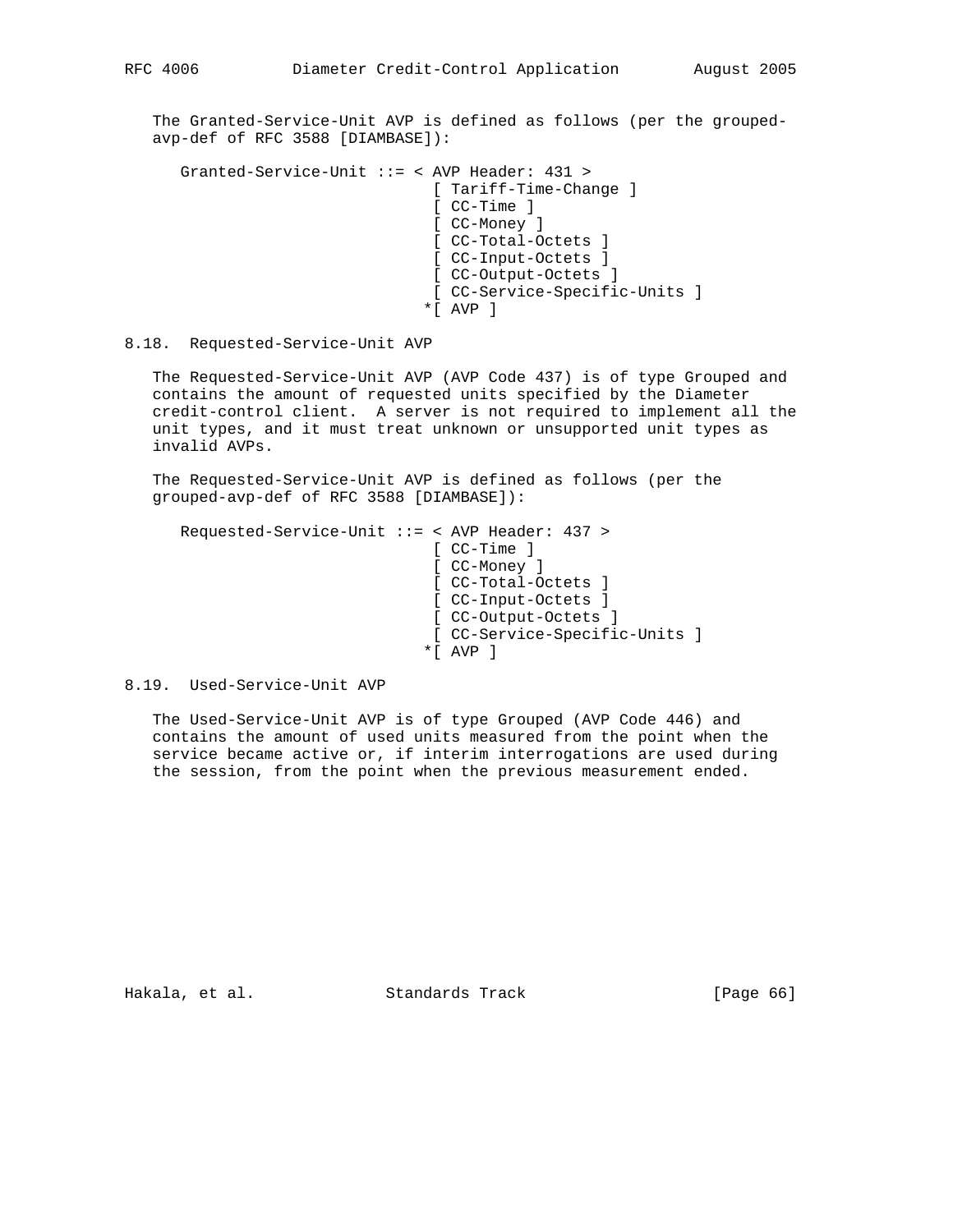The Granted-Service-Unit AVP is defined as follows (per the grouped-avp-def of RFC 3588 [DIAMBASE]):

```
Granted-Service-Unit ::= < AVP Header: 431 >
                         [ Tariff-Time-Change ]
                         [ CC-Time ]
                         [ CC-Money ]
                         [ CC-Total-Octets ]
                         [ CC-Input-Octets ]
                         [ CC-Output-Octets ]
                         [ CC-Service-Specific-Units ]
                        *[ AVP ]
```

## 8.18. Requested-Service-Unit AVP

The Requested-Service-Unit AVP (AVP Code 437) is of type Grouped and contains the amount of requested units specified by the Diameter credit-control client. A server is not required to implement all the unit types, and it must treat unknown or unsupported unit types as invalid AVPs.

The Requested-Service-Unit AVP is defined as follows (per the grouped-avp-def of RFC 3588 [DIAMBASE]):

```
Requested-Service-Unit ::= < AVP Header: 437 >
                           [ CC-Time ]
                           [ CC-Money ]
                           [ CC-Total-Octets ]
                           [ CC-Input-Octets ]
                           [ CC-Output-Octets ]
                           [ CC-Service-Specific-Units ]
                          *[ AVP ]
```

## 8.19. Used-Service-Unit AVP

The Used-Service-Unit AVP is of type Grouped (AVP Code 446) and contains the amount of used units measured from the point when the service became active or, if interim interrogations are used during the session, from the point when the previous measurement ended.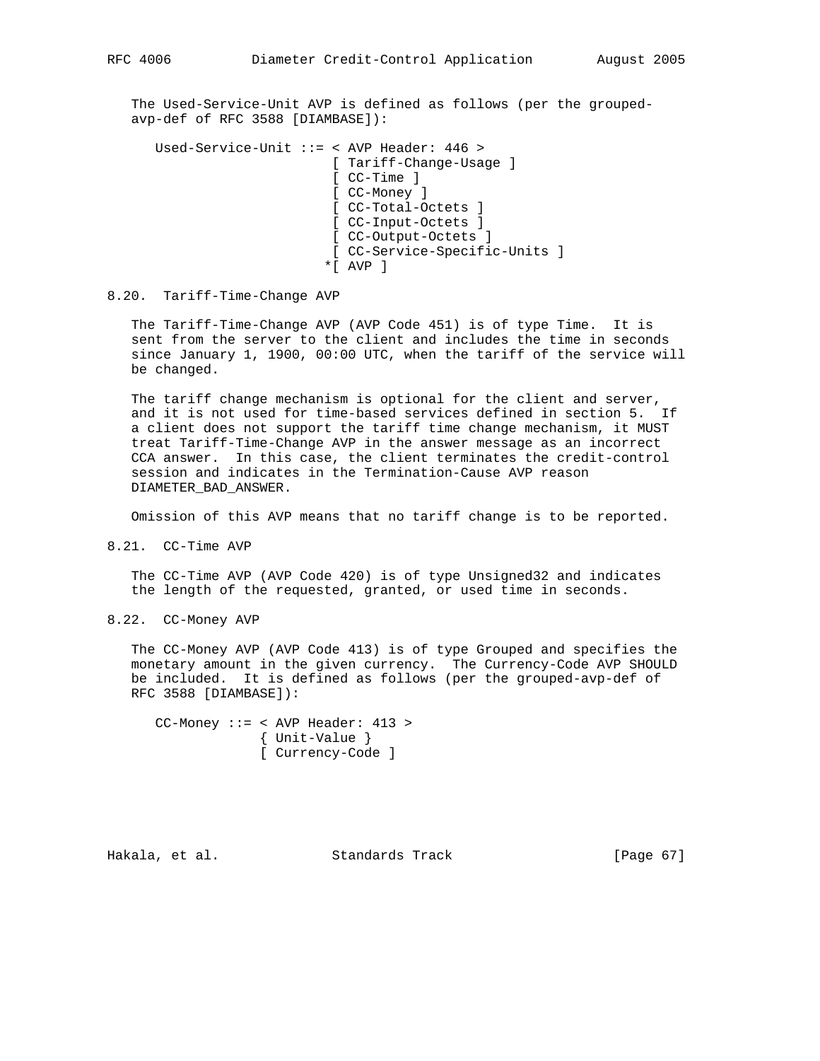The Used-Service-Unit AVP is defined as follows (per the grouped-avp-def of RFC 3588 [DIAMBASE]):

```
Used-Service-Unit ::= < AVP Header: 446 >
                        [ Tariff-Change-Usage ]
                        [ CC-Time ]
                        [ CC-Money ]
                        [ CC-Total-Octets ]
                        [ CC-Input-Octets ]
                        [ CC-Output-Octets ]
                        [ CC-Service-Specific-Units ]
                       *[ AVP ]
```

## 8.20. Tariff-Time-Change AVP

The Tariff-Time-Change AVP (AVP Code 451) is of type Time. It is sent from the server to the client and includes the time in seconds since January 1, 1900, 00:00 UTC, when the tariff of the service will be changed.

The tariff change mechanism is optional for the client and server, and it is not used for time-based services defined in section 5. If a client does not support the tariff time change mechanism, it MUST treat Tariff-Time-Change AVP in the answer message as an incorrect CCA answer. In this case, the client terminates the credit-control session and indicates in the Termination-Cause AVP reason DIAMETER_BAD_ANSWER.

Omission of this AVP means that no tariff change is to be reported.

## 8.21. CC-Time AVP

The CC-Time AVP (AVP Code 420) is of type Unsigned32 and indicates the length of the requested, granted, or used time in seconds.

## 8.22. CC-Money AVP

The CC-Money AVP (AVP Code 413) is of type Grouped and specifies the monetary amount in the given currency. The Currency-Code AVP SHOULD be included. It is defined as follows (per the grouped-avp-def of RFC 3588 [DIAMBASE]):

```
CC-Money ::= < AVP Header: 413 >
             { Unit-Value }
             [ Currency-Code ]
```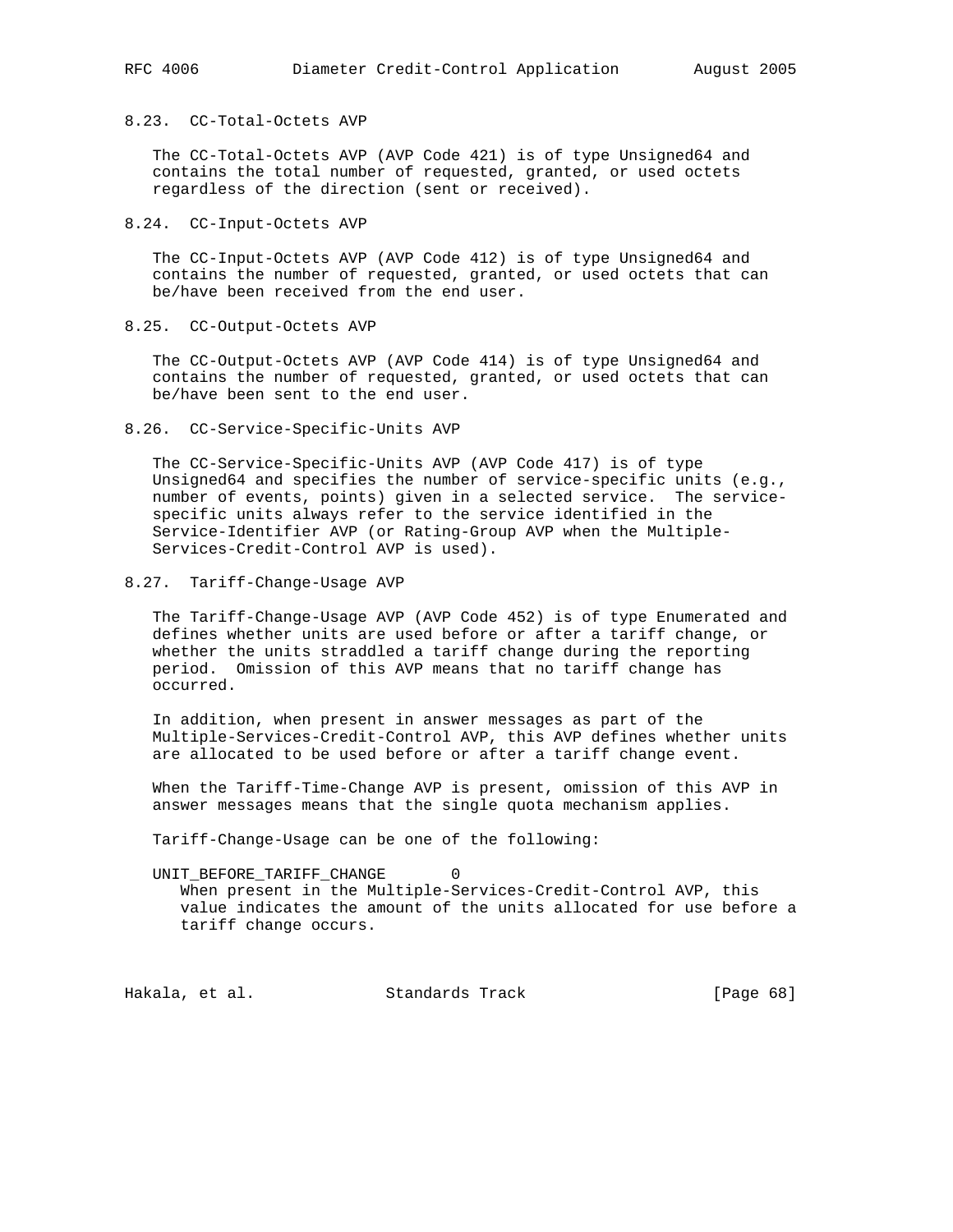### 8.23. CC-Total-Octets AVP

The CC-Total-Octets AVP (AVP Code 421) is of type Unsigned64 and contains the total number of requested, granted, or used octets regardless of the direction (sent or received).

### 8.24. CC-Input-Octets AVP

The CC-Input-Octets AVP (AVP Code 412) is of type Unsigned64 and contains the number of requested, granted, or used octets that can be/have been received from the end user.

### 8.25. CC-Output-Octets AVP

The CC-Output-Octets AVP (AVP Code 414) is of type Unsigned64 and contains the number of requested, granted, or used octets that can be/have been sent to the end user.

### 8.26. CC-Service-Specific-Units AVP

The CC-Service-Specific-Units AVP (AVP Code 417) is of type Unsigned64 and specifies the number of service-specific units (e.g., number of events, points) given in a selected service. The service-specific units always refer to the service identified in the Service-Identifier AVP (or Rating-Group AVP when the Multiple-Services-Credit-Control AVP is used).

### 8.27. Tariff-Change-Usage AVP

The Tariff-Change-Usage AVP (AVP Code 452) is of type Enumerated and defines whether units are used before or after a tariff change, or whether the units straddled a tariff change during the reporting period. Omission of this AVP means that no tariff change has occurred.

In addition, when present in answer messages as part of the Multiple-Services-Credit-Control AVP, this AVP defines whether units are allocated to be used before or after a tariff change event.

When the Tariff-Time-Change AVP is present, omission of this AVP in answer messages means that the single quota mechanism applies.

Tariff-Change-Usage can be one of the following:

UNIT_BEFORE_TARIFF_CHANGE 0
: When present in the Multiple-Services-Credit-Control AVP, this value indicates the amount of the units allocated for use before a tariff change occurs.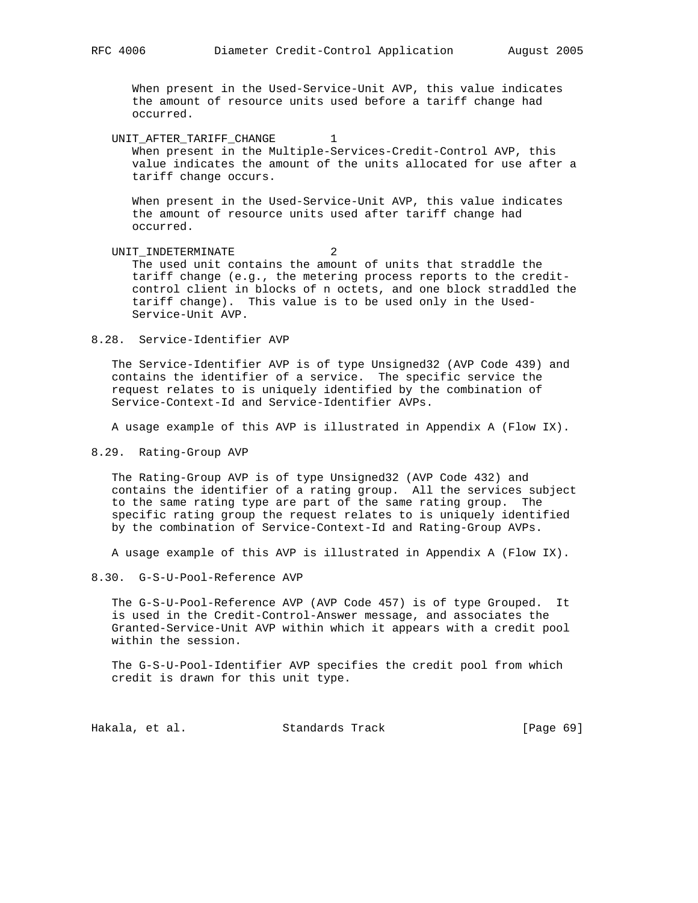When present in the Used-Service-Unit AVP, this value indicates the amount of resource units used before a tariff change had occurred.

UNIT_AFTER_TARIFF_CHANGE        1

When present in the Multiple-Services-Credit-Control AVP, this value indicates the amount of the units allocated for use after a tariff change occurs.

When present in the Used-Service-Unit AVP, this value indicates the amount of resource units used after tariff change had occurred.

UNIT_INDETERMINATE              2

The used unit contains the amount of units that straddle the tariff change (e.g., the metering process reports to the credit-control client in blocks of n octets, and one block straddled the tariff change). This value is to be used only in the Used-Service-Unit AVP.

### 8.28. Service-Identifier AVP

The Service-Identifier AVP is of type Unsigned32 (AVP Code 439) and contains the identifier of a service. The specific service the request relates to is uniquely identified by the combination of Service-Context-Id and Service-Identifier AVPs.

A usage example of this AVP is illustrated in Appendix A (Flow IX).

### 8.29. Rating-Group AVP

The Rating-Group AVP is of type Unsigned32 (AVP Code 432) and contains the identifier of a rating group. All the services subject to the same rating type are part of the same rating group. The specific rating group the request relates to is uniquely identified by the combination of Service-Context-Id and Rating-Group AVPs.

A usage example of this AVP is illustrated in Appendix A (Flow IX).

### 8.30. G-S-U-Pool-Reference AVP

The G-S-U-Pool-Reference AVP (AVP Code 457) is of type Grouped. It is used in the Credit-Control-Answer message, and associates the Granted-Service-Unit AVP within which it appears with a credit pool within the session.

The G-S-U-Pool-Identifier AVP specifies the credit pool from which credit is drawn for this unit type.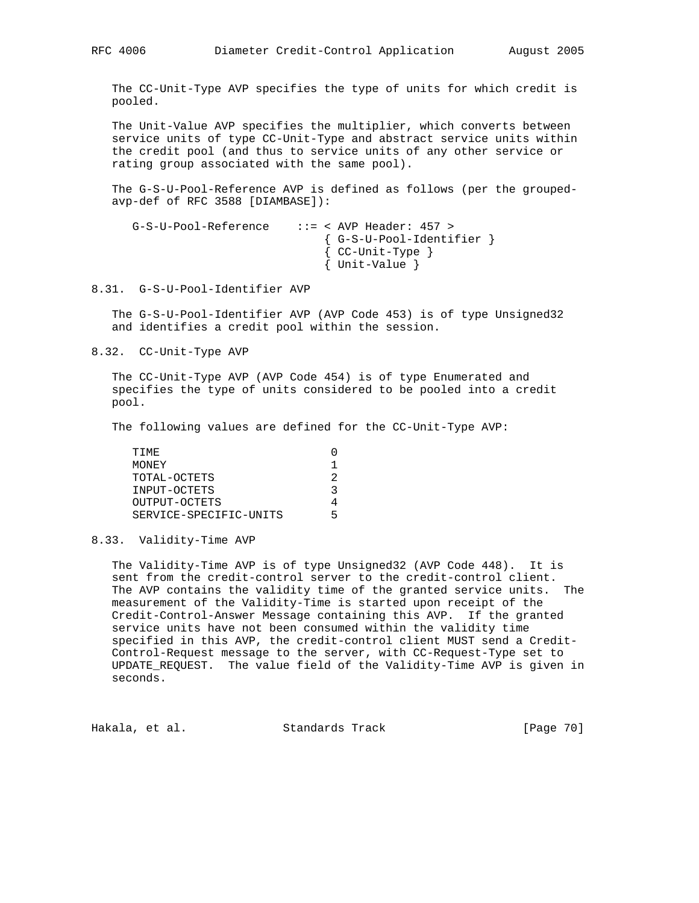The CC-Unit-Type AVP specifies the type of units for which credit is pooled.

The Unit-Value AVP specifies the multiplier, which converts between service units of type CC-Unit-Type and abstract service units within the credit pool (and thus to service units of any other service or rating group associated with the same pool).

The G-S-U-Pool-Reference AVP is defined as follows (per the grouped-avp-def of RFC 3588 [DIAMBASE]):

```
G-S-U-Pool-Reference    ::= < AVP Header: 457 >
                            { G-S-U-Pool-Identifier }
                            { CC-Unit-Type }
                            { Unit-Value }
```

## 8.31. G-S-U-Pool-Identifier AVP

The G-S-U-Pool-Identifier AVP (AVP Code 453) is of type Unsigned32 and identifies a credit pool within the session.

## 8.32. CC-Unit-Type AVP

The CC-Unit-Type AVP (AVP Code 454) is of type Enumerated and specifies the type of units considered to be pooled into a credit pool.

The following values are defined for the CC-Unit-Type AVP:

```
TIME                        0
MONEY                       1
TOTAL-OCTETS                2
INPUT-OCTETS                3
OUTPUT-OCTETS               4
SERVICE-SPECIFIC-UNITS      5
```

## 8.33. Validity-Time AVP

The Validity-Time AVP is of type Unsigned32 (AVP Code 448). It is sent from the credit-control server to the credit-control client. The AVP contains the validity time of the granted service units. The measurement of the Validity-Time is started upon receipt of the Credit-Control-Answer Message containing this AVP. If the granted service units have not been consumed within the validity time specified in this AVP, the credit-control client MUST send a Credit-Control-Request message to the server, with CC-Request-Type set to UPDATE_REQUEST. The value field of the Validity-Time AVP is given in seconds.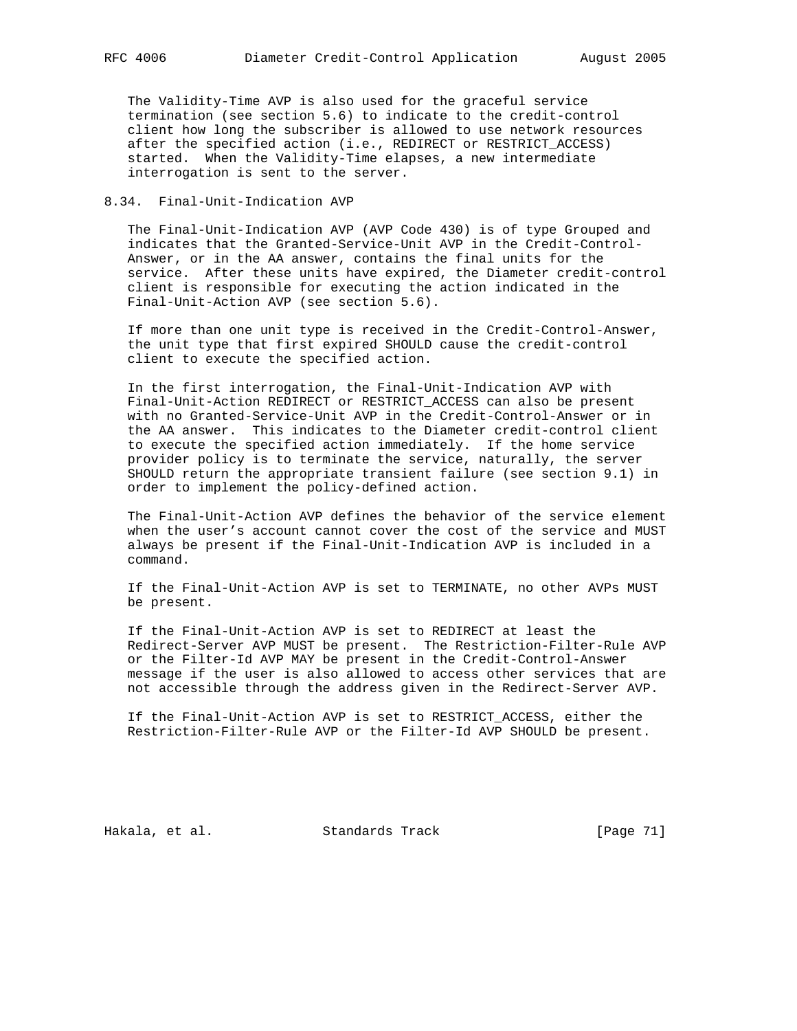The Validity-Time AVP is also used for the graceful service termination (see section 5.6) to indicate to the credit-control client how long the subscriber is allowed to use network resources after the specified action (i.e., REDIRECT or RESTRICT_ACCESS) started. When the Validity-Time elapses, a new intermediate interrogation is sent to the server.

## 8.34. Final-Unit-Indication AVP

The Final-Unit-Indication AVP (AVP Code 430) is of type Grouped and indicates that the Granted-Service-Unit AVP in the Credit-Control-Answer, or in the AA answer, contains the final units for the service. After these units have expired, the Diameter credit-control client is responsible for executing the action indicated in the Final-Unit-Action AVP (see section 5.6).

If more than one unit type is received in the Credit-Control-Answer, the unit type that first expired SHOULD cause the credit-control client to execute the specified action.

In the first interrogation, the Final-Unit-Indication AVP with Final-Unit-Action REDIRECT or RESTRICT_ACCESS can also be present with no Granted-Service-Unit AVP in the Credit-Control-Answer or in the AA answer. This indicates to the Diameter credit-control client to execute the specified action immediately. If the home service provider policy is to terminate the service, naturally, the server SHOULD return the appropriate transient failure (see section 9.1) in order to implement the policy-defined action.

The Final-Unit-Action AVP defines the behavior of the service element when the user's account cannot cover the cost of the service and MUST always be present if the Final-Unit-Indication AVP is included in a command.

If the Final-Unit-Action AVP is set to TERMINATE, no other AVPs MUST be present.

If the Final-Unit-Action AVP is set to REDIRECT at least the Redirect-Server AVP MUST be present. The Restriction-Filter-Rule AVP or the Filter-Id AVP MAY be present in the Credit-Control-Answer message if the user is also allowed to access other services that are not accessible through the address given in the Redirect-Server AVP.

If the Final-Unit-Action AVP is set to RESTRICT_ACCESS, either the Restriction-Filter-Rule AVP or the Filter-Id AVP SHOULD be present.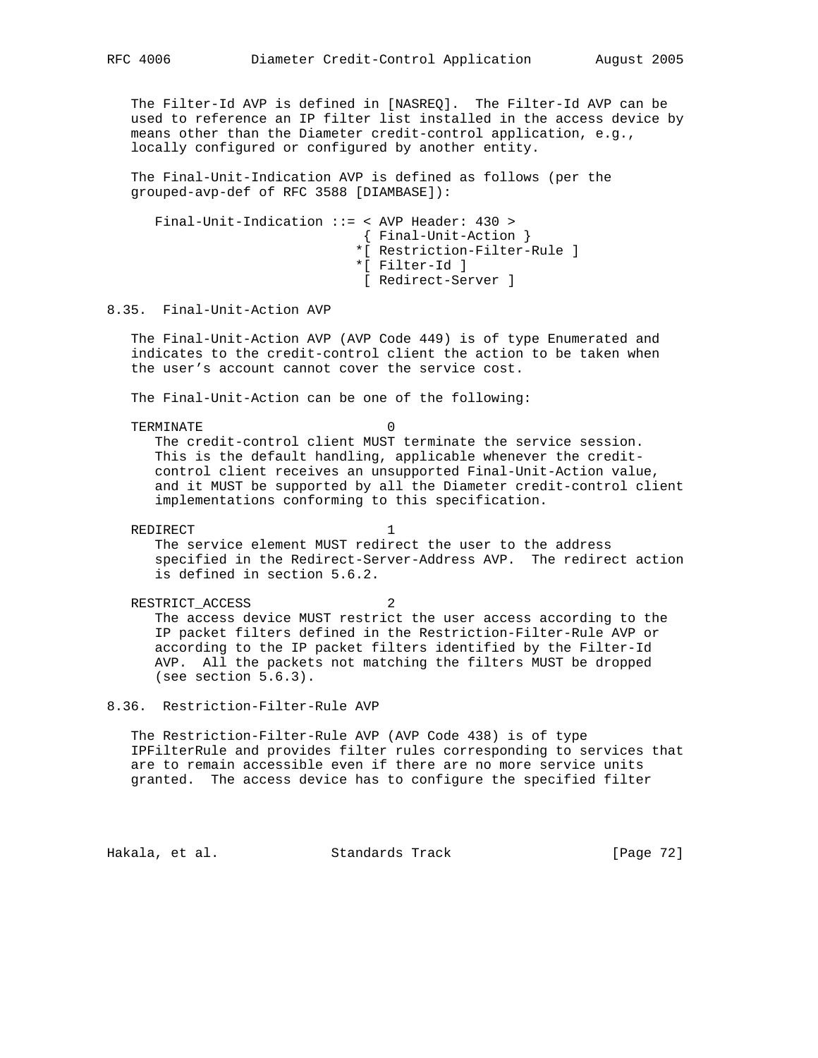The Filter-Id AVP is defined in [NASREQ]. The Filter-Id AVP can be used to reference an IP filter list installed in the access device by means other than the Diameter credit-control application, e.g., locally configured or configured by another entity.

The Final-Unit-Indication AVP is defined as follows (per the grouped-avp-def of RFC 3588 [DIAMBASE]):

```
Final-Unit-Indication ::= < AVP Header: 430 >
                           { Final-Unit-Action }
                          *[ Restriction-Filter-Rule ]
                          *[ Filter-Id ]
                           [ Redirect-Server ]
```

## 8.35. Final-Unit-Action AVP

The Final-Unit-Action AVP (AVP Code 449) is of type Enumerated and indicates to the credit-control client the action to be taken when the user's account cannot cover the service cost.

The Final-Unit-Action can be one of the following:

TERMINATE 0

The credit-control client MUST terminate the service session. This is the default handling, applicable whenever the credit-control client receives an unsupported Final-Unit-Action value, and it MUST be supported by all the Diameter credit-control client implementations conforming to this specification.

REDIRECT 1

The service element MUST redirect the user to the address specified in the Redirect-Server-Address AVP. The redirect action is defined in section 5.6.2.

RESTRICT_ACCESS 2

The access device MUST restrict the user access according to the IP packet filters defined in the Restriction-Filter-Rule AVP or according to the IP packet filters identified by the Filter-Id AVP. All the packets not matching the filters MUST be dropped (see section 5.6.3).

## 8.36. Restriction-Filter-Rule AVP

The Restriction-Filter-Rule AVP (AVP Code 438) is of type IPFilterRule and provides filter rules corresponding to services that are to remain accessible even if there are no more service units granted. The access device has to configure the specified filter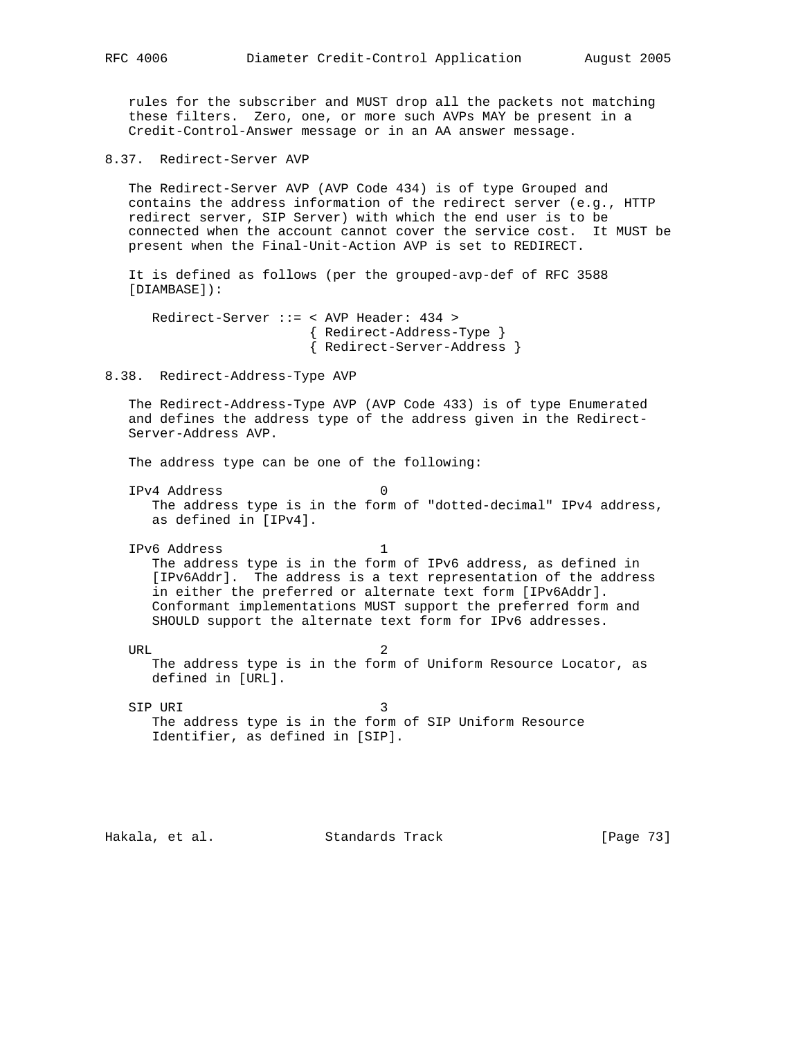rules for the subscriber and MUST drop all the packets not matching these filters. Zero, one, or more such AVPs MAY be present in a Credit-Control-Answer message or in an AA answer message.

### 8.37. Redirect-Server AVP

The Redirect-Server AVP (AVP Code 434) is of type Grouped and contains the address information of the redirect server (e.g., HTTP redirect server, SIP Server) with which the end user is to be connected when the account cannot cover the service cost. It MUST be present when the Final-Unit-Action AVP is set to REDIRECT.

It is defined as follows (per the grouped-avp-def of RFC 3588 [DIAMBASE]):

```
Redirect-Server ::= < AVP Header: 434 >
                    { Redirect-Address-Type }
                    { Redirect-Server-Address }
```

### 8.38. Redirect-Address-Type AVP

The Redirect-Address-Type AVP (AVP Code 433) is of type Enumerated and defines the address type of the address given in the Redirect-Server-Address AVP.

The address type can be one of the following:

IPv4 Address 0
: The address type is in the form of "dotted-decimal" IPv4 address, as defined in [IPv4].

IPv6 Address 1
: The address type is in the form of IPv6 address, as defined in [IPv6Addr]. The address is a text representation of the address in either the preferred or alternate text form [IPv6Addr]. Conformant implementations MUST support the preferred form and SHOULD support the alternate text form for IPv6 addresses.

URL 2
: The address type is in the form of Uniform Resource Locator, as defined in [URL].

SIP URI 3
: The address type is in the form of SIP Uniform Resource Identifier, as defined in [SIP].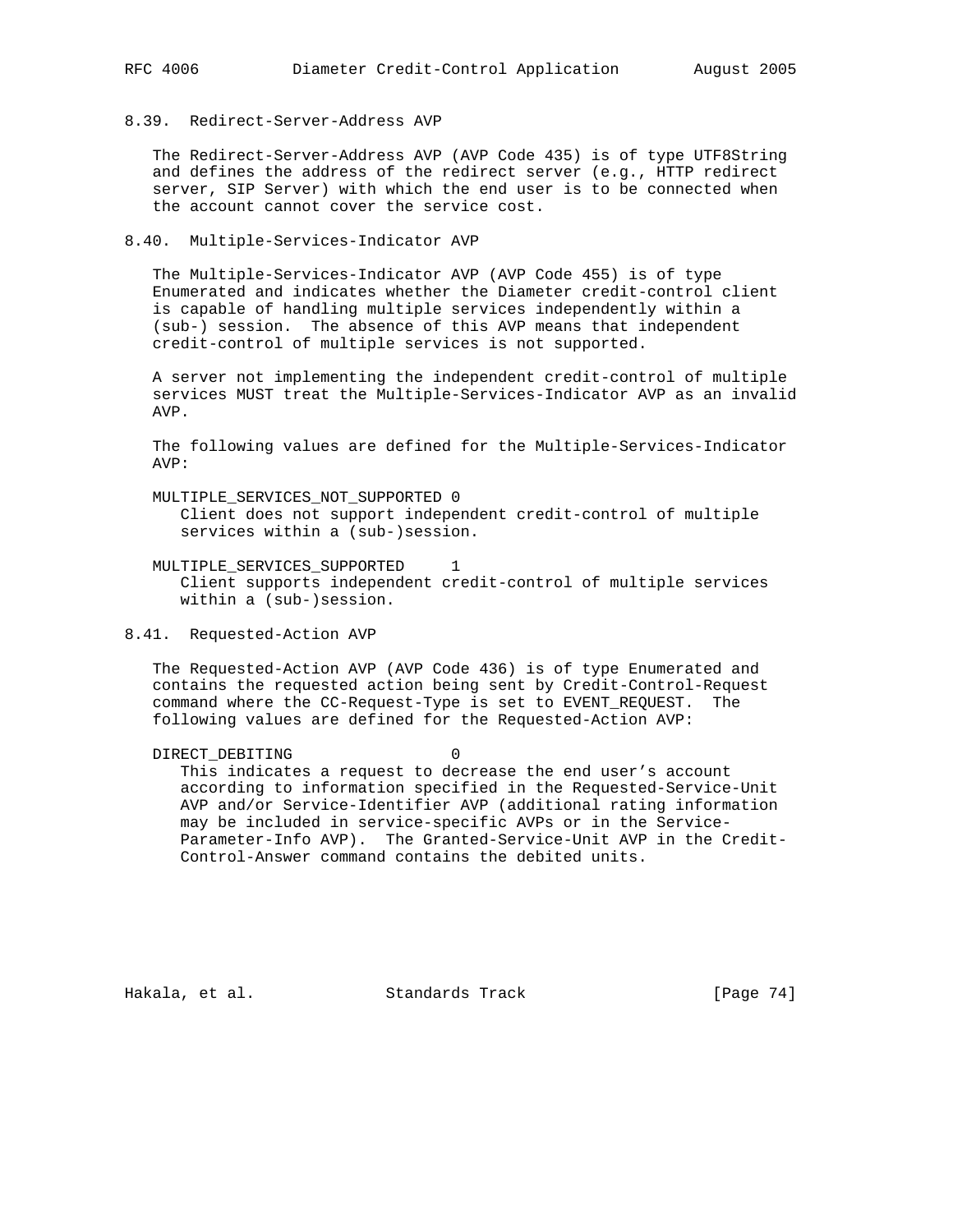### 8.39. Redirect-Server-Address AVP

The Redirect-Server-Address AVP (AVP Code 435) is of type UTF8String and defines the address of the redirect server (e.g., HTTP redirect server, SIP Server) with which the end user is to be connected when the account cannot cover the service cost.

### 8.40. Multiple-Services-Indicator AVP

The Multiple-Services-Indicator AVP (AVP Code 455) is of type Enumerated and indicates whether the Diameter credit-control client is capable of handling multiple services independently within a (sub-) session. The absence of this AVP means that independent credit-control of multiple services is not supported.

A server not implementing the independent credit-control of multiple services MUST treat the Multiple-Services-Indicator AVP as an invalid AVP.

The following values are defined for the Multiple-Services-Indicator AVP:

MULTIPLE_SERVICES_NOT_SUPPORTED 0
   Client does not support independent credit-control of multiple services within a (sub-)session.

MULTIPLE_SERVICES_SUPPORTED     1
   Client supports independent credit-control of multiple services within a (sub-)session.

### 8.41. Requested-Action AVP

The Requested-Action AVP (AVP Code 436) is of type Enumerated and contains the requested action being sent by Credit-Control-Request command where the CC-Request-Type is set to EVENT_REQUEST. The following values are defined for the Requested-Action AVP:

DIRECT_DEBITING                 0
   This indicates a request to decrease the end user's account according to information specified in the Requested-Service-Unit AVP and/or Service-Identifier AVP (additional rating information may be included in service-specific AVPs or in the Service-Parameter-Info AVP). The Granted-Service-Unit AVP in the Credit-Control-Answer command contains the debited units.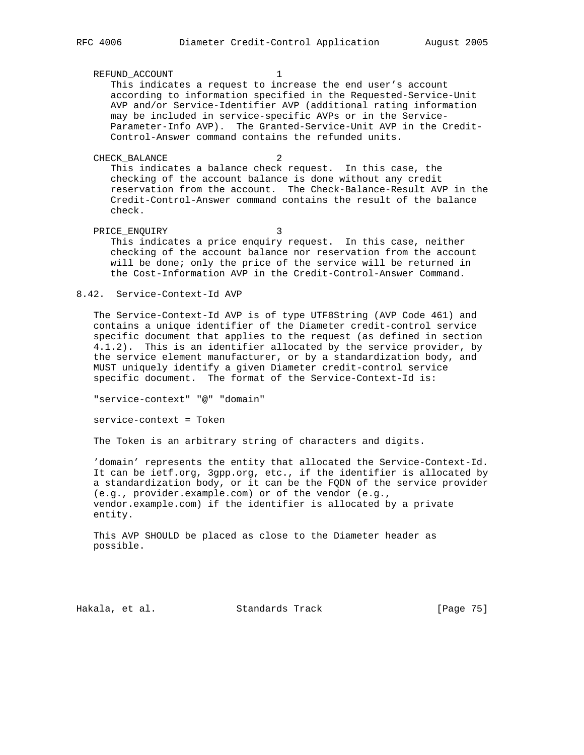REFUND_ACCOUNT 1

This indicates a request to increase the end user's account according to information specified in the Requested-Service-Unit AVP and/or Service-Identifier AVP (additional rating information may be included in service-specific AVPs or in the Service-Parameter-Info AVP). The Granted-Service-Unit AVP in the Credit-Control-Answer command contains the refunded units.

CHECK_BALANCE 2

This indicates a balance check request. In this case, the checking of the account balance is done without any credit reservation from the account. The Check-Balance-Result AVP in the Credit-Control-Answer command contains the result of the balance check.

PRICE_ENQUIRY 3

This indicates a price enquiry request. In this case, neither checking of the account balance nor reservation from the account will be done; only the price of the service will be returned in the Cost-Information AVP in the Credit-Control-Answer Command.

## 8.42. Service-Context-Id AVP

The Service-Context-Id AVP is of type UTF8String (AVP Code 461) and contains a unique identifier of the Diameter credit-control service specific document that applies to the request (as defined in section 4.1.2). This is an identifier allocated by the service provider, by the service element manufacturer, or by a standardization body, and MUST uniquely identify a given Diameter credit-control service specific document. The format of the Service-Context-Id is:

```
"service-context" "@" "domain"

service-context = Token
```

The Token is an arbitrary string of characters and digits.

'domain' represents the entity that allocated the Service-Context-Id. It can be ietf.org, 3gpp.org, etc., if the identifier is allocated by a standardization body, or it can be the FQDN of the service provider (e.g., provider.example.com) or of the vendor (e.g., vendor.example.com) if the identifier is allocated by a private entity.

This AVP SHOULD be placed as close to the Diameter header as possible.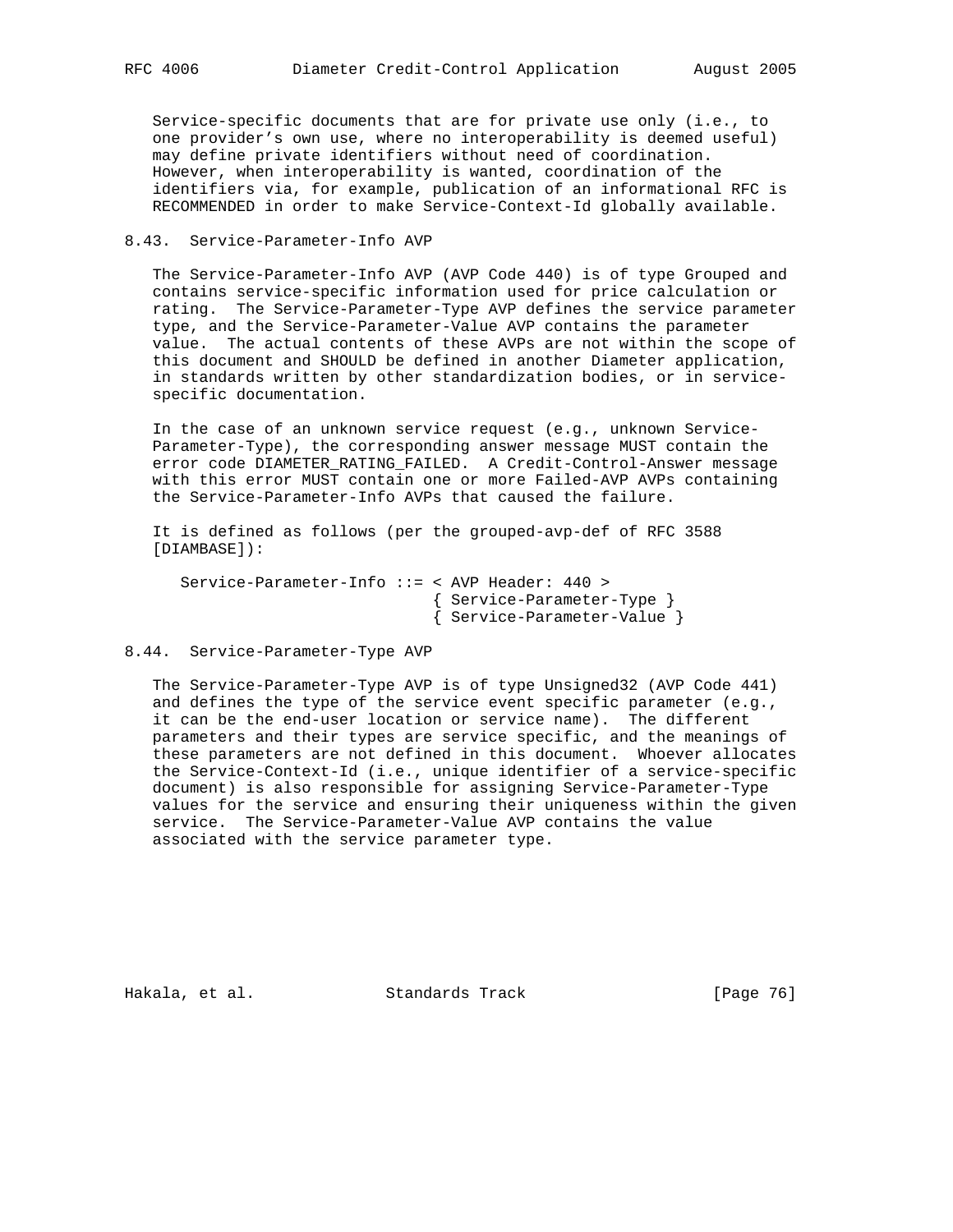Service-specific documents that are for private use only (i.e., to one provider's own use, where no interoperability is deemed useful) may define private identifiers without need of coordination. However, when interoperability is wanted, coordination of the identifiers via, for example, publication of an informational RFC is RECOMMENDED in order to make Service-Context-Id globally available.

### 8.43. Service-Parameter-Info AVP

The Service-Parameter-Info AVP (AVP Code 440) is of type Grouped and contains service-specific information used for price calculation or rating. The Service-Parameter-Type AVP defines the service parameter type, and the Service-Parameter-Value AVP contains the parameter value. The actual contents of these AVPs are not within the scope of this document and SHOULD be defined in another Diameter application, in standards written by other standardization bodies, or in service-specific documentation.

In the case of an unknown service request (e.g., unknown Service-Parameter-Type), the corresponding answer message MUST contain the error code DIAMETER_RATING_FAILED. A Credit-Control-Answer message with this error MUST contain one or more Failed-AVP AVPs containing the Service-Parameter-Info AVPs that caused the failure.

It is defined as follows (per the grouped-avp-def of RFC 3588 [DIAMBASE]):

```
Service-Parameter-Info ::= < AVP Header: 440 >
                           { Service-Parameter-Type }
                           { Service-Parameter-Value }
```

### 8.44. Service-Parameter-Type AVP

The Service-Parameter-Type AVP is of type Unsigned32 (AVP Code 441) and defines the type of the service event specific parameter (e.g., it can be the end-user location or service name). The different parameters and their types are service specific, and the meanings of these parameters are not defined in this document. Whoever allocates the Service-Context-Id (i.e., unique identifier of a service-specific document) is also responsible for assigning Service-Parameter-Type values for the service and ensuring their uniqueness within the given service. The Service-Parameter-Value AVP contains the value associated with the service parameter type.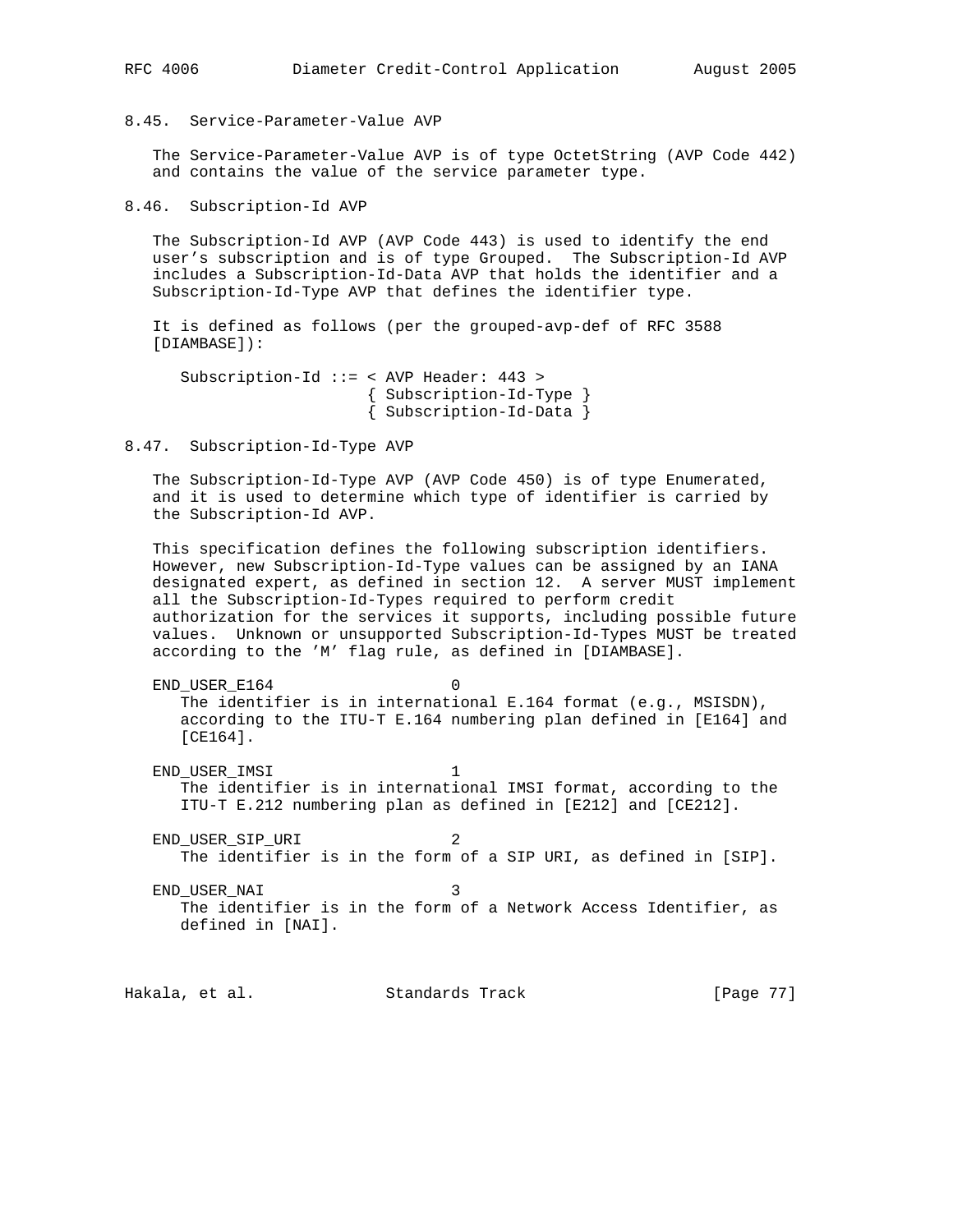### 8.45. Service-Parameter-Value AVP

The Service-Parameter-Value AVP is of type OctetString (AVP Code 442) and contains the value of the service parameter type.

### 8.46. Subscription-Id AVP

The Subscription-Id AVP (AVP Code 443) is used to identify the end user's subscription and is of type Grouped. The Subscription-Id AVP includes a Subscription-Id-Data AVP that holds the identifier and a Subscription-Id-Type AVP that defines the identifier type.

It is defined as follows (per the grouped-avp-def of RFC 3588 [DIAMBASE]):

```
Subscription-Id ::= < AVP Header: 443 >
                      { Subscription-Id-Type }
                      { Subscription-Id-Data }
```

### 8.47. Subscription-Id-Type AVP

The Subscription-Id-Type AVP (AVP Code 450) is of type Enumerated, and it is used to determine which type of identifier is carried by the Subscription-Id AVP.

This specification defines the following subscription identifiers. However, new Subscription-Id-Type values can be assigned by an IANA designated expert, as defined in section 12. A server MUST implement all the Subscription-Id-Types required to perform credit authorization for the services it supports, including possible future values. Unknown or unsupported Subscription-Id-Types MUST be treated according to the 'M' flag rule, as defined in [DIAMBASE].

END_USER_E164 0
The identifier is in international E.164 format (e.g., MSISDN), according to the ITU-T E.164 numbering plan defined in [E164] and [CE164].

END_USER_IMSI 1
The identifier is in international IMSI format, according to the ITU-T E.212 numbering plan as defined in [E212] and [CE212].

END_USER_SIP_URI 2
The identifier is in the form of a SIP URI, as defined in [SIP].

END_USER_NAI 3
The identifier is in the form of a Network Access Identifier, as defined in [NAI].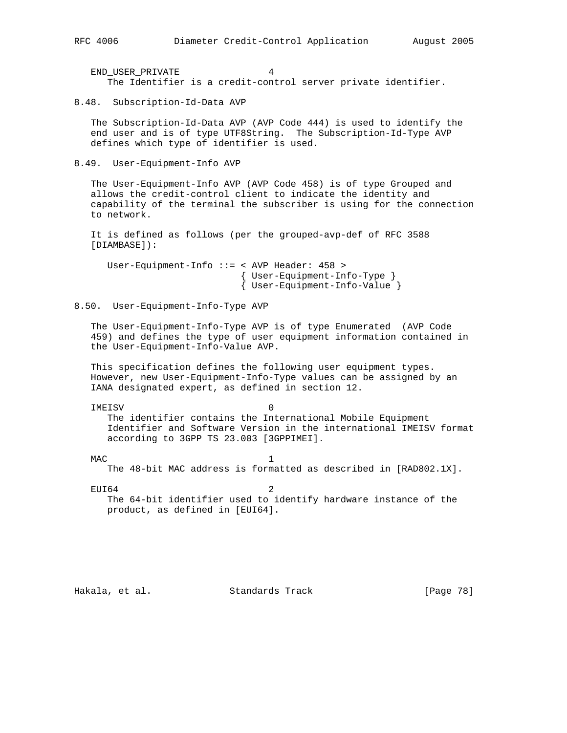END_USER_PRIVATE 4
The Identifier is a credit-control server private identifier.

## 8.48. Subscription-Id-Data AVP

The Subscription-Id-Data AVP (AVP Code 444) is used to identify the end user and is of type UTF8String. The Subscription-Id-Type AVP defines which type of identifier is used.

## 8.49. User-Equipment-Info AVP

The User-Equipment-Info AVP (AVP Code 458) is of type Grouped and allows the credit-control client to indicate the identity and capability of the terminal the subscriber is using for the connection to network.

It is defined as follows (per the grouped-avp-def of RFC 3588 [DIAMBASE]):

```
User-Equipment-Info ::= < AVP Header: 458 >
                        { User-Equipment-Info-Type }
                        { User-Equipment-Info-Value }
```

## 8.50. User-Equipment-Info-Type AVP

The User-Equipment-Info-Type AVP is of type Enumerated (AVP Code 459) and defines the type of user equipment information contained in the User-Equipment-Info-Value AVP.

This specification defines the following user equipment types. However, new User-Equipment-Info-Type values can be assigned by an IANA designated expert, as defined in section 12.

IMEISV 0
The identifier contains the International Mobile Equipment Identifier and Software Version in the international IMEISV format according to 3GPP TS 23.003 [3GPPIMEI].

MAC 1
The 48-bit MAC address is formatted as described in [RAD802.1X].

EUI64 2
The 64-bit identifier used to identify hardware instance of the product, as defined in [EUI64].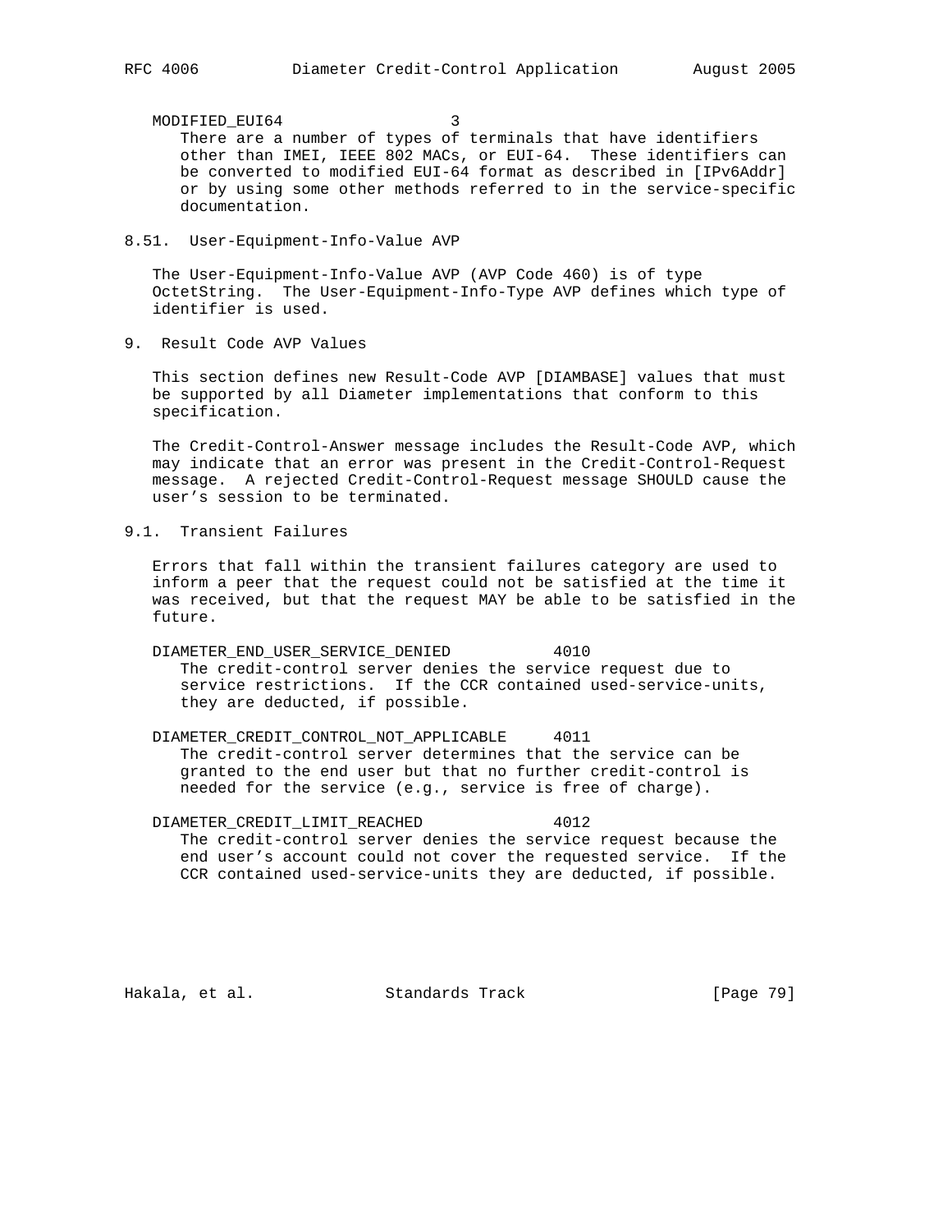MODIFIED_EUI64 3

There are a number of types of terminals that have identifiers other than IMEI, IEEE 802 MACs, or EUI-64. These identifiers can be converted to modified EUI-64 format as described in [IPv6Addr] or by using some other methods referred to in the service-specific documentation.

## 8.51. User-Equipment-Info-Value AVP

The User-Equipment-Info-Value AVP (AVP Code 460) is of type OctetString. The User-Equipment-Info-Type AVP defines which type of identifier is used.

# 9. Result Code AVP Values

This section defines new Result-Code AVP [DIAMBASE] values that must be supported by all Diameter implementations that conform to this specification.

The Credit-Control-Answer message includes the Result-Code AVP, which may indicate that an error was present in the Credit-Control-Request message. A rejected Credit-Control-Request message SHOULD cause the user's session to be terminated.

## 9.1. Transient Failures

Errors that fall within the transient failures category are used to inform a peer that the request could not be satisfied at the time it was received, but that the request MAY be able to be satisfied in the future.

DIAMETER_END_USER_SERVICE_DENIED 4010

The credit-control server denies the service request due to service restrictions. If the CCR contained used-service-units, they are deducted, if possible.

DIAMETER_CREDIT_CONTROL_NOT_APPLICABLE 4011

The credit-control server determines that the service can be granted to the end user but that no further credit-control is needed for the service (e.g., service is free of charge).

DIAMETER_CREDIT_LIMIT_REACHED 4012

The credit-control server denies the service request because the end user's account could not cover the requested service. If the CCR contained used-service-units they are deducted, if possible.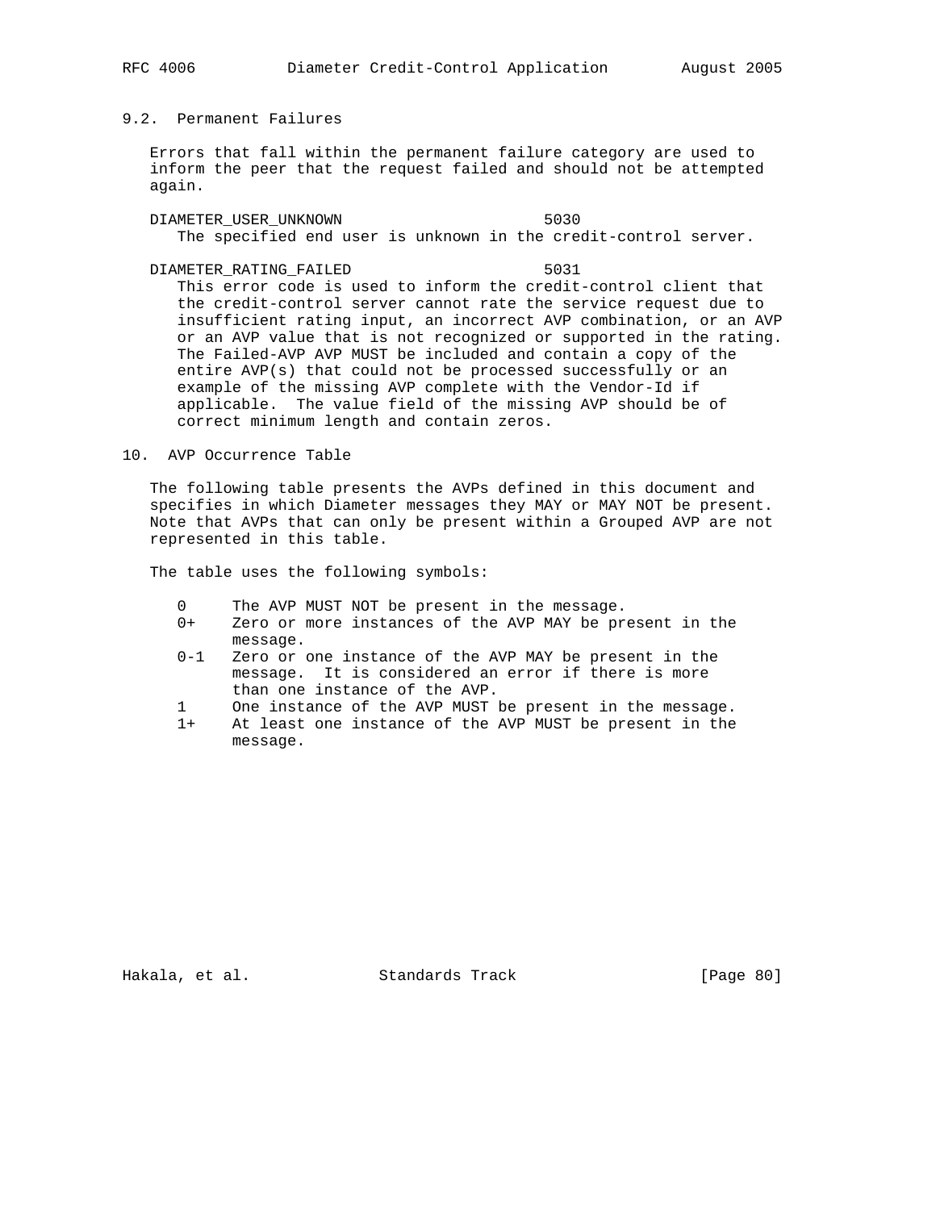## 9.2. Permanent Failures

Errors that fall within the permanent failure category are used to inform the peer that the request failed and should not be attempted again.

DIAMETER_USER_UNKNOWN 5030

The specified end user is unknown in the credit-control server.

DIAMETER_RATING_FAILED 5031

This error code is used to inform the credit-control client that the credit-control server cannot rate the service request due to insufficient rating input, an incorrect AVP combination, or an AVP or an AVP value that is not recognized or supported in the rating. The Failed-AVP AVP MUST be included and contain a copy of the entire AVP(s) that could not be processed successfully or an example of the missing AVP complete with the Vendor-Id if applicable. The value field of the missing AVP should be of correct minimum length and contain zeros.

# 10. AVP Occurrence Table

The following table presents the AVPs defined in this document and specifies in which Diameter messages they MAY or MAY NOT be present. Note that AVPs that can only be present within a Grouped AVP are not represented in this table.

The table uses the following symbols:

- 0 The AVP MUST NOT be present in the message.
- 0+ Zero or more instances of the AVP MAY be present in the message.
- 0-1 Zero or one instance of the AVP MAY be present in the message. It is considered an error if there is more than one instance of the AVP.
- 1 One instance of the AVP MUST be present in the message.
- 1+ At least one instance of the AVP MUST be present in the message.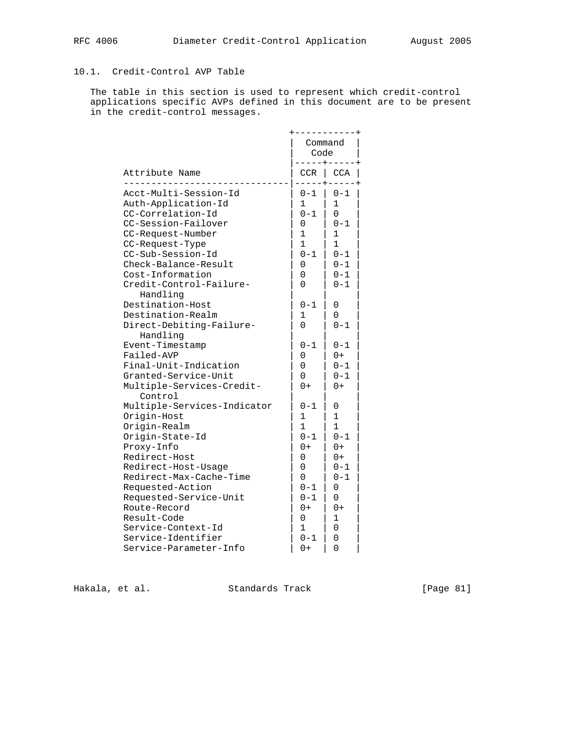## 10.1. Credit-Control AVP Table

The table in this section is used to represent which credit-control applications specific AVPs defined in this document are to be present in the credit-control messages.

| Attribute Name | Command Code | |
|---|---|---|
| | CCR | CCA |
| Acct-Multi-Session-Id | 0-1 | 0-1 |
| Auth-Application-Id | 1 | 1 |
| CC-Correlation-Id | 0-1 | 0 |
| CC-Session-Failover | 0 | 0-1 |
| CC-Request-Number | 1 | 1 |
| CC-Request-Type | 1 | 1 |
| CC-Sub-Session-Id | 0-1 | 0-1 |
| Check-Balance-Result | 0 | 0-1 |
| Cost-Information | 0 | 0-1 |
| Credit-Control-Failure-Handling | 0 | 0-1 |
| Destination-Host | 0-1 | 0 |
| Destination-Realm | 1 | 0 |
| Direct-Debiting-Failure-Handling | 0 | 0-1 |
| Event-Timestamp | 0-1 | 0-1 |
| Failed-AVP | 0 | 0+ |
| Final-Unit-Indication | 0 | 0-1 |
| Granted-Service-Unit | 0 | 0-1 |
| Multiple-Services-Credit-Control | 0+ | 0+ |
| Multiple-Services-Indicator | 0-1 | 0 |
| Origin-Host | 1 | 1 |
| Origin-Realm | 1 | 1 |
| Origin-State-Id | 0-1 | 0-1 |
| Proxy-Info | 0+ | 0+ |
| Redirect-Host | 0 | 0+ |
| Redirect-Host-Usage | 0 | 0-1 |
| Redirect-Max-Cache-Time | 0 | 0-1 |
| Requested-Action | 0-1 | 0 |
| Requested-Service-Unit | 0-1 | 0 |
| Route-Record | 0+ | 0+ |
| Result-Code | 0 | 1 |
| Service-Context-Id | 1 | 0 |
| Service-Identifier | 0-1 | 0 |
| Service-Parameter-Info | 0+ | 0 |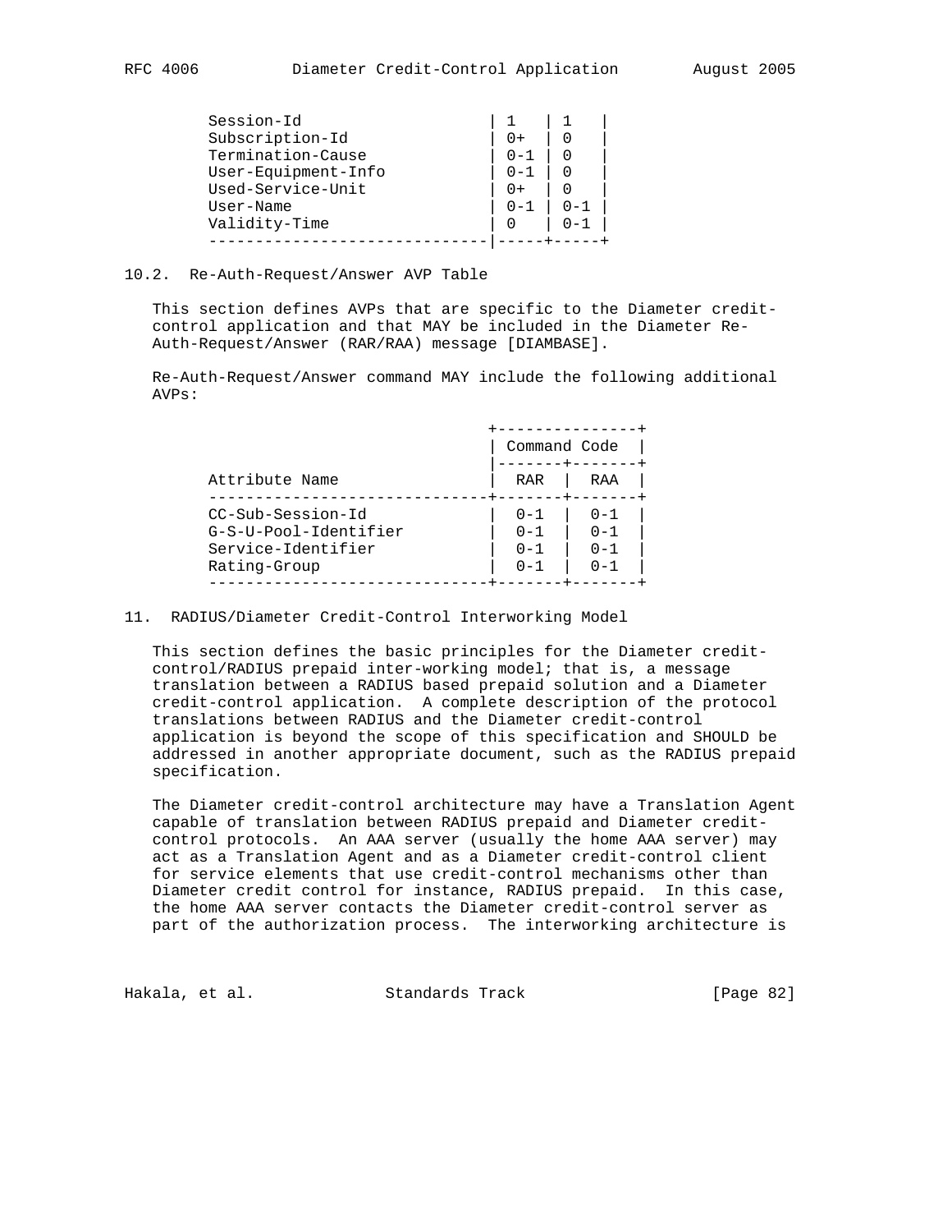| Attribute Name | | |
|---|---|---|
| Session-Id | 1 | 1 |
| Subscription-Id | 0+ | 0 |
| Termination-Cause | 0-1 | 0 |
| User-Equipment-Info | 0-1 | 0 |
| Used-Service-Unit | 0+ | 0 |
| User-Name | 0-1 | 0-1 |
| Validity-Time | 0 | 0-1 |

## 10.2. Re-Auth-Request/Answer AVP Table

This section defines AVPs that are specific to the Diameter credit-control application and that MAY be included in the Diameter Re-Auth-Request/Answer (RAR/RAA) message [DIAMBASE].

Re-Auth-Request/Answer command MAY include the following additional AVPs:

| | Command Code | |
|---|---|---|
| Attribute Name | RAR | RAA |
| CC-Sub-Session-Id | 0-1 | 0-1 |
| G-S-U-Pool-Identifier | 0-1 | 0-1 |
| Service-Identifier | 0-1 | 0-1 |
| Rating-Group | 0-1 | 0-1 |

# 11. RADIUS/Diameter Credit-Control Interworking Model

This section defines the basic principles for the Diameter credit-control/RADIUS prepaid inter-working model; that is, a message translation between a RADIUS based prepaid solution and a Diameter credit-control application. A complete description of the protocol translations between RADIUS and the Diameter credit-control application is beyond the scope of this specification and SHOULD be addressed in another appropriate document, such as the RADIUS prepaid specification.

The Diameter credit-control architecture may have a Translation Agent capable of translation between RADIUS prepaid and Diameter credit-control protocols. An AAA server (usually the home AAA server) may act as a Translation Agent and as a Diameter credit-control client for service elements that use credit-control mechanisms other than Diameter credit control for instance, RADIUS prepaid. In this case, the home AAA server contacts the Diameter credit-control server as part of the authorization process. The interworking architecture is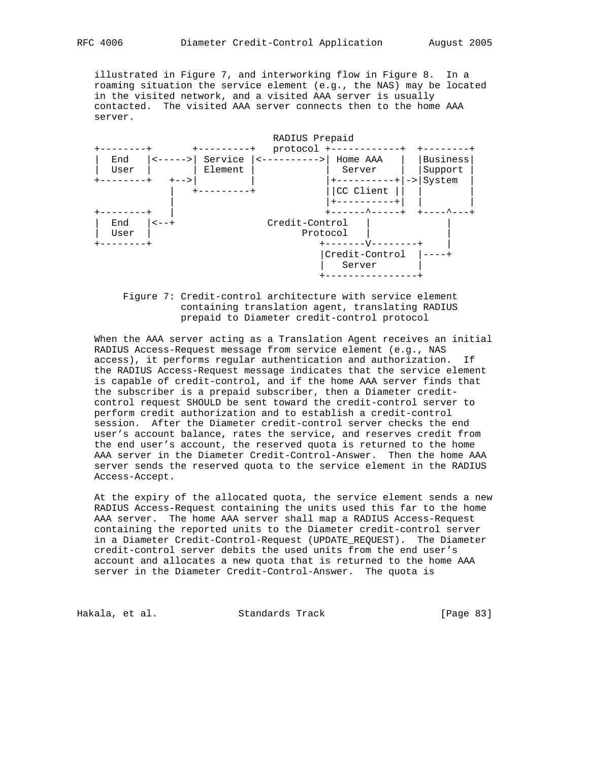illustrated in Figure 7, and interworking flow in Figure 8. In a roaming situation the service element (e.g., the NAS) may be located in the visited network, and a visited AAA server is usually contacted. The visited AAA server connects then to the home AAA server.

```
                                   RADIUS Prepaid
+--------+       +---------+   protocol +------------+  +--------+
|  End   |<----->| Service |<---------->| Home AAA   |  |Business|
|  User  |       | Element |            |  Server    |  |Support |
+--------+   +-->|         |            |+----------+|->|System  |
             |   +---------+            ||CC Client ||  |        |
             |                          |+----------+|  |        |
+--------+   |                          +------^-----+  +----^---+
|  End   |<--+              Credit-Control   |             |
|  User  |                         Protocol  |             |
+--------+                          +-------V--------+    |
                                    |Credit-Control  |----+
                                    |   Server       |
                                    +----------------+
```

Figure 7: Credit-control architecture with service element containing translation agent, translating RADIUS prepaid to Diameter credit-control protocol

When the AAA server acting as a Translation Agent receives an initial RADIUS Access-Request message from service element (e.g., NAS access), it performs regular authentication and authorization. If the RADIUS Access-Request message indicates that the service element is capable of credit-control, and if the home AAA server finds that the subscriber is a prepaid subscriber, then a Diameter credit-control request SHOULD be sent toward the credit-control server to perform credit authorization and to establish a credit-control session. After the Diameter credit-control server checks the end user's account balance, rates the service, and reserves credit from the end user's account, the reserved quota is returned to the home AAA server in the Diameter Credit-Control-Answer. Then the home AAA server sends the reserved quota to the service element in the RADIUS Access-Accept.

At the expiry of the allocated quota, the service element sends a new RADIUS Access-Request containing the units used this far to the home AAA server. The home AAA server shall map a RADIUS Access-Request containing the reported units to the Diameter credit-control server in a Diameter Credit-Control-Request (UPDATE_REQUEST). The Diameter credit-control server debits the used units from the end user's account and allocates a new quota that is returned to the home AAA server in the Diameter Credit-Control-Answer. The quota is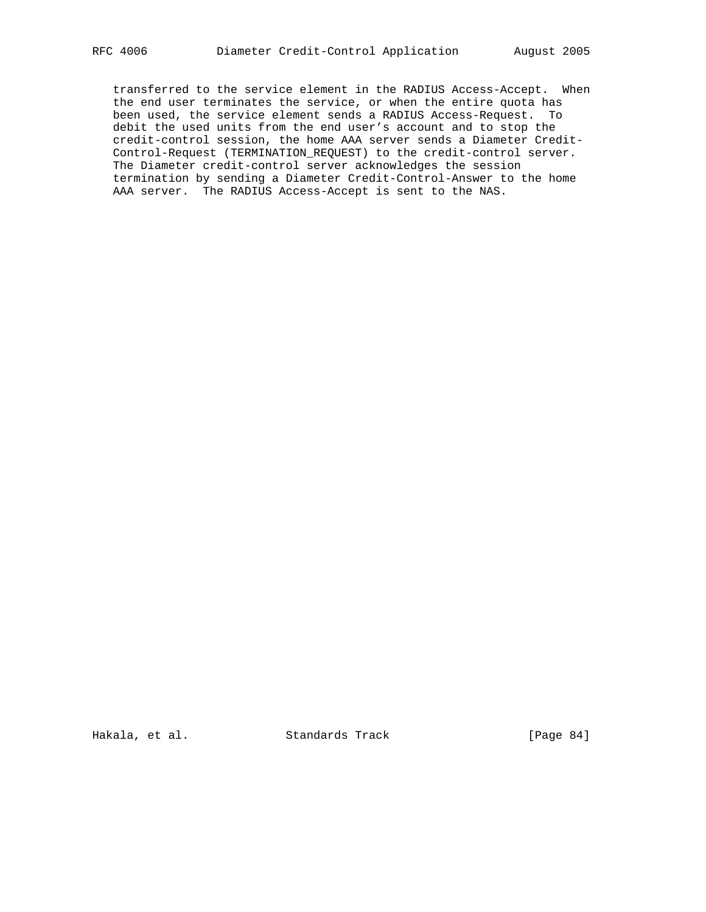transferred to the service element in the RADIUS Access-Accept. When the end user terminates the service, or when the entire quota has been used, the service element sends a RADIUS Access-Request. To debit the used units from the end user's account and to stop the credit-control session, the home AAA server sends a Diameter Credit-Control-Request (TERMINATION_REQUEST) to the credit-control server. The Diameter credit-control server acknowledges the session termination by sending a Diameter Credit-Control-Answer to the home AAA server. The RADIUS Access-Accept is sent to the NAS.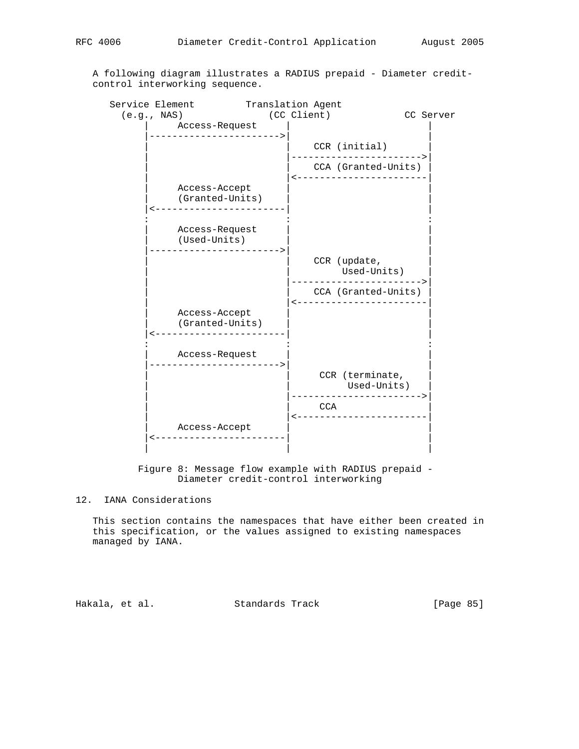A following diagram illustrates a RADIUS prepaid - Diameter credit-control interworking sequence.

```
   Service Element         Translation Agent
     (e.g., NAS)              (CC Client)            CC Server
         |     Access-Request       |                        |
         |------------------------->|                        |
         |                          |    CCR (initial)       |
         |                          |----------------------->|
         |                          |    CCA (Granted-Units) |
         |                          |<-----------------------|
         |     Access-Accept        |                        |
         |     (Granted-Units)      |                        |
         |<-------------------------|                        |
         :                          :                        :
         |     Access-Request       |                        |
         |     (Used-Units)         |                        |
         |------------------------->|                        |
         |                          |    CCR (update,        |
         |                          |         Used-Units)    |
         |                          |----------------------->|
         |                          |    CCA (Granted-Units) |
         |                          |<-----------------------|
         |     Access-Accept        |                        |
         |     (Granted-Units)      |                        |
         |<-------------------------|                        |
         :                          :                        :
         |     Access-Request       |                        |
         |------------------------->|                        |
         |                          |     CCR (terminate,    |
         |                          |          Used-Units)   |
         |                          |----------------------->|
         |                          |     CCA                |
         |                          |<-----------------------|
         |     Access-Accept        |                        |
         |<-------------------------|                        |
         |                          |                        |
```

Figure 8: Message flow example with RADIUS prepaid - Diameter credit-control interworking

## 12. IANA Considerations

This section contains the namespaces that have either been created in this specification, or the values assigned to existing namespaces managed by IANA.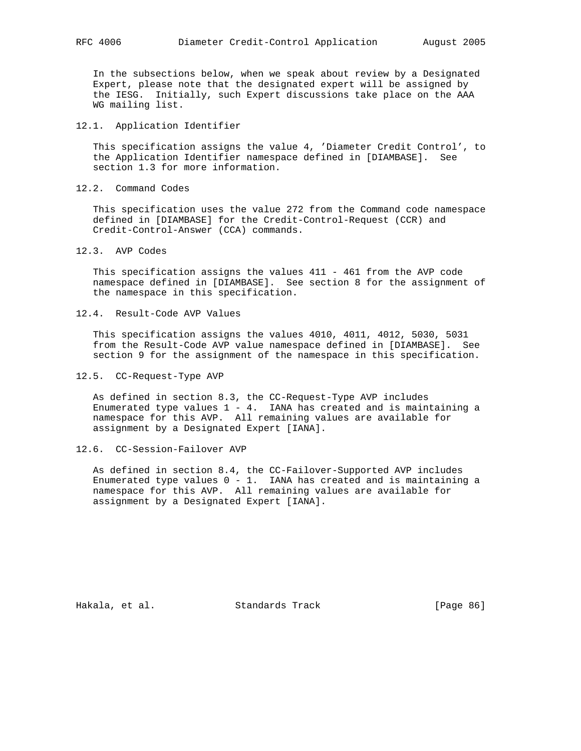In the subsections below, when we speak about review by a Designated Expert, please note that the designated expert will be assigned by the IESG. Initially, such Expert discussions take place on the AAA WG mailing list.

## 12.1. Application Identifier

This specification assigns the value 4, 'Diameter Credit Control', to the Application Identifier namespace defined in [DIAMBASE]. See section 1.3 for more information.

## 12.2. Command Codes

This specification uses the value 272 from the Command code namespace defined in [DIAMBASE] for the Credit-Control-Request (CCR) and Credit-Control-Answer (CCA) commands.

## 12.3. AVP Codes

This specification assigns the values 411 - 461 from the AVP code namespace defined in [DIAMBASE]. See section 8 for the assignment of the namespace in this specification.

## 12.4. Result-Code AVP Values

This specification assigns the values 4010, 4011, 4012, 5030, 5031 from the Result-Code AVP value namespace defined in [DIAMBASE]. See section 9 for the assignment of the namespace in this specification.

## 12.5. CC-Request-Type AVP

As defined in section 8.3, the CC-Request-Type AVP includes Enumerated type values 1 - 4. IANA has created and is maintaining a namespace for this AVP. All remaining values are available for assignment by a Designated Expert [IANA].

## 12.6. CC-Session-Failover AVP

As defined in section 8.4, the CC-Failover-Supported AVP includes Enumerated type values 0 - 1. IANA has created and is maintaining a namespace for this AVP. All remaining values are available for assignment by a Designated Expert [IANA].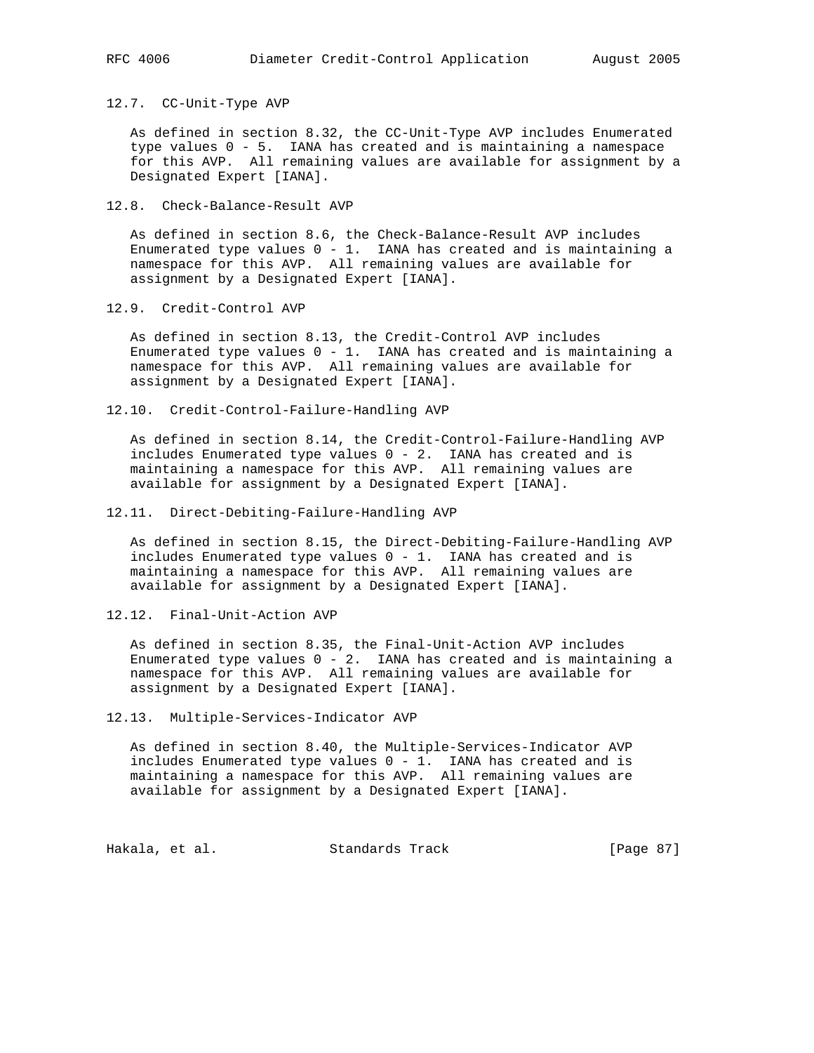### 12.7. CC-Unit-Type AVP

As defined in section 8.32, the CC-Unit-Type AVP includes Enumerated type values 0 - 5. IANA has created and is maintaining a namespace for this AVP. All remaining values are available for assignment by a Designated Expert [IANA].

### 12.8. Check-Balance-Result AVP

As defined in section 8.6, the Check-Balance-Result AVP includes Enumerated type values 0 - 1. IANA has created and is maintaining a namespace for this AVP. All remaining values are available for assignment by a Designated Expert [IANA].

### 12.9. Credit-Control AVP

As defined in section 8.13, the Credit-Control AVP includes Enumerated type values 0 - 1. IANA has created and is maintaining a namespace for this AVP. All remaining values are available for assignment by a Designated Expert [IANA].

### 12.10. Credit-Control-Failure-Handling AVP

As defined in section 8.14, the Credit-Control-Failure-Handling AVP includes Enumerated type values 0 - 2. IANA has created and is maintaining a namespace for this AVP. All remaining values are available for assignment by a Designated Expert [IANA].

### 12.11. Direct-Debiting-Failure-Handling AVP

As defined in section 8.15, the Direct-Debiting-Failure-Handling AVP includes Enumerated type values 0 - 1. IANA has created and is maintaining a namespace for this AVP. All remaining values are available for assignment by a Designated Expert [IANA].

### 12.12. Final-Unit-Action AVP

As defined in section 8.35, the Final-Unit-Action AVP includes Enumerated type values 0 - 2. IANA has created and is maintaining a namespace for this AVP. All remaining values are available for assignment by a Designated Expert [IANA].

### 12.13. Multiple-Services-Indicator AVP

As defined in section 8.40, the Multiple-Services-Indicator AVP includes Enumerated type values 0 - 1. IANA has created and is maintaining a namespace for this AVP. All remaining values are available for assignment by a Designated Expert [IANA].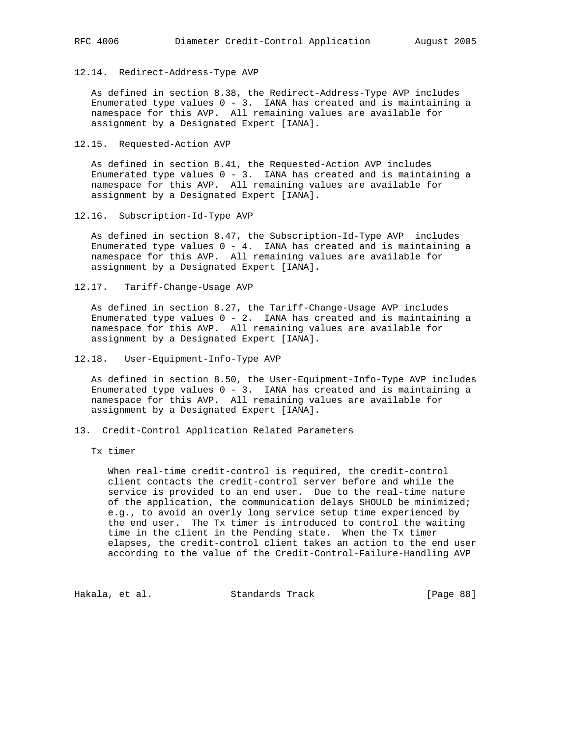### 12.14. Redirect-Address-Type AVP

As defined in section 8.38, the Redirect-Address-Type AVP includes Enumerated type values 0 - 3. IANA has created and is maintaining a namespace for this AVP. All remaining values are available for assignment by a Designated Expert [IANA].

### 12.15. Requested-Action AVP

As defined in section 8.41, the Requested-Action AVP includes Enumerated type values 0 - 3. IANA has created and is maintaining a namespace for this AVP. All remaining values are available for assignment by a Designated Expert [IANA].

### 12.16. Subscription-Id-Type AVP

As defined in section 8.47, the Subscription-Id-Type AVP includes Enumerated type values 0 - 4. IANA has created and is maintaining a namespace for this AVP. All remaining values are available for assignment by a Designated Expert [IANA].

### 12.17. Tariff-Change-Usage AVP

As defined in section 8.27, the Tariff-Change-Usage AVP includes Enumerated type values 0 - 2. IANA has created and is maintaining a namespace for this AVP. All remaining values are available for assignment by a Designated Expert [IANA].

### 12.18. User-Equipment-Info-Type AVP

As defined in section 8.50, the User-Equipment-Info-Type AVP includes Enumerated type values 0 - 3. IANA has created and is maintaining a namespace for this AVP. All remaining values are available for assignment by a Designated Expert [IANA].

## 13. Credit-Control Application Related Parameters

Tx timer

When real-time credit-control is required, the credit-control client contacts the credit-control server before and while the service is provided to an end user. Due to the real-time nature of the application, the communication delays SHOULD be minimized; e.g., to avoid an overly long service setup time experienced by the end user. The Tx timer is introduced to control the waiting time in the client in the Pending state. When the Tx timer elapses, the credit-control client takes an action to the end user according to the value of the Credit-Control-Failure-Handling AVP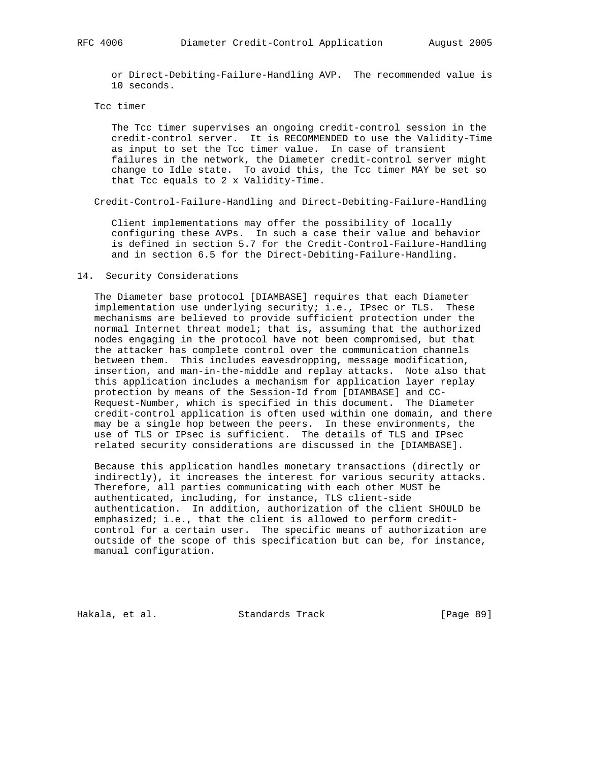or Direct-Debiting-Failure-Handling AVP. The recommended value is 10 seconds.

Tcc timer

The Tcc timer supervises an ongoing credit-control session in the credit-control server. It is RECOMMENDED to use the Validity-Time as input to set the Tcc timer value. In case of transient failures in the network, the Diameter credit-control server might change to Idle state. To avoid this, the Tcc timer MAY be set so that Tcc equals to 2 x Validity-Time.

Credit-Control-Failure-Handling and Direct-Debiting-Failure-Handling

Client implementations may offer the possibility of locally configuring these AVPs. In such a case their value and behavior is defined in section 5.7 for the Credit-Control-Failure-Handling and in section 6.5 for the Direct-Debiting-Failure-Handling.

## 14. Security Considerations

The Diameter base protocol [DIAMBASE] requires that each Diameter implementation use underlying security; i.e., IPsec or TLS. These mechanisms are believed to provide sufficient protection under the normal Internet threat model; that is, assuming that the authorized nodes engaging in the protocol have not been compromised, but that the attacker has complete control over the communication channels between them. This includes eavesdropping, message modification, insertion, and man-in-the-middle and replay attacks. Note also that this application includes a mechanism for application layer replay protection by means of the Session-Id from [DIAMBASE] and CC-Request-Number, which is specified in this document. The Diameter credit-control application is often used within one domain, and there may be a single hop between the peers. In these environments, the use of TLS or IPsec is sufficient. The details of TLS and IPsec related security considerations are discussed in the [DIAMBASE].

Because this application handles monetary transactions (directly or indirectly), it increases the interest for various security attacks. Therefore, all parties communicating with each other MUST be authenticated, including, for instance, TLS client-side authentication. In addition, authorization of the client SHOULD be emphasized; i.e., that the client is allowed to perform credit-control for a certain user. The specific means of authorization are outside of the scope of this specification but can be, for instance, manual configuration.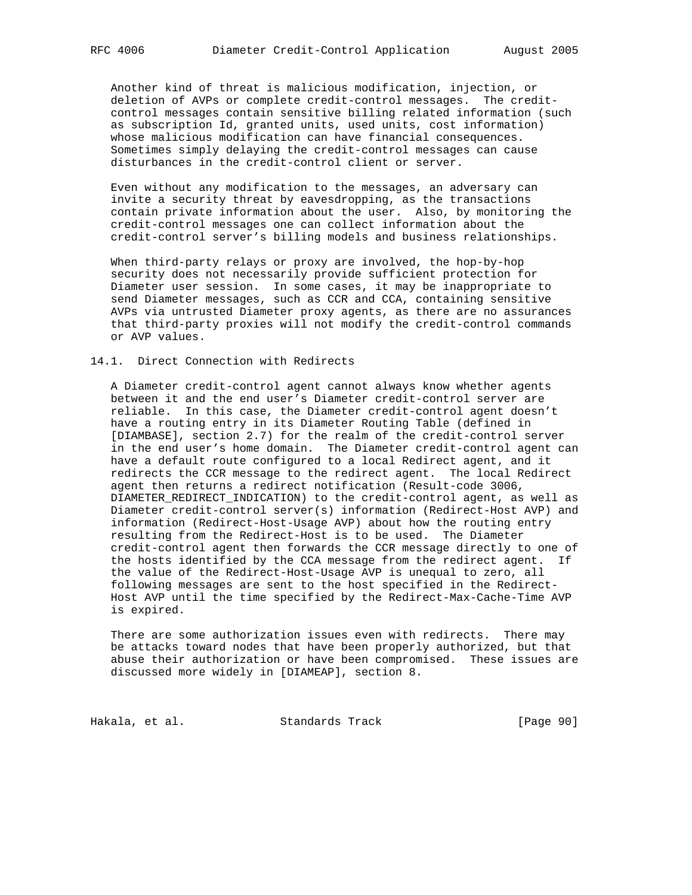Another kind of threat is malicious modification, injection, or deletion of AVPs or complete credit-control messages. The credit-control messages contain sensitive billing related information (such as subscription Id, granted units, used units, cost information) whose malicious modification can have financial consequences. Sometimes simply delaying the credit-control messages can cause disturbances in the credit-control client or server.

Even without any modification to the messages, an adversary can invite a security threat by eavesdropping, as the transactions contain private information about the user. Also, by monitoring the credit-control messages one can collect information about the credit-control server's billing models and business relationships.

When third-party relays or proxy are involved, the hop-by-hop security does not necessarily provide sufficient protection for Diameter user session. In some cases, it may be inappropriate to send Diameter messages, such as CCR and CCA, containing sensitive AVPs via untrusted Diameter proxy agents, as there are no assurances that third-party proxies will not modify the credit-control commands or AVP values.

## 14.1. Direct Connection with Redirects

A Diameter credit-control agent cannot always know whether agents between it and the end user's Diameter credit-control server are reliable. In this case, the Diameter credit-control agent doesn't have a routing entry in its Diameter Routing Table (defined in [DIAMBASE], section 2.7) for the realm of the credit-control server in the end user's home domain. The Diameter credit-control agent can have a default route configured to a local Redirect agent, and it redirects the CCR message to the redirect agent. The local Redirect agent then returns a redirect notification (Result-code 3006, DIAMETER_REDIRECT_INDICATION) to the credit-control agent, as well as Diameter credit-control server(s) information (Redirect-Host AVP) and information (Redirect-Host-Usage AVP) about how the routing entry resulting from the Redirect-Host is to be used. The Diameter credit-control agent then forwards the CCR message directly to one of the hosts identified by the CCA message from the redirect agent. If the value of the Redirect-Host-Usage AVP is unequal to zero, all following messages are sent to the host specified in the Redirect-Host AVP until the time specified by the Redirect-Max-Cache-Time AVP is expired.

There are some authorization issues even with redirects. There may be attacks toward nodes that have been properly authorized, but that abuse their authorization or have been compromised. These issues are discussed more widely in [DIAMEAP], section 8.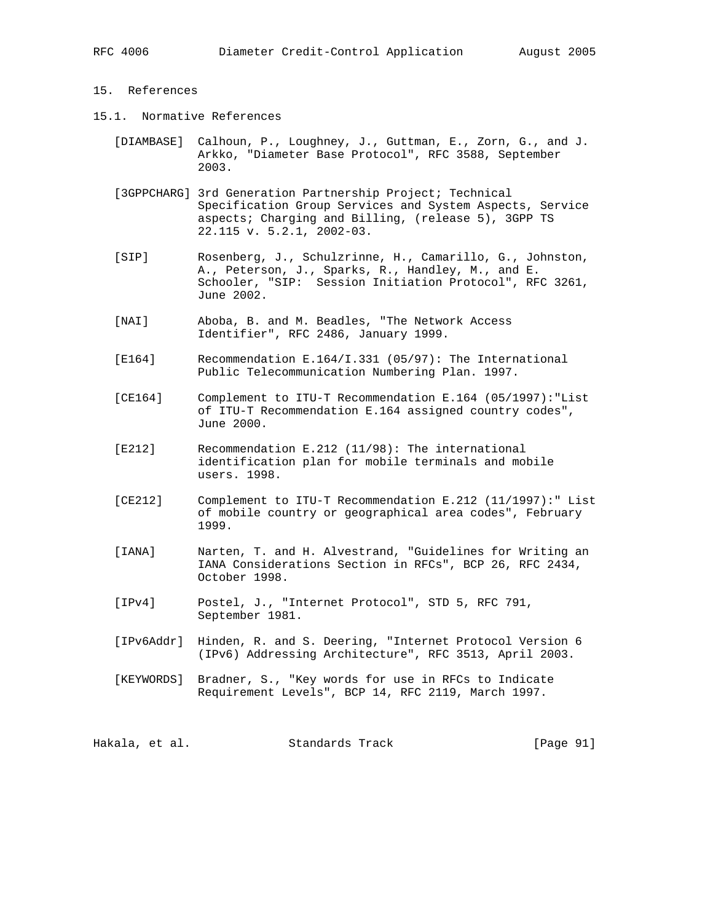## 15. References

### 15.1. Normative References

[DIAMBASE] Calhoun, P., Loughney, J., Guttman, E., Zorn, G., and J. Arkko, "Diameter Base Protocol", RFC 3588, September 2003.

[3GPPCHARG] 3rd Generation Partnership Project; Technical Specification Group Services and System Aspects, Service aspects; Charging and Billing, (release 5), 3GPP TS 22.115 v. 5.2.1, 2002-03.

[SIP] Rosenberg, J., Schulzrinne, H., Camarillo, G., Johnston, A., Peterson, J., Sparks, R., Handley, M., and E. Schooler, "SIP: Session Initiation Protocol", RFC 3261, June 2002.

[NAI] Aboba, B. and M. Beadles, "The Network Access Identifier", RFC 2486, January 1999.

[E164] Recommendation E.164/I.331 (05/97): The International Public Telecommunication Numbering Plan. 1997.

[CE164] Complement to ITU-T Recommendation E.164 (05/1997):"List of ITU-T Recommendation E.164 assigned country codes", June 2000.

[E212] Recommendation E.212 (11/98): The international identification plan for mobile terminals and mobile users. 1998.

[CE212] Complement to ITU-T Recommendation E.212 (11/1997):" List of mobile country or geographical area codes", February 1999.

[IANA] Narten, T. and H. Alvestrand, "Guidelines for Writing an IANA Considerations Section in RFCs", BCP 26, RFC 2434, October 1998.

[IPv4] Postel, J., "Internet Protocol", STD 5, RFC 791, September 1981.

[IPv6Addr] Hinden, R. and S. Deering, "Internet Protocol Version 6 (IPv6) Addressing Architecture", RFC 3513, April 2003.

[KEYWORDS] Bradner, S., "Key words for use in RFCs to Indicate Requirement Levels", BCP 14, RFC 2119, March 1997.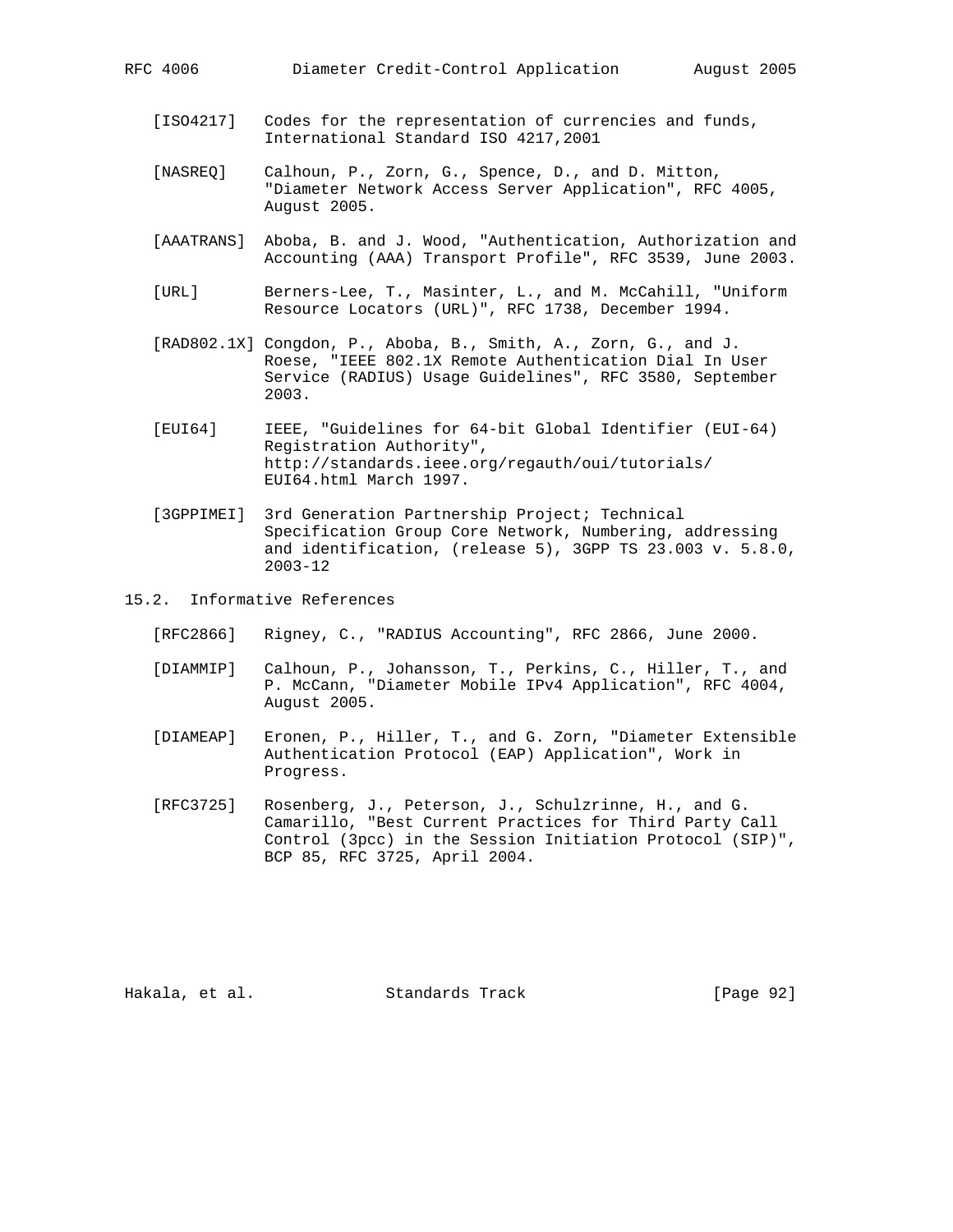[ISO4217] Codes for the representation of currencies and funds, International Standard ISO 4217,2001

[NASREQ] Calhoun, P., Zorn, G., Spence, D., and D. Mitton, "Diameter Network Access Server Application", RFC 4005, August 2005.

[AAATRANS] Aboba, B. and J. Wood, "Authentication, Authorization and Accounting (AAA) Transport Profile", RFC 3539, June 2003.

[URL] Berners-Lee, T., Masinter, L., and M. McCahill, "Uniform Resource Locators (URL)", RFC 1738, December 1994.

[RAD802.1X] Congdon, P., Aboba, B., Smith, A., Zorn, G., and J. Roese, "IEEE 802.1X Remote Authentication Dial In User Service (RADIUS) Usage Guidelines", RFC 3580, September 2003.

[EUI64] IEEE, "Guidelines for 64-bit Global Identifier (EUI-64) Registration Authority", http://standards.ieee.org/regauth/oui/tutorials/EUI64.html March 1997.

[3GPPIMEI] 3rd Generation Partnership Project; Technical Specification Group Core Network, Numbering, addressing and identification, (release 5), 3GPP TS 23.003 v. 5.8.0, 2003-12

## 15.2. Informative References

[RFC2866] Rigney, C., "RADIUS Accounting", RFC 2866, June 2000.

[DIAMMIP] Calhoun, P., Johansson, T., Perkins, C., Hiller, T., and P. McCann, "Diameter Mobile IPv4 Application", RFC 4004, August 2005.

[DIAMEAP] Eronen, P., Hiller, T., and G. Zorn, "Diameter Extensible Authentication Protocol (EAP) Application", Work in Progress.

[RFC3725] Rosenberg, J., Peterson, J., Schulzrinne, H., and G. Camarillo, "Best Current Practices for Third Party Call Control (3pcc) in the Session Initiation Protocol (SIP)", BCP 85, RFC 3725, April 2004.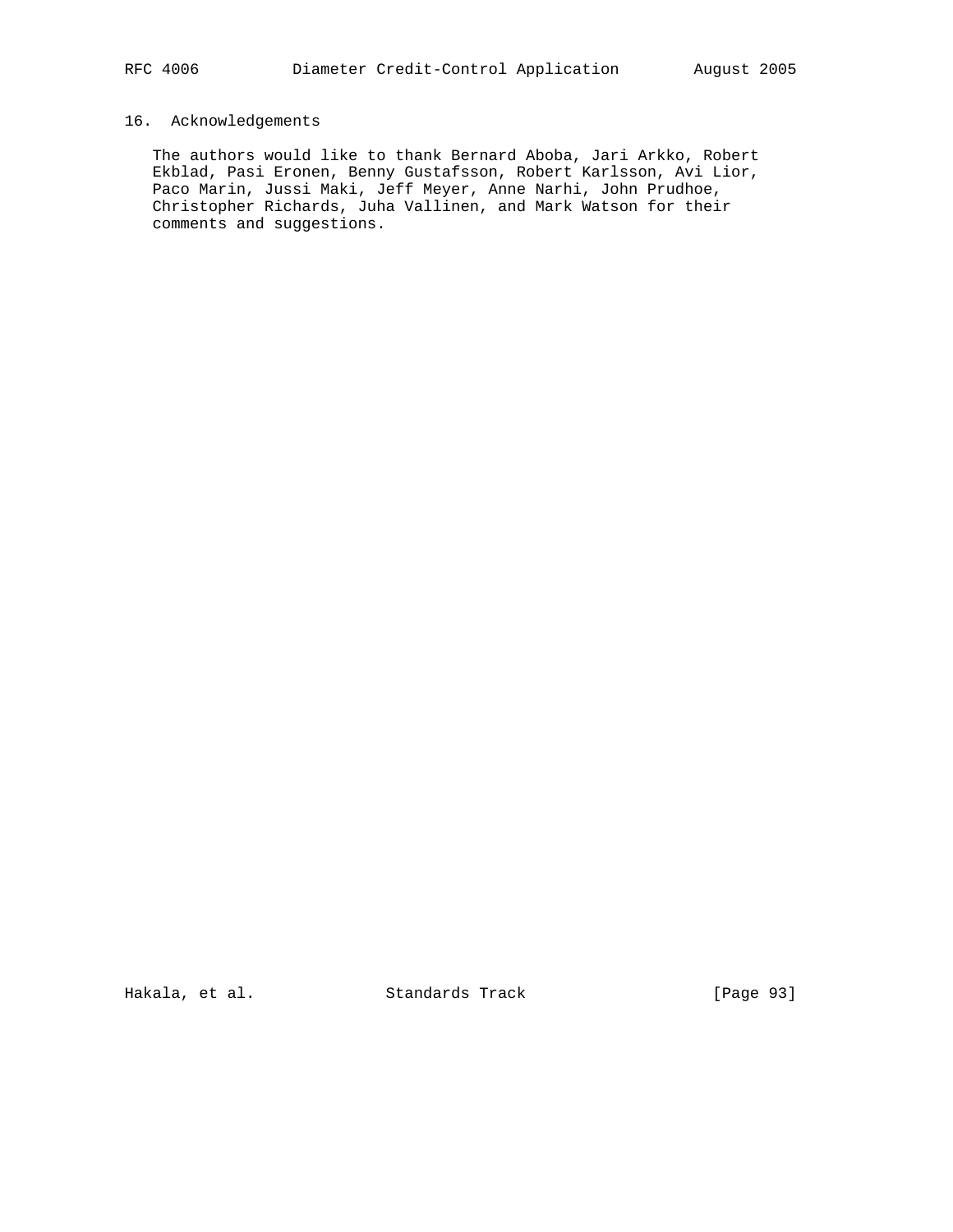## 16. Acknowledgements

The authors would like to thank Bernard Aboba, Jari Arkko, Robert Ekblad, Pasi Eronen, Benny Gustafsson, Robert Karlsson, Avi Lior, Paco Marin, Jussi Maki, Jeff Meyer, Anne Narhi, John Prudhoe, Christopher Richards, Juha Vallinen, and Mark Watson for their comments and suggestions.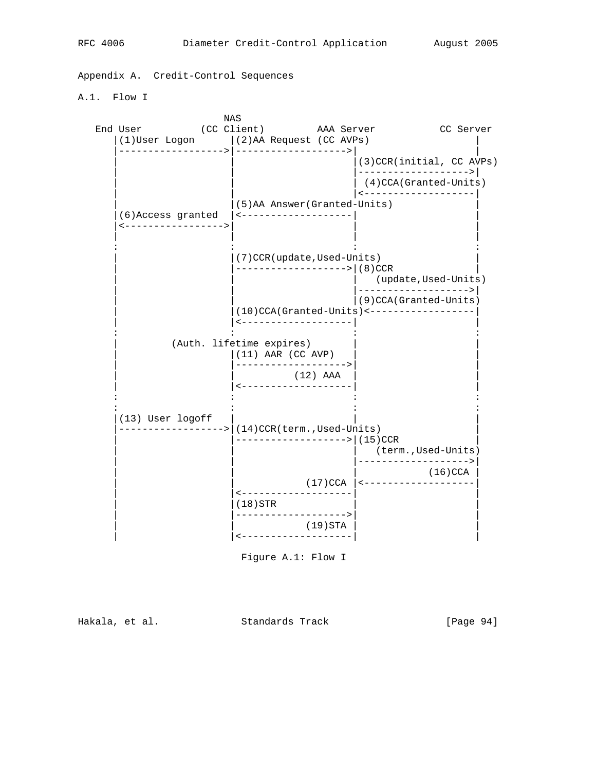## Appendix A. Credit-Control Sequences

### A.1. Flow I

```
                         NAS
   End User          (CC Client)         AAA Server           CC Server
      |(1)User Logon      |(2)AA Request (CC AVPs)                 |
      |------------------>|------------------->|                   |
      |                   |                    |(3)CCR(initial, CC AVPs)
      |                   |                    |------------------->|
      |                   |                    | (4)CCA(Granted-Units)
      |                   |                    |<-------------------|
      |                   |(5)AA Answer(Granted-Units)              |
      |(6)Access granted  |<-------------------|                   |
      |<----------------->|                    |                   |
      |                   |                    |                   |
      :                   :                    :                   :
      |                   |(7)CCR(update,Used-Units)                |
      |                   |------------------->|(8)CCR             |
      |                   |                    |   (update,Used-Units)
      |                   |                    |------------------->|
      |                   |                    |(9)CCA(Granted-Units)
      |                   |(10)CCA(Granted-Units)<------------------|
      |                   |<-------------------|                   |
      :                   :                    :                   :
      |         (Auth. lifetime expires)       |                   |
      |                   |(11) AAR (CC AVP)   |                   |
      |                   |------------------->|                   |
      |                   |          (12) AAA  |                   |
      |                   |<-------------------|                   |
      :                   :                    :                   :
      :                   :                    :                   :
      |(13) User logoff   |                    |                   |
      |------------------>|(14)CCR(term.,Used-Units)                |
      |                   |------------------->|(15)CCR            |
      |                   |                    |   (term.,Used-Units)
      |                   |                    |------------------->|
      |                   |                    |            (16)CCA |
      |                   |            (17)CCA |<-------------------|
      |                   |<-------------------|                   |
      |                   |(18)STR             |                   |
      |                   |------------------->|                   |
      |                   |            (19)STA |                   |
      |                   |<-------------------|                   |
```

Figure A.1: Flow I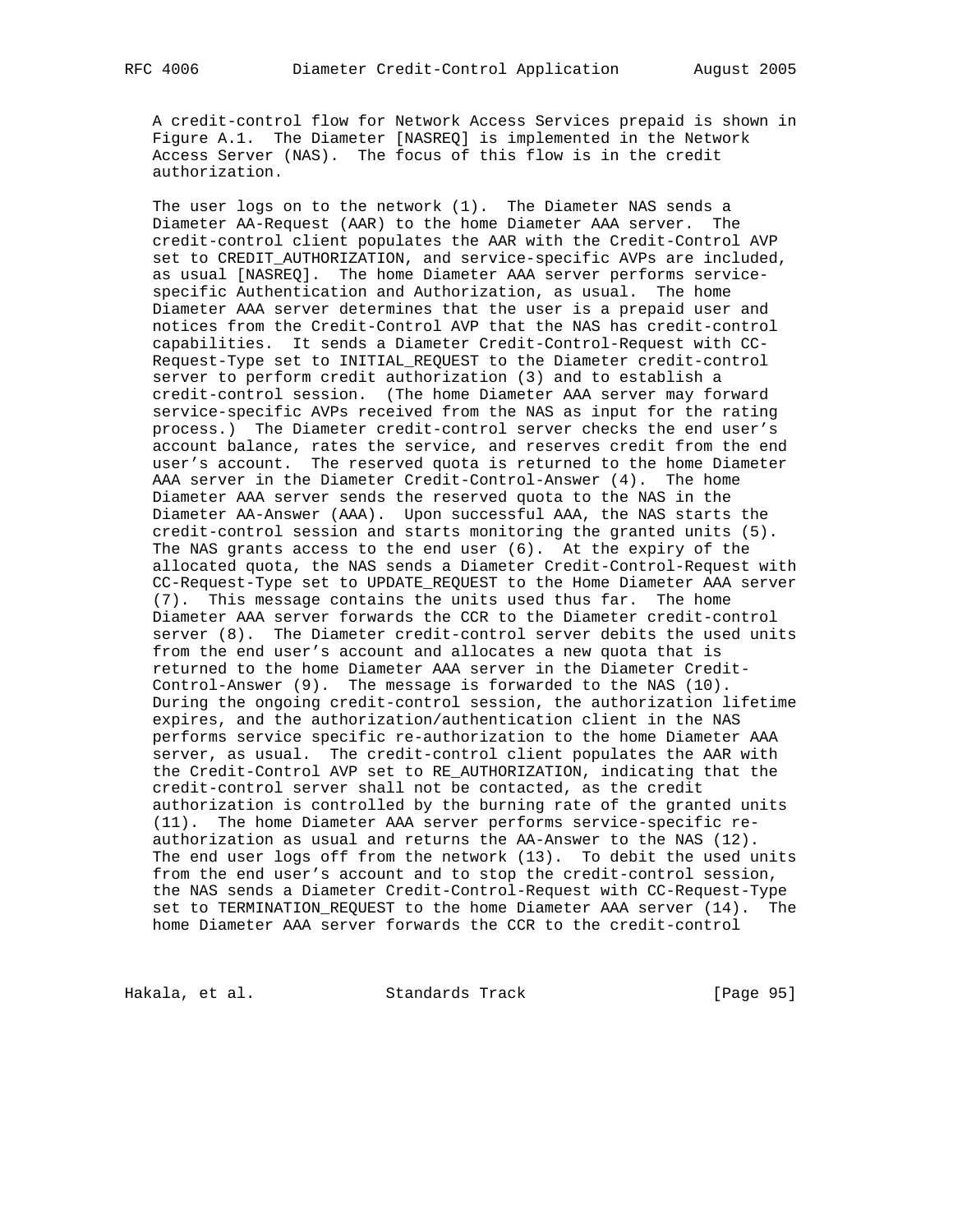A credit-control flow for Network Access Services prepaid is shown in Figure A.1. The Diameter [NASREQ] is implemented in the Network Access Server (NAS). The focus of this flow is in the credit authorization.

The user logs on to the network (1). The Diameter NAS sends a Diameter AA-Request (AAR) to the home Diameter AAA server. The credit-control client populates the AAR with the Credit-Control AVP set to CREDIT_AUTHORIZATION, and service-specific AVPs are included, as usual [NASREQ]. The home Diameter AAA server performs service-specific Authentication and Authorization, as usual. The home Diameter AAA server determines that the user is a prepaid user and notices from the Credit-Control AVP that the NAS has credit-control capabilities. It sends a Diameter Credit-Control-Request with CC-Request-Type set to INITIAL_REQUEST to the Diameter credit-control server to perform credit authorization (3) and to establish a credit-control session. (The home Diameter AAA server may forward service-specific AVPs received from the NAS as input for the rating process.) The Diameter credit-control server checks the end user's account balance, rates the service, and reserves credit from the end user's account. The reserved quota is returned to the home Diameter AAA server in the Diameter Credit-Control-Answer (4). The home Diameter AAA server sends the reserved quota to the NAS in the Diameter AA-Answer (AAA). Upon successful AAA, the NAS starts the credit-control session and starts monitoring the granted units (5). The NAS grants access to the end user (6). At the expiry of the allocated quota, the NAS sends a Diameter Credit-Control-Request with CC-Request-Type set to UPDATE_REQUEST to the Home Diameter AAA server (7). This message contains the units used thus far. The home Diameter AAA server forwards the CCR to the Diameter credit-control server (8). The Diameter credit-control server debits the used units from the end user's account and allocates a new quota that is returned to the home Diameter AAA server in the Diameter Credit-Control-Answer (9). The message is forwarded to the NAS (10). During the ongoing credit-control session, the authorization lifetime expires, and the authorization/authentication client in the NAS performs service specific re-authorization to the home Diameter AAA server, as usual. The credit-control client populates the AAR with the Credit-Control AVP set to RE_AUTHORIZATION, indicating that the credit-control server shall not be contacted, as the credit authorization is controlled by the burning rate of the granted units (11). The home Diameter AAA server performs service-specific re-authorization as usual and returns the AA-Answer to the NAS (12). The end user logs off from the network (13). To debit the used units from the end user's account and to stop the credit-control session, the NAS sends a Diameter Credit-Control-Request with CC-Request-Type set to TERMINATION_REQUEST to the home Diameter AAA server (14). The home Diameter AAA server forwards the CCR to the credit-control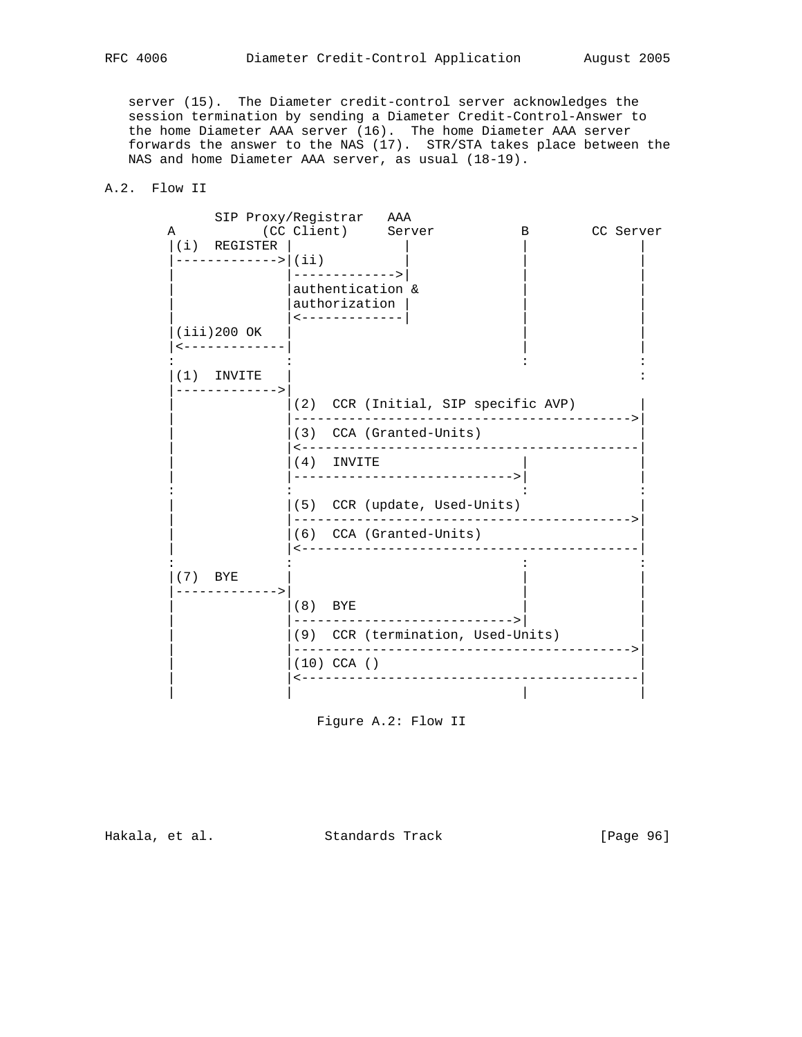server (15). The Diameter credit-control server acknowledges the session termination by sending a Diameter Credit-Control-Answer to the home Diameter AAA server (16). The home Diameter AAA server forwards the answer to the NAS (17). STR/STA takes place between the NAS and home Diameter AAA server, as usual (18-19).

## A.2. Flow II

```
          SIP Proxy/Registrar   AAA
    A          (CC Client)     Server           B        CC Server
    |(i)  REGISTER |              |             |              |
    |------------->|(ii)          |             |              |
    |              |------------->|             |              |
    |              |authentication &            |              |
    |              |authorization |             |              |
    |              |<-------------|             |              |
    |(iii)200 OK   |                            |              |
    |<-------------|                            |              |
    :              :                            :              :
    |(1)  INVITE   |                                           :
    |------------->|
    |              |(2)  CCR (Initial, SIP specific AVP)       |
    |              |------------------------------------------>|
    |              |(3)  CCA (Granted-Units)                   |
    |              |<------------------------------------------|
    |              |(4)  INVITE                 |              |
    |              |--------------------------->|              |
    :              :                            :              :
    |              |(5)  CCR (update, Used-Units)              |
    |              |------------------------------------------>|
    |              |(6)  CCA (Granted-Units)                   |
    |              |<------------------------------------------|
    :              :                            :              :
    |(7)  BYE      |                            |              |
    |------------->|                            |              |
    |              |(8)  BYE                    |              |
    |              |--------------------------->|              |
    |              |(9)  CCR (termination, Used-Units)         |
    |              |------------------------------------------>|
    |              |(10) CCA ()                                |
    |              |<------------------------------------------|
    |              |                            |              |
```

Figure A.2: Flow II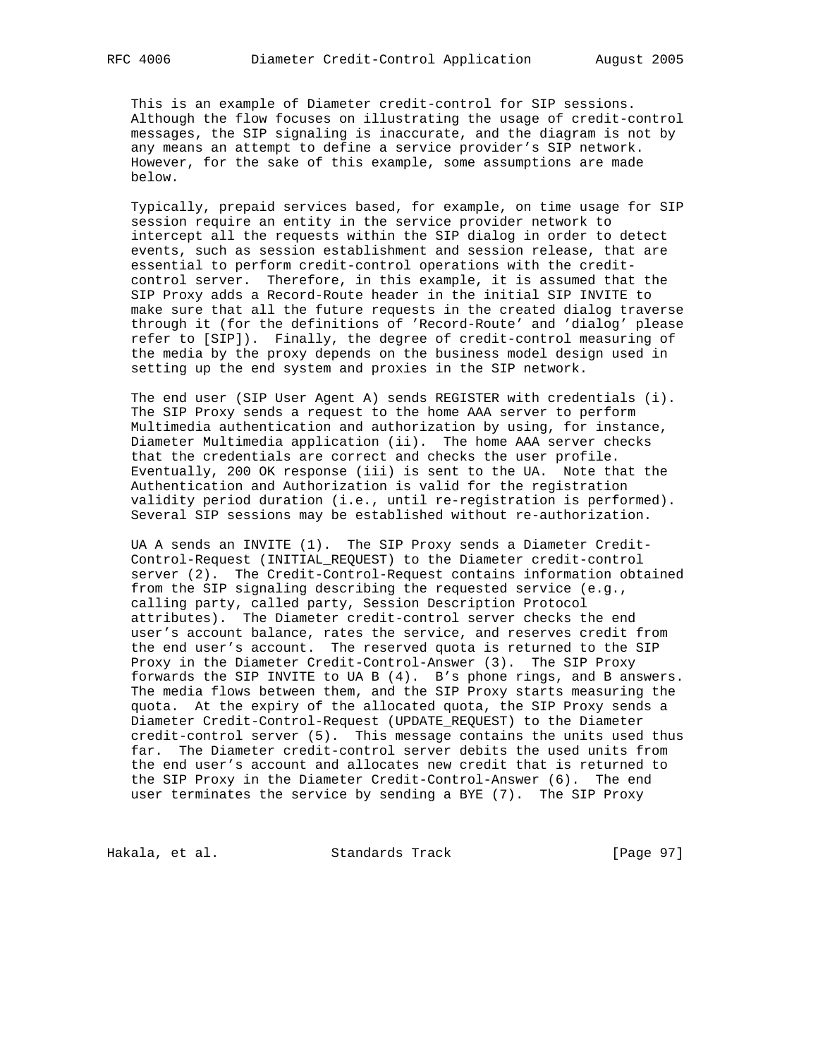This is an example of Diameter credit-control for SIP sessions. Although the flow focuses on illustrating the usage of credit-control messages, the SIP signaling is inaccurate, and the diagram is not by any means an attempt to define a service provider's SIP network. However, for the sake of this example, some assumptions are made below.

Typically, prepaid services based, for example, on time usage for SIP session require an entity in the service provider network to intercept all the requests within the SIP dialog in order to detect events, such as session establishment and session release, that are essential to perform credit-control operations with the credit-control server. Therefore, in this example, it is assumed that the SIP Proxy adds a Record-Route header in the initial SIP INVITE to make sure that all the future requests in the created dialog traverse through it (for the definitions of 'Record-Route' and 'dialog' please refer to [SIP]). Finally, the degree of credit-control measuring of the media by the proxy depends on the business model design used in setting up the end system and proxies in the SIP network.

The end user (SIP User Agent A) sends REGISTER with credentials (i). The SIP Proxy sends a request to the home AAA server to perform Multimedia authentication and authorization by using, for instance, Diameter Multimedia application (ii). The home AAA server checks that the credentials are correct and checks the user profile. Eventually, 200 OK response (iii) is sent to the UA. Note that the Authentication and Authorization is valid for the registration validity period duration (i.e., until re-registration is performed). Several SIP sessions may be established without re-authorization.

UA A sends an INVITE (1). The SIP Proxy sends a Diameter Credit-Control-Request (INITIAL_REQUEST) to the Diameter credit-control server (2). The Credit-Control-Request contains information obtained from the SIP signaling describing the requested service (e.g., calling party, called party, Session Description Protocol attributes). The Diameter credit-control server checks the end user's account balance, rates the service, and reserves credit from the end user's account. The reserved quota is returned to the SIP Proxy in the Diameter Credit-Control-Answer (3). The SIP Proxy forwards the SIP INVITE to UA B (4). B's phone rings, and B answers. The media flows between them, and the SIP Proxy starts measuring the quota. At the expiry of the allocated quota, the SIP Proxy sends a Diameter Credit-Control-Request (UPDATE_REQUEST) to the Diameter credit-control server (5). This message contains the units used thus far. The Diameter credit-control server debits the used units from the end user's account and allocates new credit that is returned to the SIP Proxy in the Diameter Credit-Control-Answer (6). The end user terminates the service by sending a BYE (7). The SIP Proxy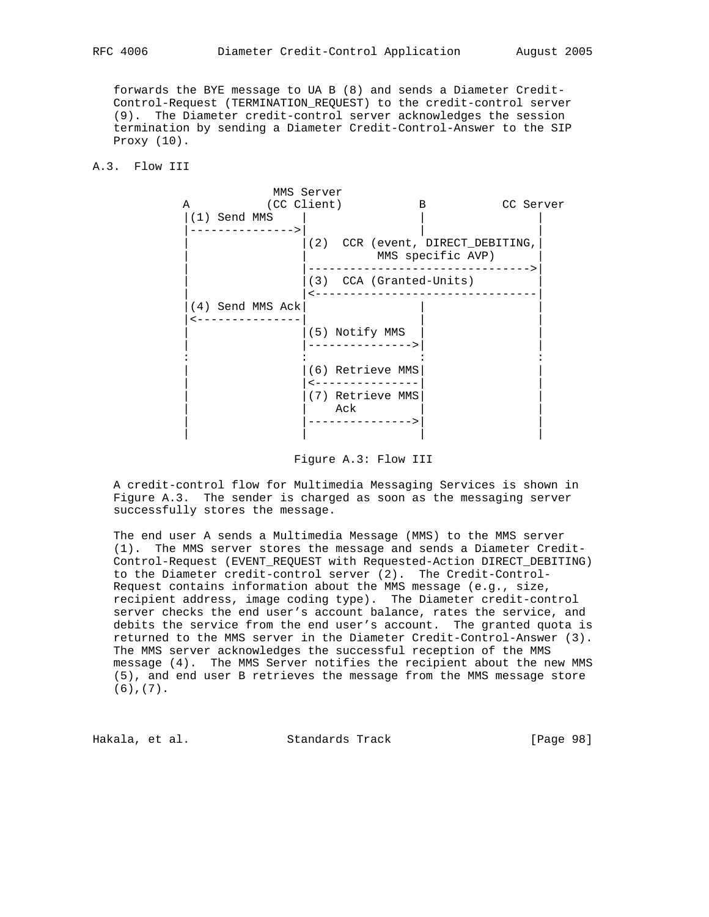forwards the BYE message to UA B (8) and sends a Diameter Credit-Control-Request (TERMINATION_REQUEST) to the credit-control server (9). The Diameter credit-control server acknowledges the session termination by sending a Diameter Credit-Control-Answer to the SIP Proxy (10).

## A.3. Flow III

```
                 MMS Server
 A           (CC Client)           B           CC Server
 |(1) Send MMS    |                |               |
 |--------------->|                |               |
 |                |(2)  CCR (event, DIRECT_DEBITING,|
 |                |          MMS specific AVP)     |
 |                |-------------------------------->|
 |                |(3)  CCA (Granted-Units)        |
 |                |<--------------------------------|
 |(4) Send MMS Ack|                |               |
 |<---------------|                |               |
 |                |(5) Notify MMS  |               |
 |                |--------------->|               |
 :                :                :               :
 |                |(6) Retrieve MMS|               |
 |                |<---------------|               |
 |                |(7) Retrieve MMS|               |
 |                |    Ack         |               |
 |                |--------------->|               |
 |                |                |               |
```

Figure A.3: Flow III

A credit-control flow for Multimedia Messaging Services is shown in Figure A.3. The sender is charged as soon as the messaging server successfully stores the message.

The end user A sends a Multimedia Message (MMS) to the MMS server (1). The MMS server stores the message and sends a Diameter Credit-Control-Request (EVENT_REQUEST with Requested-Action DIRECT_DEBITING) to the Diameter credit-control server (2). The Credit-Control-Request contains information about the MMS message (e.g., size, recipient address, image coding type). The Diameter credit-control server checks the end user's account balance, rates the service, and debits the service from the end user's account. The granted quota is returned to the MMS server in the Diameter Credit-Control-Answer (3). The MMS server acknowledges the successful reception of the MMS message (4). The MMS Server notifies the recipient about the new MMS (5), and end user B retrieves the message from the MMS message store (6),(7).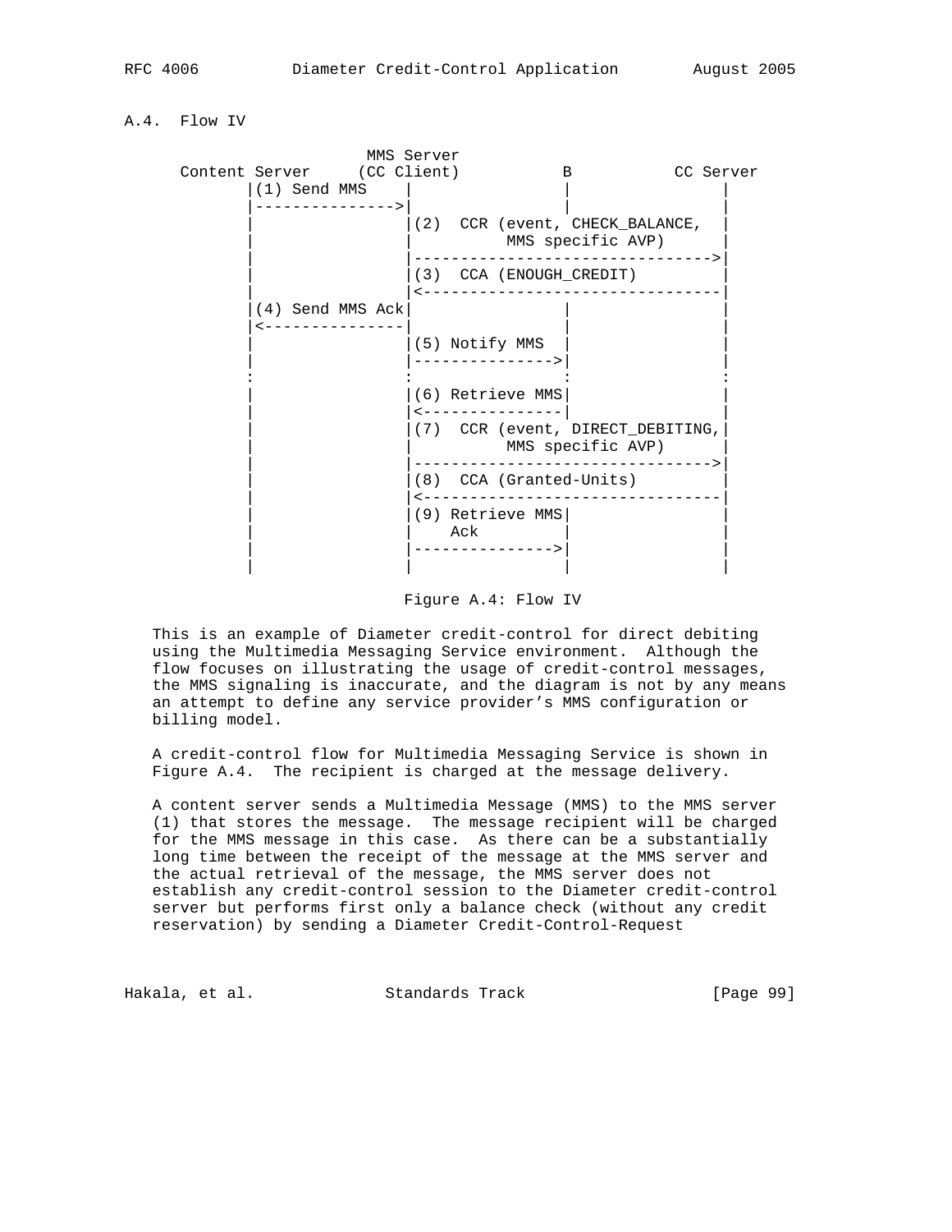## A.4. Flow IV

```
                     MMS Server
      Content Server    (CC Client)          B           CC Server
             |(1) Send MMS    |               |               |
             |--------------->|               |               |
             |                |(2)  CCR (event, CHECK_BALANCE, |
             |                |         MMS specific AVP)     |
             |                |------------------------------->|
             |                |(3)  CCA (ENOUGH_CREDIT)       |
             |                |<-------------------------------|
             |(4) Send MMS Ack|               |               |
             |<---------------|               |               |
             |                |(5) Notify MMS |               |
             |                |-------------->|               |
             :                :               :               :
             |                |(6) Retrieve MMS|              |
             |                |<---------------|              |
             |                |(7)  CCR (event, DIRECT_DEBITING,|
             |                |         MMS specific AVP)     |
             |                |------------------------------->|
             |                |(8)  CCA (Granted-Units)       |
             |                |<-------------------------------|
             |                |(9) Retrieve MMS|              |
             |                |    Ack         |              |
             |                |--------------->|              |
             |                |               |               |
```

Figure A.4: Flow IV

This is an example of Diameter credit-control for direct debiting using the Multimedia Messaging Service environment. Although the flow focuses on illustrating the usage of credit-control messages, the MMS signaling is inaccurate, and the diagram is not by any means an attempt to define any service provider's MMS configuration or billing model.

A credit-control flow for Multimedia Messaging Service is shown in Figure A.4. The recipient is charged at the message delivery.

A content server sends a Multimedia Message (MMS) to the MMS server (1) that stores the message. The message recipient will be charged for the MMS message in this case. As there can be a substantially long time between the receipt of the message at the MMS server and the actual retrieval of the message, the MMS server does not establish any credit-control session to the Diameter credit-control server but performs first only a balance check (without any credit reservation) by sending a Diameter Credit-Control-Request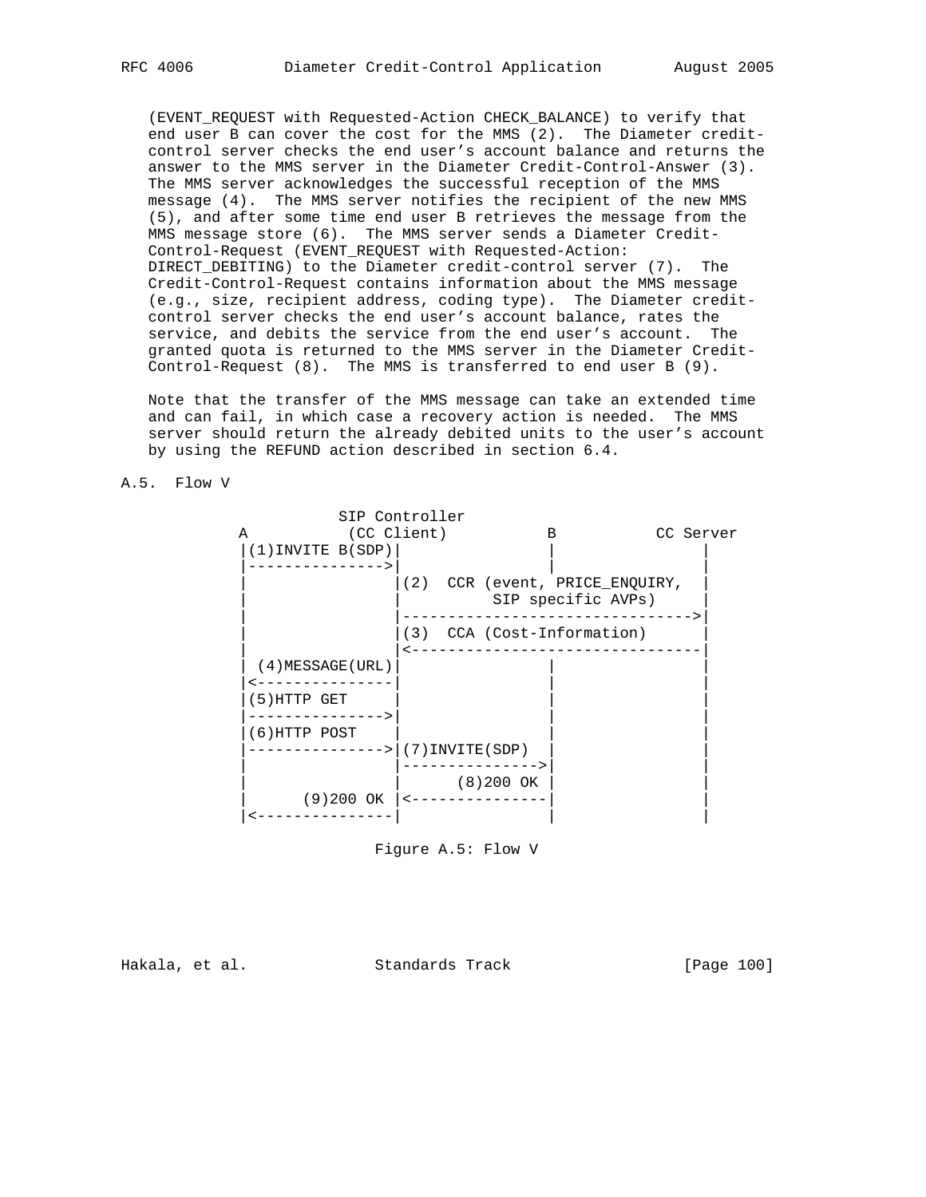(EVENT_REQUEST with Requested-Action CHECK_BALANCE) to verify that end user B can cover the cost for the MMS (2). The Diameter credit-control server checks the end user's account balance and returns the answer to the MMS server in the Diameter Credit-Control-Answer (3). The MMS server acknowledges the successful reception of the MMS message (4). The MMS server notifies the recipient of the new MMS (5), and after some time end user B retrieves the message from the MMS message store (6). The MMS server sends a Diameter Credit-Control-Request (EVENT_REQUEST with Requested-Action: DIRECT_DEBITING) to the Diameter credit-control server (7). The Credit-Control-Request contains information about the MMS message (e.g., size, recipient address, coding type). The Diameter credit-control server checks the end user's account balance, rates the service, and debits the service from the end user's account. The granted quota is returned to the MMS server in the Diameter Credit-Control-Request (8). The MMS is transferred to end user B (9).

Note that the transfer of the MMS message can take an extended time and can fail, in which case a recovery action is needed. The MMS server should return the already debited units to the user's account by using the REFUND action described in section 6.4.

## A.5. Flow V

```
              SIP Controller
  A           (CC Client)          B            CC Server
  |(1)INVITE B(SDP)|               |                |
  |--------------->|               |                |
  |                |(2)  CCR (event, PRICE_ENQUIRY, |
  |                |         SIP specific AVPs)     |
  |                |------------------------------->|
  |                |(3)  CCA (Cost-Information)     |
  |                |<-------------------------------|
  | (4)MESSAGE(URL)|               |                |
  |<---------------|               |                |
  |(5)HTTP GET     |               |                |
  |--------------->|               |                |
  |(6)HTTP POST    |               |                |
  |--------------->|(7)INVITE(SDP) |                |
  |                |-------------->|                |
  |                |     (8)200 OK |                |
  |      (9)200 OK |<--------------|                |
  |<---------------|               |                |
```

Figure A.5: Flow V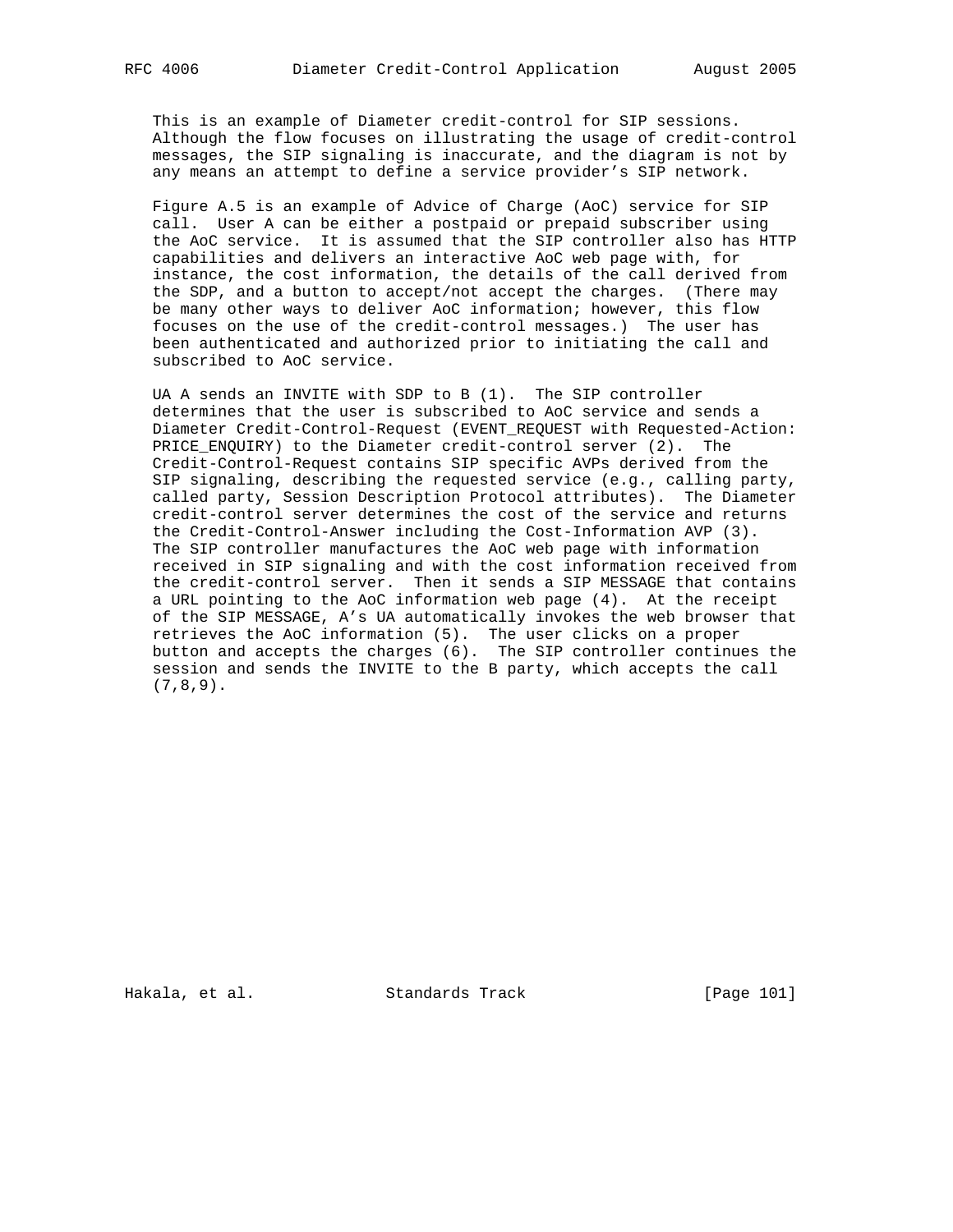This is an example of Diameter credit-control for SIP sessions. Although the flow focuses on illustrating the usage of credit-control messages, the SIP signaling is inaccurate, and the diagram is not by any means an attempt to define a service provider's SIP network.

Figure A.5 is an example of Advice of Charge (AoC) service for SIP call. User A can be either a postpaid or prepaid subscriber using the AoC service. It is assumed that the SIP controller also has HTTP capabilities and delivers an interactive AoC web page with, for instance, the cost information, the details of the call derived from the SDP, and a button to accept/not accept the charges. (There may be many other ways to deliver AoC information; however, this flow focuses on the use of the credit-control messages.) The user has been authenticated and authorized prior to initiating the call and subscribed to AoC service.

UA A sends an INVITE with SDP to B (1). The SIP controller determines that the user is subscribed to AoC service and sends a Diameter Credit-Control-Request (EVENT_REQUEST with Requested-Action: PRICE_ENQUIRY) to the Diameter credit-control server (2). The Credit-Control-Request contains SIP specific AVPs derived from the SIP signaling, describing the requested service (e.g., calling party, called party, Session Description Protocol attributes). The Diameter credit-control server determines the cost of the service and returns the Credit-Control-Answer including the Cost-Information AVP (3). The SIP controller manufactures the AoC web page with information received in SIP signaling and with the cost information received from the credit-control server. Then it sends a SIP MESSAGE that contains a URL pointing to the AoC information web page (4). At the receipt of the SIP MESSAGE, A's UA automatically invokes the web browser that retrieves the AoC information (5). The user clicks on a proper button and accepts the charges (6). The SIP controller continues the session and sends the INVITE to the B party, which accepts the call (7,8,9).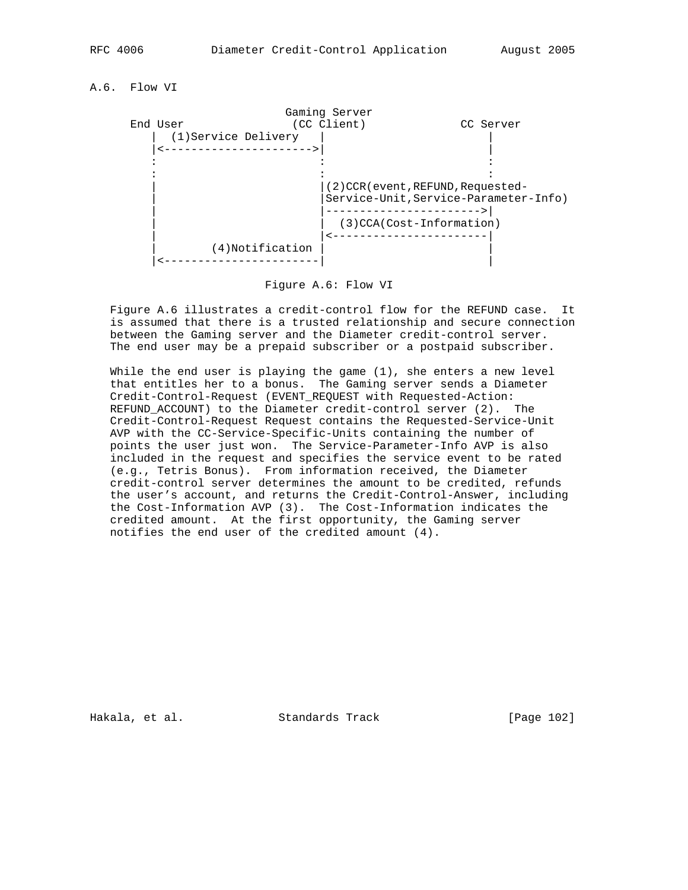## A.6. Flow VI

```
                         Gaming Server
     End User              (CC Client)             CC Server
        |  (1)Service Delivery   |                      |
        |<---------------------->|                      |
        :                        :                      :
        :                        :                      :
        |                        |(2)CCR(event,REFUND,Requested-
        |                        |Service-Unit,Service-Parameter-Info)
        |                        |--------------------->|
        |                        |  (3)CCA(Cost-Information)
        |                        |<---------------------|
        |        (4)Notification |                      |
        |<-----------------------|                      |
```

Figure A.6: Flow VI

Figure A.6 illustrates a credit-control flow for the REFUND case. It is assumed that there is a trusted relationship and secure connection between the Gaming server and the Diameter credit-control server. The end user may be a prepaid subscriber or a postpaid subscriber.

While the end user is playing the game (1), she enters a new level that entitles her to a bonus. The Gaming server sends a Diameter Credit-Control-Request (EVENT_REQUEST with Requested-Action: REFUND_ACCOUNT) to the Diameter credit-control server (2). The Credit-Control-Request Request contains the Requested-Service-Unit AVP with the CC-Service-Specific-Units containing the number of points the user just won. The Service-Parameter-Info AVP is also included in the request and specifies the service event to be rated (e.g., Tetris Bonus). From information received, the Diameter credit-control server determines the amount to be credited, refunds the user’s account, and returns the Credit-Control-Answer, including the Cost-Information AVP (3). The Cost-Information indicates the credited amount. At the first opportunity, the Gaming server notifies the end user of the credited amount (4).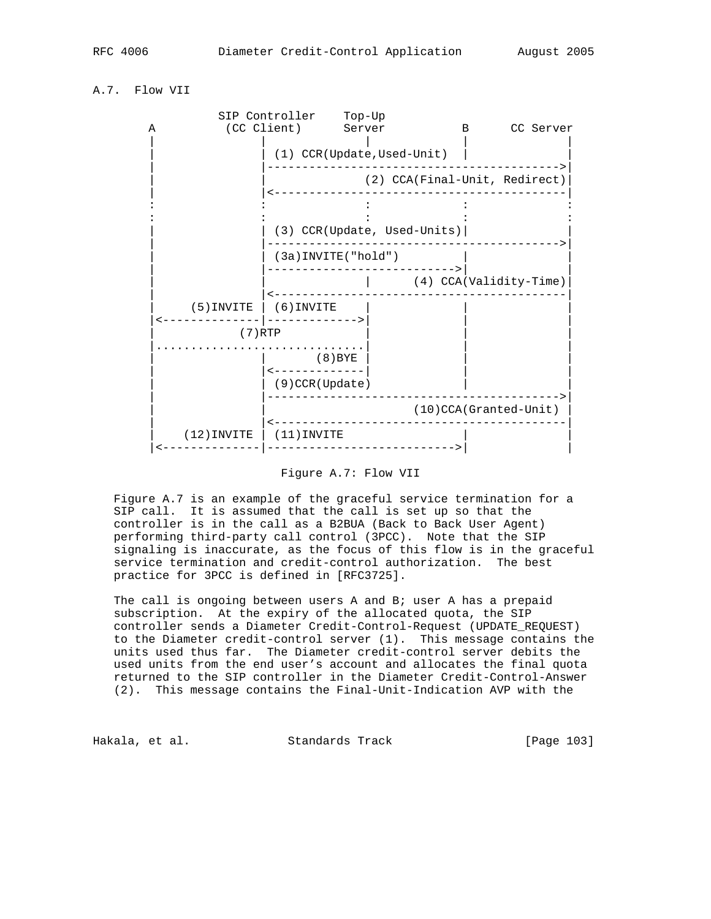## A.7. Flow VII

```
               SIP Controller    Top-Up
       A          (CC Client)      Server           B      CC Server
       |               |               |            |            |
       |               | (1) CCR(Update,Used-Unit)  |            |
       |               |------------------------------------------->|
       |               |               (2) CCA(Final-Unit, Redirect)|
       |               |<-------------------------------------------|
       :               :               :            :            :
       :               :               :            :            :
       |               | (3) CCR(Update, Used-Units)|            |
       |               |------------------------------------------->|
       |               | (3a)INVITE("hold")         |            |
       |               |--------------------------->|            |
       |               |               |      (4) CCA(Validity-Time)|
       |               |<-------------------------------------------|
       |     (5)INVITE | (6)INVITE     |            |            |
       |<--------------|-------------->|            |            |
       |            (7)RTP             |            |            |
       |...............................|            |            |
       |               |        (8)BYE |            |            |
       |               |<--------------|            |            |
       |               | (9)CCR(Update)             |            |
       |               |------------------------------------------->|
       |               |                      (10)CCA(Granted-Unit) |
       |               |<-------------------------------------------|
       |    (12)INVITE | (11)INVITE                 |            |
       |<--------------|--------------------------->|            |
```

Figure A.7: Flow VII

Figure A.7 is an example of the graceful service termination for a SIP call. It is assumed that the call is set up so that the controller is in the call as a B2BUA (Back to Back User Agent) performing third-party call control (3PCC). Note that the SIP signaling is inaccurate, as the focus of this flow is in the graceful service termination and credit-control authorization. The best practice for 3PCC is defined in [RFC3725].

The call is ongoing between users A and B; user A has a prepaid subscription. At the expiry of the allocated quota, the SIP controller sends a Diameter Credit-Control-Request (UPDATE_REQUEST) to the Diameter credit-control server (1). This message contains the units used thus far. The Diameter credit-control server debits the used units from the end user's account and allocates the final quota returned to the SIP controller in the Diameter Credit-Control-Answer (2). This message contains the Final-Unit-Indication AVP with the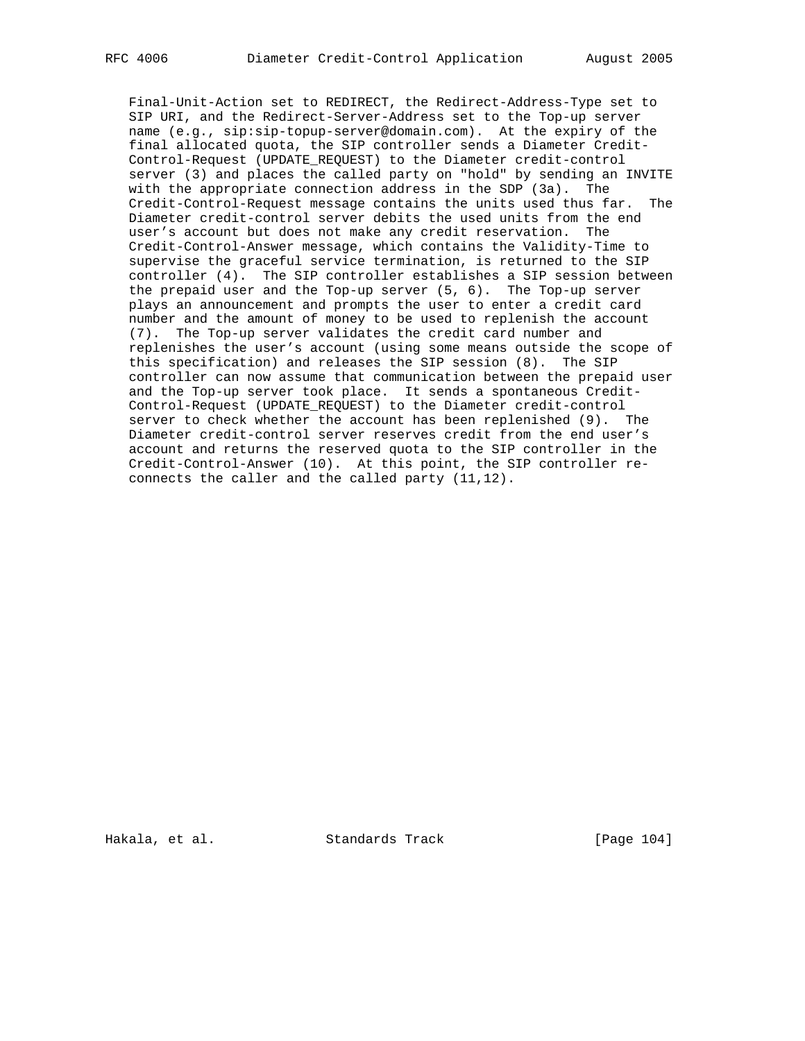Final-Unit-Action set to REDIRECT, the Redirect-Address-Type set to SIP URI, and the Redirect-Server-Address set to the Top-up server name (e.g., sip:sip-topup-server@domain.com). At the expiry of the final allocated quota, the SIP controller sends a Diameter Credit-Control-Request (UPDATE_REQUEST) to the Diameter credit-control server (3) and places the called party on "hold" by sending an INVITE with the appropriate connection address in the SDP (3a). The Credit-Control-Request message contains the units used thus far. The Diameter credit-control server debits the used units from the end user's account but does not make any credit reservation. The Credit-Control-Answer message, which contains the Validity-Time to supervise the graceful service termination, is returned to the SIP controller (4). The SIP controller establishes a SIP session between the prepaid user and the Top-up server (5, 6). The Top-up server plays an announcement and prompts the user to enter a credit card number and the amount of money to be used to replenish the account (7). The Top-up server validates the credit card number and replenishes the user's account (using some means outside the scope of this specification) and releases the SIP session (8). The SIP controller can now assume that communication between the prepaid user and the Top-up server took place. It sends a spontaneous Credit-Control-Request (UPDATE_REQUEST) to the Diameter credit-control server to check whether the account has been replenished (9). The Diameter credit-control server reserves credit from the end user's account and returns the reserved quota to the SIP controller in the Credit-Control-Answer (10). At this point, the SIP controller re-connects the caller and the called party (11,12).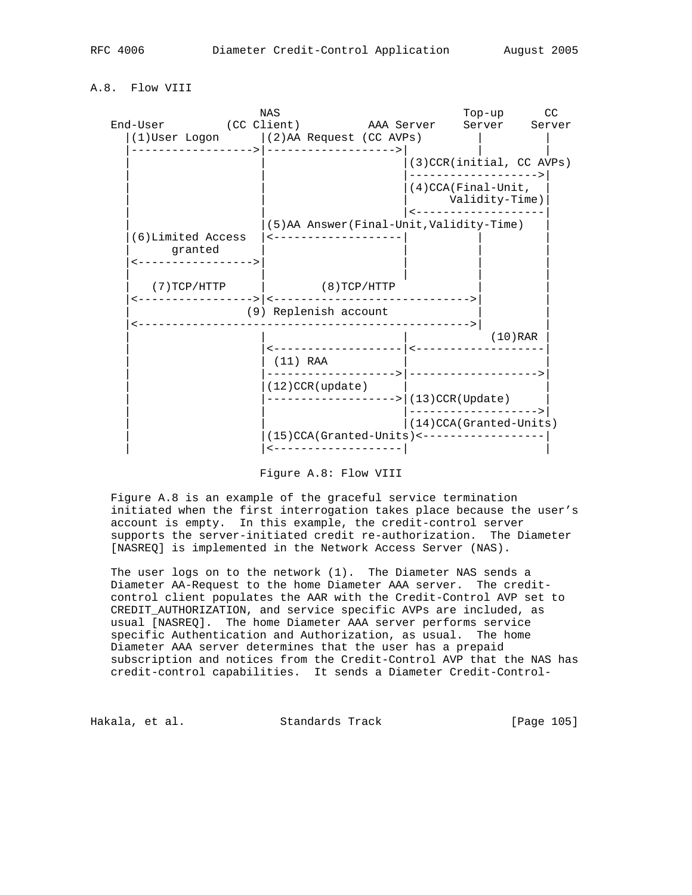## A.8. Flow VIII

```
                     NAS                                 Top-up      CC
   End-User         (CC Client)         AAA Server    Server    Server
     |(1)User Logon      |(2)AA Request (CC AVPs)       |         |
     |------------------>|------------------->|         |         |
     |                   |                    |(3)CCR(initial, CC AVPs)
     |                   |                    |------------------->|
     |                   |                    |(4)CCA(Final-Unit,  |
     |                   |                    |      Validity-Time)|
     |                   |                    |<-------------------|
     |                   |(5)AA Answer(Final-Unit,Validity-Time)   |
     |(6)Limited Access  |<-------------------|         |          |
     |      granted      |                    |         |          |
     |<----------------->|                    |         |          |
     |                   |                    |         |          |
     |   (7)TCP/HTTP     |        (8)TCP/HTTP           |          |
     |<----------------->|<---------------------------->|          |
     |                (9) Replenish account             |          |
     |<------------------------------------------------>|          |
     |                   |                    |           (10)RAR  |
     |                   |<-------------------|<-------------------|
     |                   | (11) RAA           |                    |
     |                   |------------------->|------------------->|
     |                   |(12)CCR(update)     |                    |
     |                   |------------------->|(13)CCR(Update)     |
     |                   |                    |------------------->|
     |                   |                    |(14)CCA(Granted-Units)
     |                   |(15)CCA(Granted-Units)<------------------|
     |                   |<-------------------|                    |
```

Figure A.8: Flow VIII

Figure A.8 is an example of the graceful service termination initiated when the first interrogation takes place because the user's account is empty. In this example, the credit-control server supports the server-initiated credit re-authorization. The Diameter [NASREQ] is implemented in the Network Access Server (NAS).

The user logs on to the network (1). The Diameter NAS sends a Diameter AA-Request to the home Diameter AAA server. The credit-control client populates the AAR with the Credit-Control AVP set to CREDIT_AUTHORIZATION, and service specific AVPs are included, as usual [NASREQ]. The home Diameter AAA server performs service specific Authentication and Authorization, as usual. The home Diameter AAA server determines that the user has a prepaid subscription and notices from the Credit-Control AVP that the NAS has credit-control capabilities. It sends a Diameter Credit-Control-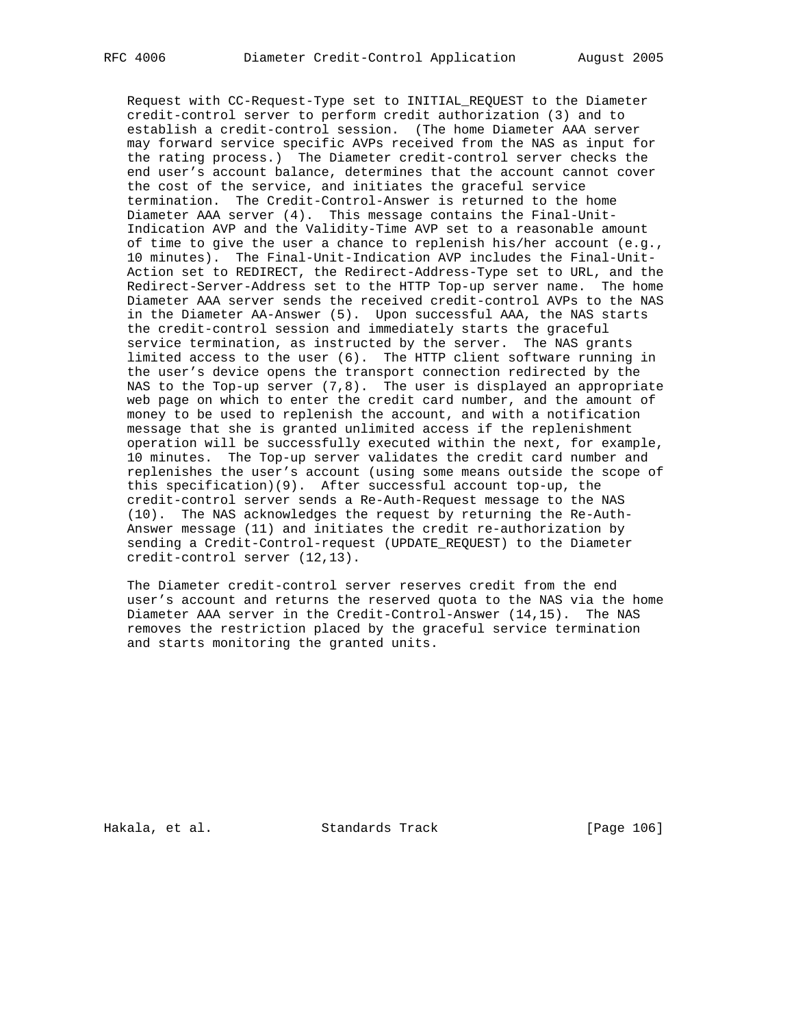Request with CC-Request-Type set to INITIAL_REQUEST to the Diameter credit-control server to perform credit authorization (3) and to establish a credit-control session. (The home Diameter AAA server may forward service specific AVPs received from the NAS as input for the rating process.) The Diameter credit-control server checks the end user's account balance, determines that the account cannot cover the cost of the service, and initiates the graceful service termination. The Credit-Control-Answer is returned to the home Diameter AAA server (4). This message contains the Final-Unit-Indication AVP and the Validity-Time AVP set to a reasonable amount of time to give the user a chance to replenish his/her account (e.g., 10 minutes). The Final-Unit-Indication AVP includes the Final-Unit-Action set to REDIRECT, the Redirect-Address-Type set to URL, and the Redirect-Server-Address set to the HTTP Top-up server name. The home Diameter AAA server sends the received credit-control AVPs to the NAS in the Diameter AA-Answer (5). Upon successful AAA, the NAS starts the credit-control session and immediately starts the graceful service termination, as instructed by the server. The NAS grants limited access to the user (6). The HTTP client software running in the user's device opens the transport connection redirected by the NAS to the Top-up server (7,8). The user is displayed an appropriate web page on which to enter the credit card number, and the amount of money to be used to replenish the account, and with a notification message that she is granted unlimited access if the replenishment operation will be successfully executed within the next, for example, 10 minutes. The Top-up server validates the credit card number and replenishes the user's account (using some means outside the scope of this specification)(9). After successful account top-up, the credit-control server sends a Re-Auth-Request message to the NAS (10). The NAS acknowledges the request by returning the Re-Auth-Answer message (11) and initiates the credit re-authorization by sending a Credit-Control-request (UPDATE_REQUEST) to the Diameter credit-control server (12,13).

The Diameter credit-control server reserves credit from the end user's account and returns the reserved quota to the NAS via the home Diameter AAA server in the Credit-Control-Answer (14,15). The NAS removes the restriction placed by the graceful service termination and starts monitoring the granted units.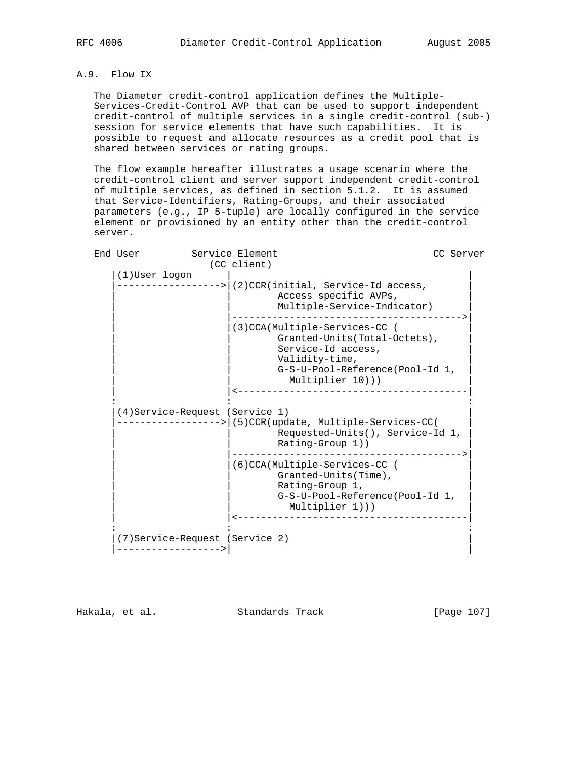## A.9. Flow IX

The Diameter credit-control application defines the Multiple-Services-Credit-Control AVP that can be used to support independent credit-control of multiple services in a single credit-control (sub-) session for service elements that have such capabilities. It is possible to request and allocate resources as a credit pool that is shared between services or rating groups.

The flow example hereafter illustrates a usage scenario where the credit-control client and server support independent credit-control of multiple services, as defined in section 5.1.2. It is assumed that Service-Identifiers, Rating-Groups, and their associated parameters (e.g., IP 5-tuple) are locally configured in the service element or provisioned by an entity other than the credit-control server.

```
End User         Service Element                           CC Server
                   (CC client)
   |(1)User logon      |                                        |
   |------------------>|(2)CCR(initial, Service-Id access,      |
   |                   |        Access specific AVPs,           |
   |                   |        Multiple-Service-Indicator)     |
   |                   |--------------------------------------->|
   |                   |(3)CCA(Multiple-Services-CC (           |
   |                   |        Granted-Units(Total-Octets),    |
   |                   |        Service-Id access,              |
   |                   |        Validity-time,                  |
   |                   |        G-S-U-Pool-Reference(Pool-Id 1, |
   |                   |          Multiplier 10)))              |
   |                   |<---------------------------------------|
   :                   :                                        :
   |(4)Service-Request (Service 1)                              |
   |------------------>|(5)CCR(update, Multiple-Services-CC(    |
   |                   |        Requested-Units(), Service-Id 1, |
   |                   |        Rating-Group 1))                |
   |                   |--------------------------------------->|
   |                   |(6)CCA(Multiple-Services-CC (           |
   |                   |        Granted-Units(Time),            |
   |                   |        Rating-Group 1,                 |
   |                   |        G-S-U-Pool-Reference(Pool-Id 1, |
   |                   |          Multiplier 1)))               |
   |                   |<---------------------------------------|
   :                   :                                        :
   |(7)Service-Request (Service 2)                              |
   |------------------>|                                        |
```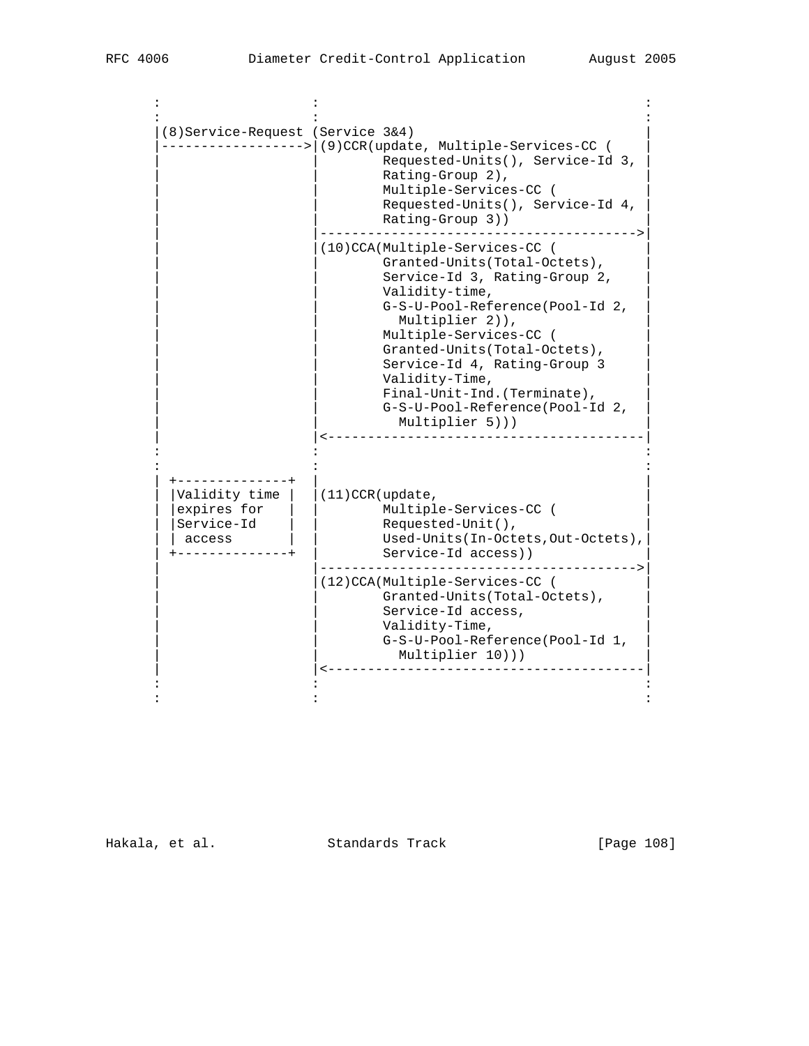```
      :                    :                                         :
      :                    :                                         :
      |(8)Service-Request (Service 3&4)                              |
      |------------------->|(9)CCR(update, Multiple-Services-CC (    |
      |                    |         Requested-Units(), Service-Id 3, |
      |                    |         Rating-Group 2),                 |
      |                    |         Multiple-Services-CC (           |
      |                    |         Requested-Units(), Service-Id 4, |
      |                    |         Rating-Group 3))                 |
      |                    |----------------------------------------->|
      |                    |(10)CCA(Multiple-Services-CC (            |
      |                    |         Granted-Units(Total-Octets),     |
      |                    |         Service-Id 3, Rating-Group 2,    |
      |                    |         Validity-time,                   |
      |                    |         G-S-U-Pool-Reference(Pool-Id 2,  |
      |                    |           Multiplier 2)),                |
      |                    |         Multiple-Services-CC (           |
      |                    |         Granted-Units(Total-Octets),     |
      |                    |         Service-Id 4, Rating-Group 3     |
      |                    |         Validity-Time,                   |
      |                    |         Final-Unit-Ind.(Terminate),      |
      |                    |         G-S-U-Pool-Reference(Pool-Id 2,  |
      |                    |           Multiplier 5)))                |
      |                    |<-----------------------------------------|
      :                    :                                         :
      :                    :                                         :
      | +--------------+   |                                         |
      | |Validity time |   |(11)CCR(update,                           |
      | |expires for   |   |         Multiple-Services-CC (           |
      | |Service-Id    |   |         Requested-Unit(),                |
      | | access       |   |         Used-Units(In-Octets,Out-Octets),|
      | +--------------+   |         Service-Id access))              |
      |                    |----------------------------------------->|
      |                    |(12)CCA(Multiple-Services-CC (            |
      |                    |         Granted-Units(Total-Octets),     |
      |                    |         Service-Id access,               |
      |                    |         Validity-Time,                   |
      |                    |         G-S-U-Pool-Reference(Pool-Id 1,  |
      |                    |           Multiplier 10)))               |
      |                    |<-----------------------------------------|
      :                    :                                         :
      :                    :                                         :
```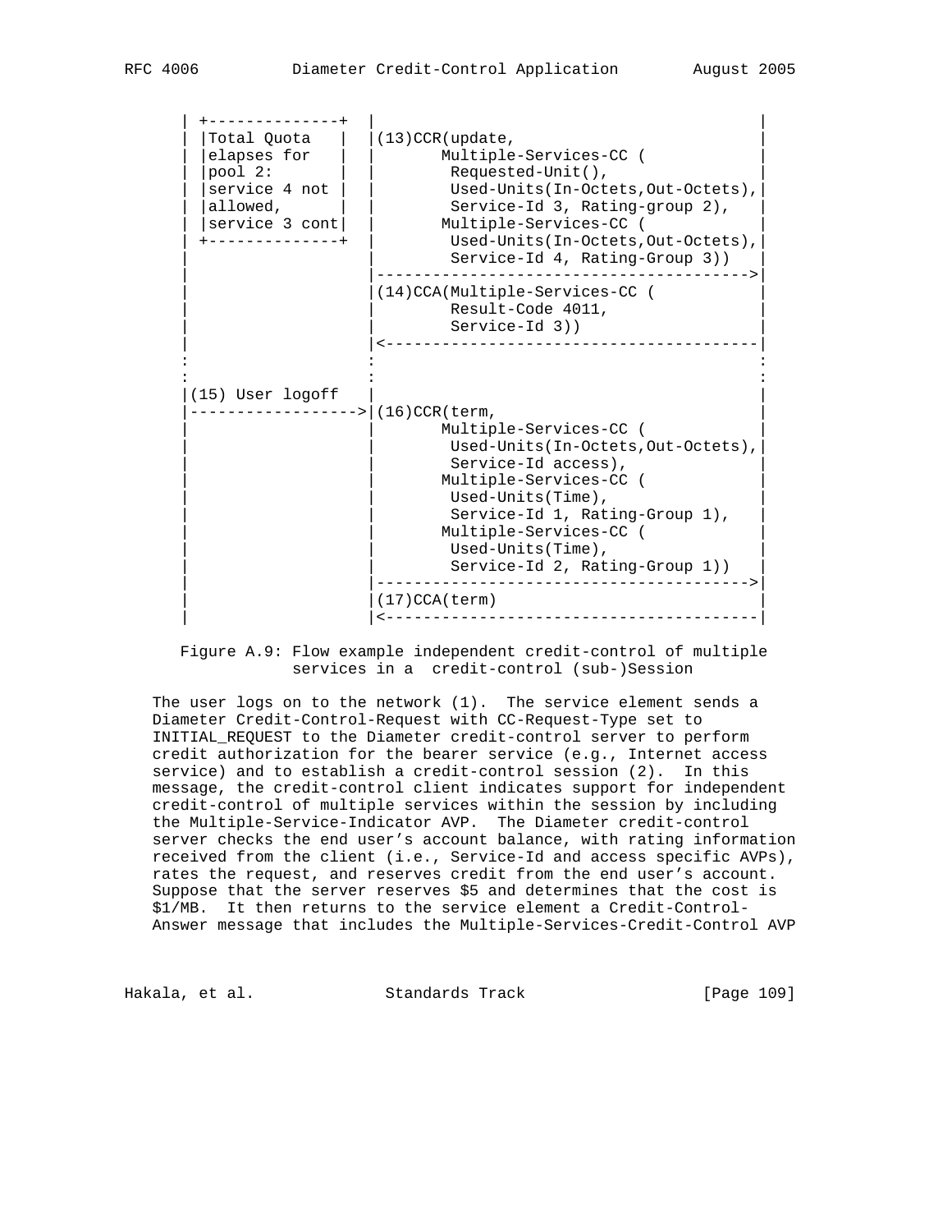```
   | +--------------+  |                                        |
   | |Total Quota   |  |(13)CCR(update,                         |
   | |elapses for   |  |       Multiple-Services-CC (           |
   | |pool 2:       |  |        Requested-Unit(),               |
   | |service 4 not |  |        Used-Units(In-Octets,Out-Octets),|
   | |allowed,      |  |        Service-Id 3, Rating-group 2),  |
   | |service 3 cont|  |       Multiple-Services-CC (           |
   | +--------------+  |        Used-Units(In-Octets,Out-Octets),|
   |                   |        Service-Id 4, Rating-Group 3))  |
   |                   |--------------------------------------->|
   |                   |(14)CCA(Multiple-Services-CC (          |
   |                   |        Result-Code 4011,               |
   |                   |        Service-Id 3))                  |
   |                   |<---------------------------------------|
   :                   :                                        :
   :                   :                                        :
   |(15) User logoff   |                                        |
   |------------------>|(16)CCR(term,                           |
   |                   |       Multiple-Services-CC (           |
   |                   |        Used-Units(In-Octets,Out-Octets),|
   |                   |        Service-Id access),             |
   |                   |       Multiple-Services-CC (           |
   |                   |        Used-Units(Time),               |
   |                   |        Service-Id 1, Rating-Group 1),  |
   |                   |       Multiple-Services-CC (           |
   |                   |        Used-Units(Time),               |
   |                   |        Service-Id 2, Rating-Group 1))  |
   |                   |--------------------------------------->|
   |                   |(17)CCA(term)                           |
   |                   |<---------------------------------------|
```

Figure A.9: Flow example independent credit-control of multiple services in a credit-control (sub-)Session

The user logs on to the network (1). The service element sends a Diameter Credit-Control-Request with CC-Request-Type set to INITIAL_REQUEST to the Diameter credit-control server to perform credit authorization for the bearer service (e.g., Internet access service) and to establish a credit-control session (2). In this message, the credit-control client indicates support for independent credit-control of multiple services within the session by including the Multiple-Service-Indicator AVP. The Diameter credit-control server checks the end user's account balance, with rating information received from the client (i.e., Service-Id and access specific AVPs), rates the request, and reserves credit from the end user's account. Suppose that the server reserves $5 and determines that the cost is $1/MB. It then returns to the service element a Credit-Control-Answer message that includes the Multiple-Services-Credit-Control AVP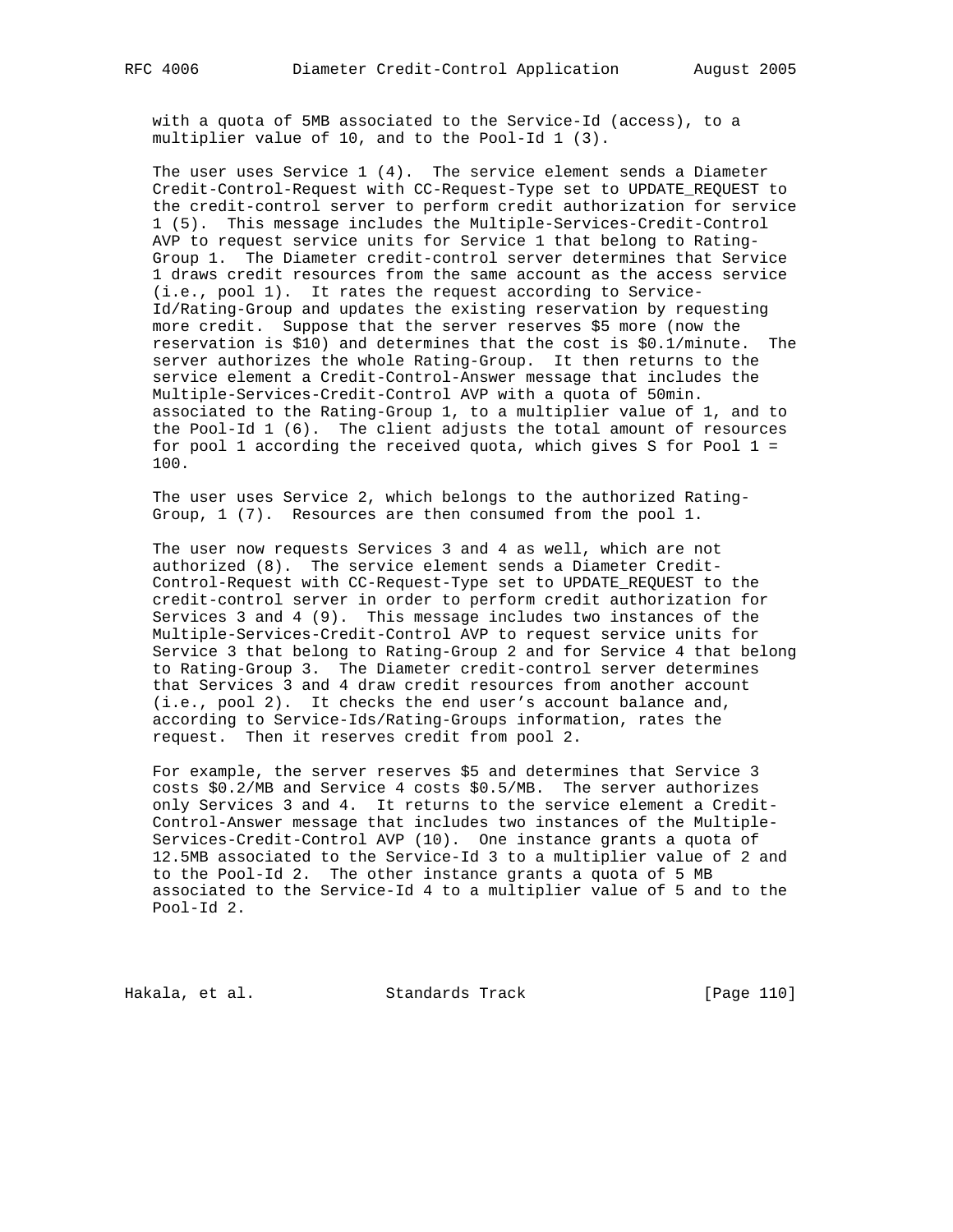with a quota of 5MB associated to the Service-Id (access), to a multiplier value of 10, and to the Pool-Id 1 (3).

The user uses Service 1 (4). The service element sends a Diameter Credit-Control-Request with CC-Request-Type set to UPDATE_REQUEST to the credit-control server to perform credit authorization for service 1 (5). This message includes the Multiple-Services-Credit-Control AVP to request service units for Service 1 that belong to Rating-Group 1. The Diameter credit-control server determines that Service 1 draws credit resources from the same account as the access service (i.e., pool 1). It rates the request according to Service-Id/Rating-Group and updates the existing reservation by requesting more credit. Suppose that the server reserves $5 more (now the reservation is $10) and determines that the cost is $0.1/minute. The server authorizes the whole Rating-Group. It then returns to the service element a Credit-Control-Answer message that includes the Multiple-Services-Credit-Control AVP with a quota of 50min. associated to the Rating-Group 1, to a multiplier value of 1, and to the Pool-Id 1 (6). The client adjusts the total amount of resources for pool 1 according the received quota, which gives S for Pool 1 = 100.

The user uses Service 2, which belongs to the authorized Rating-Group, 1 (7). Resources are then consumed from the pool 1.

The user now requests Services 3 and 4 as well, which are not authorized (8). The service element sends a Diameter Credit-Control-Request with CC-Request-Type set to UPDATE_REQUEST to the credit-control server in order to perform credit authorization for Services 3 and 4 (9). This message includes two instances of the Multiple-Services-Credit-Control AVP to request service units for Service 3 that belong to Rating-Group 2 and for Service 4 that belong to Rating-Group 3. The Diameter credit-control server determines that Services 3 and 4 draw credit resources from another account (i.e., pool 2). It checks the end user's account balance and, according to Service-Ids/Rating-Groups information, rates the request. Then it reserves credit from pool 2.

For example, the server reserves $5 and determines that Service 3 costs $0.2/MB and Service 4 costs $0.5/MB. The server authorizes only Services 3 and 4. It returns to the service element a Credit-Control-Answer message that includes two instances of the Multiple-Services-Credit-Control AVP (10). One instance grants a quota of 12.5MB associated to the Service-Id 3 to a multiplier value of 2 and to the Pool-Id 2. The other instance grants a quota of 5 MB associated to the Service-Id 4 to a multiplier value of 5 and to the Pool-Id 2.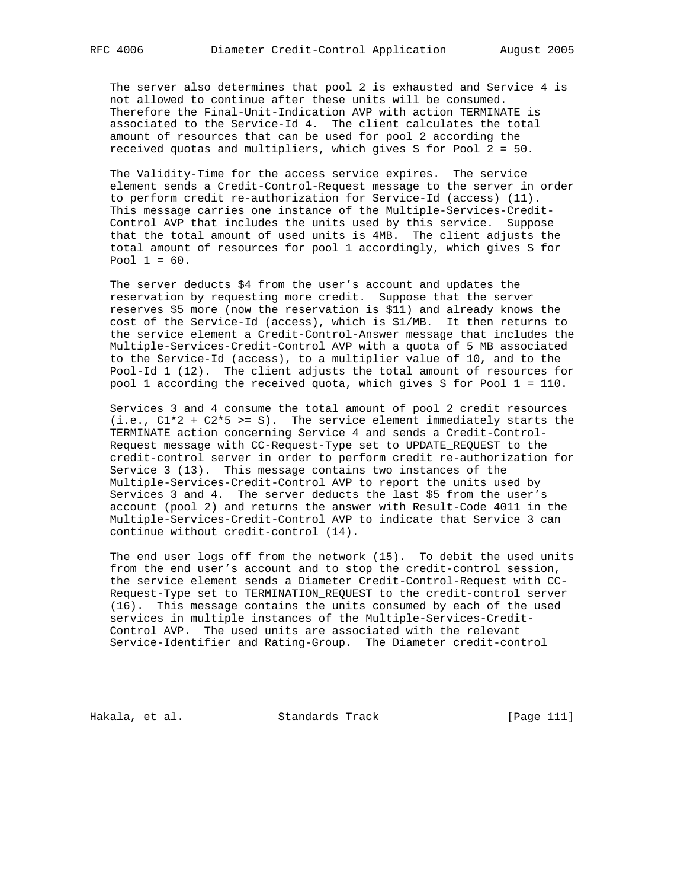The server also determines that pool 2 is exhausted and Service 4 is not allowed to continue after these units will be consumed. Therefore the Final-Unit-Indication AVP with action TERMINATE is associated to the Service-Id 4. The client calculates the total amount of resources that can be used for pool 2 according the received quotas and multipliers, which gives S for Pool 2 = 50.

The Validity-Time for the access service expires. The service element sends a Credit-Control-Request message to the server in order to perform credit re-authorization for Service-Id (access) (11). This message carries one instance of the Multiple-Services-Credit-Control AVP that includes the units used by this service. Suppose that the total amount of used units is 4MB. The client adjusts the total amount of resources for pool 1 accordingly, which gives S for Pool 1 = 60.

The server deducts $4 from the user's account and updates the reservation by requesting more credit. Suppose that the server reserves $5 more (now the reservation is $11) and already knows the cost of the Service-Id (access), which is $1/MB. It then returns to the service element a Credit-Control-Answer message that includes the Multiple-Services-Credit-Control AVP with a quota of 5 MB associated to the Service-Id (access), to a multiplier value of 10, and to the Pool-Id 1 (12). The client adjusts the total amount of resources for pool 1 according the received quota, which gives S for Pool 1 = 110.

Services 3 and 4 consume the total amount of pool 2 credit resources (i.e., C1*2 + C2*5 >= S). The service element immediately starts the TERMINATE action concerning Service 4 and sends a Credit-Control-Request message with CC-Request-Type set to UPDATE_REQUEST to the credit-control server in order to perform credit re-authorization for Service 3 (13). This message contains two instances of the Multiple-Services-Credit-Control AVP to report the units used by Services 3 and 4. The server deducts the last $5 from the user's account (pool 2) and returns the answer with Result-Code 4011 in the Multiple-Services-Credit-Control AVP to indicate that Service 3 can continue without credit-control (14).

The end user logs off from the network (15). To debit the used units from the end user's account and to stop the credit-control session, the service element sends a Diameter Credit-Control-Request with CC-Request-Type set to TERMINATION_REQUEST to the credit-control server (16). This message contains the units consumed by each of the used services in multiple instances of the Multiple-Services-Credit-Control AVP. The used units are associated with the relevant Service-Identifier and Rating-Group. The Diameter credit-control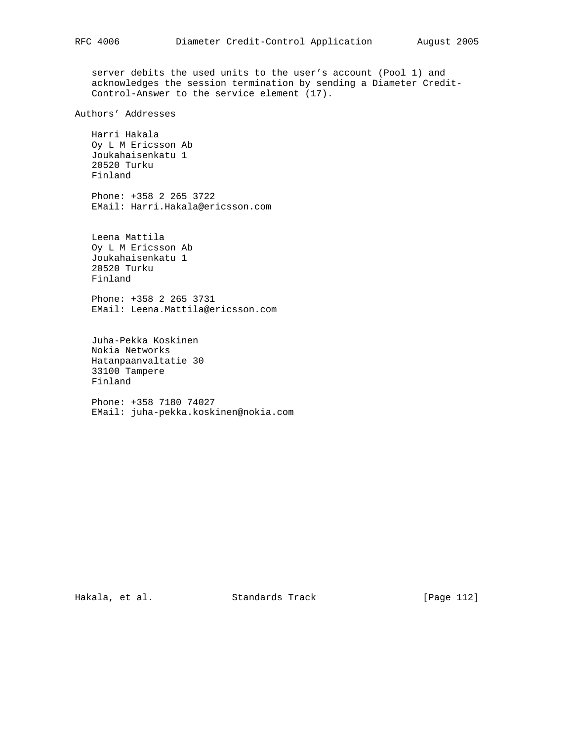server debits the used units to the user’s account (Pool 1) and acknowledges the session termination by sending a Diameter Credit-Control-Answer to the service element (17).

## Authors’ Addresses

Harri Hakala
Oy L M Ericsson Ab
Joukahaisenkatu 1
20520 Turku
Finland

Phone: +358 2 265 3722
EMail: Harri.Hakala@ericsson.com

Leena Mattila
Oy L M Ericsson Ab
Joukahaisenkatu 1
20520 Turku
Finland

Phone: +358 2 265 3731
EMail: Leena.Mattila@ericsson.com

Juha-Pekka Koskinen
Nokia Networks
Hatanpaanvaltatie 30
33100 Tampere
Finland

Phone: +358 7180 74027
EMail: juha-pekka.koskinen@nokia.com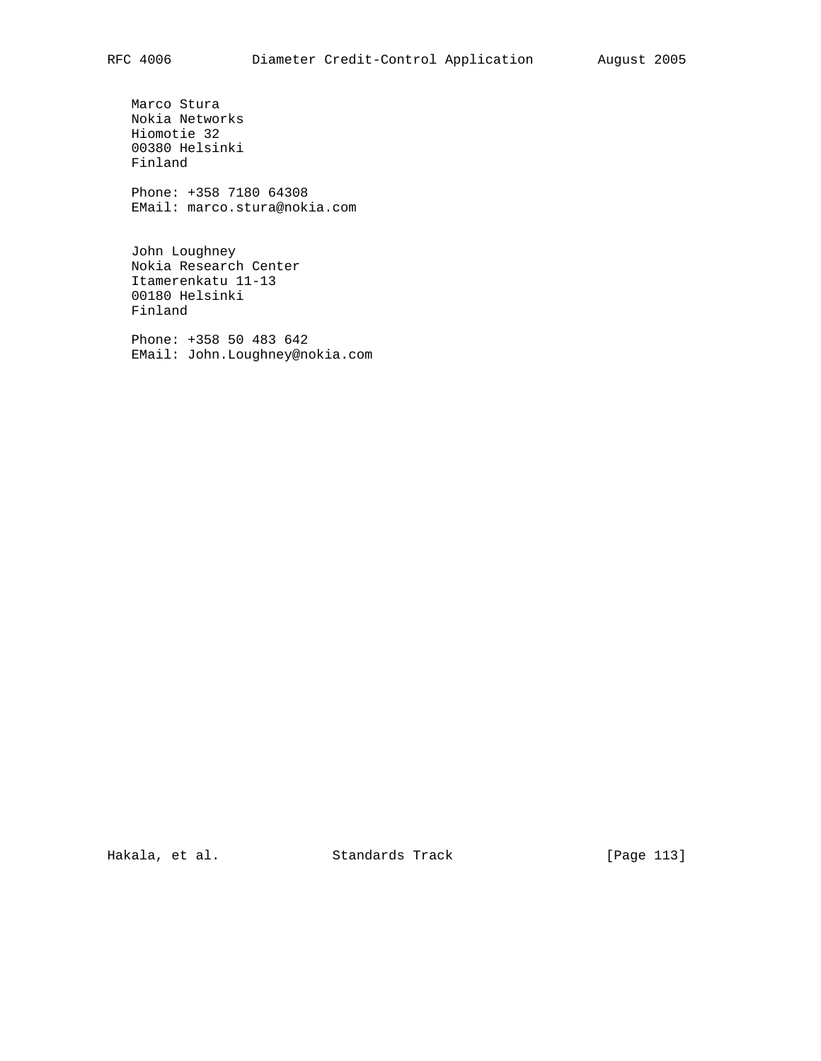Marco Stura
Nokia Networks
Hiomotie 32
00380 Helsinki
Finland

Phone: +358 7180 64308
EMail: marco.stura@nokia.com

John Loughney
Nokia Research Center
Itamerenkatu 11-13
00180 Helsinki
Finland

Phone: +358 50 483 642
EMail: John.Loughney@nokia.com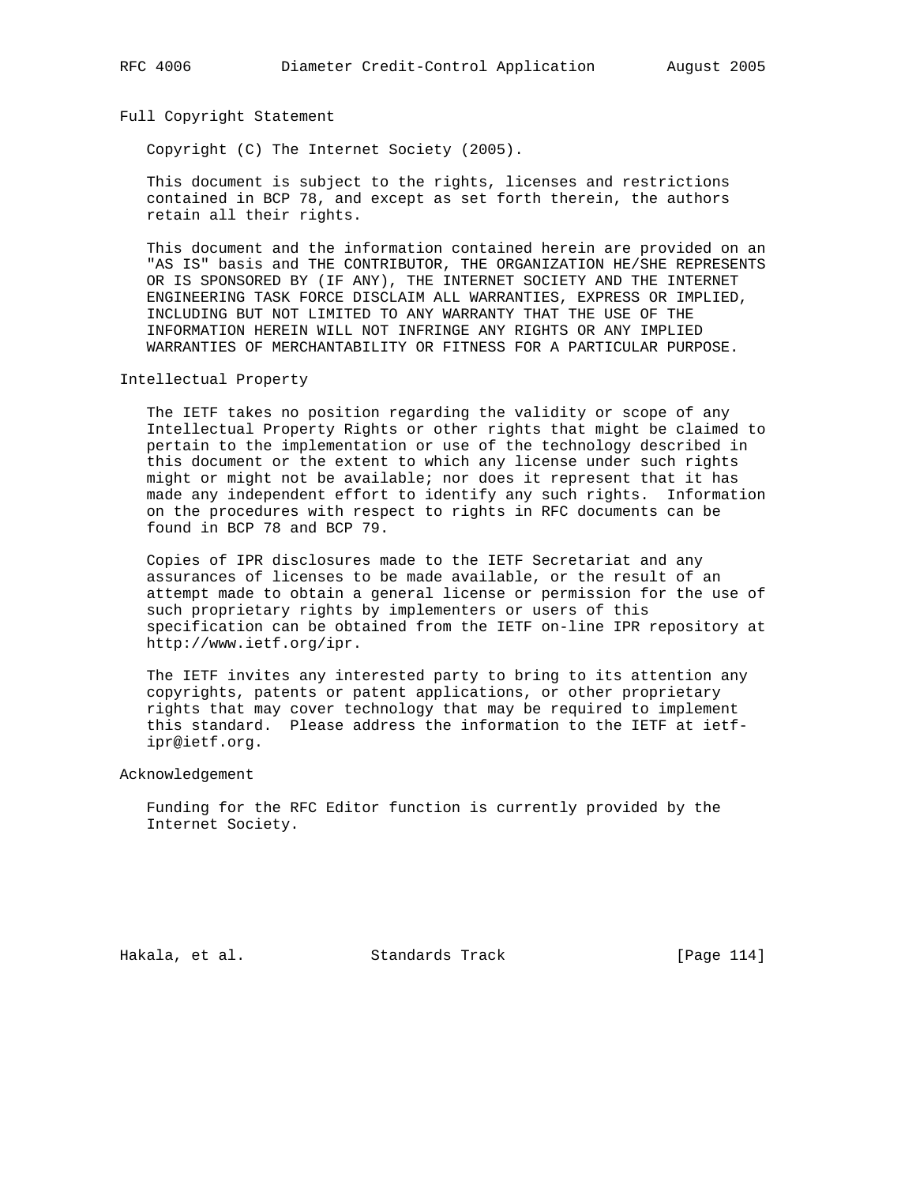## Full Copyright Statement

Copyright (C) The Internet Society (2005).

This document is subject to the rights, licenses and restrictions contained in BCP 78, and except as set forth therein, the authors retain all their rights.

This document and the information contained herein are provided on an "AS IS" basis and THE CONTRIBUTOR, THE ORGANIZATION HE/SHE REPRESENTS OR IS SPONSORED BY (IF ANY), THE INTERNET SOCIETY AND THE INTERNET ENGINEERING TASK FORCE DISCLAIM ALL WARRANTIES, EXPRESS OR IMPLIED, INCLUDING BUT NOT LIMITED TO ANY WARRANTY THAT THE USE OF THE INFORMATION HEREIN WILL NOT INFRINGE ANY RIGHTS OR ANY IMPLIED WARRANTIES OF MERCHANTABILITY OR FITNESS FOR A PARTICULAR PURPOSE.

## Intellectual Property

The IETF takes no position regarding the validity or scope of any Intellectual Property Rights or other rights that might be claimed to pertain to the implementation or use of the technology described in this document or the extent to which any license under such rights might or might not be available; nor does it represent that it has made any independent effort to identify any such rights. Information on the procedures with respect to rights in RFC documents can be found in BCP 78 and BCP 79.

Copies of IPR disclosures made to the IETF Secretariat and any assurances of licenses to be made available, or the result of an attempt made to obtain a general license or permission for the use of such proprietary rights by implementers or users of this specification can be obtained from the IETF on-line IPR repository at http://www.ietf.org/ipr.

The IETF invites any interested party to bring to its attention any copyrights, patents or patent applications, or other proprietary rights that may cover technology that may be required to implement this standard. Please address the information to the IETF at ietf-ipr@ietf.org.

## Acknowledgement

Funding for the RFC Editor function is currently provided by the Internet Society.